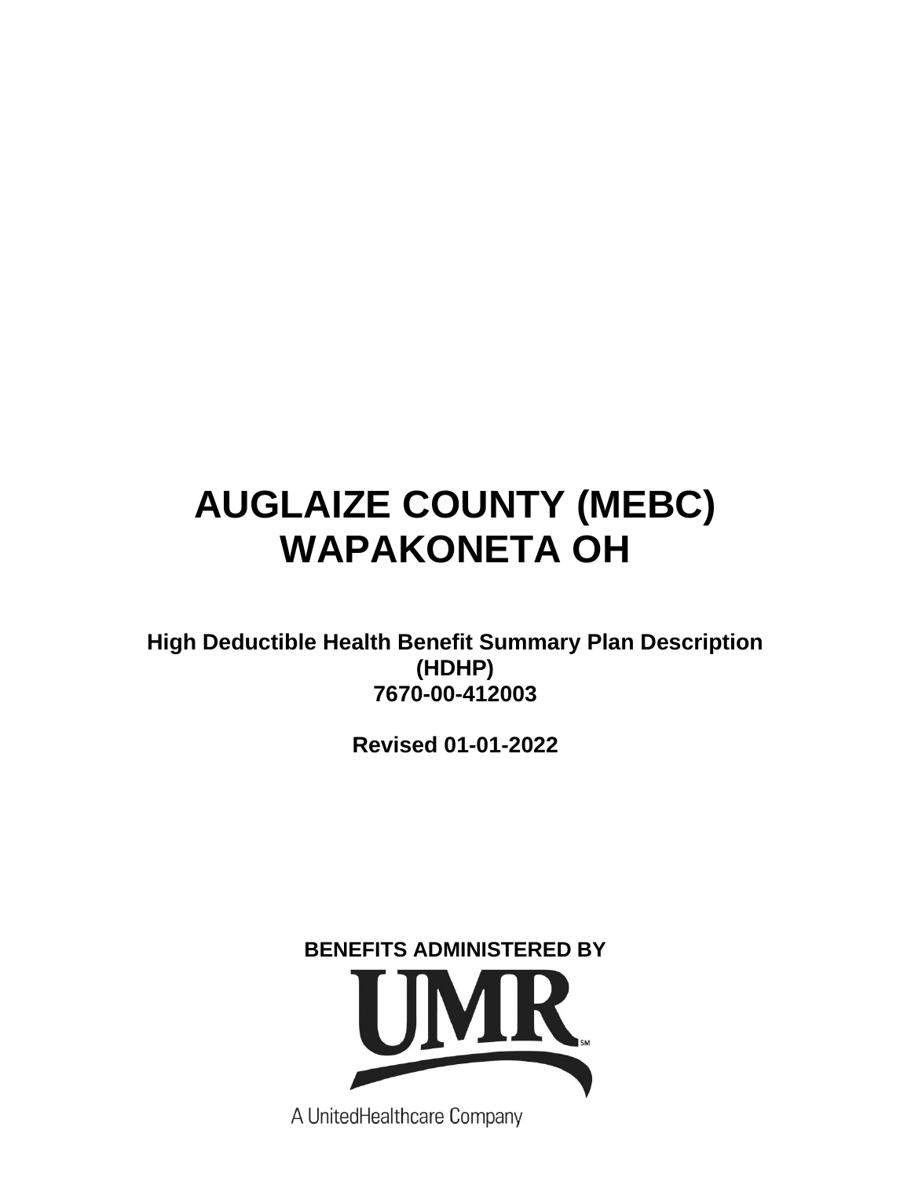# AUGLAIZE COUNTY (MEBC) WAPAKONETA OH

**High Deductible Health Benefit Summary Plan Description (HDHP)**
**7670-00-412003**

**Revised 01-01-2022**

**BENEFITS ADMINISTERED BY**

UMR

A UnitedHealthcare Company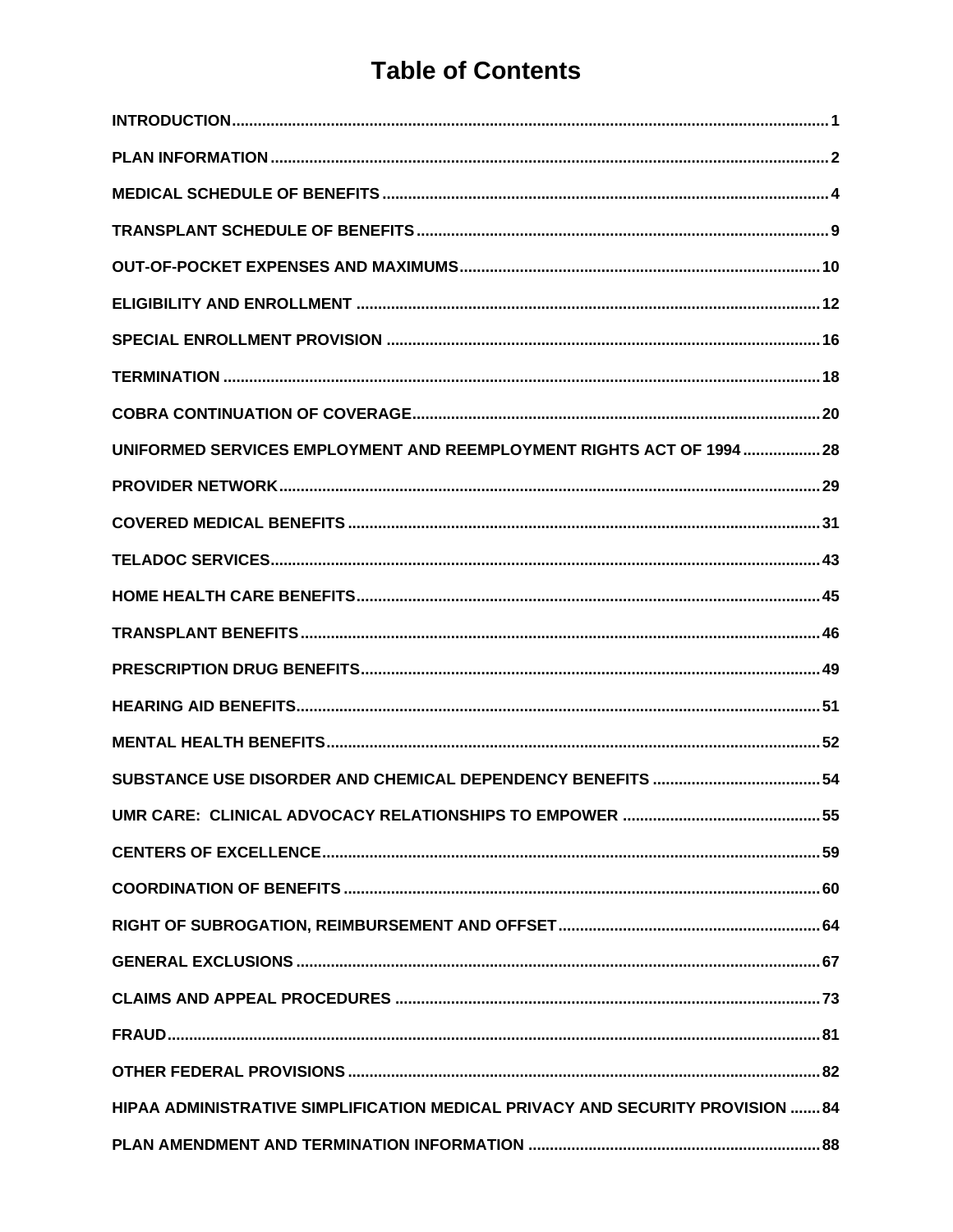# Table of Contents

| | |
|---|---|
| **INTRODUCTION** | **1** |
| **PLAN INFORMATION** | **2** |
| **MEDICAL SCHEDULE OF BENEFITS** | **4** |
| **TRANSPLANT SCHEDULE OF BENEFITS** | **9** |
| **OUT-OF-POCKET EXPENSES AND MAXIMUMS** | **10** |
| **ELIGIBILITY AND ENROLLMENT** | **12** |
| **SPECIAL ENROLLMENT PROVISION** | **16** |
| **TERMINATION** | **18** |
| **COBRA CONTINUATION OF COVERAGE** | **20** |
| **UNIFORMED SERVICES EMPLOYMENT AND REEMPLOYMENT RIGHTS ACT OF 1994** | **28** |
| **PROVIDER NETWORK** | **29** |
| **COVERED MEDICAL BENEFITS** | **31** |
| **TELADOC SERVICES** | **43** |
| **HOME HEALTH CARE BENEFITS** | **45** |
| **TRANSPLANT BENEFITS** | **46** |
| **PRESCRIPTION DRUG BENEFITS** | **49** |
| **HEARING AID BENEFITS** | **51** |
| **MENTAL HEALTH BENEFITS** | **52** |
| **SUBSTANCE USE DISORDER AND CHEMICAL DEPENDENCY BENEFITS** | **54** |
| **UMR CARE: CLINICAL ADVOCACY RELATIONSHIPS TO EMPOWER** | **55** |
| **CENTERS OF EXCELLENCE** | **59** |
| **COORDINATION OF BENEFITS** | **60** |
| **RIGHT OF SUBROGATION, REIMBURSEMENT AND OFFSET** | **64** |
| **GENERAL EXCLUSIONS** | **67** |
| **CLAIMS AND APPEAL PROCEDURES** | **73** |
| **FRAUD** | **81** |
| **OTHER FEDERAL PROVISIONS** | **82** |
| **HIPAA ADMINISTRATIVE SIMPLIFICATION MEDICAL PRIVACY AND SECURITY PROVISION** | **84** |
| **PLAN AMENDMENT AND TERMINATION INFORMATION** | **88** |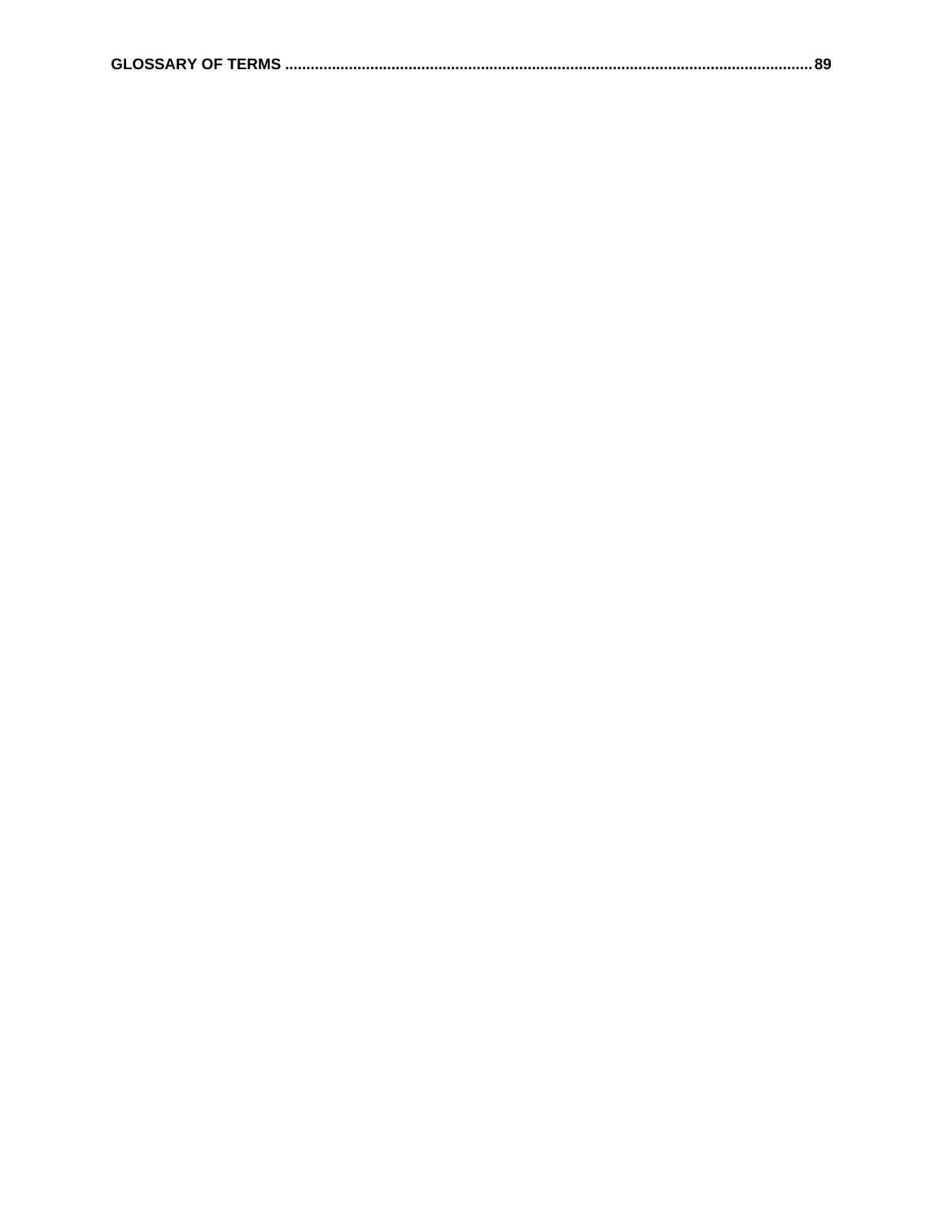**GLOSSARY OF TERMS ........................................................................................................................... 89**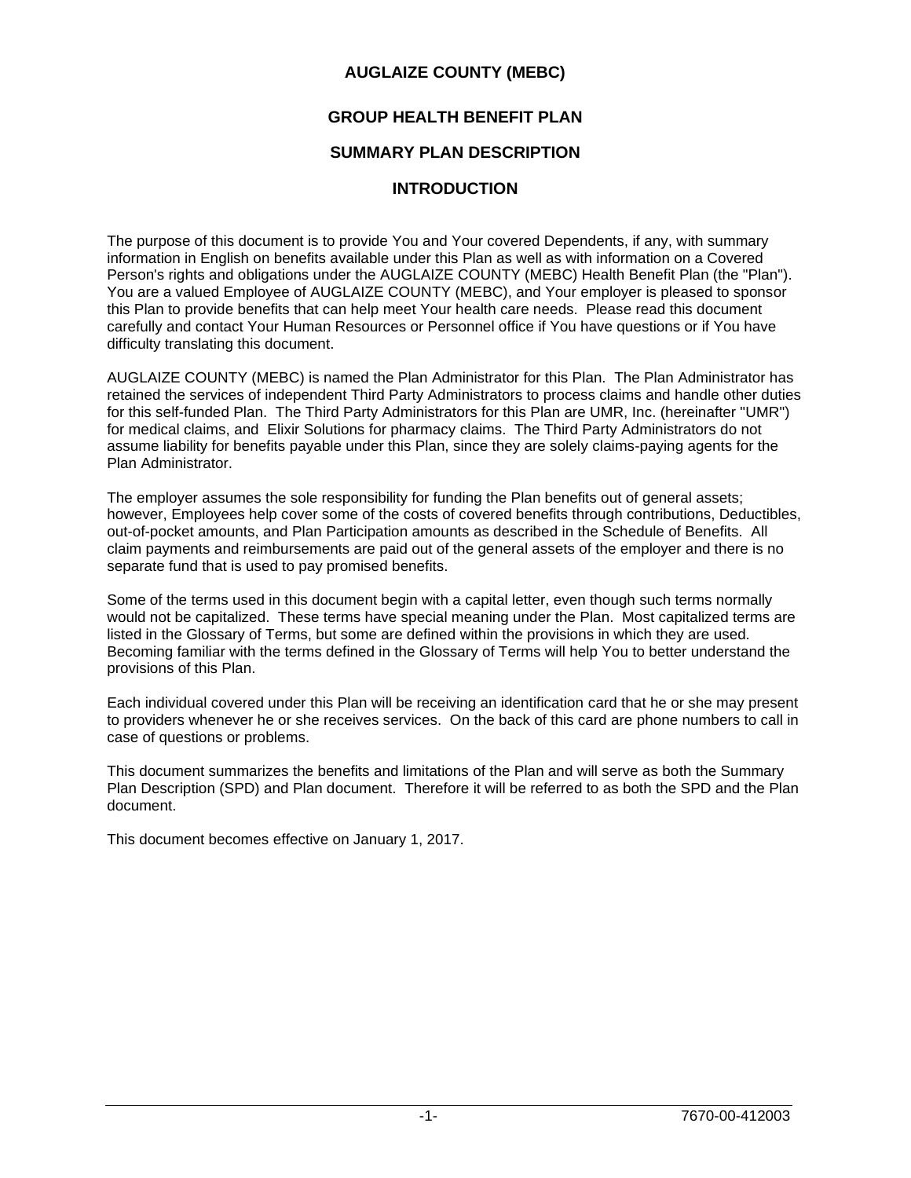# AUGLAIZE COUNTY (MEBC)

## GROUP HEALTH BENEFIT PLAN

## SUMMARY PLAN DESCRIPTION

## INTRODUCTION

The purpose of this document is to provide You and Your covered Dependents, if any, with summary information in English on benefits available under this Plan as well as with information on a Covered Person's rights and obligations under the AUGLAIZE COUNTY (MEBC) Health Benefit Plan (the "Plan"). You are a valued Employee of AUGLAIZE COUNTY (MEBC), and Your employer is pleased to sponsor this Plan to provide benefits that can help meet Your health care needs. Please read this document carefully and contact Your Human Resources or Personnel office if You have questions or if You have difficulty translating this document.

AUGLAIZE COUNTY (MEBC) is named the Plan Administrator for this Plan. The Plan Administrator has retained the services of independent Third Party Administrators to process claims and handle other duties for this self-funded Plan. The Third Party Administrators for this Plan are UMR, Inc. (hereinafter "UMR") for medical claims, and Elixir Solutions for pharmacy claims. The Third Party Administrators do not assume liability for benefits payable under this Plan, since they are solely claims-paying agents for the Plan Administrator.

The employer assumes the sole responsibility for funding the Plan benefits out of general assets; however, Employees help cover some of the costs of covered benefits through contributions, Deductibles, out-of-pocket amounts, and Plan Participation amounts as described in the Schedule of Benefits. All claim payments and reimbursements are paid out of the general assets of the employer and there is no separate fund that is used to pay promised benefits.

Some of the terms used in this document begin with a capital letter, even though such terms normally would not be capitalized. These terms have special meaning under the Plan. Most capitalized terms are listed in the Glossary of Terms, but some are defined within the provisions in which they are used. Becoming familiar with the terms defined in the Glossary of Terms will help You to better understand the provisions of this Plan.

Each individual covered under this Plan will be receiving an identification card that he or she may present to providers whenever he or she receives services. On the back of this card are phone numbers to call in case of questions or problems.

This document summarizes the benefits and limitations of the Plan and will serve as both the Summary Plan Description (SPD) and Plan document. Therefore it will be referred to as both the SPD and the Plan document.

This document becomes effective on January 1, 2017.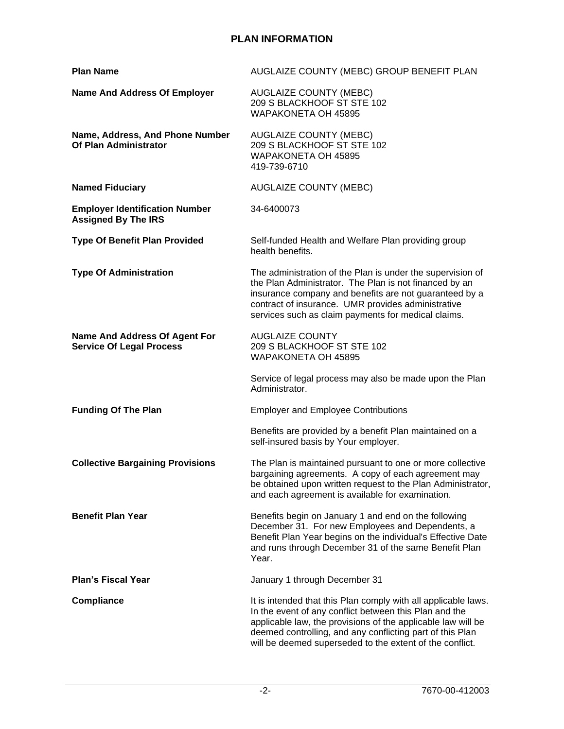## PLAN INFORMATION

**Plan Name**

AUGLAIZE COUNTY (MEBC) GROUP BENEFIT PLAN

**Name And Address Of Employer**

AUGLAIZE COUNTY (MEBC)
209 S BLACKHOOF ST STE 102
WAPAKONETA OH 45895

**Name, Address, And Phone Number Of Plan Administrator**

AUGLAIZE COUNTY (MEBC)
209 S BLACKHOOF ST STE 102
WAPAKONETA OH 45895
419-739-6710

**Named Fiduciary**

AUGLAIZE COUNTY (MEBC)

**Employer Identification Number Assigned By The IRS**

34-6400073

**Type Of Benefit Plan Provided**

Self-funded Health and Welfare Plan providing group health benefits.

**Type Of Administration**

The administration of the Plan is under the supervision of the Plan Administrator. The Plan is not financed by an insurance company and benefits are not guaranteed by a contract of insurance. UMR provides administrative services such as claim payments for medical claims.

**Name And Address Of Agent For Service Of Legal Process**

AUGLAIZE COUNTY
209 S BLACKHOOF ST STE 102
WAPAKONETA OH 45895

Service of legal process may also be made upon the Plan Administrator.

**Funding Of The Plan**

Employer and Employee Contributions

Benefits are provided by a benefit Plan maintained on a self-insured basis by Your employer.

**Collective Bargaining Provisions**

The Plan is maintained pursuant to one or more collective bargaining agreements. A copy of each agreement may be obtained upon written request to the Plan Administrator, and each agreement is available for examination.

**Benefit Plan Year**

Benefits begin on January 1 and end on the following December 31. For new Employees and Dependents, a Benefit Plan Year begins on the individual's Effective Date and runs through December 31 of the same Benefit Plan Year.

**Plan's Fiscal Year**

January 1 through December 31

**Compliance**

It is intended that this Plan comply with all applicable laws. In the event of any conflict between this Plan and the applicable law, the provisions of the applicable law will be deemed controlling, and any conflicting part of this Plan will be deemed superseded to the extent of the conflict.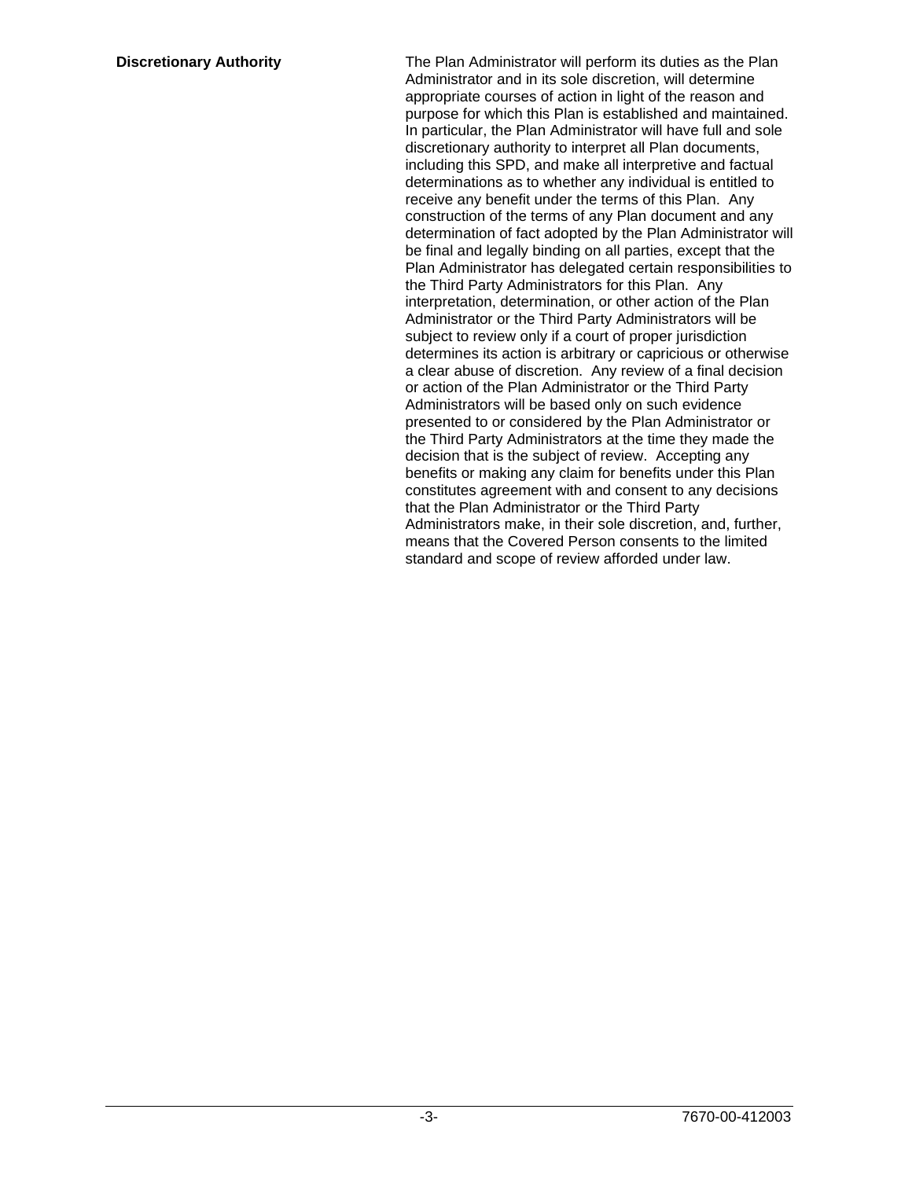**Discretionary Authority**

The Plan Administrator will perform its duties as the Plan Administrator and in its sole discretion, will determine appropriate courses of action in light of the reason and purpose for which this Plan is established and maintained. In particular, the Plan Administrator will have full and sole discretionary authority to interpret all Plan documents, including this SPD, and make all interpretive and factual determinations as to whether any individual is entitled to receive any benefit under the terms of this Plan. Any construction of the terms of any Plan document and any determination of fact adopted by the Plan Administrator will be final and legally binding on all parties, except that the Plan Administrator has delegated certain responsibilities to the Third Party Administrators for this Plan. Any interpretation, determination, or other action of the Plan Administrator or the Third Party Administrators will be subject to review only if a court of proper jurisdiction determines its action is arbitrary or capricious or otherwise a clear abuse of discretion. Any review of a final decision or action of the Plan Administrator or the Third Party Administrators will be based only on such evidence presented to or considered by the Plan Administrator or the Third Party Administrators at the time they made the decision that is the subject of review. Accepting any benefits or making any claim for benefits under this Plan constitutes agreement with and consent to any decisions that the Plan Administrator or the Third Party Administrators make, in their sole discretion, and, further, means that the Covered Person consents to the limited standard and scope of review afforded under law.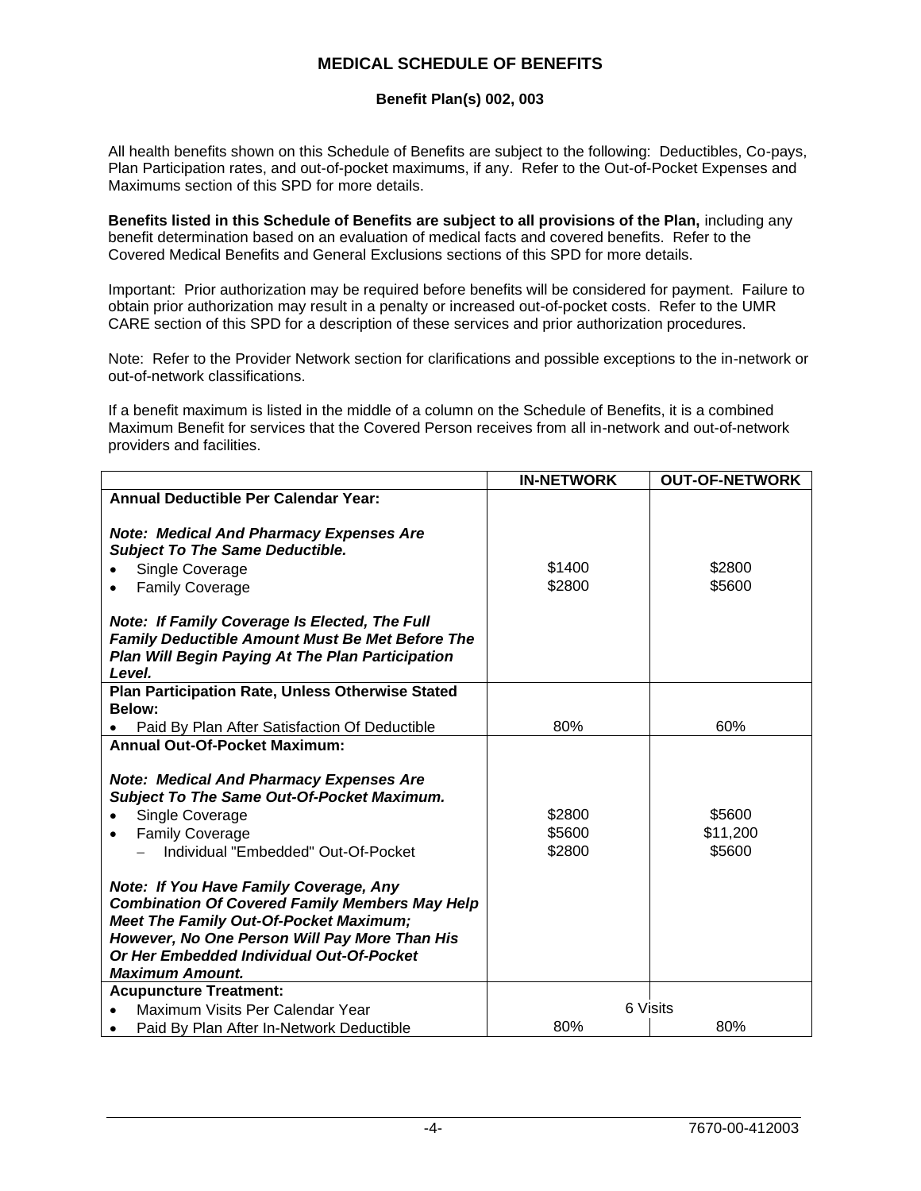## MEDICAL SCHEDULE OF BENEFITS

### Benefit Plan(s) 002, 003

All health benefits shown on this Schedule of Benefits are subject to the following: Deductibles, Co-pays, Plan Participation rates, and out-of-pocket maximums, if any. Refer to the Out-of-Pocket Expenses and Maximums section of this SPD for more details.

**Benefits listed in this Schedule of Benefits are subject to all provisions of the Plan,** including any benefit determination based on an evaluation of medical facts and covered benefits. Refer to the Covered Medical Benefits and General Exclusions sections of this SPD for more details.

Important: Prior authorization may be required before benefits will be considered for payment. Failure to obtain prior authorization may result in a penalty or increased out-of-pocket costs. Refer to the UMR CARE section of this SPD for a description of these services and prior authorization procedures.

Note: Refer to the Provider Network section for clarifications and possible exceptions to the in-network or out-of-network classifications.

If a benefit maximum is listed in the middle of a column on the Schedule of Benefits, it is a combined Maximum Benefit for services that the Covered Person receives from all in-network and out-of-network providers and facilities.

| | IN-NETWORK | OUT-OF-NETWORK |
|---|---|---|
| **Annual Deductible Per Calendar Year:** | | |
| ***Note: Medical And Pharmacy Expenses Are Subject To The Same Deductible.*** | | |
| • Single Coverage | \$1400 | \$2800 |
| • Family Coverage | \$2800 | \$5600 |
| ***Note: If Family Coverage Is Elected, The Full Family Deductible Amount Must Be Met Before The Plan Will Begin Paying At The Plan Participation Level.*** | | |
| **Plan Participation Rate, Unless Otherwise Stated Below:** | | |
| • Paid By Plan After Satisfaction Of Deductible | 80% | 60% |
| **Annual Out-Of-Pocket Maximum:** | | |
| ***Note: Medical And Pharmacy Expenses Are Subject To The Same Out-Of-Pocket Maximum.*** | | |
| • Single Coverage | \$2800 | \$5600 |
| • Family Coverage | \$5600 | \$11,200 |
| – Individual "Embedded" Out-Of-Pocket | \$2800 | \$5600 |
| ***Note: If You Have Family Coverage, Any Combination Of Covered Family Members May Help Meet The Family Out-Of-Pocket Maximum; However, No One Person Will Pay More Than His Or Her Embedded Individual Out-Of-Pocket Maximum Amount.*** | | |
| **Acupuncture Treatment:** | | |
| • Maximum Visits Per Calendar Year | 6 Visits | |
| • Paid By Plan After In-Network Deductible | 80% | 80% |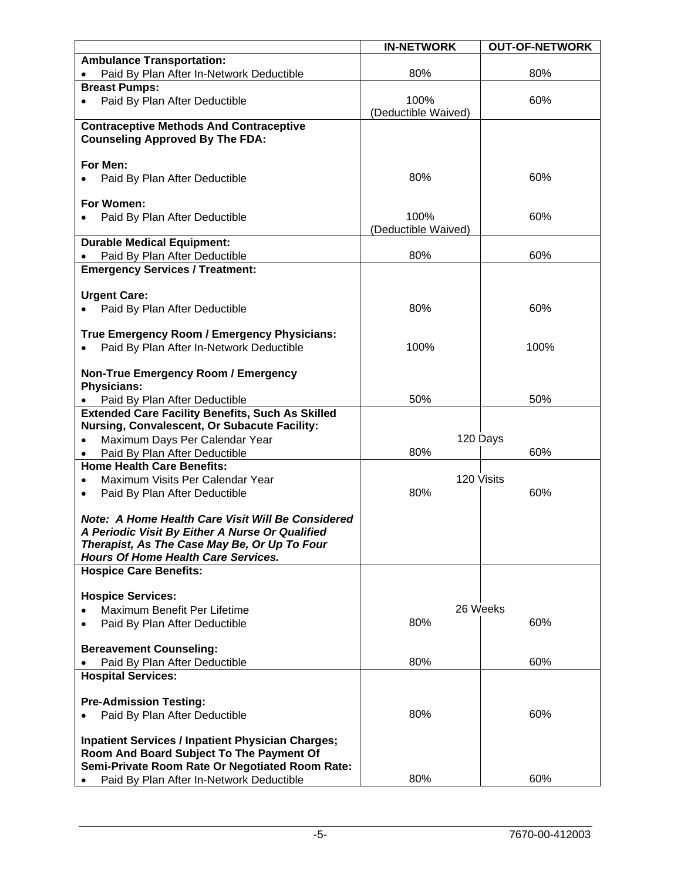| | IN-NETWORK | OUT-OF-NETWORK |
|---|---|---|
| **Ambulance Transportation:** | | |
| • Paid By Plan After In-Network Deductible | 80% | 80% |
| **Breast Pumps:** | | |
| • Paid By Plan After Deductible | 100% (Deductible Waived) | 60% |
| **Contraceptive Methods And Contraceptive Counseling Approved By The FDA:** | | |
| **For Men:** | | |
| • Paid By Plan After Deductible | 80% | 60% |
| **For Women:** | | |
| • Paid By Plan After Deductible | 100% (Deductible Waived) | 60% |
| **Durable Medical Equipment:** | | |
| • Paid By Plan After Deductible | 80% | 60% |
| **Emergency Services / Treatment:** | | |
| **Urgent Care:** | | |
| • Paid By Plan After Deductible | 80% | 60% |
| **True Emergency Room / Emergency Physicians:** | | |
| • Paid By Plan After In-Network Deductible | 100% | 100% |
| **Non-True Emergency Room / Emergency Physicians:** | | |
| • Paid By Plan After Deductible | 50% | 50% |
| **Extended Care Facility Benefits, Such As Skilled Nursing, Convalescent, Or Subacute Facility:** | | |
| • Maximum Days Per Calendar Year | 120 Days | |
| • Paid By Plan After Deductible | 80% | 60% |
| **Home Health Care Benefits:** | | |
| • Maximum Visits Per Calendar Year | 120 Visits | |
| • Paid By Plan After Deductible | 80% | 60% |
| ***Note: A Home Health Care Visit Will Be Considered A Periodic Visit By Either A Nurse Or Qualified Therapist, As The Case May Be, Or Up To Four Hours Of Home Health Care Services.*** | | |
| **Hospice Care Benefits:** | | |
| **Hospice Services:** | | |
| • Maximum Benefit Per Lifetime | 26 Weeks | |
| • Paid By Plan After Deductible | 80% | 60% |
| **Bereavement Counseling:** | | |
| • Paid By Plan After Deductible | 80% | 60% |
| **Hospital Services:** | | |
| **Pre-Admission Testing:** | | |
| • Paid By Plan After Deductible | 80% | 60% |
| **Inpatient Services / Inpatient Physician Charges; Room And Board Subject To The Payment Of Semi-Private Room Rate Or Negotiated Room Rate:** | | |
| • Paid By Plan After In-Network Deductible | 80% | 60% |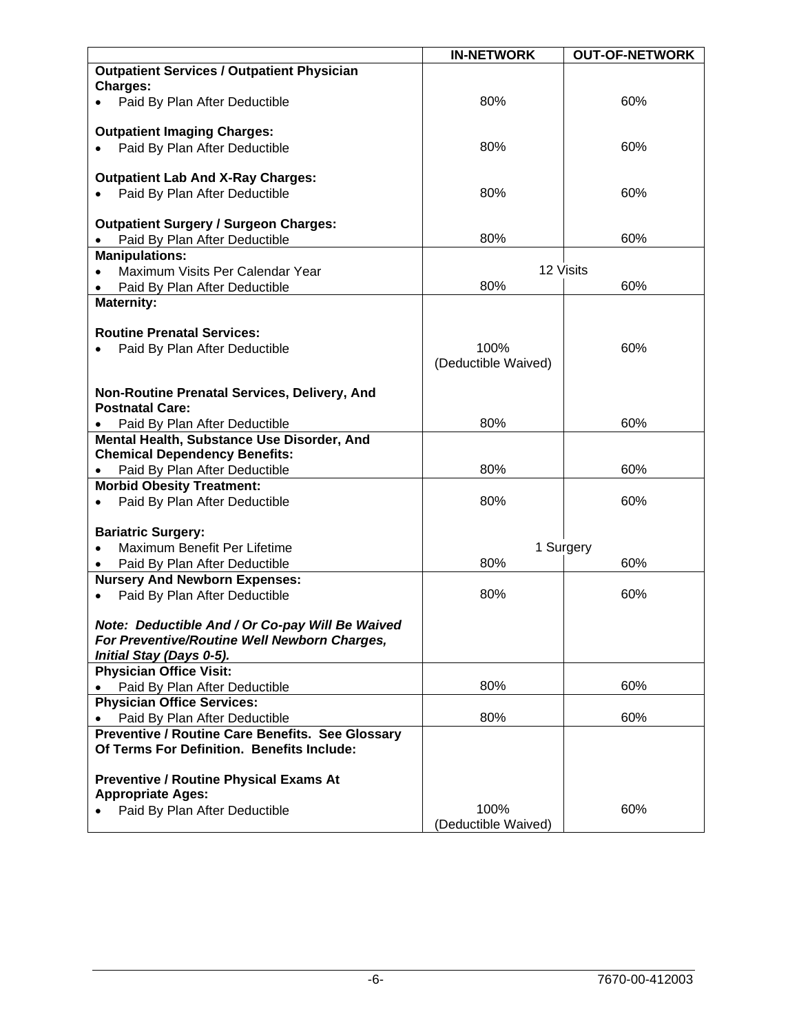| | IN-NETWORK | OUT-OF-NETWORK |
|---|---|---|
| **Outpatient Services / Outpatient Physician Charges:** | | |
| • Paid By Plan After Deductible | 80% | 60% |
| **Outpatient Imaging Charges:** | | |
| • Paid By Plan After Deductible | 80% | 60% |
| **Outpatient Lab And X-Ray Charges:** | | |
| • Paid By Plan After Deductible | 80% | 60% |
| **Outpatient Surgery / Surgeon Charges:** | | |
| • Paid By Plan After Deductible | 80% | 60% |
| **Manipulations:** | | |
| • Maximum Visits Per Calendar Year | 12 Visits | |
| • Paid By Plan After Deductible | 80% | 60% |
| **Maternity:** | | |
| **Routine Prenatal Services:** | | |
| • Paid By Plan After Deductible | 100% (Deductible Waived) | 60% |
| **Non-Routine Prenatal Services, Delivery, And Postnatal Care:** | | |
| • Paid By Plan After Deductible | 80% | 60% |
| **Mental Health, Substance Use Disorder, And Chemical Dependency Benefits:** | | |
| • Paid By Plan After Deductible | 80% | 60% |
| **Morbid Obesity Treatment:** | | |
| • Paid By Plan After Deductible | 80% | 60% |
| **Bariatric Surgery:** | | |
| • Maximum Benefit Per Lifetime | 1 Surgery | |
| • Paid By Plan After Deductible | 80% | 60% |
| **Nursery And Newborn Expenses:** | | |
| • Paid By Plan After Deductible | 80% | 60% |
| ***Note: Deductible And / Or Co-pay Will Be Waived For Preventive/Routine Well Newborn Charges, Initial Stay (Days 0-5).*** | | |
| **Physician Office Visit:** | | |
| • Paid By Plan After Deductible | 80% | 60% |
| **Physician Office Services:** | | |
| • Paid By Plan After Deductible | 80% | 60% |
| **Preventive / Routine Care Benefits. See Glossary Of Terms For Definition. Benefits Include:** | | |
| **Preventive / Routine Physical Exams At Appropriate Ages:** | | |
| • Paid By Plan After Deductible | 100% (Deductible Waived) | 60% |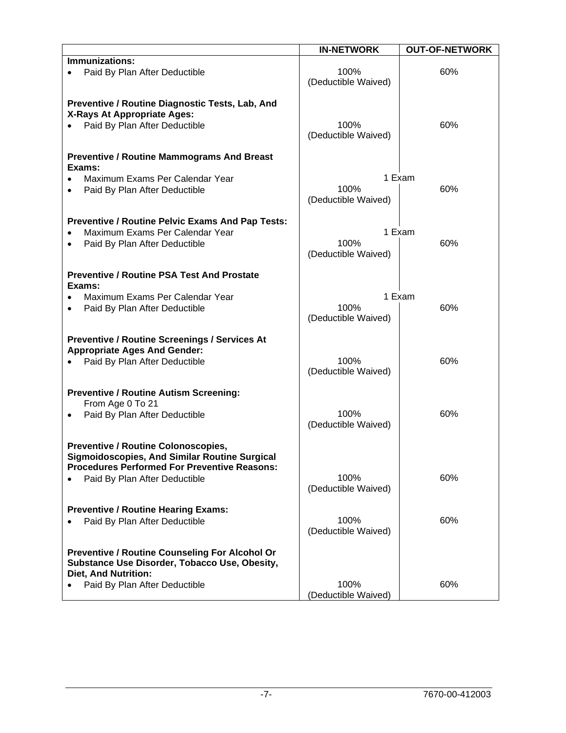| | IN-NETWORK | OUT-OF-NETWORK |
|---|---|---|
| **Immunizations:** | | |
| • Paid By Plan After Deductible | 100% (Deductible Waived) | 60% |
| **Preventive / Routine Diagnostic Tests, Lab, And X-Rays At Appropriate Ages:** | | |
| • Paid By Plan After Deductible | 100% (Deductible Waived) | 60% |
| **Preventive / Routine Mammograms And Breast Exams:** | | |
| • Maximum Exams Per Calendar Year | 1 Exam | |
| • Paid By Plan After Deductible | 100% (Deductible Waived) | 60% |
| **Preventive / Routine Pelvic Exams And Pap Tests:** | | |
| • Maximum Exams Per Calendar Year | 1 Exam | |
| • Paid By Plan After Deductible | 100% (Deductible Waived) | 60% |
| **Preventive / Routine PSA Test And Prostate Exams:** | | |
| • Maximum Exams Per Calendar Year | 1 Exam | |
| • Paid By Plan After Deductible | 100% (Deductible Waived) | 60% |
| **Preventive / Routine Screenings / Services At Appropriate Ages And Gender:** | | |
| • Paid By Plan After Deductible | 100% (Deductible Waived) | 60% |
| **Preventive / Routine Autism Screening:** From Age 0 To 21 | | |
| • Paid By Plan After Deductible | 100% (Deductible Waived) | 60% |
| **Preventive / Routine Colonoscopies, Sigmoidoscopies, And Similar Routine Surgical Procedures Performed For Preventive Reasons:** | | |
| • Paid By Plan After Deductible | 100% (Deductible Waived) | 60% |
| **Preventive / Routine Hearing Exams:** | | |
| • Paid By Plan After Deductible | 100% (Deductible Waived) | 60% |
| **Preventive / Routine Counseling For Alcohol Or Substance Use Disorder, Tobacco Use, Obesity, Diet, And Nutrition:** | | |
| • Paid By Plan After Deductible | 100% (Deductible Waived) | 60% |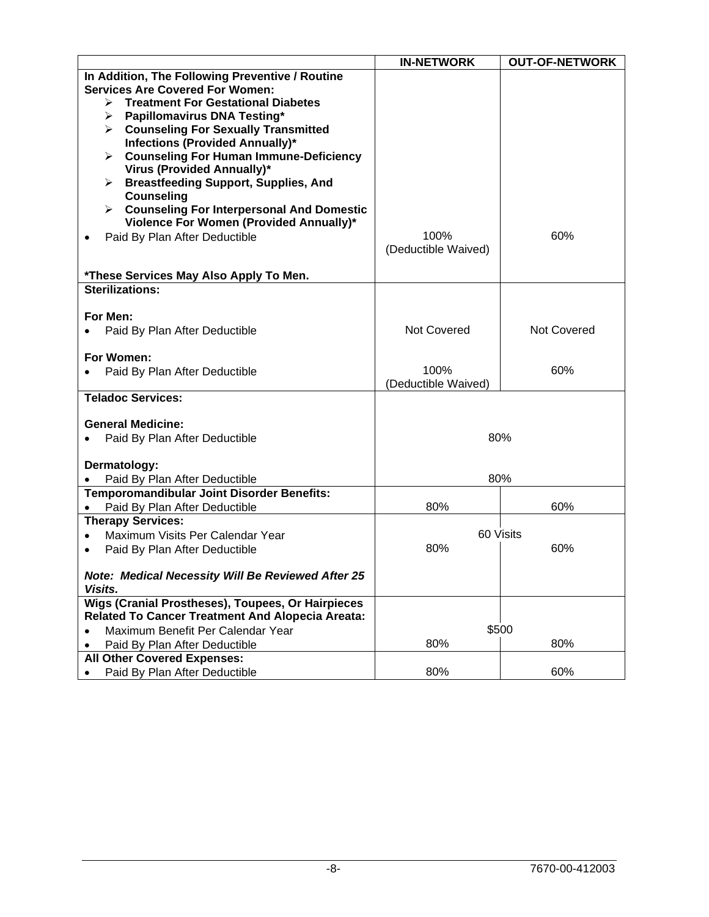| | IN-NETWORK | OUT-OF-NETWORK |
|---|---|---|
| **In Addition, The Following Preventive / Routine Services Are Covered For Women:** | | |
| ➢ **Treatment For Gestational Diabetes** | | |
| ➢ **Papillomavirus DNA Testing*** | | |
| ➢ **Counseling For Sexually Transmitted Infections (Provided Annually)*** | | |
| ➢ **Counseling For Human Immune-Deficiency Virus (Provided Annually)*** | | |
| ➢ **Breastfeeding Support, Supplies, And Counseling** | | |
| ➢ **Counseling For Interpersonal And Domestic Violence For Women (Provided Annually)*** | | |
| • Paid By Plan After Deductible | 100% (Deductible Waived) | 60% |
| **\*These Services May Also Apply To Men.** | | |
| **Sterilizations:** | | |
| **For Men:** | | |
| • Paid By Plan After Deductible | Not Covered | Not Covered |
| **For Women:** | | |
| • Paid By Plan After Deductible | 100% (Deductible Waived) | 60% |
| **Teladoc Services:** | | |
| **General Medicine:** | | |
| • Paid By Plan After Deductible | 80% | |
| **Dermatology:** | | |
| • Paid By Plan After Deductible | 80% | |
| **Temporomandibular Joint Disorder Benefits:** | | |
| • Paid By Plan After Deductible | 80% | 60% |
| **Therapy Services:** | | |
| • Maximum Visits Per Calendar Year | 60 Visits | |
| • Paid By Plan After Deductible | 80% | 60% |
| ***Note: Medical Necessity Will Be Reviewed After 25 Visits.*** | | |
| **Wigs (Cranial Prostheses), Toupees, Or Hairpieces Related To Cancer Treatment And Alopecia Areata:** | | |
| • Maximum Benefit Per Calendar Year | $500 | |
| • Paid By Plan After Deductible | 80% | 80% |
| **All Other Covered Expenses:** | | |
| • Paid By Plan After Deductible | 80% | 60% |

7670-00-412003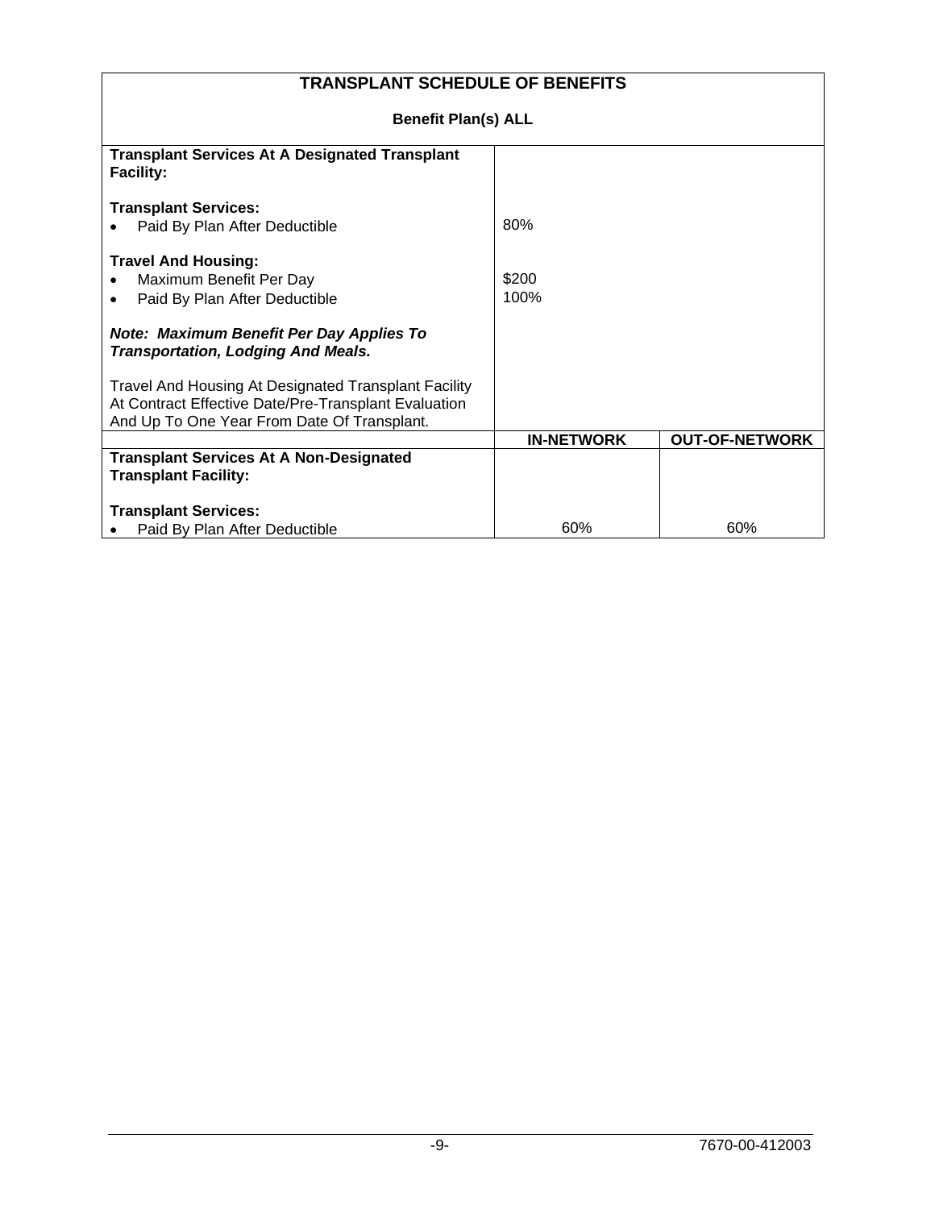| TRANSPLANT SCHEDULE OF BENEFITS | | |
|---|---|---|
| **Benefit Plan(s) ALL** | | |
| **Transplant Services At A Designated Transplant Facility:** | | |
| **Transplant Services:** | | |
| • Paid By Plan After Deductible | 80% | |
| **Travel And Housing:** | | |
| • Maximum Benefit Per Day | $200 | |
| • Paid By Plan After Deductible | 100% | |
| ***Note: Maximum Benefit Per Day Applies To Transportation, Lodging And Meals.*** | | |
| Travel And Housing At Designated Transplant Facility At Contract Effective Date/Pre-Transplant Evaluation And Up To One Year From Date Of Transplant. | | |
| | **IN-NETWORK** | **OUT-OF-NETWORK** |
| **Transplant Services At A Non-Designated Transplant Facility:** | | |
| **Transplant Services:** | | |
| • Paid By Plan After Deductible | 60% | 60% |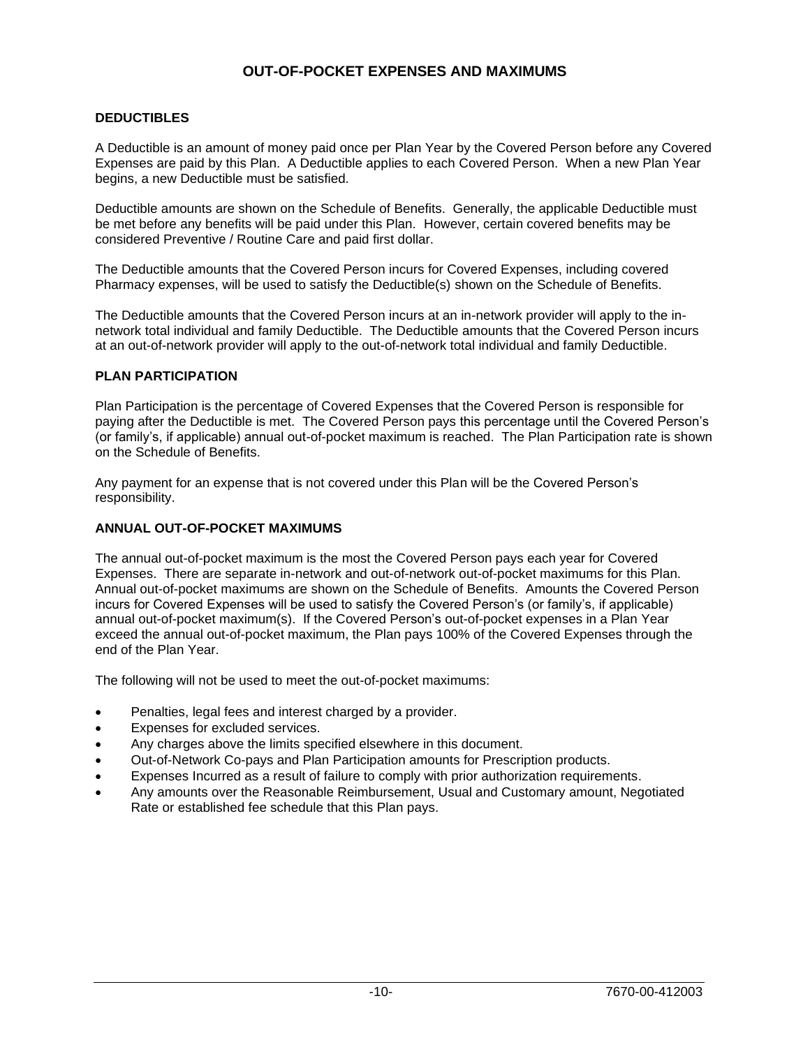# OUT-OF-POCKET EXPENSES AND MAXIMUMS

## DEDUCTIBLES

A Deductible is an amount of money paid once per Plan Year by the Covered Person before any Covered Expenses are paid by this Plan. A Deductible applies to each Covered Person. When a new Plan Year begins, a new Deductible must be satisfied.

Deductible amounts are shown on the Schedule of Benefits. Generally, the applicable Deductible must be met before any benefits will be paid under this Plan. However, certain covered benefits may be considered Preventive / Routine Care and paid first dollar.

The Deductible amounts that the Covered Person incurs for Covered Expenses, including covered Pharmacy expenses, will be used to satisfy the Deductible(s) shown on the Schedule of Benefits.

The Deductible amounts that the Covered Person incurs at an in-network provider will apply to the in-network total individual and family Deductible. The Deductible amounts that the Covered Person incurs at an out-of-network provider will apply to the out-of-network total individual and family Deductible.

## PLAN PARTICIPATION

Plan Participation is the percentage of Covered Expenses that the Covered Person is responsible for paying after the Deductible is met. The Covered Person pays this percentage until the Covered Person's (or family's, if applicable) annual out-of-pocket maximum is reached. The Plan Participation rate is shown on the Schedule of Benefits.

Any payment for an expense that is not covered under this Plan will be the Covered Person's responsibility.

## ANNUAL OUT-OF-POCKET MAXIMUMS

The annual out-of-pocket maximum is the most the Covered Person pays each year for Covered Expenses. There are separate in-network and out-of-network out-of-pocket maximums for this Plan. Annual out-of-pocket maximums are shown on the Schedule of Benefits. Amounts the Covered Person incurs for Covered Expenses will be used to satisfy the Covered Person's (or family's, if applicable) annual out-of-pocket maximum(s). If the Covered Person's out-of-pocket expenses in a Plan Year exceed the annual out-of-pocket maximum, the Plan pays 100% of the Covered Expenses through the end of the Plan Year.

The following will not be used to meet the out-of-pocket maximums:

- Penalties, legal fees and interest charged by a provider.
- Expenses for excluded services.
- Any charges above the limits specified elsewhere in this document.
- Out-of-Network Co-pays and Plan Participation amounts for Prescription products.
- Expenses Incurred as a result of failure to comply with prior authorization requirements.
- Any amounts over the Reasonable Reimbursement, Usual and Customary amount, Negotiated Rate or established fee schedule that this Plan pays.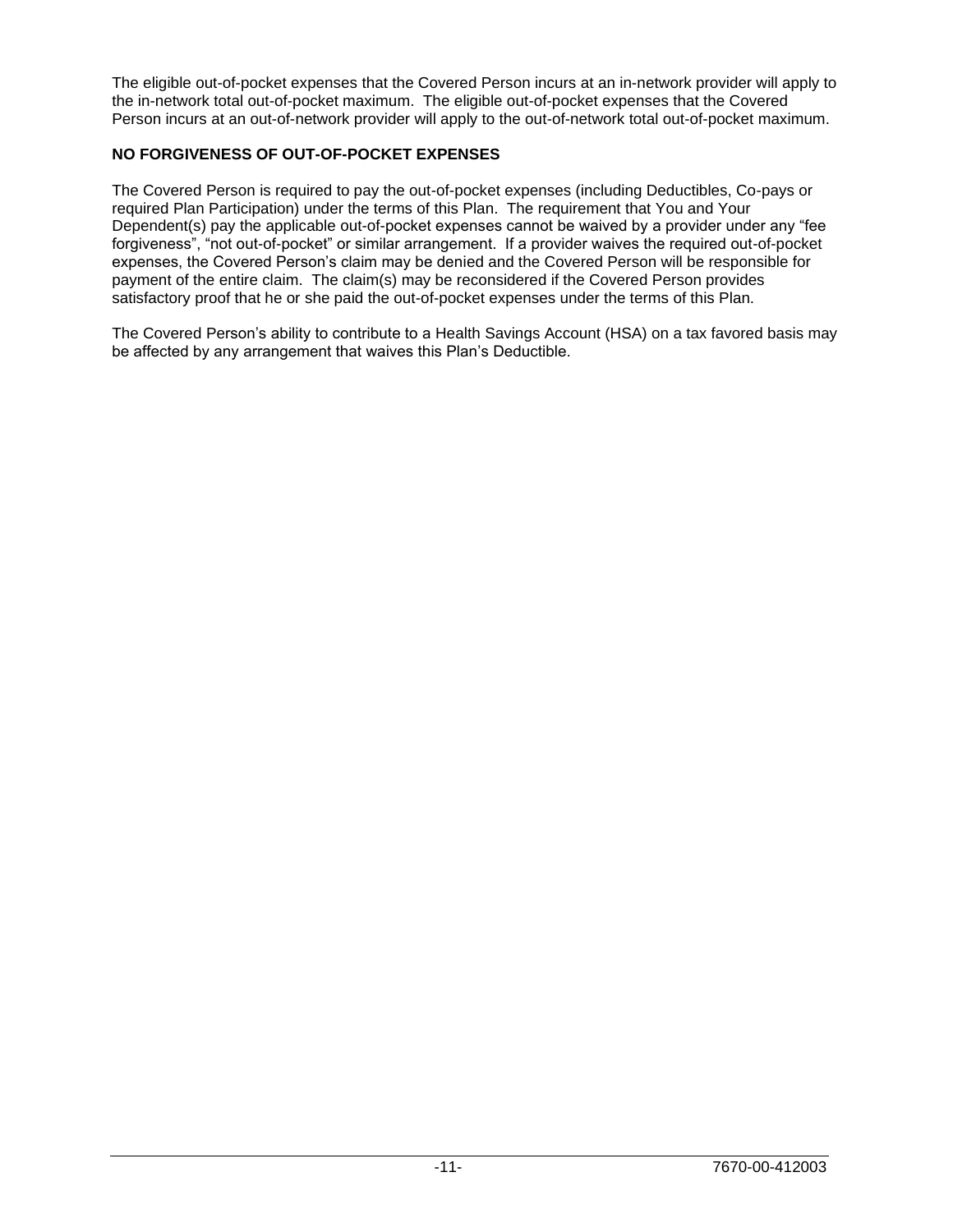The eligible out-of-pocket expenses that the Covered Person incurs at an in-network provider will apply to the in-network total out-of-pocket maximum. The eligible out-of-pocket expenses that the Covered Person incurs at an out-of-network provider will apply to the out-of-network total out-of-pocket maximum.

**NO FORGIVENESS OF OUT-OF-POCKET EXPENSES**

The Covered Person is required to pay the out-of-pocket expenses (including Deductibles, Co-pays or required Plan Participation) under the terms of this Plan. The requirement that You and Your Dependent(s) pay the applicable out-of-pocket expenses cannot be waived by a provider under any "fee forgiveness", "not out-of-pocket" or similar arrangement. If a provider waives the required out-of-pocket expenses, the Covered Person's claim may be denied and the Covered Person will be responsible for payment of the entire claim. The claim(s) may be reconsidered if the Covered Person provides satisfactory proof that he or she paid the out-of-pocket expenses under the terms of this Plan.

The Covered Person's ability to contribute to a Health Savings Account (HSA) on a tax favored basis may be affected by any arrangement that waives this Plan's Deductible.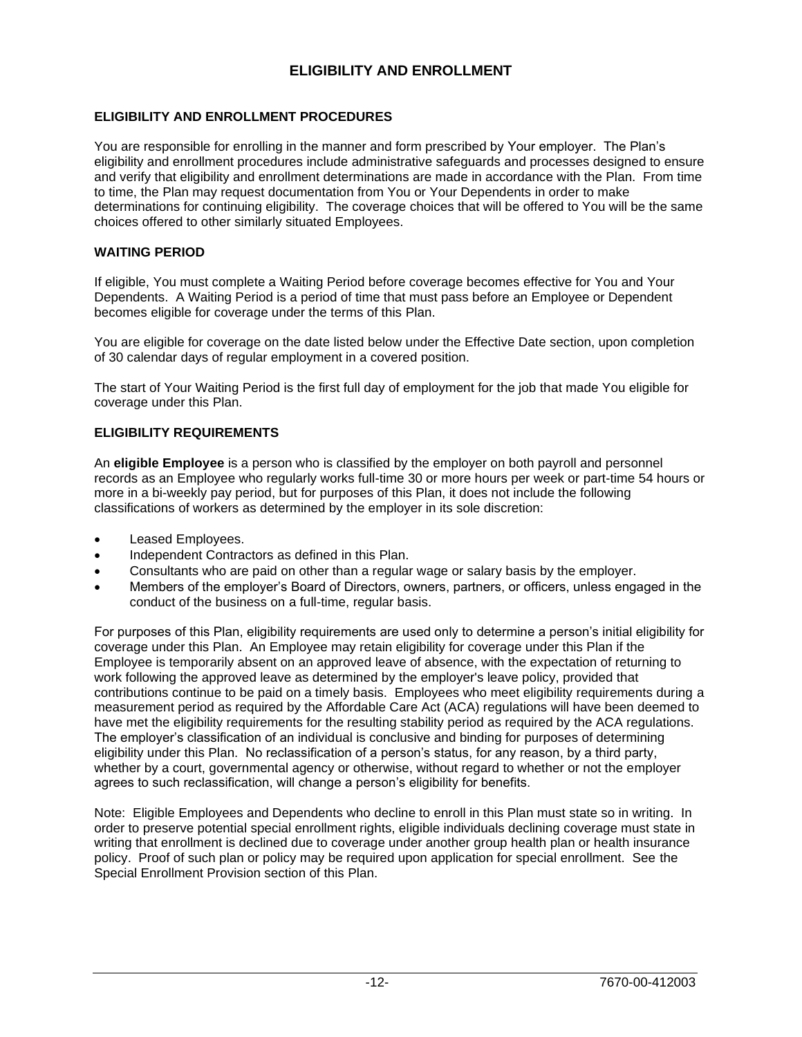# ELIGIBILITY AND ENROLLMENT

## ELIGIBILITY AND ENROLLMENT PROCEDURES

You are responsible for enrolling in the manner and form prescribed by Your employer. The Plan's eligibility and enrollment procedures include administrative safeguards and processes designed to ensure and verify that eligibility and enrollment determinations are made in accordance with the Plan. From time to time, the Plan may request documentation from You or Your Dependents in order to make determinations for continuing eligibility. The coverage choices that will be offered to You will be the same choices offered to other similarly situated Employees.

## WAITING PERIOD

If eligible, You must complete a Waiting Period before coverage becomes effective for You and Your Dependents. A Waiting Period is a period of time that must pass before an Employee or Dependent becomes eligible for coverage under the terms of this Plan.

You are eligible for coverage on the date listed below under the Effective Date section, upon completion of 30 calendar days of regular employment in a covered position.

The start of Your Waiting Period is the first full day of employment for the job that made You eligible for coverage under this Plan.

## ELIGIBILITY REQUIREMENTS

An **eligible Employee** is a person who is classified by the employer on both payroll and personnel records as an Employee who regularly works full-time 30 or more hours per week or part-time 54 hours or more in a bi-weekly pay period, but for purposes of this Plan, it does not include the following classifications of workers as determined by the employer in its sole discretion:

- Leased Employees.
- Independent Contractors as defined in this Plan.
- Consultants who are paid on other than a regular wage or salary basis by the employer.
- Members of the employer's Board of Directors, owners, partners, or officers, unless engaged in the conduct of the business on a full-time, regular basis.

For purposes of this Plan, eligibility requirements are used only to determine a person's initial eligibility for coverage under this Plan. An Employee may retain eligibility for coverage under this Plan if the Employee is temporarily absent on an approved leave of absence, with the expectation of returning to work following the approved leave as determined by the employer's leave policy, provided that contributions continue to be paid on a timely basis. Employees who meet eligibility requirements during a measurement period as required by the Affordable Care Act (ACA) regulations will have been deemed to have met the eligibility requirements for the resulting stability period as required by the ACA regulations. The employer's classification of an individual is conclusive and binding for purposes of determining eligibility under this Plan. No reclassification of a person's status, for any reason, by a third party, whether by a court, governmental agency or otherwise, without regard to whether or not the employer agrees to such reclassification, will change a person's eligibility for benefits.

Note: Eligible Employees and Dependents who decline to enroll in this Plan must state so in writing. In order to preserve potential special enrollment rights, eligible individuals declining coverage must state in writing that enrollment is declined due to coverage under another group health plan or health insurance policy. Proof of such plan or policy may be required upon application for special enrollment. See the Special Enrollment Provision section of this Plan.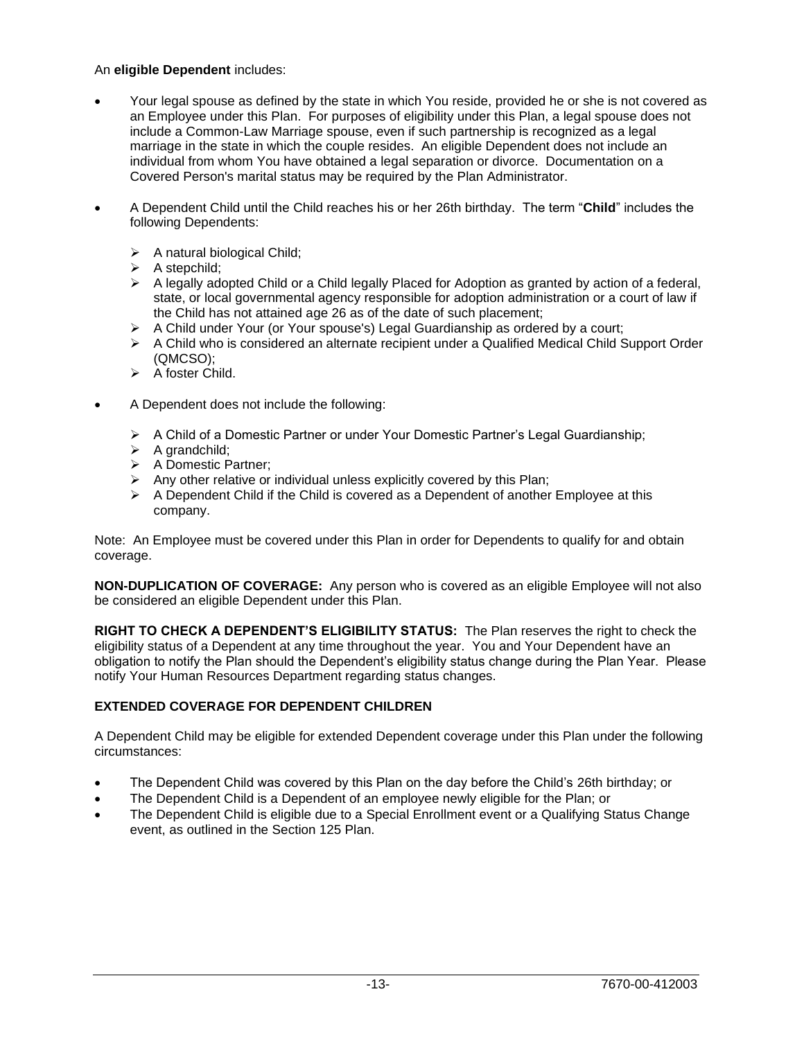An **eligible Dependent** includes:

- Your legal spouse as defined by the state in which You reside, provided he or she is not covered as an Employee under this Plan. For purposes of eligibility under this Plan, a legal spouse does not include a Common-Law Marriage spouse, even if such partnership is recognized as a legal marriage in the state in which the couple resides. An eligible Dependent does not include an individual from whom You have obtained a legal separation or divorce. Documentation on a Covered Person's marital status may be required by the Plan Administrator.
- A Dependent Child until the Child reaches his or her 26th birthday. The term "**Child**" includes the following Dependents:
  - A natural biological Child;
  - A stepchild;
  - A legally adopted Child or a Child legally Placed for Adoption as granted by action of a federal, state, or local governmental agency responsible for adoption administration or a court of law if the Child has not attained age 26 as of the date of such placement;
  - A Child under Your (or Your spouse's) Legal Guardianship as ordered by a court;
  - A Child who is considered an alternate recipient under a Qualified Medical Child Support Order (QMCSO);
  - A foster Child.
- A Dependent does not include the following:
  - A Child of a Domestic Partner or under Your Domestic Partner's Legal Guardianship;
  - A grandchild;
  - A Domestic Partner;
  - Any other relative or individual unless explicitly covered by this Plan;
  - A Dependent Child if the Child is covered as a Dependent of another Employee at this company.

Note: An Employee must be covered under this Plan in order for Dependents to qualify for and obtain coverage.

**NON-DUPLICATION OF COVERAGE:** Any person who is covered as an eligible Employee will not also be considered an eligible Dependent under this Plan.

**RIGHT TO CHECK A DEPENDENT'S ELIGIBILITY STATUS:** The Plan reserves the right to check the eligibility status of a Dependent at any time throughout the year. You and Your Dependent have an obligation to notify the Plan should the Dependent's eligibility status change during the Plan Year. Please notify Your Human Resources Department regarding status changes.

**EXTENDED COVERAGE FOR DEPENDENT CHILDREN**

A Dependent Child may be eligible for extended Dependent coverage under this Plan under the following circumstances:

- The Dependent Child was covered by this Plan on the day before the Child's 26th birthday; or
- The Dependent Child is a Dependent of an employee newly eligible for the Plan; or
- The Dependent Child is eligible due to a Special Enrollment event or a Qualifying Status Change event, as outlined in the Section 125 Plan.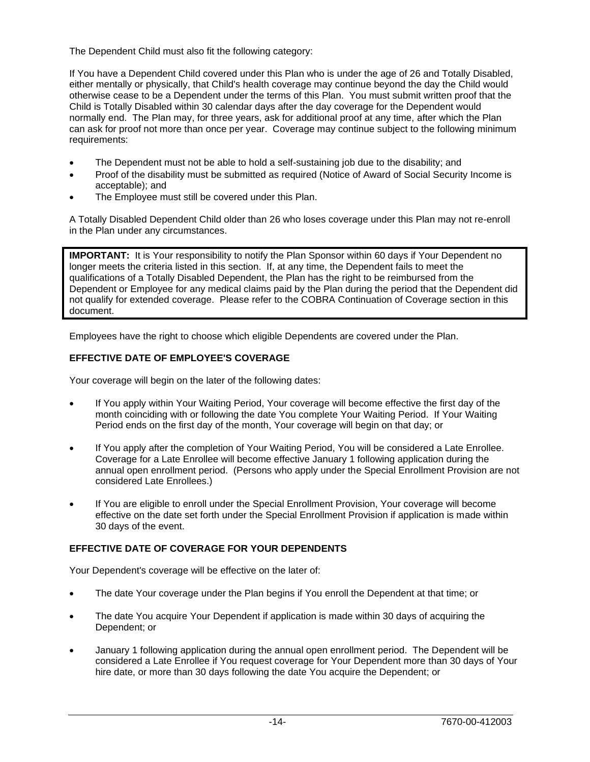The Dependent Child must also fit the following category:

If You have a Dependent Child covered under this Plan who is under the age of 26 and Totally Disabled, either mentally or physically, that Child's health coverage may continue beyond the day the Child would otherwise cease to be a Dependent under the terms of this Plan. You must submit written proof that the Child is Totally Disabled within 30 calendar days after the day coverage for the Dependent would normally end. The Plan may, for three years, ask for additional proof at any time, after which the Plan can ask for proof not more than once per year. Coverage may continue subject to the following minimum requirements:

- The Dependent must not be able to hold a self-sustaining job due to the disability; and
- Proof of the disability must be submitted as required (Notice of Award of Social Security Income is acceptable); and
- The Employee must still be covered under this Plan.

A Totally Disabled Dependent Child older than 26 who loses coverage under this Plan may not re-enroll in the Plan under any circumstances.

**IMPORTANT:** It is Your responsibility to notify the Plan Sponsor within 60 days if Your Dependent no longer meets the criteria listed in this section. If, at any time, the Dependent fails to meet the qualifications of a Totally Disabled Dependent, the Plan has the right to be reimbursed from the Dependent or Employee for any medical claims paid by the Plan during the period that the Dependent did not qualify for extended coverage. Please refer to the COBRA Continuation of Coverage section in this document.

Employees have the right to choose which eligible Dependents are covered under the Plan.

## EFFECTIVE DATE OF EMPLOYEE'S COVERAGE

Your coverage will begin on the later of the following dates:

- If You apply within Your Waiting Period, Your coverage will become effective the first day of the month coinciding with or following the date You complete Your Waiting Period. If Your Waiting Period ends on the first day of the month, Your coverage will begin on that day; or

- If You apply after the completion of Your Waiting Period, You will be considered a Late Enrollee. Coverage for a Late Enrollee will become effective January 1 following application during the annual open enrollment period. (Persons who apply under the Special Enrollment Provision are not considered Late Enrollees.)

- If You are eligible to enroll under the Special Enrollment Provision, Your coverage will become effective on the date set forth under the Special Enrollment Provision if application is made within 30 days of the event.

## EFFECTIVE DATE OF COVERAGE FOR YOUR DEPENDENTS

Your Dependent's coverage will be effective on the later of:

- The date Your coverage under the Plan begins if You enroll the Dependent at that time; or

- The date You acquire Your Dependent if application is made within 30 days of acquiring the Dependent; or

- January 1 following application during the annual open enrollment period. The Dependent will be considered a Late Enrollee if You request coverage for Your Dependent more than 30 days of Your hire date, or more than 30 days following the date You acquire the Dependent; or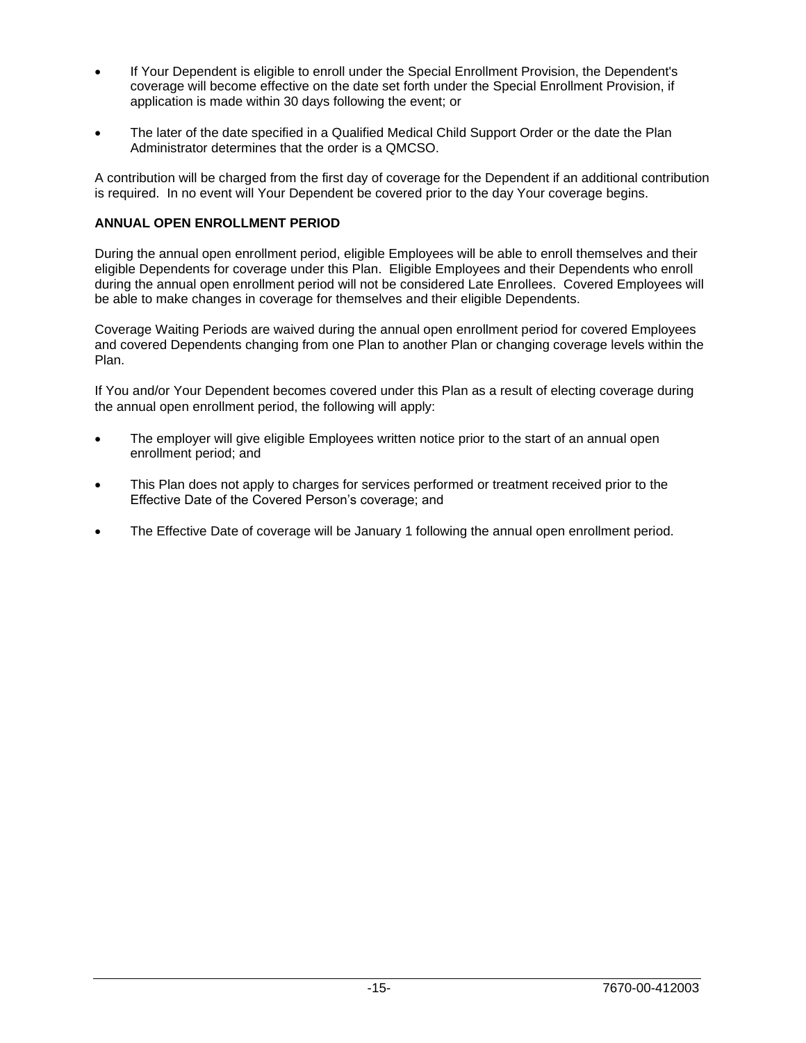- If Your Dependent is eligible to enroll under the Special Enrollment Provision, the Dependent's coverage will become effective on the date set forth under the Special Enrollment Provision, if application is made within 30 days following the event; or

- The later of the date specified in a Qualified Medical Child Support Order or the date the Plan Administrator determines that the order is a QMCSO.

A contribution will be charged from the first day of coverage for the Dependent if an additional contribution is required. In no event will Your Dependent be covered prior to the day Your coverage begins.

**ANNUAL OPEN ENROLLMENT PERIOD**

During the annual open enrollment period, eligible Employees will be able to enroll themselves and their eligible Dependents for coverage under this Plan. Eligible Employees and their Dependents who enroll during the annual open enrollment period will not be considered Late Enrollees. Covered Employees will be able to make changes in coverage for themselves and their eligible Dependents.

Coverage Waiting Periods are waived during the annual open enrollment period for covered Employees and covered Dependents changing from one Plan to another Plan or changing coverage levels within the Plan.

If You and/or Your Dependent becomes covered under this Plan as a result of electing coverage during the annual open enrollment period, the following will apply:

- The employer will give eligible Employees written notice prior to the start of an annual open enrollment period; and

- This Plan does not apply to charges for services performed or treatment received prior to the Effective Date of the Covered Person's coverage; and

- The Effective Date of coverage will be January 1 following the annual open enrollment period.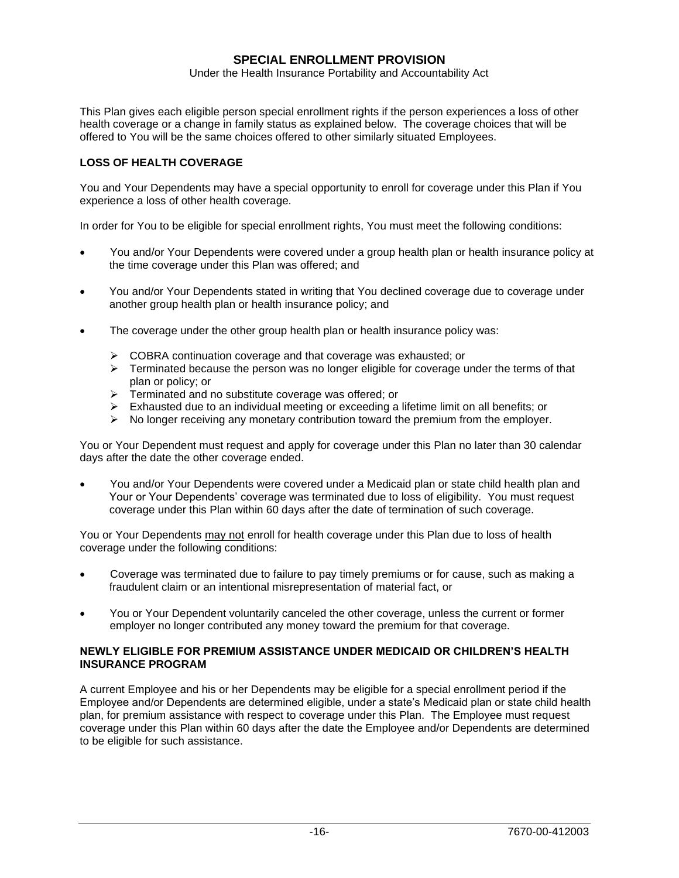# SPECIAL ENROLLMENT PROVISION

Under the Health Insurance Portability and Accountability Act

This Plan gives each eligible person special enrollment rights if the person experiences a loss of other health coverage or a change in family status as explained below. The coverage choices that will be offered to You will be the same choices offered to other similarly situated Employees.

### LOSS OF HEALTH COVERAGE

You and Your Dependents may have a special opportunity to enroll for coverage under this Plan if You experience a loss of other health coverage.

In order for You to be eligible for special enrollment rights, You must meet the following conditions:

- You and/or Your Dependents were covered under a group health plan or health insurance policy at the time coverage under this Plan was offered; and
- You and/or Your Dependents stated in writing that You declined coverage due to coverage under another group health plan or health insurance policy; and
- The coverage under the other group health plan or health insurance policy was:
  - COBRA continuation coverage and that coverage was exhausted; or
  - Terminated because the person was no longer eligible for coverage under the terms of that plan or policy; or
  - Terminated and no substitute coverage was offered; or
  - Exhausted due to an individual meeting or exceeding a lifetime limit on all benefits; or
  - No longer receiving any monetary contribution toward the premium from the employer.

You or Your Dependent must request and apply for coverage under this Plan no later than 30 calendar days after the date the other coverage ended.

- You and/or Your Dependents were covered under a Medicaid plan or state child health plan and Your or Your Dependents' coverage was terminated due to loss of eligibility. You must request coverage under this Plan within 60 days after the date of termination of such coverage.

You or Your Dependents may not enroll for health coverage under this Plan due to loss of health coverage under the following conditions:

- Coverage was terminated due to failure to pay timely premiums or for cause, such as making a fraudulent claim or an intentional misrepresentation of material fact, or
- You or Your Dependent voluntarily canceled the other coverage, unless the current or former employer no longer contributed any money toward the premium for that coverage.

### NEWLY ELIGIBLE FOR PREMIUM ASSISTANCE UNDER MEDICAID OR CHILDREN'S HEALTH INSURANCE PROGRAM

A current Employee and his or her Dependents may be eligible for a special enrollment period if the Employee and/or Dependents are determined eligible, under a state's Medicaid plan or state child health plan, for premium assistance with respect to coverage under this Plan. The Employee must request coverage under this Plan within 60 days after the date the Employee and/or Dependents are determined to be eligible for such assistance.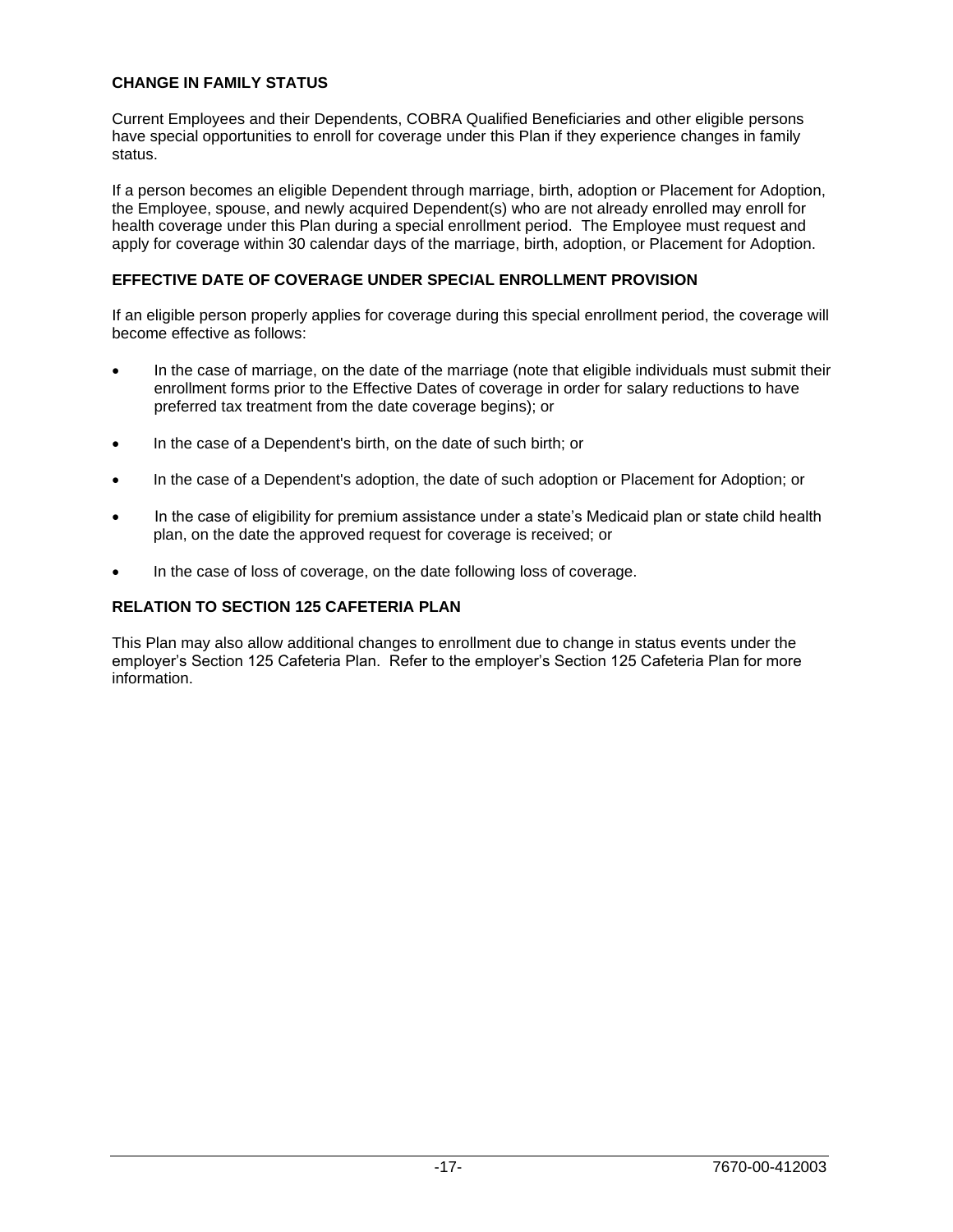## CHANGE IN FAMILY STATUS

Current Employees and their Dependents, COBRA Qualified Beneficiaries and other eligible persons have special opportunities to enroll for coverage under this Plan if they experience changes in family status.

If a person becomes an eligible Dependent through marriage, birth, adoption or Placement for Adoption, the Employee, spouse, and newly acquired Dependent(s) who are not already enrolled may enroll for health coverage under this Plan during a special enrollment period. The Employee must request and apply for coverage within 30 calendar days of the marriage, birth, adoption, or Placement for Adoption.

## EFFECTIVE DATE OF COVERAGE UNDER SPECIAL ENROLLMENT PROVISION

If an eligible person properly applies for coverage during this special enrollment period, the coverage will become effective as follows:

- In the case of marriage, on the date of the marriage (note that eligible individuals must submit their enrollment forms prior to the Effective Dates of coverage in order for salary reductions to have preferred tax treatment from the date coverage begins); or
- In the case of a Dependent's birth, on the date of such birth; or
- In the case of a Dependent's adoption, the date of such adoption or Placement for Adoption; or
- In the case of eligibility for premium assistance under a state's Medicaid plan or state child health plan, on the date the approved request for coverage is received; or
- In the case of loss of coverage, on the date following loss of coverage.

## RELATION TO SECTION 125 CAFETERIA PLAN

This Plan may also allow additional changes to enrollment due to change in status events under the employer's Section 125 Cafeteria Plan. Refer to the employer's Section 125 Cafeteria Plan for more information.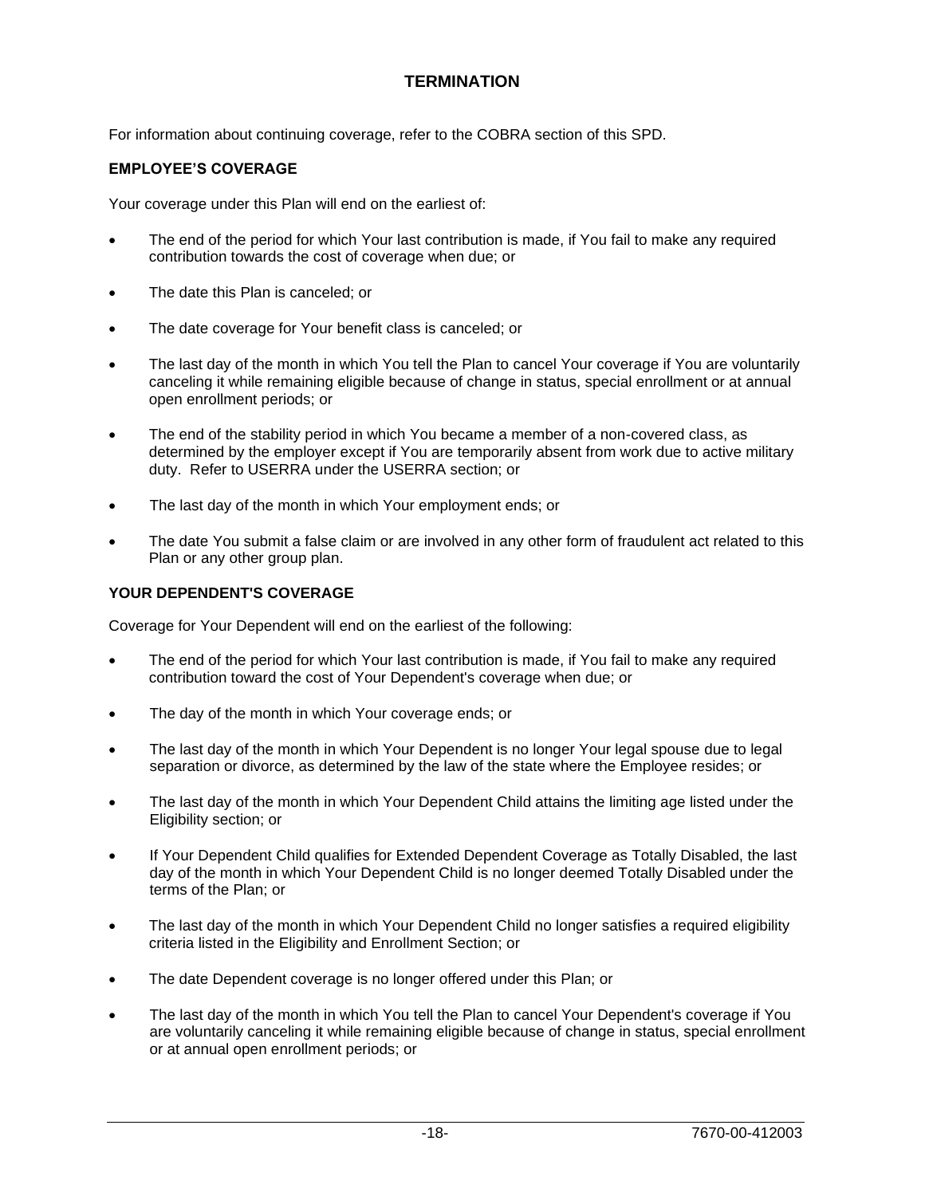# TERMINATION

For information about continuing coverage, refer to the COBRA section of this SPD.

## EMPLOYEE'S COVERAGE

Your coverage under this Plan will end on the earliest of:

- The end of the period for which Your last contribution is made, if You fail to make any required contribution towards the cost of coverage when due; or
- The date this Plan is canceled; or
- The date coverage for Your benefit class is canceled; or
- The last day of the month in which You tell the Plan to cancel Your coverage if You are voluntarily canceling it while remaining eligible because of change in status, special enrollment or at annual open enrollment periods; or
- The end of the stability period in which You became a member of a non-covered class, as determined by the employer except if You are temporarily absent from work due to active military duty. Refer to USERRA under the USERRA section; or
- The last day of the month in which Your employment ends; or
- The date You submit a false claim or are involved in any other form of fraudulent act related to this Plan or any other group plan.

## YOUR DEPENDENT'S COVERAGE

Coverage for Your Dependent will end on the earliest of the following:

- The end of the period for which Your last contribution is made, if You fail to make any required contribution toward the cost of Your Dependent's coverage when due; or
- The day of the month in which Your coverage ends; or
- The last day of the month in which Your Dependent is no longer Your legal spouse due to legal separation or divorce, as determined by the law of the state where the Employee resides; or
- The last day of the month in which Your Dependent Child attains the limiting age listed under the Eligibility section; or
- If Your Dependent Child qualifies for Extended Dependent Coverage as Totally Disabled, the last day of the month in which Your Dependent Child is no longer deemed Totally Disabled under the terms of the Plan; or
- The last day of the month in which Your Dependent Child no longer satisfies a required eligibility criteria listed in the Eligibility and Enrollment Section; or
- The date Dependent coverage is no longer offered under this Plan; or
- The last day of the month in which You tell the Plan to cancel Your Dependent's coverage if You are voluntarily canceling it while remaining eligible because of change in status, special enrollment or at annual open enrollment periods; or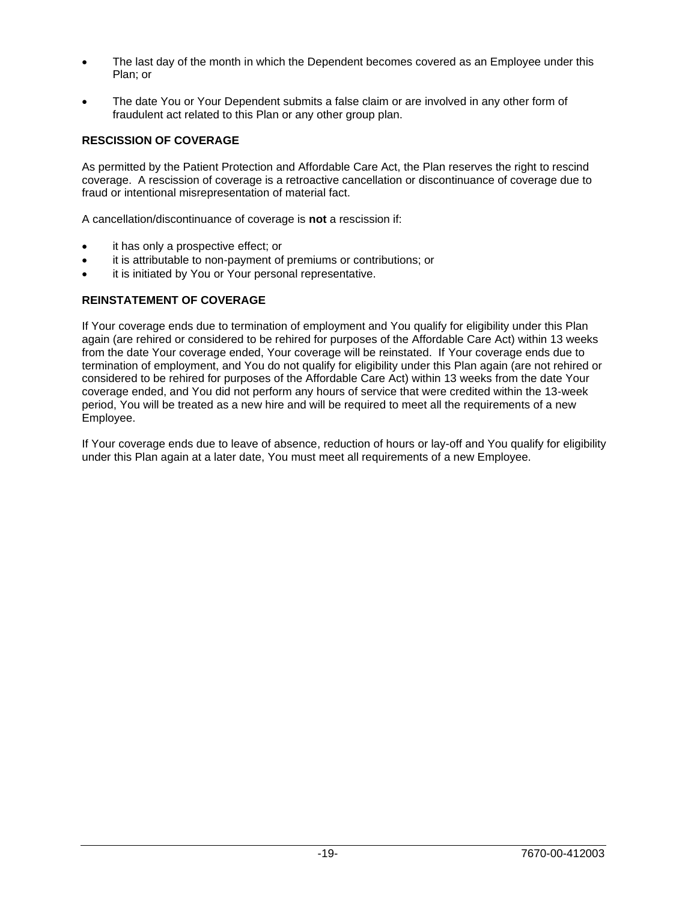- The last day of the month in which the Dependent becomes covered as an Employee under this Plan; or

- The date You or Your Dependent submits a false claim or are involved in any other form of fraudulent act related to this Plan or any other group plan.

### RESCISSION OF COVERAGE

As permitted by the Patient Protection and Affordable Care Act, the Plan reserves the right to rescind coverage. A rescission of coverage is a retroactive cancellation or discontinuance of coverage due to fraud or intentional misrepresentation of material fact.

A cancellation/discontinuance of coverage is **not** a rescission if:

- it has only a prospective effect; or
- it is attributable to non-payment of premiums or contributions; or
- it is initiated by You or Your personal representative.

### REINSTATEMENT OF COVERAGE

If Your coverage ends due to termination of employment and You qualify for eligibility under this Plan again (are rehired or considered to be rehired for purposes of the Affordable Care Act) within 13 weeks from the date Your coverage ended, Your coverage will be reinstated. If Your coverage ends due to termination of employment, and You do not qualify for eligibility under this Plan again (are not rehired or considered to be rehired for purposes of the Affordable Care Act) within 13 weeks from the date Your coverage ended, and You did not perform any hours of service that were credited within the 13-week period, You will be treated as a new hire and will be required to meet all the requirements of a new Employee.

If Your coverage ends due to leave of absence, reduction of hours or lay-off and You qualify for eligibility under this Plan again at a later date, You must meet all requirements of a new Employee.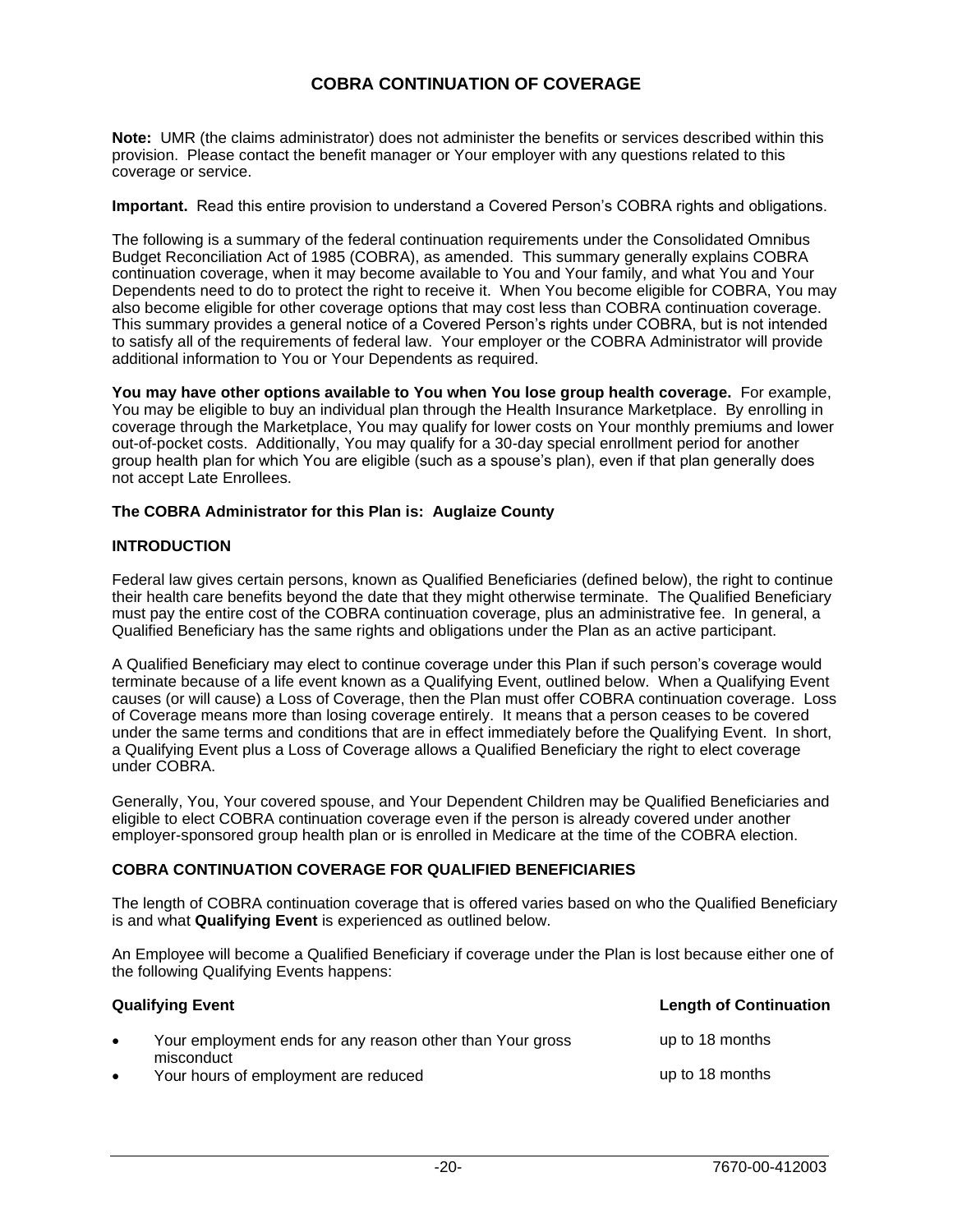# COBRA CONTINUATION OF COVERAGE

**Note:** UMR (the claims administrator) does not administer the benefits or services described within this provision. Please contact the benefit manager or Your employer with any questions related to this coverage or service.

**Important.** Read this entire provision to understand a Covered Person's COBRA rights and obligations.

The following is a summary of the federal continuation requirements under the Consolidated Omnibus Budget Reconciliation Act of 1985 (COBRA), as amended. This summary generally explains COBRA continuation coverage, when it may become available to You and Your family, and what You and Your Dependents need to do to protect the right to receive it. When You become eligible for COBRA, You may also become eligible for other coverage options that may cost less than COBRA continuation coverage. This summary provides a general notice of a Covered Person's rights under COBRA, but is not intended to satisfy all of the requirements of federal law. Your employer or the COBRA Administrator will provide additional information to You or Your Dependents as required.

**You may have other options available to You when You lose group health coverage.** For example, You may be eligible to buy an individual plan through the Health Insurance Marketplace. By enrolling in coverage through the Marketplace, You may qualify for lower costs on Your monthly premiums and lower out-of-pocket costs. Additionally, You may qualify for a 30-day special enrollment period for another group health plan for which You are eligible (such as a spouse's plan), even if that plan generally does not accept Late Enrollees.

**The COBRA Administrator for this Plan is: Auglaize County**

### INTRODUCTION

Federal law gives certain persons, known as Qualified Beneficiaries (defined below), the right to continue their health care benefits beyond the date that they might otherwise terminate. The Qualified Beneficiary must pay the entire cost of the COBRA continuation coverage, plus an administrative fee. In general, a Qualified Beneficiary has the same rights and obligations under the Plan as an active participant.

A Qualified Beneficiary may elect to continue coverage under this Plan if such person's coverage would terminate because of a life event known as a Qualifying Event, outlined below. When a Qualifying Event causes (or will cause) a Loss of Coverage, then the Plan must offer COBRA continuation coverage. Loss of Coverage means more than losing coverage entirely. It means that a person ceases to be covered under the same terms and conditions that are in effect immediately before the Qualifying Event. In short, a Qualifying Event plus a Loss of Coverage allows a Qualified Beneficiary the right to elect coverage under COBRA.

Generally, You, Your covered spouse, and Your Dependent Children may be Qualified Beneficiaries and eligible to elect COBRA continuation coverage even if the person is already covered under another employer-sponsored group health plan or is enrolled in Medicare at the time of the COBRA election.

### COBRA CONTINUATION COVERAGE FOR QUALIFIED BENEFICIARIES

The length of COBRA continuation coverage that is offered varies based on who the Qualified Beneficiary is and what **Qualifying Event** is experienced as outlined below.

An Employee will become a Qualified Beneficiary if coverage under the Plan is lost because either one of the following Qualifying Events happens:

| Qualifying Event | Length of Continuation |
|---|---|
| • Your employment ends for any reason other than Your gross misconduct | up to 18 months |
| • Your hours of employment are reduced | up to 18 months |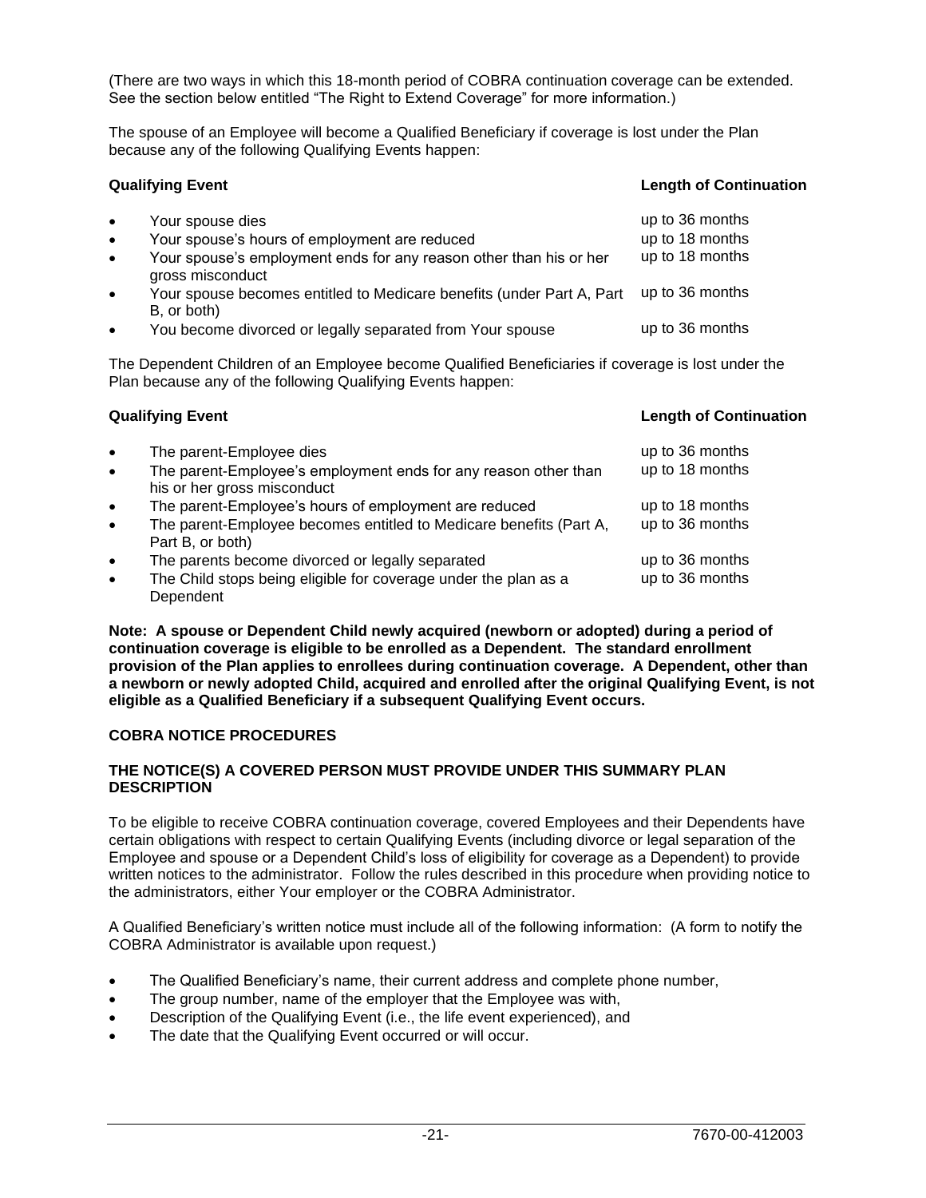(There are two ways in which this 18-month period of COBRA continuation coverage can be extended. See the section below entitled "The Right to Extend Coverage" for more information.)

The spouse of an Employee will become a Qualified Beneficiary if coverage is lost under the Plan because any of the following Qualifying Events happen:

| Qualifying Event | Length of Continuation |
|---|---|
| • Your spouse dies | up to 36 months |
| • Your spouse's hours of employment are reduced | up to 18 months |
| • Your spouse's employment ends for any reason other than his or her gross misconduct | up to 18 months |
| • Your spouse becomes entitled to Medicare benefits (under Part A, Part B, or both) | up to 36 months |
| • You become divorced or legally separated from Your spouse | up to 36 months |

The Dependent Children of an Employee become Qualified Beneficiaries if coverage is lost under the Plan because any of the following Qualifying Events happen:

| Qualifying Event | Length of Continuation |
|---|---|
| • The parent-Employee dies | up to 36 months |
| • The parent-Employee's employment ends for any reason other than his or her gross misconduct | up to 18 months |
| • The parent-Employee's hours of employment are reduced | up to 18 months |
| • The parent-Employee becomes entitled to Medicare benefits (Part A, Part B, or both) | up to 36 months |
| • The parents become divorced or legally separated | up to 36 months |
| • The Child stops being eligible for coverage under the plan as a Dependent | up to 36 months |

**Note: A spouse or Dependent Child newly acquired (newborn or adopted) during a period of continuation coverage is eligible to be enrolled as a Dependent. The standard enrollment provision of the Plan applies to enrollees during continuation coverage. A Dependent, other than a newborn or newly adopted Child, acquired and enrolled after the original Qualifying Event, is not eligible as a Qualified Beneficiary if a subsequent Qualifying Event occurs.**

## COBRA NOTICE PROCEDURES

### THE NOTICE(S) A COVERED PERSON MUST PROVIDE UNDER THIS SUMMARY PLAN DESCRIPTION

To be eligible to receive COBRA continuation coverage, covered Employees and their Dependents have certain obligations with respect to certain Qualifying Events (including divorce or legal separation of the Employee and spouse or a Dependent Child's loss of eligibility for coverage as a Dependent) to provide written notices to the administrator. Follow the rules described in this procedure when providing notice to the administrators, either Your employer or the COBRA Administrator.

A Qualified Beneficiary's written notice must include all of the following information: (A form to notify the COBRA Administrator is available upon request.)

- The Qualified Beneficiary's name, their current address and complete phone number,
- The group number, name of the employer that the Employee was with,
- Description of the Qualifying Event (i.e., the life event experienced), and
- The date that the Qualifying Event occurred or will occur.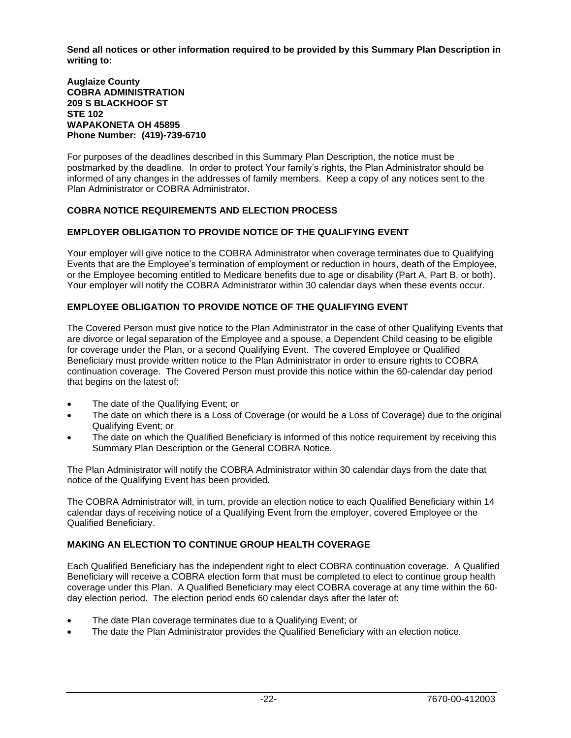**Send all notices or other information required to be provided by this Summary Plan Description in writing to:**

**Auglaize County**
**COBRA ADMINISTRATION**
**209 S BLACKHOOF ST**
**STE 102**
**WAPAKONETA OH 45895**
**Phone Number: (419)-739-6710**

For purposes of the deadlines described in this Summary Plan Description, the notice must be postmarked by the deadline. In order to protect Your family's rights, the Plan Administrator should be informed of any changes in the addresses of family members. Keep a copy of any notices sent to the Plan Administrator or COBRA Administrator.

## COBRA NOTICE REQUIREMENTS AND ELECTION PROCESS

### EMPLOYER OBLIGATION TO PROVIDE NOTICE OF THE QUALIFYING EVENT

Your employer will give notice to the COBRA Administrator when coverage terminates due to Qualifying Events that are the Employee's termination of employment or reduction in hours, death of the Employee, or the Employee becoming entitled to Medicare benefits due to age or disability (Part A, Part B, or both). Your employer will notify the COBRA Administrator within 30 calendar days when these events occur.

### EMPLOYEE OBLIGATION TO PROVIDE NOTICE OF THE QUALIFYING EVENT

The Covered Person must give notice to the Plan Administrator in the case of other Qualifying Events that are divorce or legal separation of the Employee and a spouse, a Dependent Child ceasing to be eligible for coverage under the Plan, or a second Qualifying Event. The covered Employee or Qualified Beneficiary must provide written notice to the Plan Administrator in order to ensure rights to COBRA continuation coverage. The Covered Person must provide this notice within the 60-calendar day period that begins on the latest of:

- The date of the Qualifying Event; or
- The date on which there is a Loss of Coverage (or would be a Loss of Coverage) due to the original Qualifying Event; or
- The date on which the Qualified Beneficiary is informed of this notice requirement by receiving this Summary Plan Description or the General COBRA Notice.

The Plan Administrator will notify the COBRA Administrator within 30 calendar days from the date that notice of the Qualifying Event has been provided.

The COBRA Administrator will, in turn, provide an election notice to each Qualified Beneficiary within 14 calendar days of receiving notice of a Qualifying Event from the employer, covered Employee or the Qualified Beneficiary.

### MAKING AN ELECTION TO CONTINUE GROUP HEALTH COVERAGE

Each Qualified Beneficiary has the independent right to elect COBRA continuation coverage. A Qualified Beneficiary will receive a COBRA election form that must be completed to elect to continue group health coverage under this Plan. A Qualified Beneficiary may elect COBRA coverage at any time within the 60-day election period. The election period ends 60 calendar days after the later of:

- The date Plan coverage terminates due to a Qualifying Event; or
- The date the Plan Administrator provides the Qualified Beneficiary with an election notice.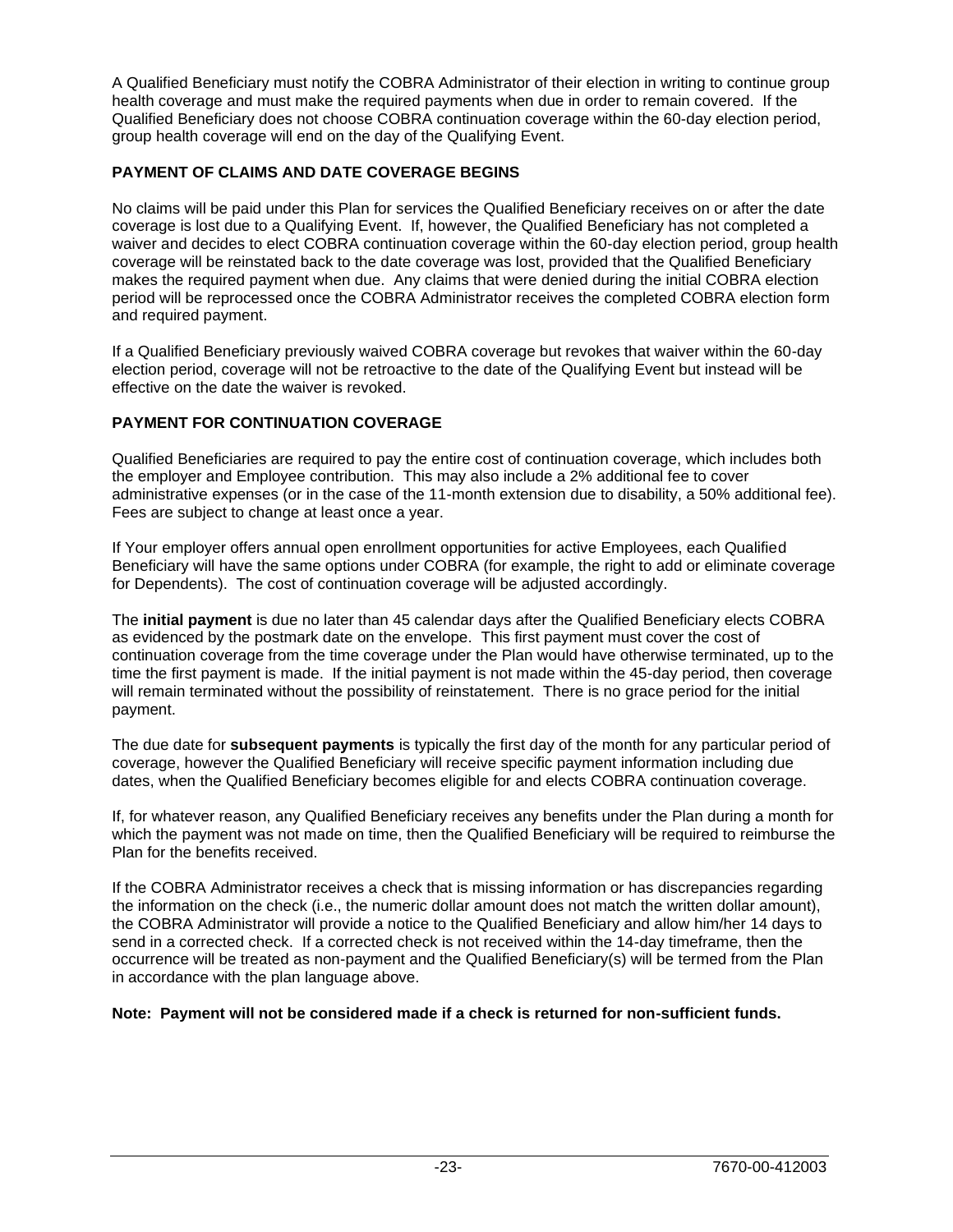A Qualified Beneficiary must notify the COBRA Administrator of their election in writing to continue group health coverage and must make the required payments when due in order to remain covered. If the Qualified Beneficiary does not choose COBRA continuation coverage within the 60-day election period, group health coverage will end on the day of the Qualifying Event.

## PAYMENT OF CLAIMS AND DATE COVERAGE BEGINS

No claims will be paid under this Plan for services the Qualified Beneficiary receives on or after the date coverage is lost due to a Qualifying Event. If, however, the Qualified Beneficiary has not completed a waiver and decides to elect COBRA continuation coverage within the 60-day election period, group health coverage will be reinstated back to the date coverage was lost, provided that the Qualified Beneficiary makes the required payment when due. Any claims that were denied during the initial COBRA election period will be reprocessed once the COBRA Administrator receives the completed COBRA election form and required payment.

If a Qualified Beneficiary previously waived COBRA coverage but revokes that waiver within the 60-day election period, coverage will not be retroactive to the date of the Qualifying Event but instead will be effective on the date the waiver is revoked.

## PAYMENT FOR CONTINUATION COVERAGE

Qualified Beneficiaries are required to pay the entire cost of continuation coverage, which includes both the employer and Employee contribution. This may also include a 2% additional fee to cover administrative expenses (or in the case of the 11-month extension due to disability, a 50% additional fee). Fees are subject to change at least once a year.

If Your employer offers annual open enrollment opportunities for active Employees, each Qualified Beneficiary will have the same options under COBRA (for example, the right to add or eliminate coverage for Dependents). The cost of continuation coverage will be adjusted accordingly.

The **initial payment** is due no later than 45 calendar days after the Qualified Beneficiary elects COBRA as evidenced by the postmark date on the envelope. This first payment must cover the cost of continuation coverage from the time coverage under the Plan would have otherwise terminated, up to the time the first payment is made. If the initial payment is not made within the 45-day period, then coverage will remain terminated without the possibility of reinstatement. There is no grace period for the initial payment.

The due date for **subsequent payments** is typically the first day of the month for any particular period of coverage, however the Qualified Beneficiary will receive specific payment information including due dates, when the Qualified Beneficiary becomes eligible for and elects COBRA continuation coverage.

If, for whatever reason, any Qualified Beneficiary receives any benefits under the Plan during a month for which the payment was not made on time, then the Qualified Beneficiary will be required to reimburse the Plan for the benefits received.

If the COBRA Administrator receives a check that is missing information or has discrepancies regarding the information on the check (i.e., the numeric dollar amount does not match the written dollar amount), the COBRA Administrator will provide a notice to the Qualified Beneficiary and allow him/her 14 days to send in a corrected check. If a corrected check is not received within the 14-day timeframe, then the occurrence will be treated as non-payment and the Qualified Beneficiary(s) will be termed from the Plan in accordance with the plan language above.

**Note: Payment will not be considered made if a check is returned for non-sufficient funds.**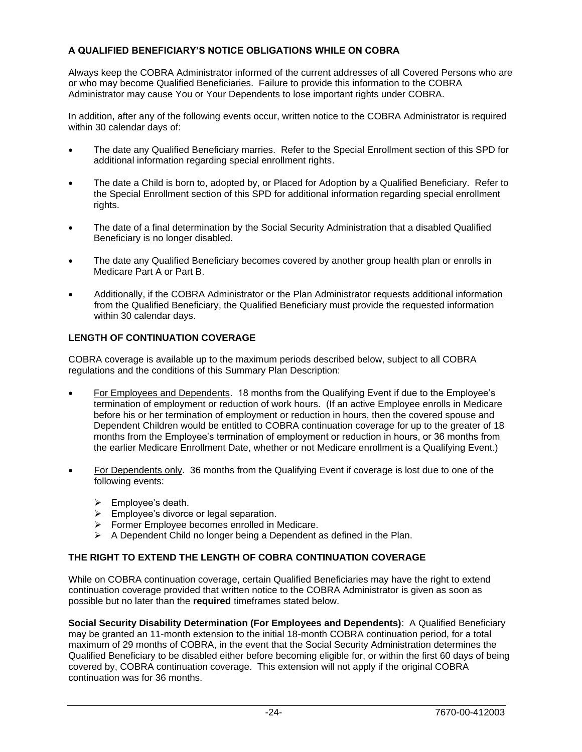## A QUALIFIED BENEFICIARY'S NOTICE OBLIGATIONS WHILE ON COBRA

Always keep the COBRA Administrator informed of the current addresses of all Covered Persons who are or who may become Qualified Beneficiaries. Failure to provide this information to the COBRA Administrator may cause You or Your Dependents to lose important rights under COBRA.

In addition, after any of the following events occur, written notice to the COBRA Administrator is required within 30 calendar days of:

- The date any Qualified Beneficiary marries. Refer to the Special Enrollment section of this SPD for additional information regarding special enrollment rights.
- The date a Child is born to, adopted by, or Placed for Adoption by a Qualified Beneficiary. Refer to the Special Enrollment section of this SPD for additional information regarding special enrollment rights.
- The date of a final determination by the Social Security Administration that a disabled Qualified Beneficiary is no longer disabled.
- The date any Qualified Beneficiary becomes covered by another group health plan or enrolls in Medicare Part A or Part B.
- Additionally, if the COBRA Administrator or the Plan Administrator requests additional information from the Qualified Beneficiary, the Qualified Beneficiary must provide the requested information within 30 calendar days.

## LENGTH OF CONTINUATION COVERAGE

COBRA coverage is available up to the maximum periods described below, subject to all COBRA regulations and the conditions of this Summary Plan Description:

- <u>For Employees and Dependents</u>. 18 months from the Qualifying Event if due to the Employee's termination of employment or reduction of work hours. (If an active Employee enrolls in Medicare before his or her termination of employment or reduction in hours, then the covered spouse and Dependent Children would be entitled to COBRA continuation coverage for up to the greater of 18 months from the Employee's termination of employment or reduction in hours, or 36 months from the earlier Medicare Enrollment Date, whether or not Medicare enrollment is a Qualifying Event.)
- <u>For Dependents only</u>. 36 months from the Qualifying Event if coverage is lost due to one of the following events:
  - Employee's death.
  - Employee's divorce or legal separation.
  - Former Employee becomes enrolled in Medicare.
  - A Dependent Child no longer being a Dependent as defined in the Plan.

## THE RIGHT TO EXTEND THE LENGTH OF COBRA CONTINUATION COVERAGE

While on COBRA continuation coverage, certain Qualified Beneficiaries may have the right to extend continuation coverage provided that written notice to the COBRA Administrator is given as soon as possible but no later than the **required** timeframes stated below.

**Social Security Disability Determination (For Employees and Dependents)**: A Qualified Beneficiary may be granted an 11-month extension to the initial 18-month COBRA continuation period, for a total maximum of 29 months of COBRA, in the event that the Social Security Administration determines the Qualified Beneficiary to be disabled either before becoming eligible for, or within the first 60 days of being covered by, COBRA continuation coverage. This extension will not apply if the original COBRA continuation was for 36 months.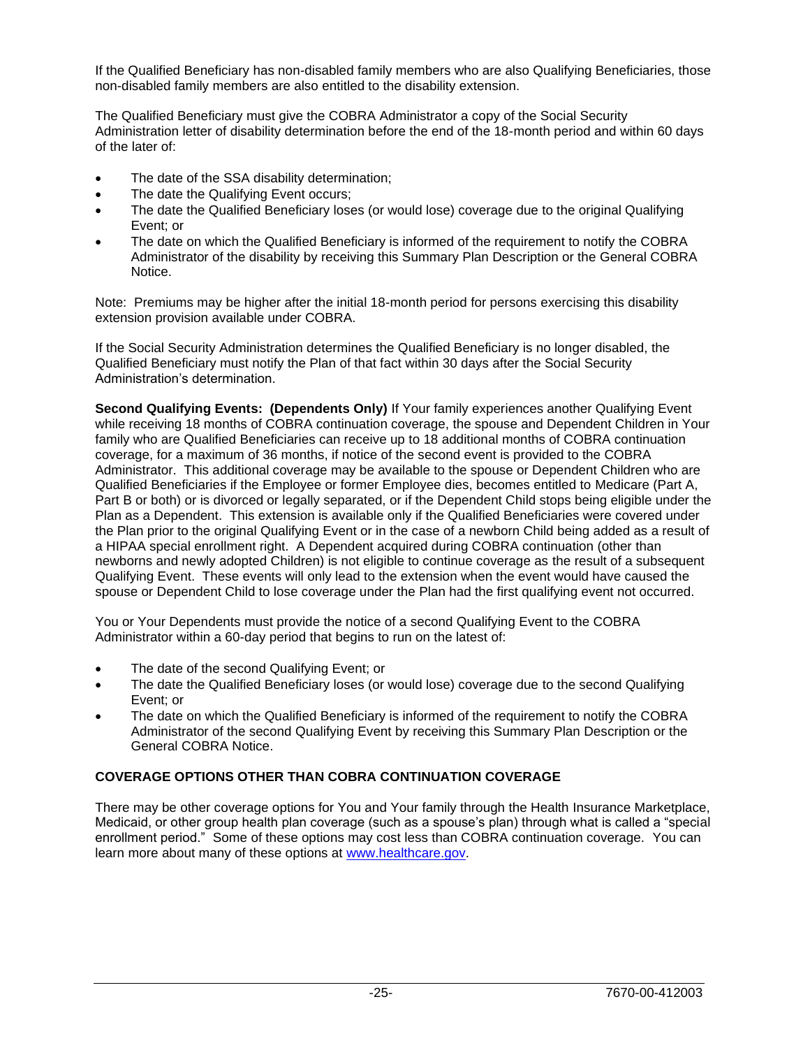If the Qualified Beneficiary has non-disabled family members who are also Qualifying Beneficiaries, those non-disabled family members are also entitled to the disability extension.

The Qualified Beneficiary must give the COBRA Administrator a copy of the Social Security Administration letter of disability determination before the end of the 18-month period and within 60 days of the later of:

- The date of the SSA disability determination;
- The date the Qualifying Event occurs;
- The date the Qualified Beneficiary loses (or would lose) coverage due to the original Qualifying Event; or
- The date on which the Qualified Beneficiary is informed of the requirement to notify the COBRA Administrator of the disability by receiving this Summary Plan Description or the General COBRA Notice.

Note: Premiums may be higher after the initial 18-month period for persons exercising this disability extension provision available under COBRA.

If the Social Security Administration determines the Qualified Beneficiary is no longer disabled, the Qualified Beneficiary must notify the Plan of that fact within 30 days after the Social Security Administration's determination.

**Second Qualifying Events: (Dependents Only)** If Your family experiences another Qualifying Event while receiving 18 months of COBRA continuation coverage, the spouse and Dependent Children in Your family who are Qualified Beneficiaries can receive up to 18 additional months of COBRA continuation coverage, for a maximum of 36 months, if notice of the second event is provided to the COBRA Administrator. This additional coverage may be available to the spouse or Dependent Children who are Qualified Beneficiaries if the Employee or former Employee dies, becomes entitled to Medicare (Part A, Part B or both) or is divorced or legally separated, or if the Dependent Child stops being eligible under the Plan as a Dependent. This extension is available only if the Qualified Beneficiaries were covered under the Plan prior to the original Qualifying Event or in the case of a newborn Child being added as a result of a HIPAA special enrollment right. A Dependent acquired during COBRA continuation (other than newborns and newly adopted Children) is not eligible to continue coverage as the result of a subsequent Qualifying Event. These events will only lead to the extension when the event would have caused the spouse or Dependent Child to lose coverage under the Plan had the first qualifying event not occurred.

You or Your Dependents must provide the notice of a second Qualifying Event to the COBRA Administrator within a 60-day period that begins to run on the latest of:

- The date of the second Qualifying Event; or
- The date the Qualified Beneficiary loses (or would lose) coverage due to the second Qualifying Event; or
- The date on which the Qualified Beneficiary is informed of the requirement to notify the COBRA Administrator of the second Qualifying Event by receiving this Summary Plan Description or the General COBRA Notice.

## COVERAGE OPTIONS OTHER THAN COBRA CONTINUATION COVERAGE

There may be other coverage options for You and Your family through the Health Insurance Marketplace, Medicaid, or other group health plan coverage (such as a spouse's plan) through what is called a "special enrollment period." Some of these options may cost less than COBRA continuation coverage. You can learn more about many of these options at www.healthcare.gov.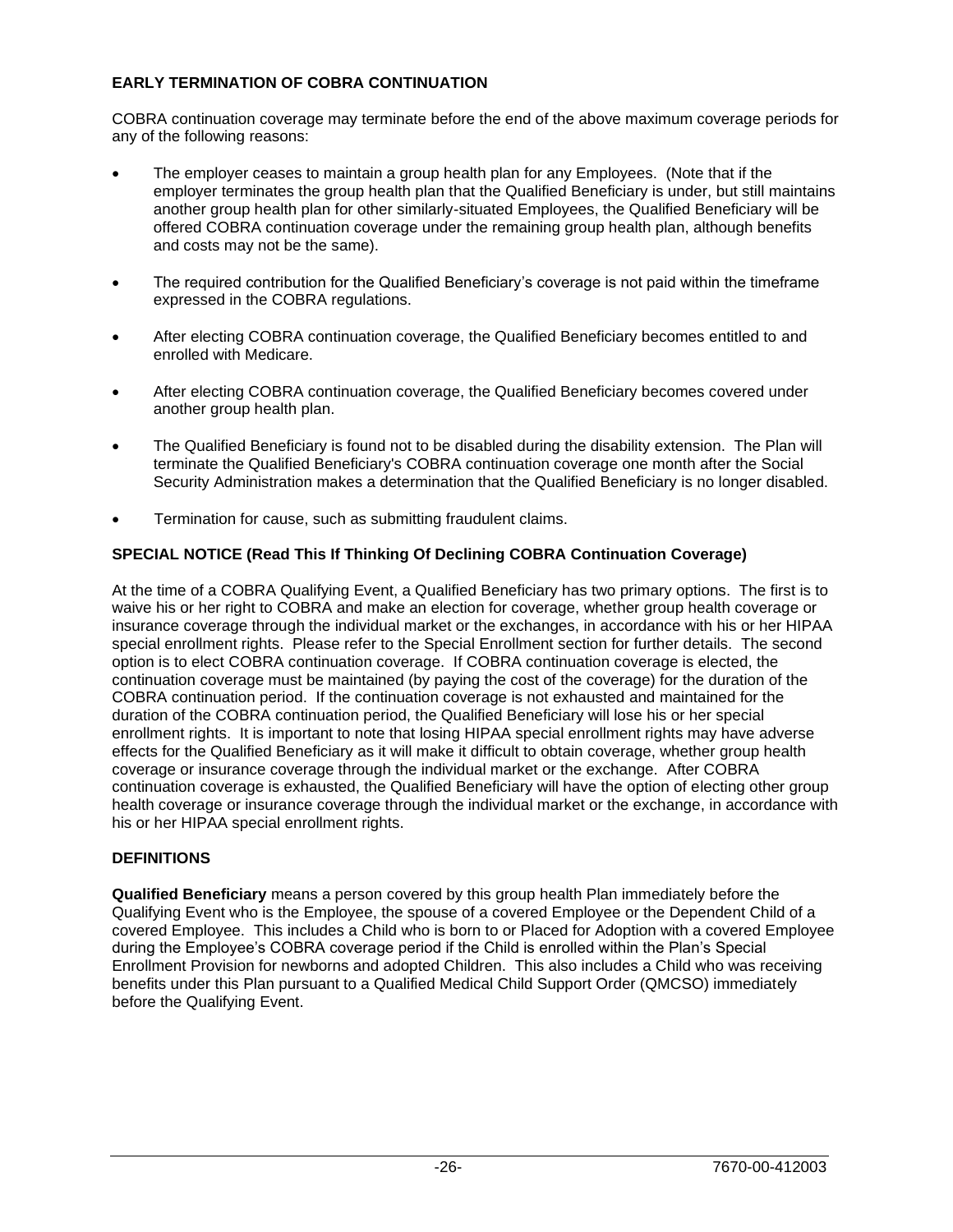### EARLY TERMINATION OF COBRA CONTINUATION

COBRA continuation coverage may terminate before the end of the above maximum coverage periods for any of the following reasons:

- The employer ceases to maintain a group health plan for any Employees. (Note that if the employer terminates the group health plan that the Qualified Beneficiary is under, but still maintains another group health plan for other similarly-situated Employees, the Qualified Beneficiary will be offered COBRA continuation coverage under the remaining group health plan, although benefits and costs may not be the same).
- The required contribution for the Qualified Beneficiary's coverage is not paid within the timeframe expressed in the COBRA regulations.
- After electing COBRA continuation coverage, the Qualified Beneficiary becomes entitled to and enrolled with Medicare.
- After electing COBRA continuation coverage, the Qualified Beneficiary becomes covered under another group health plan.
- The Qualified Beneficiary is found not to be disabled during the disability extension. The Plan will terminate the Qualified Beneficiary's COBRA continuation coverage one month after the Social Security Administration makes a determination that the Qualified Beneficiary is no longer disabled.
- Termination for cause, such as submitting fraudulent claims.

### SPECIAL NOTICE (Read This If Thinking Of Declining COBRA Continuation Coverage)

At the time of a COBRA Qualifying Event, a Qualified Beneficiary has two primary options. The first is to waive his or her right to COBRA and make an election for coverage, whether group health coverage or insurance coverage through the individual market or the exchanges, in accordance with his or her HIPAA special enrollment rights. Please refer to the Special Enrollment section for further details. The second option is to elect COBRA continuation coverage. If COBRA continuation coverage is elected, the continuation coverage must be maintained (by paying the cost of the coverage) for the duration of the COBRA continuation period. If the continuation coverage is not exhausted and maintained for the duration of the COBRA continuation period, the Qualified Beneficiary will lose his or her special enrollment rights. It is important to note that losing HIPAA special enrollment rights may have adverse effects for the Qualified Beneficiary as it will make it difficult to obtain coverage, whether group health coverage or insurance coverage through the individual market or the exchange. After COBRA continuation coverage is exhausted, the Qualified Beneficiary will have the option of electing other group health coverage or insurance coverage through the individual market or the exchange, in accordance with his or her HIPAA special enrollment rights.

### DEFINITIONS

**Qualified Beneficiary** means a person covered by this group health Plan immediately before the Qualifying Event who is the Employee, the spouse of a covered Employee or the Dependent Child of a covered Employee. This includes a Child who is born to or Placed for Adoption with a covered Employee during the Employee's COBRA coverage period if the Child is enrolled within the Plan's Special Enrollment Provision for newborns and adopted Children. This also includes a Child who was receiving benefits under this Plan pursuant to a Qualified Medical Child Support Order (QMCSO) immediately before the Qualifying Event.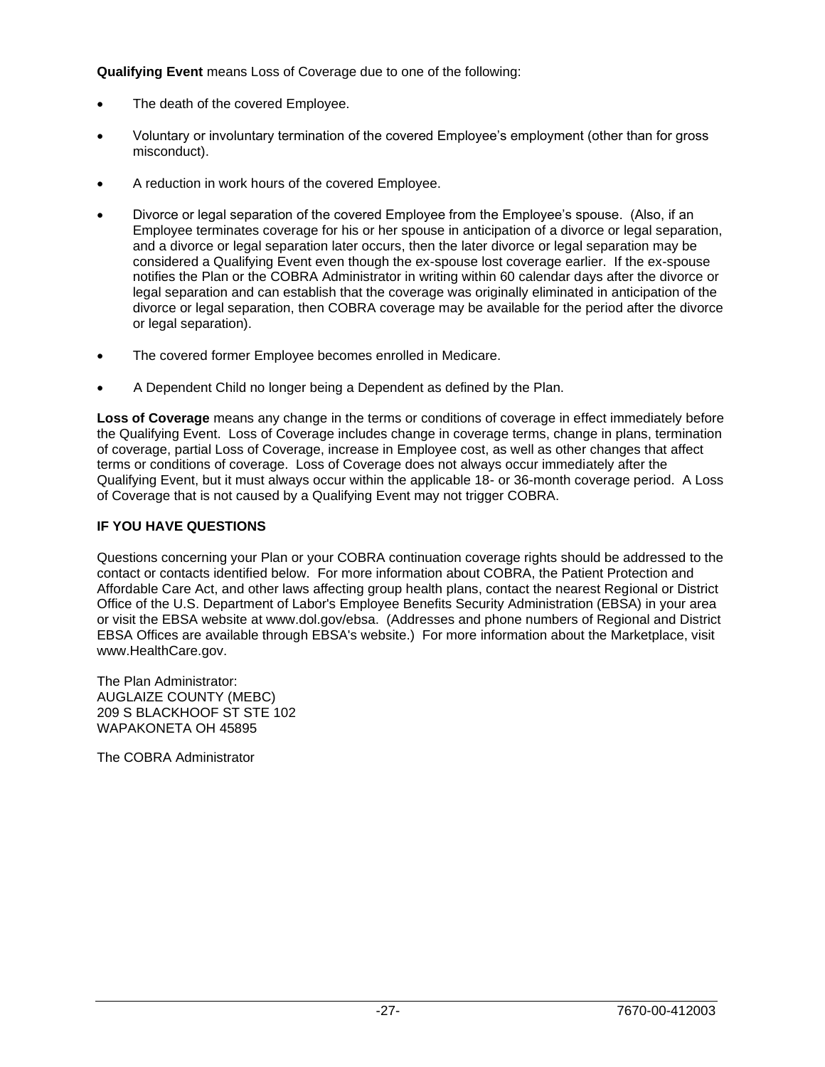**Qualifying Event** means Loss of Coverage due to one of the following:

- The death of the covered Employee.
- Voluntary or involuntary termination of the covered Employee's employment (other than for gross misconduct).
- A reduction in work hours of the covered Employee.
- Divorce or legal separation of the covered Employee from the Employee's spouse. (Also, if an Employee terminates coverage for his or her spouse in anticipation of a divorce or legal separation, and a divorce or legal separation later occurs, then the later divorce or legal separation may be considered a Qualifying Event even though the ex-spouse lost coverage earlier. If the ex-spouse notifies the Plan or the COBRA Administrator in writing within 60 calendar days after the divorce or legal separation and can establish that the coverage was originally eliminated in anticipation of the divorce or legal separation, then COBRA coverage may be available for the period after the divorce or legal separation).
- The covered former Employee becomes enrolled in Medicare.
- A Dependent Child no longer being a Dependent as defined by the Plan.

**Loss of Coverage** means any change in the terms or conditions of coverage in effect immediately before the Qualifying Event. Loss of Coverage includes change in coverage terms, change in plans, termination of coverage, partial Loss of Coverage, increase in Employee cost, as well as other changes that affect terms or conditions of coverage. Loss of Coverage does not always occur immediately after the Qualifying Event, but it must always occur within the applicable 18- or 36-month coverage period. A Loss of Coverage that is not caused by a Qualifying Event may not trigger COBRA.

**IF YOU HAVE QUESTIONS**

Questions concerning your Plan or your COBRA continuation coverage rights should be addressed to the contact or contacts identified below. For more information about COBRA, the Patient Protection and Affordable Care Act, and other laws affecting group health plans, contact the nearest Regional or District Office of the U.S. Department of Labor's Employee Benefits Security Administration (EBSA) in your area or visit the EBSA website at www.dol.gov/ebsa. (Addresses and phone numbers of Regional and District EBSA Offices are available through EBSA's website.) For more information about the Marketplace, visit www.HealthCare.gov.

The Plan Administrator:
AUGLAIZE COUNTY (MEBC)
209 S BLACKHOOF ST STE 102
WAPAKONETA OH 45895

The COBRA Administrator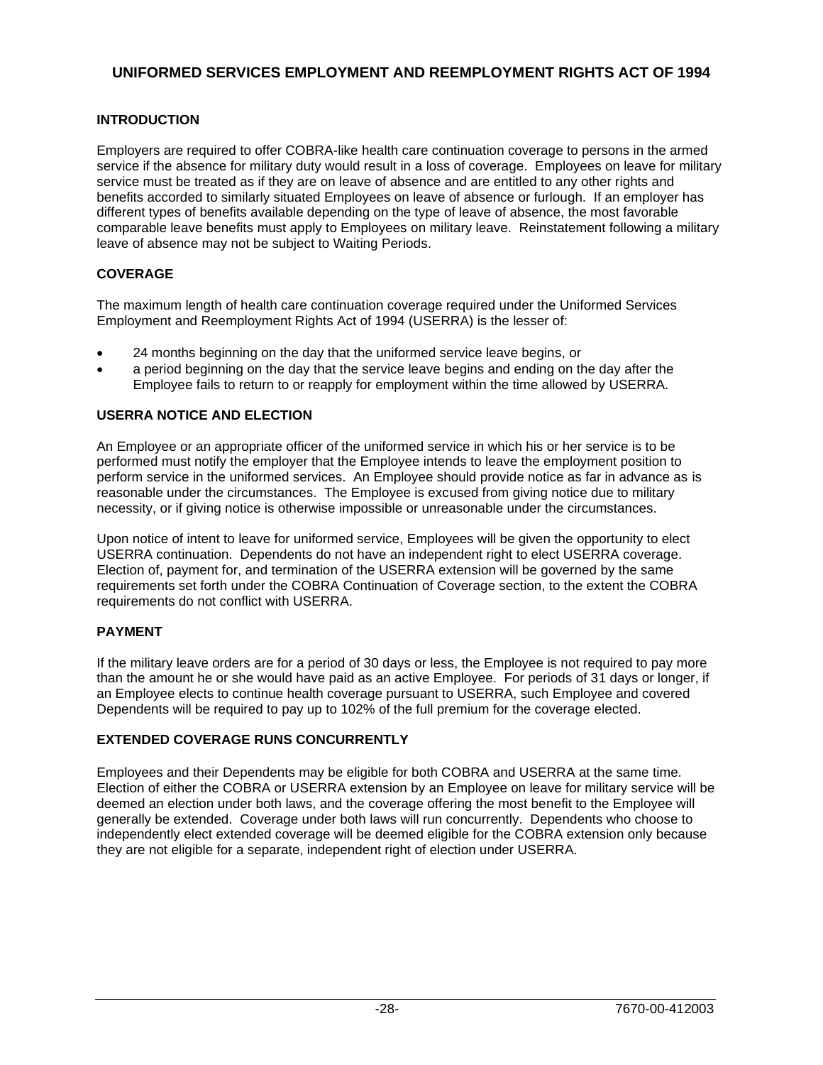# UNIFORMED SERVICES EMPLOYMENT AND REEMPLOYMENT RIGHTS ACT OF 1994

## INTRODUCTION

Employers are required to offer COBRA-like health care continuation coverage to persons in the armed service if the absence for military duty would result in a loss of coverage. Employees on leave for military service must be treated as if they are on leave of absence and are entitled to any other rights and benefits accorded to similarly situated Employees on leave of absence or furlough. If an employer has different types of benefits available depending on the type of leave of absence, the most favorable comparable leave benefits must apply to Employees on military leave. Reinstatement following a military leave of absence may not be subject to Waiting Periods.

## COVERAGE

The maximum length of health care continuation coverage required under the Uniformed Services Employment and Reemployment Rights Act of 1994 (USERRA) is the lesser of:

- 24 months beginning on the day that the uniformed service leave begins, or
- a period beginning on the day that the service leave begins and ending on the day after the Employee fails to return to or reapply for employment within the time allowed by USERRA.

## USERRA NOTICE AND ELECTION

An Employee or an appropriate officer of the uniformed service in which his or her service is to be performed must notify the employer that the Employee intends to leave the employment position to perform service in the uniformed services. An Employee should provide notice as far in advance as is reasonable under the circumstances. The Employee is excused from giving notice due to military necessity, or if giving notice is otherwise impossible or unreasonable under the circumstances.

Upon notice of intent to leave for uniformed service, Employees will be given the opportunity to elect USERRA continuation. Dependents do not have an independent right to elect USERRA coverage. Election of, payment for, and termination of the USERRA extension will be governed by the same requirements set forth under the COBRA Continuation of Coverage section, to the extent the COBRA requirements do not conflict with USERRA.

## PAYMENT

If the military leave orders are for a period of 30 days or less, the Employee is not required to pay more than the amount he or she would have paid as an active Employee. For periods of 31 days or longer, if an Employee elects to continue health coverage pursuant to USERRA, such Employee and covered Dependents will be required to pay up to 102% of the full premium for the coverage elected.

## EXTENDED COVERAGE RUNS CONCURRENTLY

Employees and their Dependents may be eligible for both COBRA and USERRA at the same time. Election of either the COBRA or USERRA extension by an Employee on leave for military service will be deemed an election under both laws, and the coverage offering the most benefit to the Employee will generally be extended. Coverage under both laws will run concurrently. Dependents who choose to independently elect extended coverage will be deemed eligible for the COBRA extension only because they are not eligible for a separate, independent right of election under USERRA.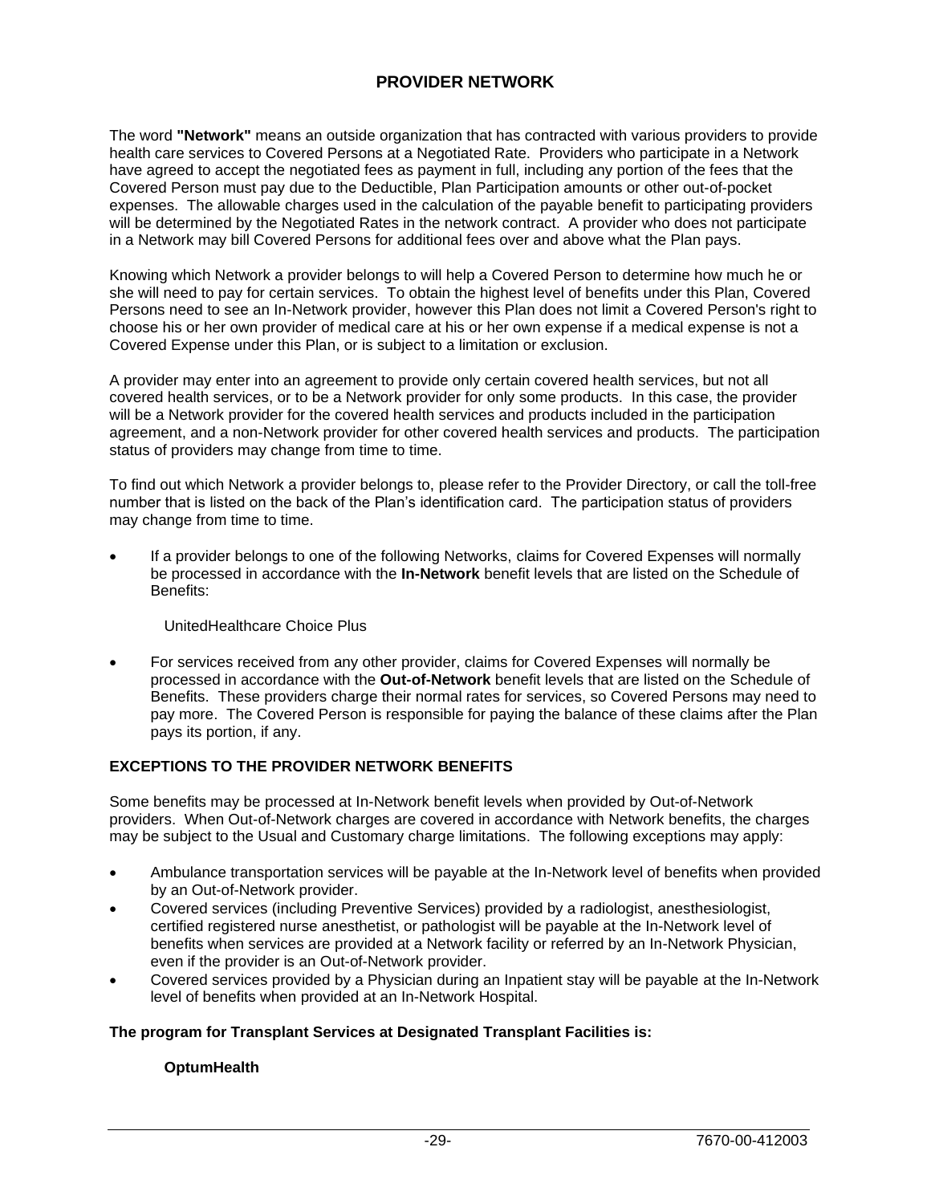# PROVIDER NETWORK

The word **"Network"** means an outside organization that has contracted with various providers to provide health care services to Covered Persons at a Negotiated Rate. Providers who participate in a Network have agreed to accept the negotiated fees as payment in full, including any portion of the fees that the Covered Person must pay due to the Deductible, Plan Participation amounts or other out-of-pocket expenses. The allowable charges used in the calculation of the payable benefit to participating providers will be determined by the Negotiated Rates in the network contract. A provider who does not participate in a Network may bill Covered Persons for additional fees over and above what the Plan pays.

Knowing which Network a provider belongs to will help a Covered Person to determine how much he or she will need to pay for certain services. To obtain the highest level of benefits under this Plan, Covered Persons need to see an In-Network provider, however this Plan does not limit a Covered Person's right to choose his or her own provider of medical care at his or her own expense if a medical expense is not a Covered Expense under this Plan, or is subject to a limitation or exclusion.

A provider may enter into an agreement to provide only certain covered health services, but not all covered health services, or to be a Network provider for only some products. In this case, the provider will be a Network provider for the covered health services and products included in the participation agreement, and a non-Network provider for other covered health services and products. The participation status of providers may change from time to time.

To find out which Network a provider belongs to, please refer to the Provider Directory, or call the toll-free number that is listed on the back of the Plan's identification card. The participation status of providers may change from time to time.

- If a provider belongs to one of the following Networks, claims for Covered Expenses will normally be processed in accordance with the **In-Network** benefit levels that are listed on the Schedule of Benefits:

  UnitedHealthcare Choice Plus

- For services received from any other provider, claims for Covered Expenses will normally be processed in accordance with the **Out-of-Network** benefit levels that are listed on the Schedule of Benefits. These providers charge their normal rates for services, so Covered Persons may need to pay more. The Covered Person is responsible for paying the balance of these claims after the Plan pays its portion, if any.

## EXCEPTIONS TO THE PROVIDER NETWORK BENEFITS

Some benefits may be processed at In-Network benefit levels when provided by Out-of-Network providers. When Out-of-Network charges are covered in accordance with Network benefits, the charges may be subject to the Usual and Customary charge limitations. The following exceptions may apply:

- Ambulance transportation services will be payable at the In-Network level of benefits when provided by an Out-of-Network provider.
- Covered services (including Preventive Services) provided by a radiologist, anesthesiologist, certified registered nurse anesthetist, or pathologist will be payable at the In-Network level of benefits when services are provided at a Network facility or referred by an In-Network Physician, even if the provider is an Out-of-Network provider.
- Covered services provided by a Physician during an Inpatient stay will be payable at the In-Network level of benefits when provided at an In-Network Hospital.

**The program for Transplant Services at Designated Transplant Facilities is:**

**OptumHealth**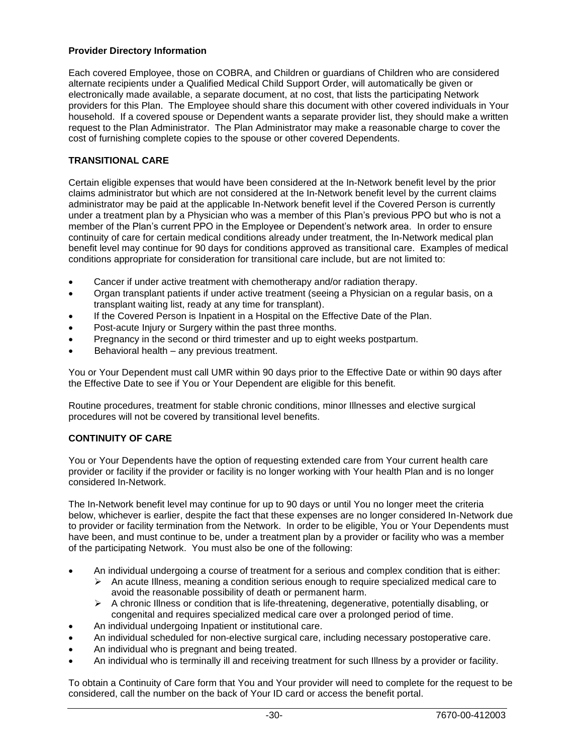**Provider Directory Information**

Each covered Employee, those on COBRA, and Children or guardians of Children who are considered alternate recipients under a Qualified Medical Child Support Order, will automatically be given or electronically made available, a separate document, at no cost, that lists the participating Network providers for this Plan. The Employee should share this document with other covered individuals in Your household. If a covered spouse or Dependent wants a separate provider list, they should make a written request to the Plan Administrator. The Plan Administrator may make a reasonable charge to cover the cost of furnishing complete copies to the spouse or other covered Dependents.

## TRANSITIONAL CARE

Certain eligible expenses that would have been considered at the In-Network benefit level by the prior claims administrator but which are not considered at the In-Network benefit level by the current claims administrator may be paid at the applicable In-Network benefit level if the Covered Person is currently under a treatment plan by a Physician who was a member of this Plan's previous PPO but who is not a member of the Plan's current PPO in the Employee or Dependent's network area. In order to ensure continuity of care for certain medical conditions already under treatment, the In-Network medical plan benefit level may continue for 90 days for conditions approved as transitional care. Examples of medical conditions appropriate for consideration for transitional care include, but are not limited to:

- Cancer if under active treatment with chemotherapy and/or radiation therapy.
- Organ transplant patients if under active treatment (seeing a Physician on a regular basis, on a transplant waiting list, ready at any time for transplant).
- If the Covered Person is Inpatient in a Hospital on the Effective Date of the Plan.
- Post-acute Injury or Surgery within the past three months.
- Pregnancy in the second or third trimester and up to eight weeks postpartum.
- Behavioral health – any previous treatment.

You or Your Dependent must call UMR within 90 days prior to the Effective Date or within 90 days after the Effective Date to see if You or Your Dependent are eligible for this benefit.

Routine procedures, treatment for stable chronic conditions, minor Illnesses and elective surgical procedures will not be covered by transitional level benefits.

## CONTINUITY OF CARE

You or Your Dependents have the option of requesting extended care from Your current health care provider or facility if the provider or facility is no longer working with Your health Plan and is no longer considered In-Network.

The In-Network benefit level may continue for up to 90 days or until You no longer meet the criteria below, whichever is earlier, despite the fact that these expenses are no longer considered In-Network due to provider or facility termination from the Network. In order to be eligible, You or Your Dependents must have been, and must continue to be, under a treatment plan by a provider or facility who was a member of the participating Network. You must also be one of the following:

- An individual undergoing a course of treatment for a serious and complex condition that is either:
  - An acute Illness, meaning a condition serious enough to require specialized medical care to avoid the reasonable possibility of death or permanent harm.
  - A chronic Illness or condition that is life-threatening, degenerative, potentially disabling, or congenital and requires specialized medical care over a prolonged period of time.
- An individual undergoing Inpatient or institutional care.
- An individual scheduled for non-elective surgical care, including necessary postoperative care.
- An individual who is pregnant and being treated.
- An individual who is terminally ill and receiving treatment for such Illness by a provider or facility.

To obtain a Continuity of Care form that You and Your provider will need to complete for the request to be considered, call the number on the back of Your ID card or access the benefit portal.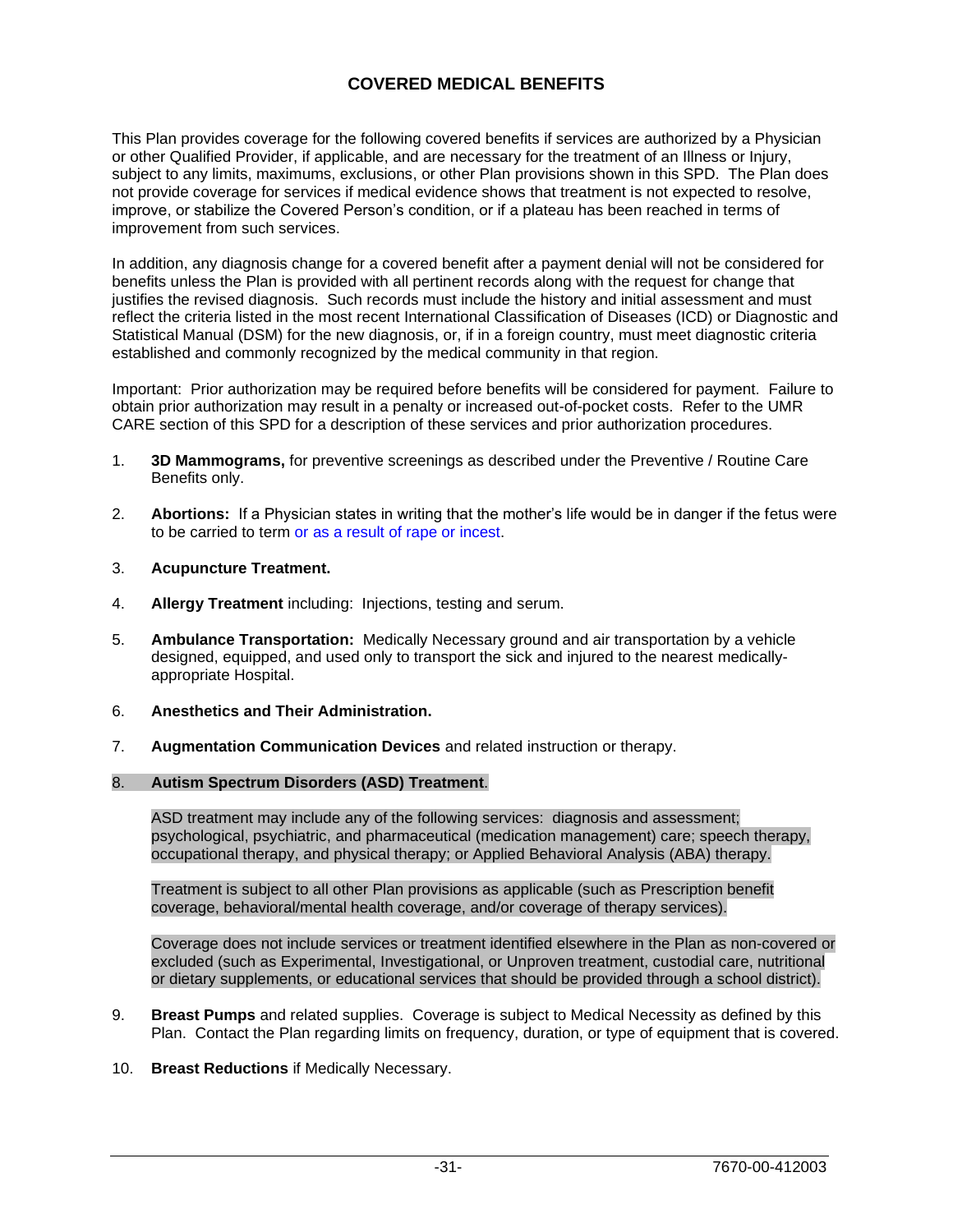# COVERED MEDICAL BENEFITS

This Plan provides coverage for the following covered benefits if services are authorized by a Physician or other Qualified Provider, if applicable, and are necessary for the treatment of an Illness or Injury, subject to any limits, maximums, exclusions, or other Plan provisions shown in this SPD. The Plan does not provide coverage for services if medical evidence shows that treatment is not expected to resolve, improve, or stabilize the Covered Person's condition, or if a plateau has been reached in terms of improvement from such services.

In addition, any diagnosis change for a covered benefit after a payment denial will not be considered for benefits unless the Plan is provided with all pertinent records along with the request for change that justifies the revised diagnosis. Such records must include the history and initial assessment and must reflect the criteria listed in the most recent International Classification of Diseases (ICD) or Diagnostic and Statistical Manual (DSM) for the new diagnosis, or, if in a foreign country, must meet diagnostic criteria established and commonly recognized by the medical community in that region.

Important: Prior authorization may be required before benefits will be considered for payment. Failure to obtain prior authorization may result in a penalty or increased out-of-pocket costs. Refer to the UMR CARE section of this SPD for a description of these services and prior authorization procedures.

1. **3D Mammograms,** for preventive screenings as described under the Preventive / Routine Care Benefits only.

2. **Abortions:** If a Physician states in writing that the mother's life would be in danger if the fetus were to be carried to term or as a result of rape or incest.

3. **Acupuncture Treatment.**

4. **Allergy Treatment** including: Injections, testing and serum.

5. **Ambulance Transportation:** Medically Necessary ground and air transportation by a vehicle designed, equipped, and used only to transport the sick and injured to the nearest medically-appropriate Hospital.

6. **Anesthetics and Their Administration.**

7. **Augmentation Communication Devices** and related instruction or therapy.

8. **Autism Spectrum Disorders (ASD) Treatment**.

   ASD treatment may include any of the following services: diagnosis and assessment; psychological, psychiatric, and pharmaceutical (medication management) care; speech therapy, occupational therapy, and physical therapy; or Applied Behavioral Analysis (ABA) therapy.

   Treatment is subject to all other Plan provisions as applicable (such as Prescription benefit coverage, behavioral/mental health coverage, and/or coverage of therapy services).

   Coverage does not include services or treatment identified elsewhere in the Plan as non-covered or excluded (such as Experimental, Investigational, or Unproven treatment, custodial care, nutritional or dietary supplements, or educational services that should be provided through a school district).

9. **Breast Pumps** and related supplies. Coverage is subject to Medical Necessity as defined by this Plan. Contact the Plan regarding limits on frequency, duration, or type of equipment that is covered.

10. **Breast Reductions** if Medically Necessary.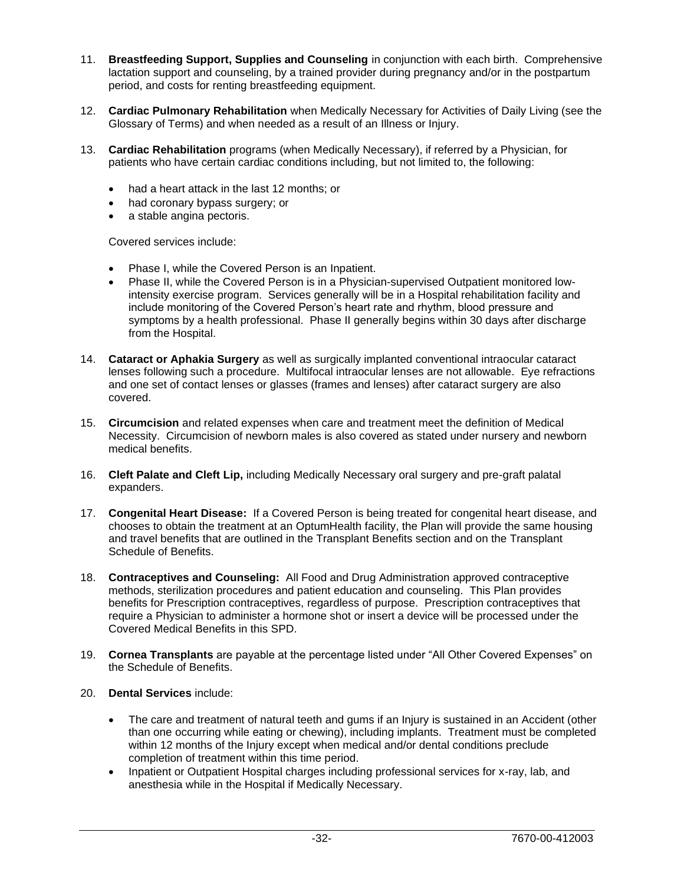11. **Breastfeeding Support, Supplies and Counseling** in conjunction with each birth. Comprehensive lactation support and counseling, by a trained provider during pregnancy and/or in the postpartum period, and costs for renting breastfeeding equipment.

12. **Cardiac Pulmonary Rehabilitation** when Medically Necessary for Activities of Daily Living (see the Glossary of Terms) and when needed as a result of an Illness or Injury.

13. **Cardiac Rehabilitation** programs (when Medically Necessary), if referred by a Physician, for patients who have certain cardiac conditions including, but not limited to, the following:

    - had a heart attack in the last 12 months; or
    - had coronary bypass surgery; or
    - a stable angina pectoris.

    Covered services include:

    - Phase I, while the Covered Person is an Inpatient.
    - Phase II, while the Covered Person is in a Physician-supervised Outpatient monitored low-intensity exercise program. Services generally will be in a Hospital rehabilitation facility and include monitoring of the Covered Person's heart rate and rhythm, blood pressure and symptoms by a health professional. Phase II generally begins within 30 days after discharge from the Hospital.

14. **Cataract or Aphakia Surgery** as well as surgically implanted conventional intraocular cataract lenses following such a procedure. Multifocal intraocular lenses are not allowable. Eye refractions and one set of contact lenses or glasses (frames and lenses) after cataract surgery are also covered.

15. **Circumcision** and related expenses when care and treatment meet the definition of Medical Necessity. Circumcision of newborn males is also covered as stated under nursery and newborn medical benefits.

16. **Cleft Palate and Cleft Lip,** including Medically Necessary oral surgery and pre-graft palatal expanders.

17. **Congenital Heart Disease:** If a Covered Person is being treated for congenital heart disease, and chooses to obtain the treatment at an OptumHealth facility, the Plan will provide the same housing and travel benefits that are outlined in the Transplant Benefits section and on the Transplant Schedule of Benefits.

18. **Contraceptives and Counseling:** All Food and Drug Administration approved contraceptive methods, sterilization procedures and patient education and counseling. This Plan provides benefits for Prescription contraceptives, regardless of purpose. Prescription contraceptives that require a Physician to administer a hormone shot or insert a device will be processed under the Covered Medical Benefits in this SPD.

19. **Cornea Transplants** are payable at the percentage listed under "All Other Covered Expenses" on the Schedule of Benefits.

20. **Dental Services** include:

    - The care and treatment of natural teeth and gums if an Injury is sustained in an Accident (other than one occurring while eating or chewing), including implants. Treatment must be completed within 12 months of the Injury except when medical and/or dental conditions preclude completion of treatment within this time period.
    - Inpatient or Outpatient Hospital charges including professional services for x-ray, lab, and anesthesia while in the Hospital if Medically Necessary.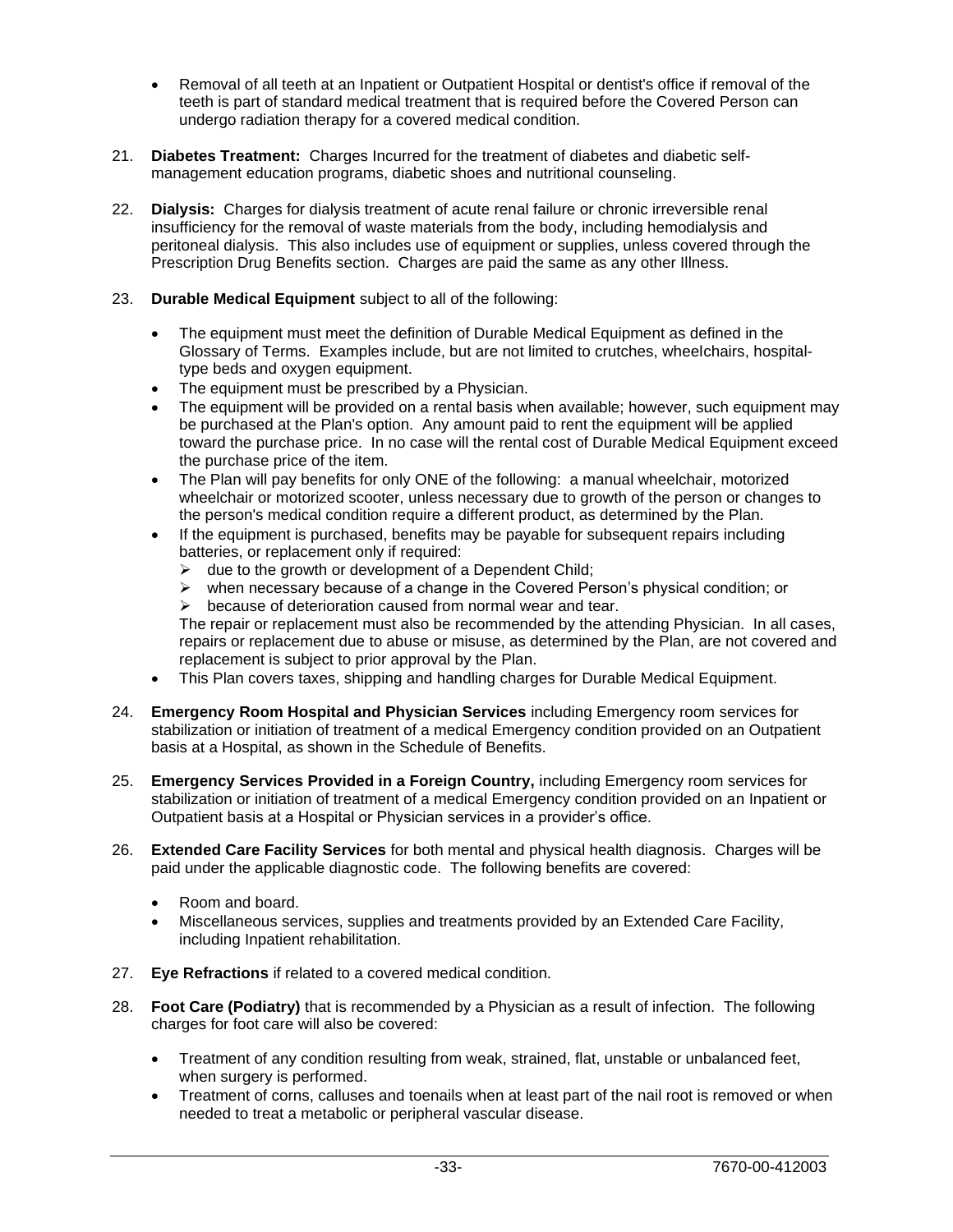- Removal of all teeth at an Inpatient or Outpatient Hospital or dentist's office if removal of the teeth is part of standard medical treatment that is required before the Covered Person can undergo radiation therapy for a covered medical condition.

21. **Diabetes Treatment:** Charges Incurred for the treatment of diabetes and diabetic self-management education programs, diabetic shoes and nutritional counseling.

22. **Dialysis:** Charges for dialysis treatment of acute renal failure or chronic irreversible renal insufficiency for the removal of waste materials from the body, including hemodialysis and peritoneal dialysis. This also includes use of equipment or supplies, unless covered through the Prescription Drug Benefits section. Charges are paid the same as any other Illness.

23. **Durable Medical Equipment** subject to all of the following:

    - The equipment must meet the definition of Durable Medical Equipment as defined in the Glossary of Terms. Examples include, but are not limited to crutches, wheelchairs, hospital-type beds and oxygen equipment.
    - The equipment must be prescribed by a Physician.
    - The equipment will be provided on a rental basis when available; however, such equipment may be purchased at the Plan's option. Any amount paid to rent the equipment will be applied toward the purchase price. In no case will the rental cost of Durable Medical Equipment exceed the purchase price of the item.
    - The Plan will pay benefits for only ONE of the following: a manual wheelchair, motorized wheelchair or motorized scooter, unless necessary due to growth of the person or changes to the person's medical condition require a different product, as determined by the Plan.
    - If the equipment is purchased, benefits may be payable for subsequent repairs including batteries, or replacement only if required:
      - due to the growth or development of a Dependent Child;
      - when necessary because of a change in the Covered Person's physical condition; or
      - because of deterioration caused from normal wear and tear.

      The repair or replacement must also be recommended by the attending Physician. In all cases, repairs or replacement due to abuse or misuse, as determined by the Plan, are not covered and replacement is subject to prior approval by the Plan.
    - This Plan covers taxes, shipping and handling charges for Durable Medical Equipment.

24. **Emergency Room Hospital and Physician Services** including Emergency room services for stabilization or initiation of treatment of a medical Emergency condition provided on an Outpatient basis at a Hospital, as shown in the Schedule of Benefits.

25. **Emergency Services Provided in a Foreign Country,** including Emergency room services for stabilization or initiation of treatment of a medical Emergency condition provided on an Inpatient or Outpatient basis at a Hospital or Physician services in a provider's office.

26. **Extended Care Facility Services** for both mental and physical health diagnosis. Charges will be paid under the applicable diagnostic code. The following benefits are covered:

    - Room and board.
    - Miscellaneous services, supplies and treatments provided by an Extended Care Facility, including Inpatient rehabilitation.

27. **Eye Refractions** if related to a covered medical condition.

28. **Foot Care (Podiatry)** that is recommended by a Physician as a result of infection. The following charges for foot care will also be covered:

    - Treatment of any condition resulting from weak, strained, flat, unstable or unbalanced feet, when surgery is performed.
    - Treatment of corns, calluses and toenails when at least part of the nail root is removed or when needed to treat a metabolic or peripheral vascular disease.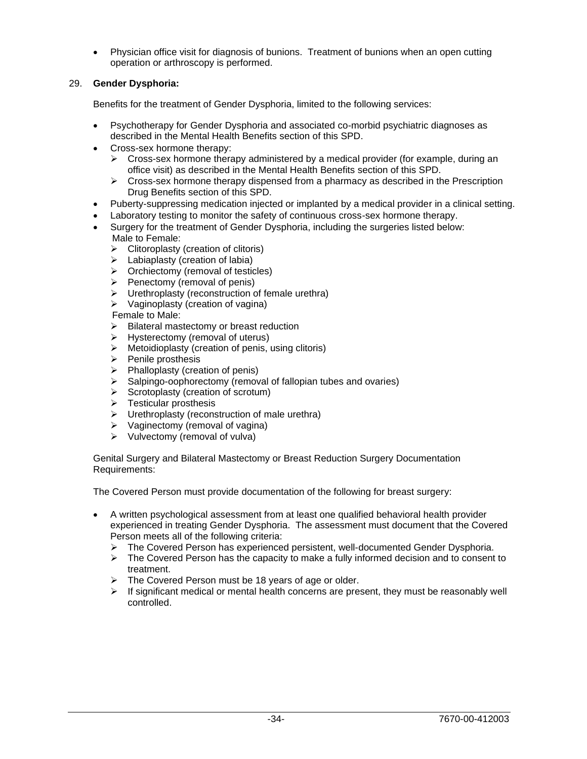- Physician office visit for diagnosis of bunions. Treatment of bunions when an open cutting operation or arthroscopy is performed.

29. **Gender Dysphoria:**

Benefits for the treatment of Gender Dysphoria, limited to the following services:

- Psychotherapy for Gender Dysphoria and associated co-morbid psychiatric diagnoses as described in the Mental Health Benefits section of this SPD.
- Cross-sex hormone therapy:
  - Cross-sex hormone therapy administered by a medical provider (for example, during an office visit) as described in the Mental Health Benefits section of this SPD.
  - Cross-sex hormone therapy dispensed from a pharmacy as described in the Prescription Drug Benefits section of this SPD.
- Puberty-suppressing medication injected or implanted by a medical provider in a clinical setting.
- Laboratory testing to monitor the safety of continuous cross-sex hormone therapy.
- Surgery for the treatment of Gender Dysphoria, including the surgeries listed below:

  Male to Female:
  - Clitoroplasty (creation of clitoris)
  - Labiaplasty (creation of labia)
  - Orchiectomy (removal of testicles)
  - Penectomy (removal of penis)
  - Urethroplasty (reconstruction of female urethra)
  - Vaginoplasty (creation of vagina)

  Female to Male:
  - Bilateral mastectomy or breast reduction
  - Hysterectomy (removal of uterus)
  - Metoidioplasty (creation of penis, using clitoris)
  - Penile prosthesis
  - Phalloplasty (creation of penis)
  - Salpingo-oophorectomy (removal of fallopian tubes and ovaries)
  - Scrotoplasty (creation of scrotum)
  - Testicular prosthesis
  - Urethroplasty (reconstruction of male urethra)
  - Vaginectomy (removal of vagina)
  - Vulvectomy (removal of vulva)

Genital Surgery and Bilateral Mastectomy or Breast Reduction Surgery Documentation Requirements:

The Covered Person must provide documentation of the following for breast surgery:

- A written psychological assessment from at least one qualified behavioral health provider experienced in treating Gender Dysphoria. The assessment must document that the Covered Person meets all of the following criteria:
  - The Covered Person has experienced persistent, well-documented Gender Dysphoria.
  - The Covered Person has the capacity to make a fully informed decision and to consent to treatment.
  - The Covered Person must be 18 years of age or older.
  - If significant medical or mental health concerns are present, they must be reasonably well controlled.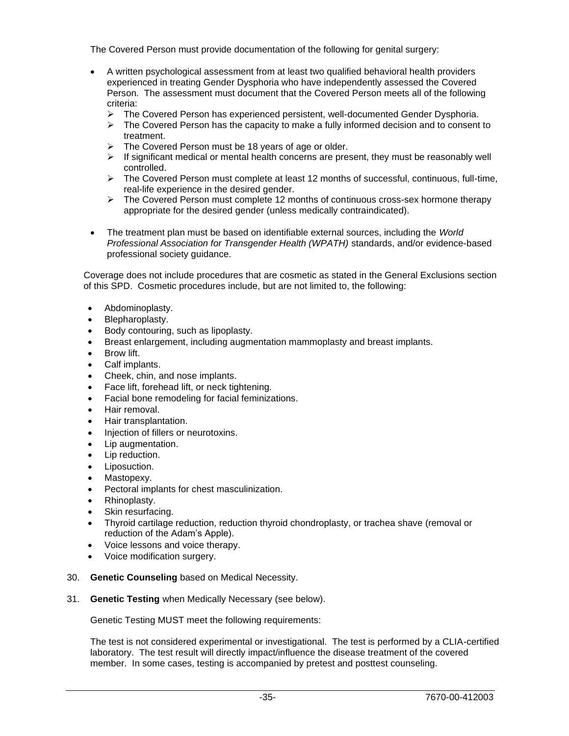The Covered Person must provide documentation of the following for genital surgery:

- A written psychological assessment from at least two qualified behavioral health providers experienced in treating Gender Dysphoria who have independently assessed the Covered Person. The assessment must document that the Covered Person meets all of the following criteria:
  - The Covered Person has experienced persistent, well-documented Gender Dysphoria.
  - The Covered Person has the capacity to make a fully informed decision and to consent to treatment.
  - The Covered Person must be 18 years of age or older.
  - If significant medical or mental health concerns are present, they must be reasonably well controlled.
  - The Covered Person must complete at least 12 months of successful, continuous, full-time, real-life experience in the desired gender.
  - The Covered Person must complete 12 months of continuous cross-sex hormone therapy appropriate for the desired gender (unless medically contraindicated).
- The treatment plan must be based on identifiable external sources, including the *World Professional Association for Transgender Health (WPATH)* standards, and/or evidence-based professional society guidance.

Coverage does not include procedures that are cosmetic as stated in the General Exclusions section of this SPD. Cosmetic procedures include, but are not limited to, the following:

- Abdominoplasty.
- Blepharoplasty.
- Body contouring, such as lipoplasty.
- Breast enlargement, including augmentation mammoplasty and breast implants.
- Brow lift.
- Calf implants.
- Cheek, chin, and nose implants.
- Face lift, forehead lift, or neck tightening.
- Facial bone remodeling for facial feminizations.
- Hair removal.
- Hair transplantation.
- Injection of fillers or neurotoxins.
- Lip augmentation.
- Lip reduction.
- Liposuction.
- Mastopexy.
- Pectoral implants for chest masculinization.
- Rhinoplasty.
- Skin resurfacing.
- Thyroid cartilage reduction, reduction thyroid chondroplasty, or trachea shave (removal or reduction of the Adam's Apple).
- Voice lessons and voice therapy.
- Voice modification surgery.

30. **Genetic Counseling** based on Medical Necessity.

31. **Genetic Testing** when Medically Necessary (see below).

    Genetic Testing MUST meet the following requirements:

    The test is not considered experimental or investigational. The test is performed by a CLIA-certified laboratory. The test result will directly impact/influence the disease treatment of the covered member. In some cases, testing is accompanied by pretest and posttest counseling.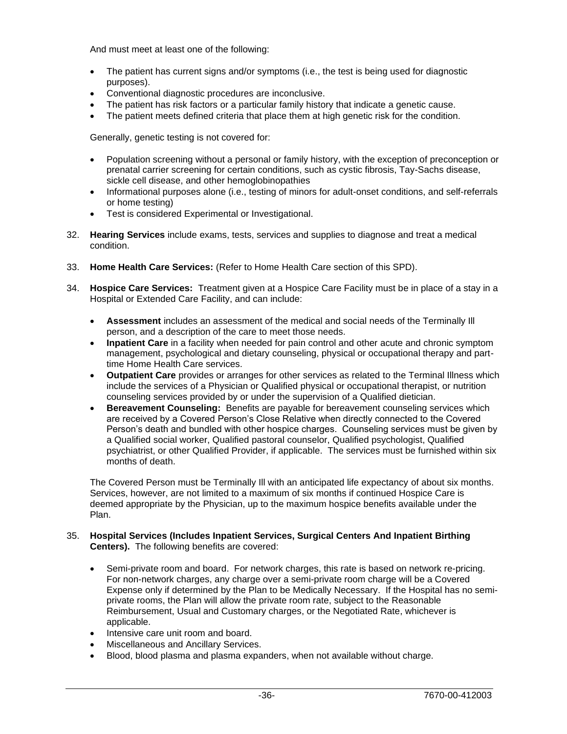And must meet at least one of the following:

- The patient has current signs and/or symptoms (i.e., the test is being used for diagnostic purposes).
- Conventional diagnostic procedures are inconclusive.
- The patient has risk factors or a particular family history that indicate a genetic cause.
- The patient meets defined criteria that place them at high genetic risk for the condition.

Generally, genetic testing is not covered for:

- Population screening without a personal or family history, with the exception of preconception or prenatal carrier screening for certain conditions, such as cystic fibrosis, Tay-Sachs disease, sickle cell disease, and other hemoglobinopathies
- Informational purposes alone (i.e., testing of minors for adult-onset conditions, and self-referrals or home testing)
- Test is considered Experimental or Investigational.

32. **Hearing Services** include exams, tests, services and supplies to diagnose and treat a medical condition.

33. **Home Health Care Services:** (Refer to Home Health Care section of this SPD).

34. **Hospice Care Services:** Treatment given at a Hospice Care Facility must be in place of a stay in a Hospital or Extended Care Facility, and can include:

    - **Assessment** includes an assessment of the medical and social needs of the Terminally Ill person, and a description of the care to meet those needs.
    - **Inpatient Care** in a facility when needed for pain control and other acute and chronic symptom management, psychological and dietary counseling, physical or occupational therapy and part-time Home Health Care services.
    - **Outpatient Care** provides or arranges for other services as related to the Terminal Illness which include the services of a Physician or Qualified physical or occupational therapist, or nutrition counseling services provided by or under the supervision of a Qualified dietician.
    - **Bereavement Counseling:** Benefits are payable for bereavement counseling services which are received by a Covered Person's Close Relative when directly connected to the Covered Person's death and bundled with other hospice charges. Counseling services must be given by a Qualified social worker, Qualified pastoral counselor, Qualified psychologist, Qualified psychiatrist, or other Qualified Provider, if applicable. The services must be furnished within six months of death.

    The Covered Person must be Terminally Ill with an anticipated life expectancy of about six months. Services, however, are not limited to a maximum of six months if continued Hospice Care is deemed appropriate by the Physician, up to the maximum hospice benefits available under the Plan.

35. **Hospital Services (Includes Inpatient Services, Surgical Centers And Inpatient Birthing Centers).** The following benefits are covered:

    - Semi-private room and board. For network charges, this rate is based on network re-pricing. For non-network charges, any charge over a semi-private room charge will be a Covered Expense only if determined by the Plan to be Medically Necessary. If the Hospital has no semi-private rooms, the Plan will allow the private room rate, subject to the Reasonable Reimbursement, Usual and Customary charges, or the Negotiated Rate, whichever is applicable.
    - Intensive care unit room and board.
    - Miscellaneous and Ancillary Services.
    - Blood, blood plasma and plasma expanders, when not available without charge.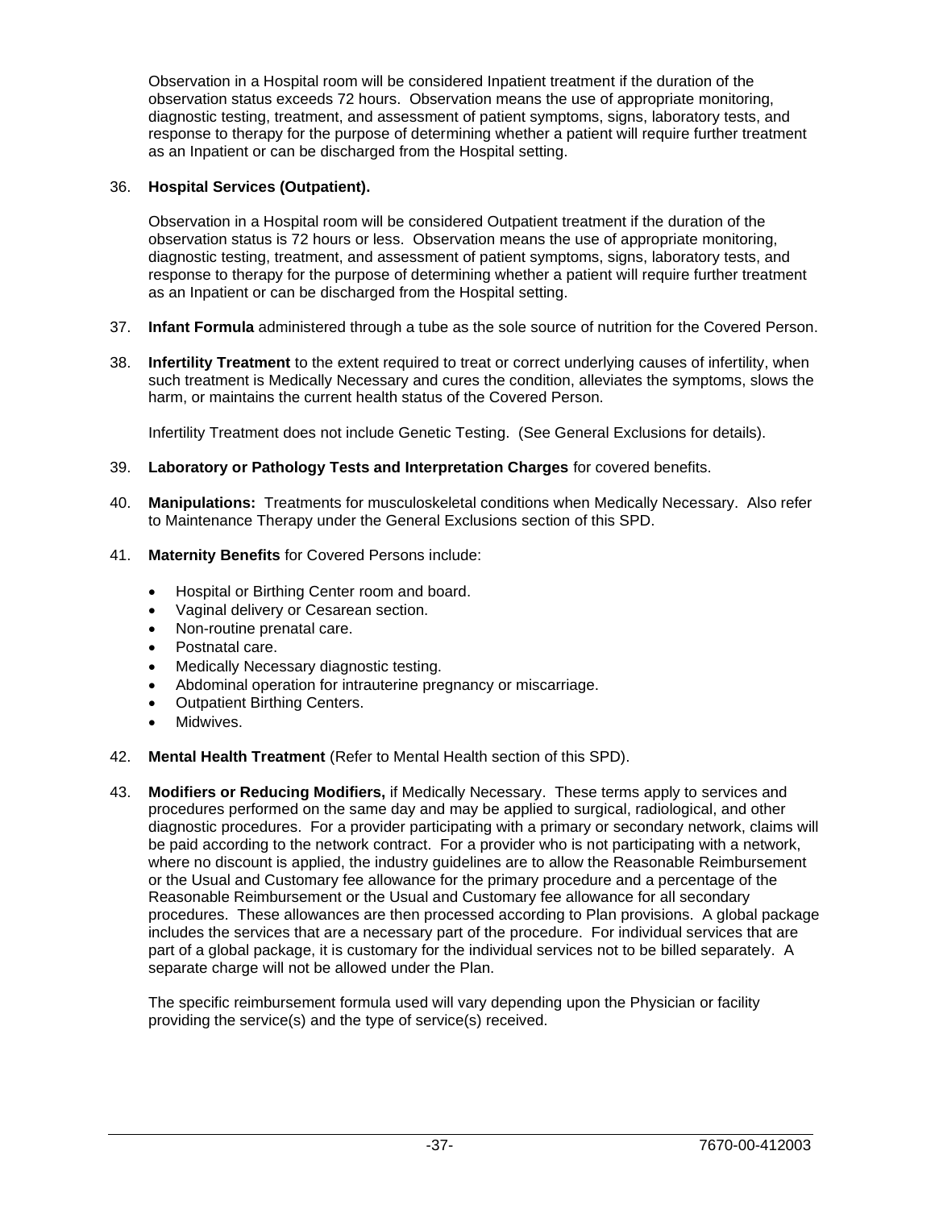Observation in a Hospital room will be considered Inpatient treatment if the duration of the observation status exceeds 72 hours. Observation means the use of appropriate monitoring, diagnostic testing, treatment, and assessment of patient symptoms, signs, laboratory tests, and response to therapy for the purpose of determining whether a patient will require further treatment as an Inpatient or can be discharged from the Hospital setting.

36. **Hospital Services (Outpatient).**

    Observation in a Hospital room will be considered Outpatient treatment if the duration of the observation status is 72 hours or less. Observation means the use of appropriate monitoring, diagnostic testing, treatment, and assessment of patient symptoms, signs, laboratory tests, and response to therapy for the purpose of determining whether a patient will require further treatment as an Inpatient or can be discharged from the Hospital setting.

37. **Infant Formula** administered through a tube as the sole source of nutrition for the Covered Person.

38. **Infertility Treatment** to the extent required to treat or correct underlying causes of infertility, when such treatment is Medically Necessary and cures the condition, alleviates the symptoms, slows the harm, or maintains the current health status of the Covered Person.

    Infertility Treatment does not include Genetic Testing. (See General Exclusions for details).

39. **Laboratory or Pathology Tests and Interpretation Charges** for covered benefits.

40. **Manipulations:** Treatments for musculoskeletal conditions when Medically Necessary. Also refer to Maintenance Therapy under the General Exclusions section of this SPD.

41. **Maternity Benefits** for Covered Persons include:

    - Hospital or Birthing Center room and board.
    - Vaginal delivery or Cesarean section.
    - Non-routine prenatal care.
    - Postnatal care.
    - Medically Necessary diagnostic testing.
    - Abdominal operation for intrauterine pregnancy or miscarriage.
    - Outpatient Birthing Centers.
    - Midwives.

42. **Mental Health Treatment** (Refer to Mental Health section of this SPD).

43. **Modifiers or Reducing Modifiers,** if Medically Necessary. These terms apply to services and procedures performed on the same day and may be applied to surgical, radiological, and other diagnostic procedures. For a provider participating with a primary or secondary network, claims will be paid according to the network contract. For a provider who is not participating with a network, where no discount is applied, the industry guidelines are to allow the Reasonable Reimbursement or the Usual and Customary fee allowance for the primary procedure and a percentage of the Reasonable Reimbursement or the Usual and Customary fee allowance for all secondary procedures. These allowances are then processed according to Plan provisions. A global package includes the services that are a necessary part of the procedure. For individual services that are part of a global package, it is customary for the individual services not to be billed separately. A separate charge will not be allowed under the Plan.

    The specific reimbursement formula used will vary depending upon the Physician or facility providing the service(s) and the type of service(s) received.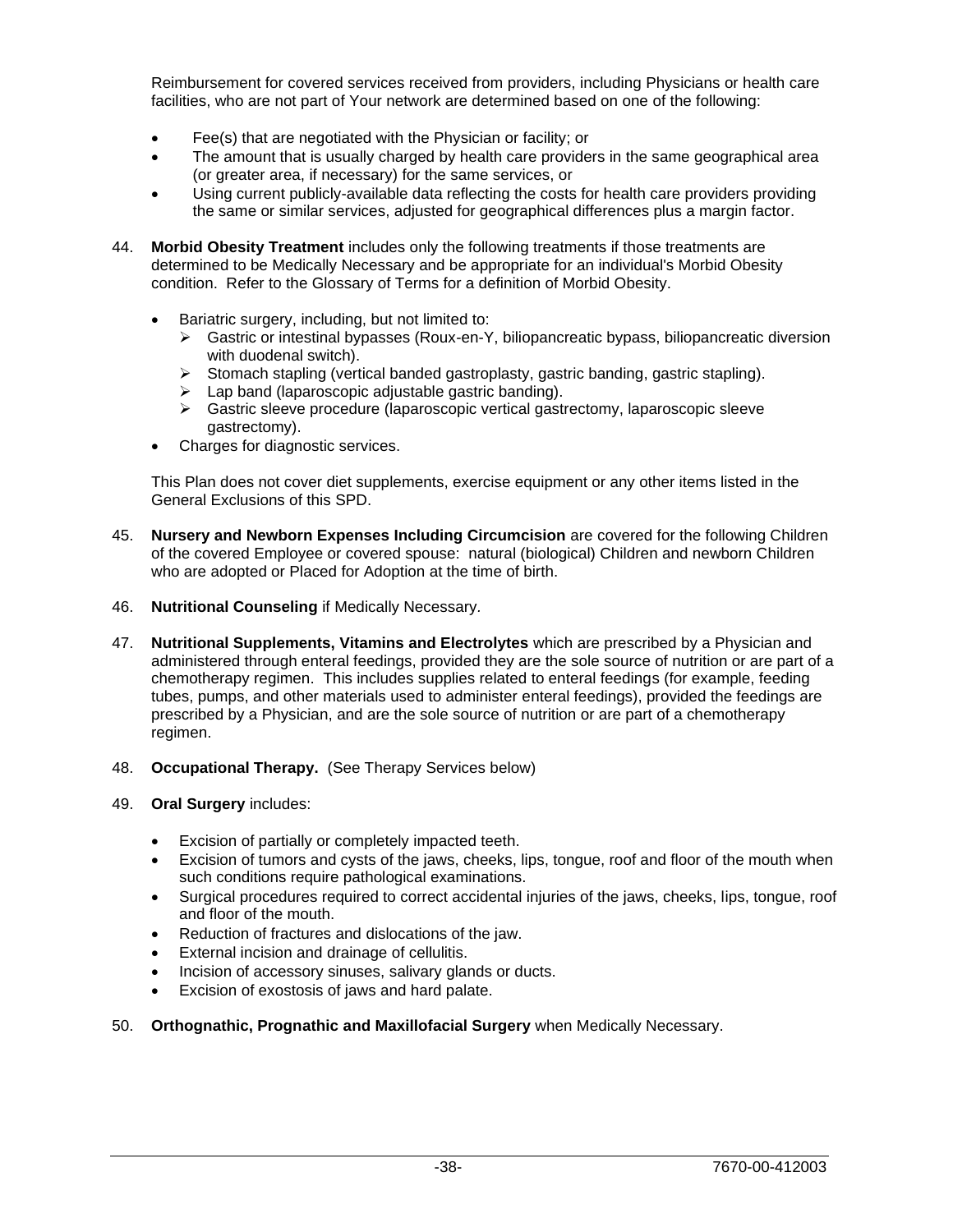Reimbursement for covered services received from providers, including Physicians or health care facilities, who are not part of Your network are determined based on one of the following:

- Fee(s) that are negotiated with the Physician or facility; or
- The amount that is usually charged by health care providers in the same geographical area (or greater area, if necessary) for the same services, or
- Using current publicly-available data reflecting the costs for health care providers providing the same or similar services, adjusted for geographical differences plus a margin factor.

44. **Morbid Obesity Treatment** includes only the following treatments if those treatments are determined to be Medically Necessary and be appropriate for an individual's Morbid Obesity condition. Refer to the Glossary of Terms for a definition of Morbid Obesity.

    - Bariatric surgery, including, but not limited to:
        - Gastric or intestinal bypasses (Roux-en-Y, biliopancreatic bypass, biliopancreatic diversion with duodenal switch).
        - Stomach stapling (vertical banded gastroplasty, gastric banding, gastric stapling).
        - Lap band (laparoscopic adjustable gastric banding).
        - Gastric sleeve procedure (laparoscopic vertical gastrectomy, laparoscopic sleeve gastrectomy).
    - Charges for diagnostic services.

    This Plan does not cover diet supplements, exercise equipment or any other items listed in the General Exclusions of this SPD.

45. **Nursery and Newborn Expenses Including Circumcision** are covered for the following Children of the covered Employee or covered spouse: natural (biological) Children and newborn Children who are adopted or Placed for Adoption at the time of birth.

46. **Nutritional Counseling** if Medically Necessary.

47. **Nutritional Supplements, Vitamins and Electrolytes** which are prescribed by a Physician and administered through enteral feedings, provided they are the sole source of nutrition or are part of a chemotherapy regimen. This includes supplies related to enteral feedings (for example, feeding tubes, pumps, and other materials used to administer enteral feedings), provided the feedings are prescribed by a Physician, and are the sole source of nutrition or are part of a chemotherapy regimen.

48. **Occupational Therapy.** (See Therapy Services below)

49. **Oral Surgery** includes:

    - Excision of partially or completely impacted teeth.
    - Excision of tumors and cysts of the jaws, cheeks, lips, tongue, roof and floor of the mouth when such conditions require pathological examinations.
    - Surgical procedures required to correct accidental injuries of the jaws, cheeks, lips, tongue, roof and floor of the mouth.
    - Reduction of fractures and dislocations of the jaw.
    - External incision and drainage of cellulitis.
    - Incision of accessory sinuses, salivary glands or ducts.
    - Excision of exostosis of jaws and hard palate.

50. **Orthognathic, Prognathic and Maxillofacial Surgery** when Medically Necessary.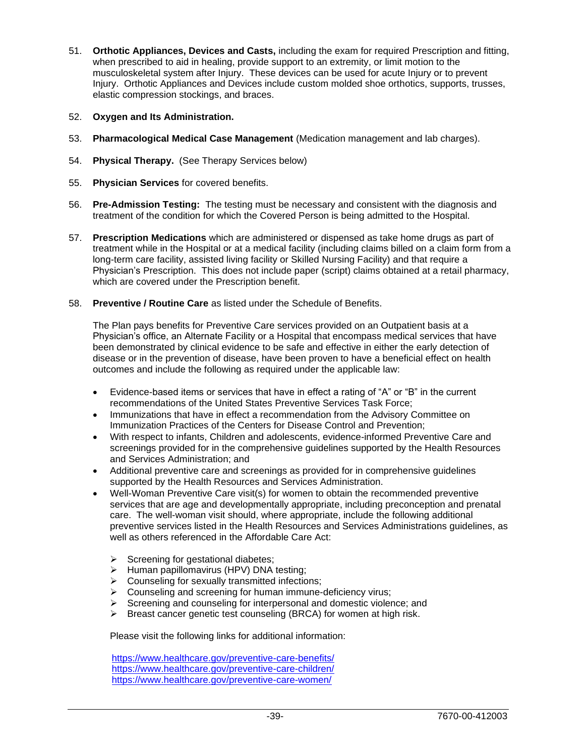51. **Orthotic Appliances, Devices and Casts,** including the exam for required Prescription and fitting, when prescribed to aid in healing, provide support to an extremity, or limit motion to the musculoskeletal system after Injury. These devices can be used for acute Injury or to prevent Injury. Orthotic Appliances and Devices include custom molded shoe orthotics, supports, trusses, elastic compression stockings, and braces.

52. **Oxygen and Its Administration.**

53. **Pharmacological Medical Case Management** (Medication management and lab charges).

54. **Physical Therapy.** (See Therapy Services below)

55. **Physician Services** for covered benefits.

56. **Pre-Admission Testing:** The testing must be necessary and consistent with the diagnosis and treatment of the condition for which the Covered Person is being admitted to the Hospital.

57. **Prescription Medications** which are administered or dispensed as take home drugs as part of treatment while in the Hospital or at a medical facility (including claims billed on a claim form from a long-term care facility, assisted living facility or Skilled Nursing Facility) and that require a Physician's Prescription. This does not include paper (script) claims obtained at a retail pharmacy, which are covered under the Prescription benefit.

58. **Preventive / Routine Care** as listed under the Schedule of Benefits.

    The Plan pays benefits for Preventive Care services provided on an Outpatient basis at a Physician's office, an Alternate Facility or a Hospital that encompass medical services that have been demonstrated by clinical evidence to be safe and effective in either the early detection of disease or in the prevention of disease, have been proven to have a beneficial effect on health outcomes and include the following as required under the applicable law:

    - Evidence-based items or services that have in effect a rating of "A" or "B" in the current recommendations of the United States Preventive Services Task Force;
    - Immunizations that have in effect a recommendation from the Advisory Committee on Immunization Practices of the Centers for Disease Control and Prevention;
    - With respect to infants, Children and adolescents, evidence-informed Preventive Care and screenings provided for in the comprehensive guidelines supported by the Health Resources and Services Administration; and
    - Additional preventive care and screenings as provided for in comprehensive guidelines supported by the Health Resources and Services Administration.
    - Well-Woman Preventive Care visit(s) for women to obtain the recommended preventive services that are age and developmentally appropriate, including preconception and prenatal care. The well-woman visit should, where appropriate, include the following additional preventive services listed in the Health Resources and Services Administrations guidelines, as well as others referenced in the Affordable Care Act:

      - Screening for gestational diabetes;
      - Human papillomavirus (HPV) DNA testing;
      - Counseling for sexually transmitted infections;
      - Counseling and screening for human immune-deficiency virus;
      - Screening and counseling for interpersonal and domestic violence; and
      - Breast cancer genetic test counseling (BRCA) for women at high risk.

      Please visit the following links for additional information:

      https://www.healthcare.gov/preventive-care-benefits/
      https://www.healthcare.gov/preventive-care-children/
      https://www.healthcare.gov/preventive-care-women/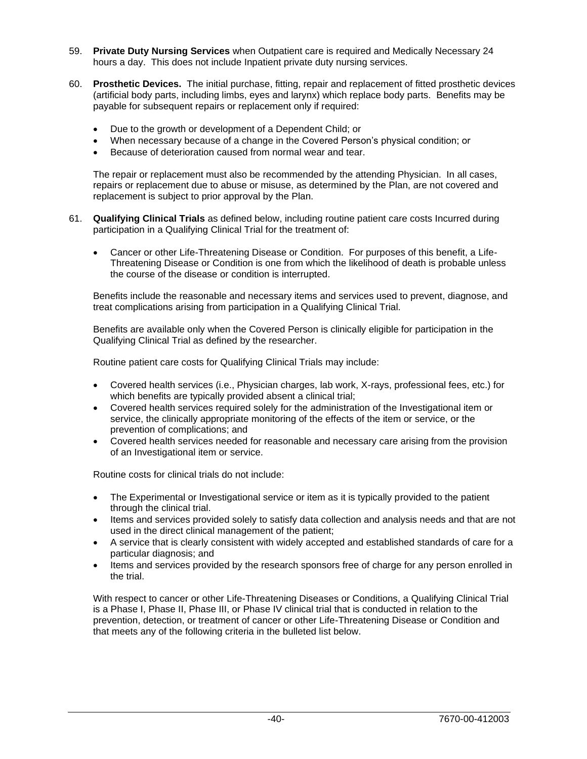59. **Private Duty Nursing Services** when Outpatient care is required and Medically Necessary 24 hours a day. This does not include Inpatient private duty nursing services.

60. **Prosthetic Devices.** The initial purchase, fitting, repair and replacement of fitted prosthetic devices (artificial body parts, including limbs, eyes and larynx) which replace body parts. Benefits may be payable for subsequent repairs or replacement only if required:

    - Due to the growth or development of a Dependent Child; or
    - When necessary because of a change in the Covered Person's physical condition; or
    - Because of deterioration caused from normal wear and tear.

    The repair or replacement must also be recommended by the attending Physician. In all cases, repairs or replacement due to abuse or misuse, as determined by the Plan, are not covered and replacement is subject to prior approval by the Plan.

61. **Qualifying Clinical Trials** as defined below, including routine patient care costs Incurred during participation in a Qualifying Clinical Trial for the treatment of:

    - Cancer or other Life-Threatening Disease or Condition. For purposes of this benefit, a Life-Threatening Disease or Condition is one from which the likelihood of death is probable unless the course of the disease or condition is interrupted.

    Benefits include the reasonable and necessary items and services used to prevent, diagnose, and treat complications arising from participation in a Qualifying Clinical Trial.

    Benefits are available only when the Covered Person is clinically eligible for participation in the Qualifying Clinical Trial as defined by the researcher.

    Routine patient care costs for Qualifying Clinical Trials may include:

    - Covered health services (i.e., Physician charges, lab work, X-rays, professional fees, etc.) for which benefits are typically provided absent a clinical trial;
    - Covered health services required solely for the administration of the Investigational item or service, the clinically appropriate monitoring of the effects of the item or service, or the prevention of complications; and
    - Covered health services needed for reasonable and necessary care arising from the provision of an Investigational item or service.

    Routine costs for clinical trials do not include:

    - The Experimental or Investigational service or item as it is typically provided to the patient through the clinical trial.
    - Items and services provided solely to satisfy data collection and analysis needs and that are not used in the direct clinical management of the patient;
    - A service that is clearly consistent with widely accepted and established standards of care for a particular diagnosis; and
    - Items and services provided by the research sponsors free of charge for any person enrolled in the trial.

    With respect to cancer or other Life-Threatening Diseases or Conditions, a Qualifying Clinical Trial is a Phase I, Phase II, Phase III, or Phase IV clinical trial that is conducted in relation to the prevention, detection, or treatment of cancer or other Life-Threatening Disease or Condition and that meets any of the following criteria in the bulleted list below.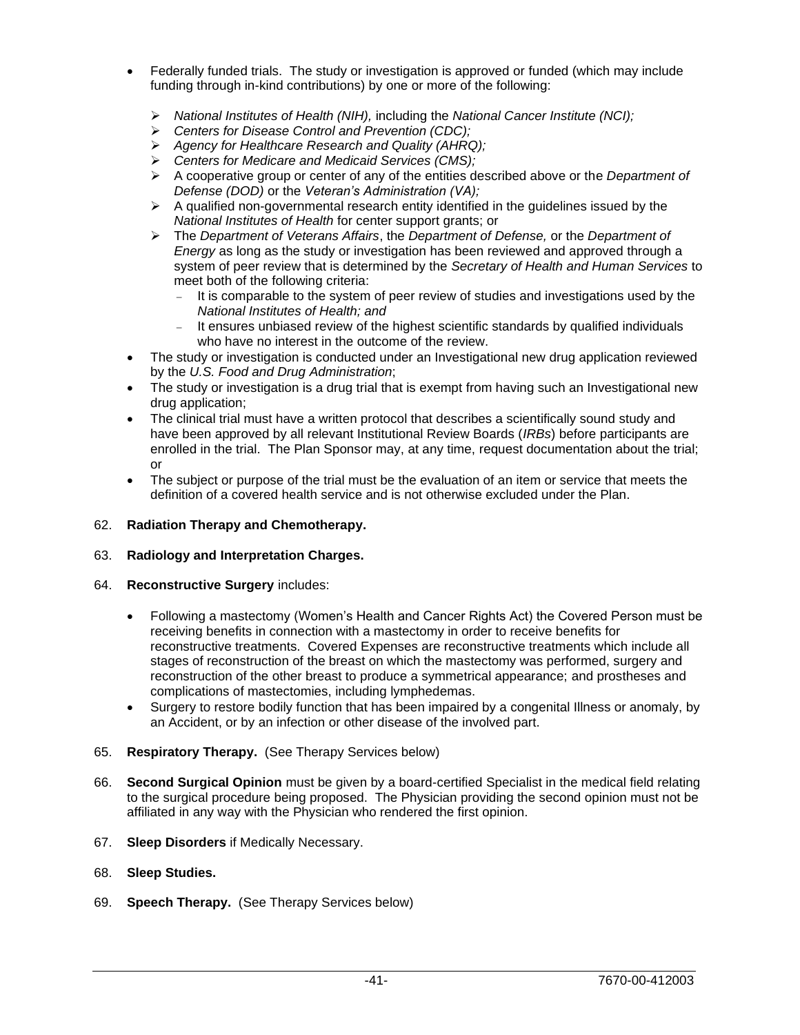- Federally funded trials. The study or investigation is approved or funded (which may include funding through in-kind contributions) by one or more of the following:
  - *National Institutes of Health (NIH),* including the *National Cancer Institute (NCI);*
  - *Centers for Disease Control and Prevention (CDC);*
  - *Agency for Healthcare Research and Quality (AHRQ);*
  - *Centers for Medicare and Medicaid Services (CMS);*
  - A cooperative group or center of any of the entities described above or the *Department of Defense (DOD)* or the *Veteran's Administration (VA);*
  - A qualified non-governmental research entity identified in the guidelines issued by the *National Institutes of Health* for center support grants; or
  - The *Department of Veterans Affairs*, the *Department of Defense,* or the *Department of Energy* as long as the study or investigation has been reviewed and approved through a system of peer review that is determined by the *Secretary of Health and Human Services* to meet both of the following criteria:
    - It is comparable to the system of peer review of studies and investigations used by the *National Institutes of Health; and*
    - It ensures unbiased review of the highest scientific standards by qualified individuals who have no interest in the outcome of the review.
- The study or investigation is conducted under an Investigational new drug application reviewed by the *U.S. Food and Drug Administration*;
- The study or investigation is a drug trial that is exempt from having such an Investigational new drug application;
- The clinical trial must have a written protocol that describes a scientifically sound study and have been approved by all relevant Institutional Review Boards (*IRBs*) before participants are enrolled in the trial. The Plan Sponsor may, at any time, request documentation about the trial; or
- The subject or purpose of the trial must be the evaluation of an item or service that meets the definition of a covered health service and is not otherwise excluded under the Plan.

62. **Radiation Therapy and Chemotherapy.**

63. **Radiology and Interpretation Charges.**

64. **Reconstructive Surgery** includes:

    - Following a mastectomy (Women's Health and Cancer Rights Act) the Covered Person must be receiving benefits in connection with a mastectomy in order to receive benefits for reconstructive treatments. Covered Expenses are reconstructive treatments which include all stages of reconstruction of the breast on which the mastectomy was performed, surgery and reconstruction of the other breast to produce a symmetrical appearance; and prostheses and complications of mastectomies, including lymphedemas.
    - Surgery to restore bodily function that has been impaired by a congenital Illness or anomaly, by an Accident, or by an infection or other disease of the involved part.

65. **Respiratory Therapy.** (See Therapy Services below)

66. **Second Surgical Opinion** must be given by a board-certified Specialist in the medical field relating to the surgical procedure being proposed. The Physician providing the second opinion must not be affiliated in any way with the Physician who rendered the first opinion.

67. **Sleep Disorders** if Medically Necessary.

68. **Sleep Studies.**

69. **Speech Therapy.** (See Therapy Services below)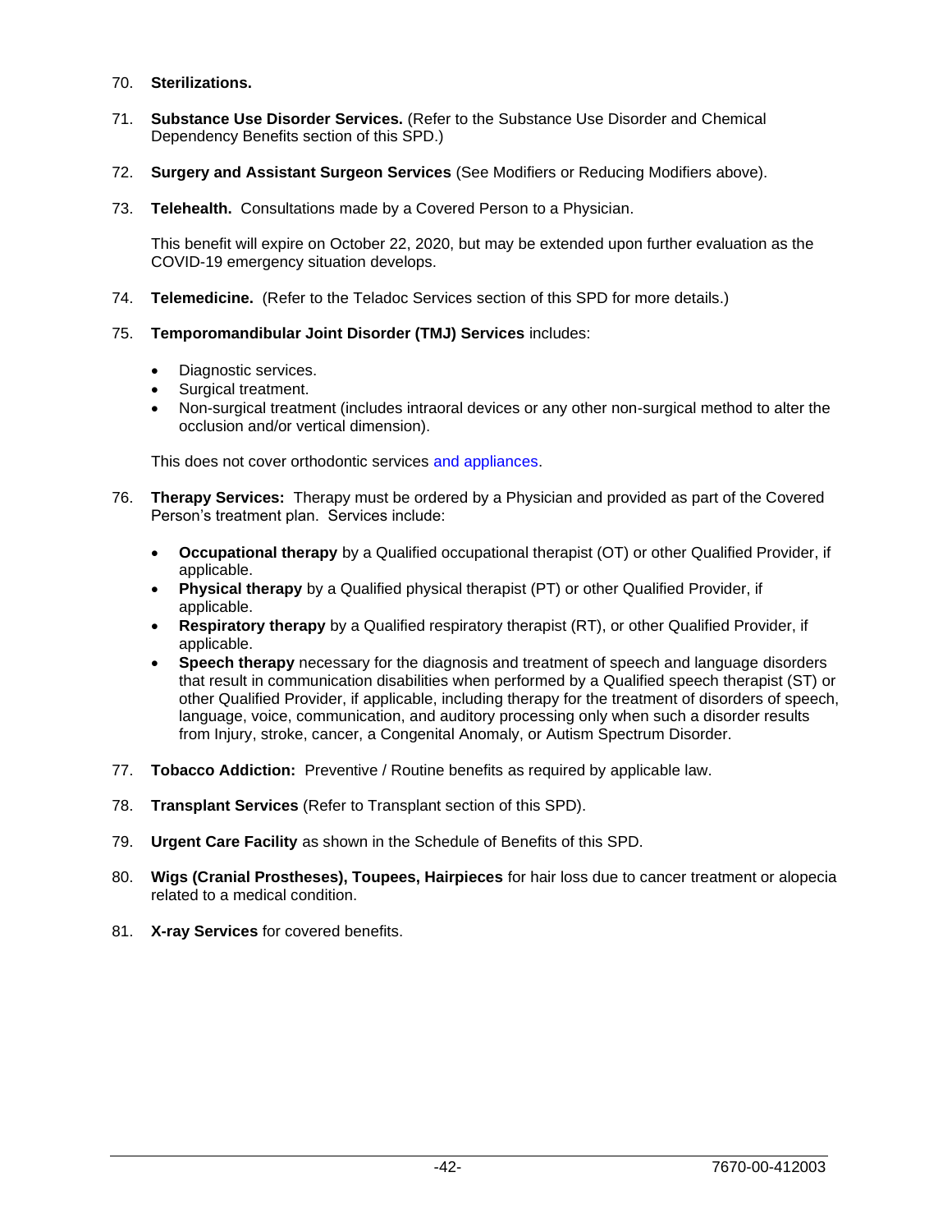70. **Sterilizations.**

71. **Substance Use Disorder Services.** (Refer to the Substance Use Disorder and Chemical Dependency Benefits section of this SPD.)

72. **Surgery and Assistant Surgeon Services** (See Modifiers or Reducing Modifiers above).

73. **Telehealth.** Consultations made by a Covered Person to a Physician.

    This benefit will expire on October 22, 2020, but may be extended upon further evaluation as the COVID-19 emergency situation develops.

74. **Telemedicine.** (Refer to the Teladoc Services section of this SPD for more details.)

75. **Temporomandibular Joint Disorder (TMJ) Services** includes:

    - Diagnostic services.
    - Surgical treatment.
    - Non-surgical treatment (includes intraoral devices or any other non-surgical method to alter the occlusion and/or vertical dimension).

    This does not cover orthodontic services and appliances.

76. **Therapy Services:** Therapy must be ordered by a Physician and provided as part of the Covered Person's treatment plan. Services include:

    - **Occupational therapy** by a Qualified occupational therapist (OT) or other Qualified Provider, if applicable.
    - **Physical therapy** by a Qualified physical therapist (PT) or other Qualified Provider, if applicable.
    - **Respiratory therapy** by a Qualified respiratory therapist (RT), or other Qualified Provider, if applicable.
    - **Speech therapy** necessary for the diagnosis and treatment of speech and language disorders that result in communication disabilities when performed by a Qualified speech therapist (ST) or other Qualified Provider, if applicable, including therapy for the treatment of disorders of speech, language, voice, communication, and auditory processing only when such a disorder results from Injury, stroke, cancer, a Congenital Anomaly, or Autism Spectrum Disorder.

77. **Tobacco Addiction:** Preventive / Routine benefits as required by applicable law.

78. **Transplant Services** (Refer to Transplant section of this SPD).

79. **Urgent Care Facility** as shown in the Schedule of Benefits of this SPD.

80. **Wigs (Cranial Prostheses), Toupees, Hairpieces** for hair loss due to cancer treatment or alopecia related to a medical condition.

81. **X-ray Services** for covered benefits.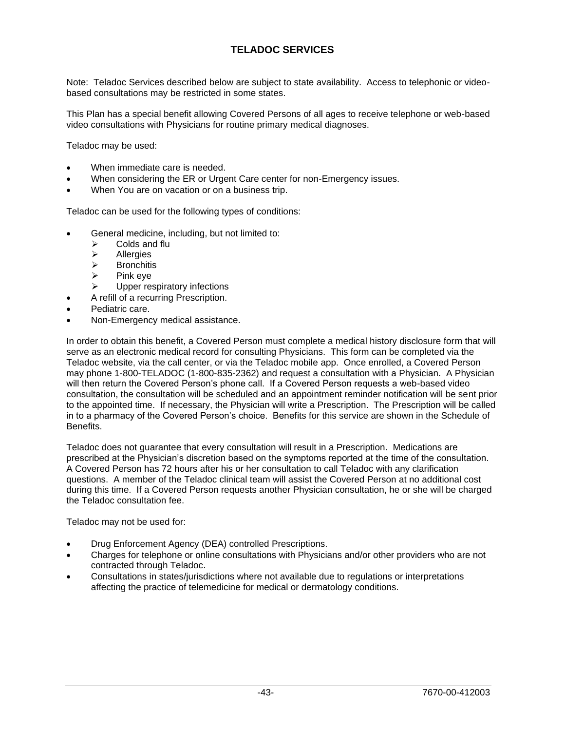# TELADOC SERVICES

Note: Teladoc Services described below are subject to state availability. Access to telephonic or video-based consultations may be restricted in some states.

This Plan has a special benefit allowing Covered Persons of all ages to receive telephone or web-based video consultations with Physicians for routine primary medical diagnoses.

Teladoc may be used:

- When immediate care is needed.
- When considering the ER or Urgent Care center for non-Emergency issues.
- When You are on vacation or on a business trip.

Teladoc can be used for the following types of conditions:

- General medicine, including, but not limited to:
  - Colds and flu
  - Allergies
  - Bronchitis
  - Pink eye
  - Upper respiratory infections
- A refill of a recurring Prescription.
- Pediatric care.
- Non-Emergency medical assistance.

In order to obtain this benefit, a Covered Person must complete a medical history disclosure form that will serve as an electronic medical record for consulting Physicians. This form can be completed via the Teladoc website, via the call center, or via the Teladoc mobile app. Once enrolled, a Covered Person may phone 1-800-TELADOC (1-800-835-2362) and request a consultation with a Physician. A Physician will then return the Covered Person's phone call. If a Covered Person requests a web-based video consultation, the consultation will be scheduled and an appointment reminder notification will be sent prior to the appointed time. If necessary, the Physician will write a Prescription. The Prescription will be called in to a pharmacy of the Covered Person's choice. Benefits for this service are shown in the Schedule of Benefits.

Teladoc does not guarantee that every consultation will result in a Prescription. Medications are prescribed at the Physician's discretion based on the symptoms reported at the time of the consultation. A Covered Person has 72 hours after his or her consultation to call Teladoc with any clarification questions. A member of the Teladoc clinical team will assist the Covered Person at no additional cost during this time. If a Covered Person requests another Physician consultation, he or she will be charged the Teladoc consultation fee.

Teladoc may not be used for:

- Drug Enforcement Agency (DEA) controlled Prescriptions.
- Charges for telephone or online consultations with Physicians and/or other providers who are not contracted through Teladoc.
- Consultations in states/jurisdictions where not available due to regulations or interpretations affecting the practice of telemedicine for medical or dermatology conditions.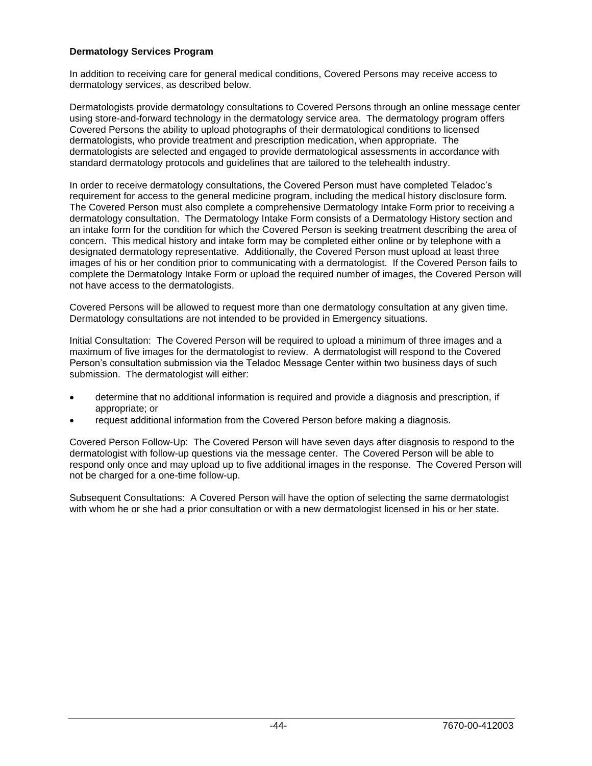**Dermatology Services Program**

In addition to receiving care for general medical conditions, Covered Persons may receive access to dermatology services, as described below.

Dermatologists provide dermatology consultations to Covered Persons through an online message center using store-and-forward technology in the dermatology service area. The dermatology program offers Covered Persons the ability to upload photographs of their dermatological conditions to licensed dermatologists, who provide treatment and prescription medication, when appropriate. The dermatologists are selected and engaged to provide dermatological assessments in accordance with standard dermatology protocols and guidelines that are tailored to the telehealth industry.

In order to receive dermatology consultations, the Covered Person must have completed Teladoc's requirement for access to the general medicine program, including the medical history disclosure form. The Covered Person must also complete a comprehensive Dermatology Intake Form prior to receiving a dermatology consultation. The Dermatology Intake Form consists of a Dermatology History section and an intake form for the condition for which the Covered Person is seeking treatment describing the area of concern. This medical history and intake form may be completed either online or by telephone with a designated dermatology representative. Additionally, the Covered Person must upload at least three images of his or her condition prior to communicating with a dermatologist. If the Covered Person fails to complete the Dermatology Intake Form or upload the required number of images, the Covered Person will not have access to the dermatologists.

Covered Persons will be allowed to request more than one dermatology consultation at any given time. Dermatology consultations are not intended to be provided in Emergency situations.

Initial Consultation: The Covered Person will be required to upload a minimum of three images and a maximum of five images for the dermatologist to review. A dermatologist will respond to the Covered Person's consultation submission via the Teladoc Message Center within two business days of such submission. The dermatologist will either:

- determine that no additional information is required and provide a diagnosis and prescription, if appropriate; or
- request additional information from the Covered Person before making a diagnosis.

Covered Person Follow-Up: The Covered Person will have seven days after diagnosis to respond to the dermatologist with follow-up questions via the message center. The Covered Person will be able to respond only once and may upload up to five additional images in the response. The Covered Person will not be charged for a one-time follow-up.

Subsequent Consultations: A Covered Person will have the option of selecting the same dermatologist with whom he or she had a prior consultation or with a new dermatologist licensed in his or her state.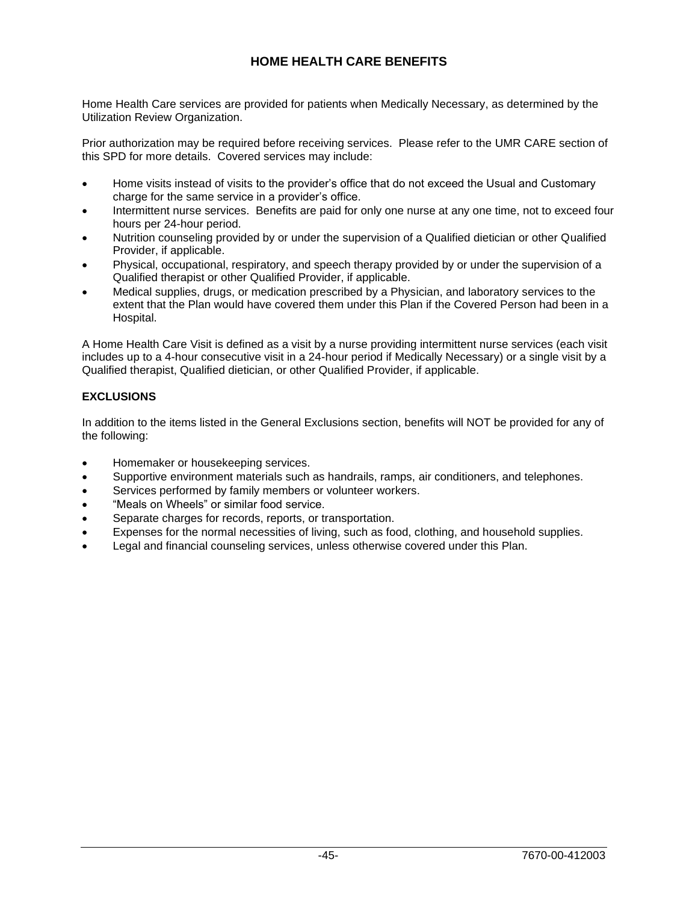# HOME HEALTH CARE BENEFITS

Home Health Care services are provided for patients when Medically Necessary, as determined by the Utilization Review Organization.

Prior authorization may be required before receiving services. Please refer to the UMR CARE section of this SPD for more details. Covered services may include:

- Home visits instead of visits to the provider's office that do not exceed the Usual and Customary charge for the same service in a provider's office.
- Intermittent nurse services. Benefits are paid for only one nurse at any one time, not to exceed four hours per 24-hour period.
- Nutrition counseling provided by or under the supervision of a Qualified dietician or other Qualified Provider, if applicable.
- Physical, occupational, respiratory, and speech therapy provided by or under the supervision of a Qualified therapist or other Qualified Provider, if applicable.
- Medical supplies, drugs, or medication prescribed by a Physician, and laboratory services to the extent that the Plan would have covered them under this Plan if the Covered Person had been in a Hospital.

A Home Health Care Visit is defined as a visit by a nurse providing intermittent nurse services (each visit includes up to a 4-hour consecutive visit in a 24-hour period if Medically Necessary) or a single visit by a Qualified therapist, Qualified dietician, or other Qualified Provider, if applicable.

## EXCLUSIONS

In addition to the items listed in the General Exclusions section, benefits will NOT be provided for any of the following:

- Homemaker or housekeeping services.
- Supportive environment materials such as handrails, ramps, air conditioners, and telephones.
- Services performed by family members or volunteer workers.
- "Meals on Wheels" or similar food service.
- Separate charges for records, reports, or transportation.
- Expenses for the normal necessities of living, such as food, clothing, and household supplies.
- Legal and financial counseling services, unless otherwise covered under this Plan.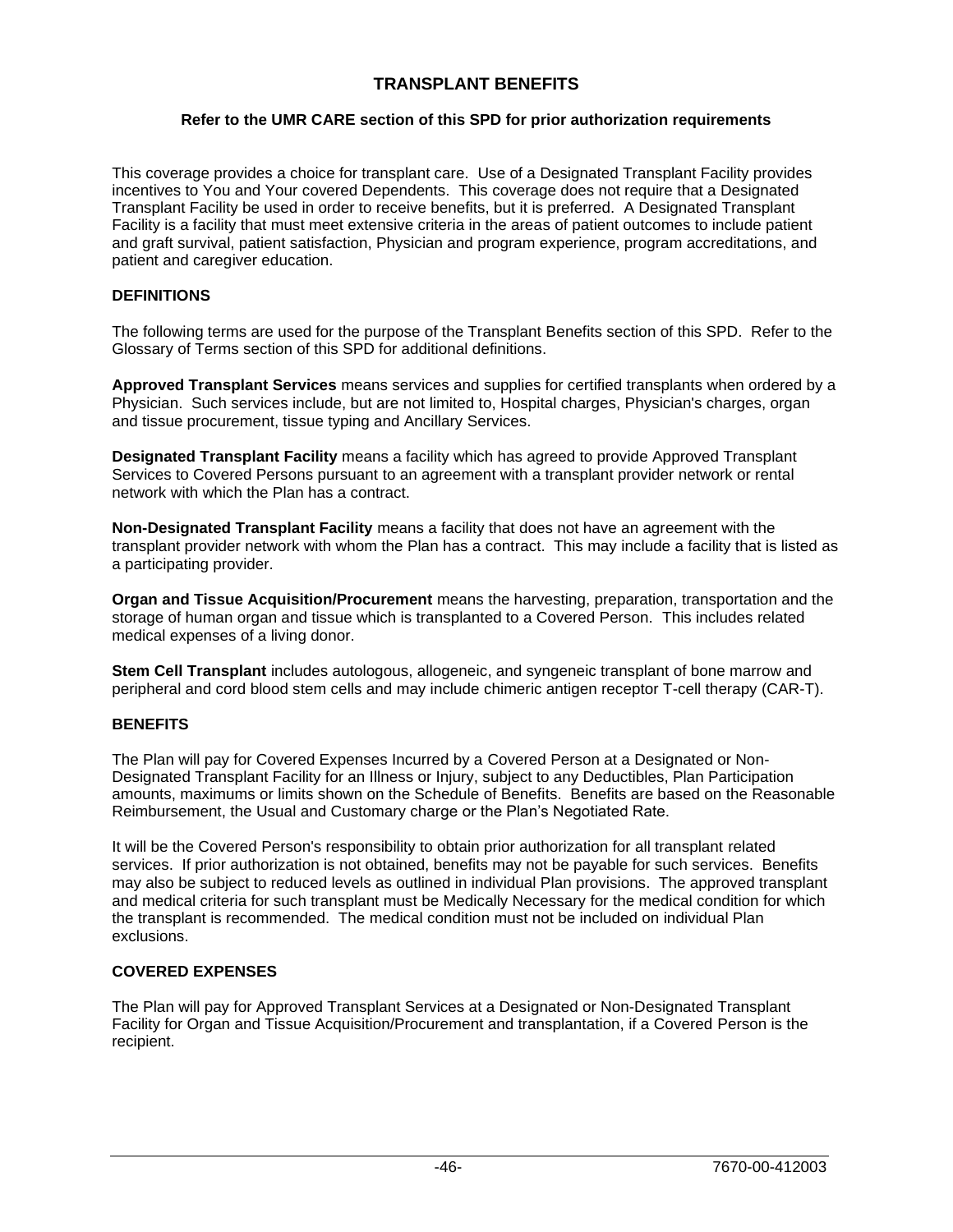# TRANSPLANT BENEFITS

**Refer to the UMR CARE section of this SPD for prior authorization requirements**

This coverage provides a choice for transplant care. Use of a Designated Transplant Facility provides incentives to You and Your covered Dependents. This coverage does not require that a Designated Transplant Facility be used in order to receive benefits, but it is preferred. A Designated Transplant Facility is a facility that must meet extensive criteria in the areas of patient outcomes to include patient and graft survival, patient satisfaction, Physician and program experience, program accreditations, and patient and caregiver education.

## DEFINITIONS

The following terms are used for the purpose of the Transplant Benefits section of this SPD. Refer to the Glossary of Terms section of this SPD for additional definitions.

**Approved Transplant Services** means services and supplies for certified transplants when ordered by a Physician. Such services include, but are not limited to, Hospital charges, Physician's charges, organ and tissue procurement, tissue typing and Ancillary Services.

**Designated Transplant Facility** means a facility which has agreed to provide Approved Transplant Services to Covered Persons pursuant to an agreement with a transplant provider network or rental network with which the Plan has a contract.

**Non-Designated Transplant Facility** means a facility that does not have an agreement with the transplant provider network with whom the Plan has a contract. This may include a facility that is listed as a participating provider.

**Organ and Tissue Acquisition/Procurement** means the harvesting, preparation, transportation and the storage of human organ and tissue which is transplanted to a Covered Person. This includes related medical expenses of a living donor.

**Stem Cell Transplant** includes autologous, allogeneic, and syngeneic transplant of bone marrow and peripheral and cord blood stem cells and may include chimeric antigen receptor T-cell therapy (CAR-T).

## BENEFITS

The Plan will pay for Covered Expenses Incurred by a Covered Person at a Designated or Non-Designated Transplant Facility for an Illness or Injury, subject to any Deductibles, Plan Participation amounts, maximums or limits shown on the Schedule of Benefits. Benefits are based on the Reasonable Reimbursement, the Usual and Customary charge or the Plan's Negotiated Rate.

It will be the Covered Person's responsibility to obtain prior authorization for all transplant related services. If prior authorization is not obtained, benefits may not be payable for such services. Benefits may also be subject to reduced levels as outlined in individual Plan provisions. The approved transplant and medical criteria for such transplant must be Medically Necessary for the medical condition for which the transplant is recommended. The medical condition must not be included on individual Plan exclusions.

## COVERED EXPENSES

The Plan will pay for Approved Transplant Services at a Designated or Non-Designated Transplant Facility for Organ and Tissue Acquisition/Procurement and transplantation, if a Covered Person is the recipient.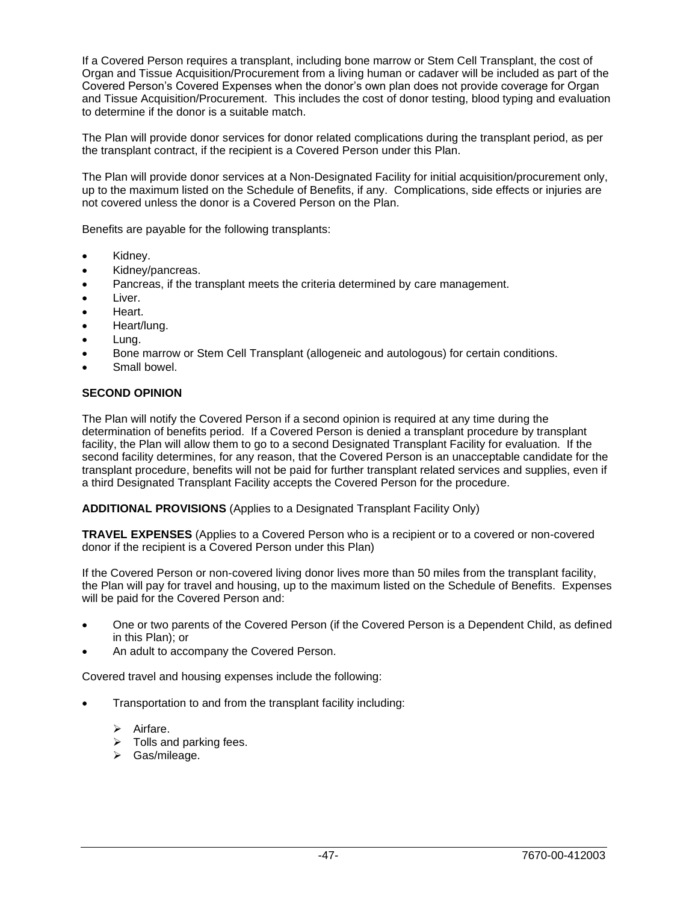If a Covered Person requires a transplant, including bone marrow or Stem Cell Transplant, the cost of Organ and Tissue Acquisition/Procurement from a living human or cadaver will be included as part of the Covered Person's Covered Expenses when the donor's own plan does not provide coverage for Organ and Tissue Acquisition/Procurement. This includes the cost of donor testing, blood typing and evaluation to determine if the donor is a suitable match.

The Plan will provide donor services for donor related complications during the transplant period, as per the transplant contract, if the recipient is a Covered Person under this Plan.

The Plan will provide donor services at a Non-Designated Facility for initial acquisition/procurement only, up to the maximum listed on the Schedule of Benefits, if any. Complications, side effects or injuries are not covered unless the donor is a Covered Person on the Plan.

Benefits are payable for the following transplants:

- Kidney.
- Kidney/pancreas.
- Pancreas, if the transplant meets the criteria determined by care management.
- Liver.
- Heart.
- Heart/lung.
- Lung.
- Bone marrow or Stem Cell Transplant (allogeneic and autologous) for certain conditions.
- Small bowel.

**SECOND OPINION**

The Plan will notify the Covered Person if a second opinion is required at any time during the determination of benefits period. If a Covered Person is denied a transplant procedure by transplant facility, the Plan will allow them to go to a second Designated Transplant Facility for evaluation. If the second facility determines, for any reason, that the Covered Person is an unacceptable candidate for the transplant procedure, benefits will not be paid for further transplant related services and supplies, even if a third Designated Transplant Facility accepts the Covered Person for the procedure.

**ADDITIONAL PROVISIONS** (Applies to a Designated Transplant Facility Only)

**TRAVEL EXPENSES** (Applies to a Covered Person who is a recipient or to a covered or non-covered donor if the recipient is a Covered Person under this Plan)

If the Covered Person or non-covered living donor lives more than 50 miles from the transplant facility, the Plan will pay for travel and housing, up to the maximum listed on the Schedule of Benefits. Expenses will be paid for the Covered Person and:

- One or two parents of the Covered Person (if the Covered Person is a Dependent Child, as defined in this Plan); or
- An adult to accompany the Covered Person.

Covered travel and housing expenses include the following:

- Transportation to and from the transplant facility including:
  - Airfare.
  - Tolls and parking fees.
  - Gas/mileage.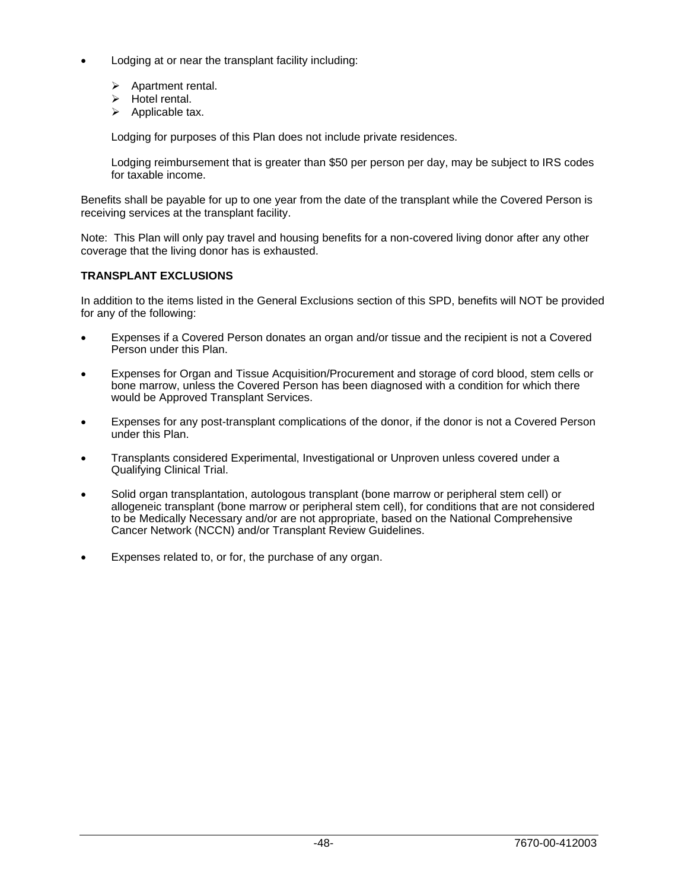- Lodging at or near the transplant facility including:

  - Apartment rental.
  - Hotel rental.
  - Applicable tax.

  Lodging for purposes of this Plan does not include private residences.

  Lodging reimbursement that is greater than $50 per person per day, may be subject to IRS codes for taxable income.

Benefits shall be payable for up to one year from the date of the transplant while the Covered Person is receiving services at the transplant facility.

Note: This Plan will only pay travel and housing benefits for a non-covered living donor after any other coverage that the living donor has is exhausted.

**TRANSPLANT EXCLUSIONS**

In addition to the items listed in the General Exclusions section of this SPD, benefits will NOT be provided for any of the following:

- Expenses if a Covered Person donates an organ and/or tissue and the recipient is not a Covered Person under this Plan.

- Expenses for Organ and Tissue Acquisition/Procurement and storage of cord blood, stem cells or bone marrow, unless the Covered Person has been diagnosed with a condition for which there would be Approved Transplant Services.

- Expenses for any post-transplant complications of the donor, if the donor is not a Covered Person under this Plan.

- Transplants considered Experimental, Investigational or Unproven unless covered under a Qualifying Clinical Trial.

- Solid organ transplantation, autologous transplant (bone marrow or peripheral stem cell) or allogeneic transplant (bone marrow or peripheral stem cell), for conditions that are not considered to be Medically Necessary and/or are not appropriate, based on the National Comprehensive Cancer Network (NCCN) and/or Transplant Review Guidelines.

- Expenses related to, or for, the purchase of any organ.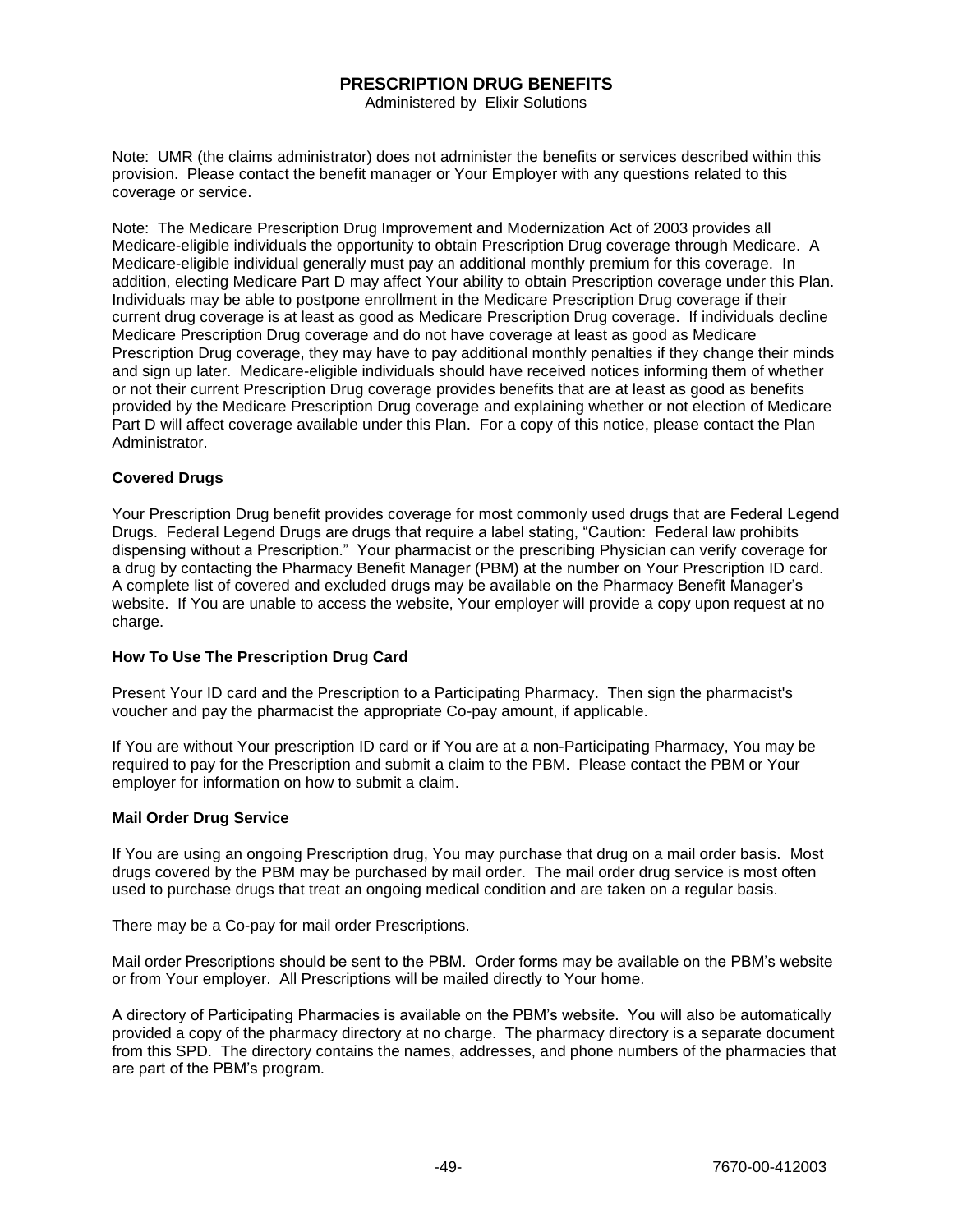# PRESCRIPTION DRUG BENEFITS

Administered by Elixir Solutions

Note: UMR (the claims administrator) does not administer the benefits or services described within this provision. Please contact the benefit manager or Your Employer with any questions related to this coverage or service.

Note: The Medicare Prescription Drug Improvement and Modernization Act of 2003 provides all Medicare-eligible individuals the opportunity to obtain Prescription Drug coverage through Medicare. A Medicare-eligible individual generally must pay an additional monthly premium for this coverage. In addition, electing Medicare Part D may affect Your ability to obtain Prescription coverage under this Plan. Individuals may be able to postpone enrollment in the Medicare Prescription Drug coverage if their current drug coverage is at least as good as Medicare Prescription Drug coverage. If individuals decline Medicare Prescription Drug coverage and do not have coverage at least as good as Medicare Prescription Drug coverage, they may have to pay additional monthly penalties if they change their minds and sign up later. Medicare-eligible individuals should have received notices informing them of whether or not their current Prescription Drug coverage provides benefits that are at least as good as benefits provided by the Medicare Prescription Drug coverage and explaining whether or not election of Medicare Part D will affect coverage available under this Plan. For a copy of this notice, please contact the Plan Administrator.

### Covered Drugs

Your Prescription Drug benefit provides coverage for most commonly used drugs that are Federal Legend Drugs. Federal Legend Drugs are drugs that require a label stating, "Caution: Federal law prohibits dispensing without a Prescription." Your pharmacist or the prescribing Physician can verify coverage for a drug by contacting the Pharmacy Benefit Manager (PBM) at the number on Your Prescription ID card. A complete list of covered and excluded drugs may be available on the Pharmacy Benefit Manager's website. If You are unable to access the website, Your employer will provide a copy upon request at no charge.

### How To Use The Prescription Drug Card

Present Your ID card and the Prescription to a Participating Pharmacy. Then sign the pharmacist's voucher and pay the pharmacist the appropriate Co-pay amount, if applicable.

If You are without Your prescription ID card or if You are at a non-Participating Pharmacy, You may be required to pay for the Prescription and submit a claim to the PBM. Please contact the PBM or Your employer for information on how to submit a claim.

### Mail Order Drug Service

If You are using an ongoing Prescription drug, You may purchase that drug on a mail order basis. Most drugs covered by the PBM may be purchased by mail order. The mail order drug service is most often used to purchase drugs that treat an ongoing medical condition and are taken on a regular basis.

There may be a Co-pay for mail order Prescriptions.

Mail order Prescriptions should be sent to the PBM. Order forms may be available on the PBM's website or from Your employer. All Prescriptions will be mailed directly to Your home.

A directory of Participating Pharmacies is available on the PBM's website. You will also be automatically provided a copy of the pharmacy directory at no charge. The pharmacy directory is a separate document from this SPD. The directory contains the names, addresses, and phone numbers of the pharmacies that are part of the PBM's program.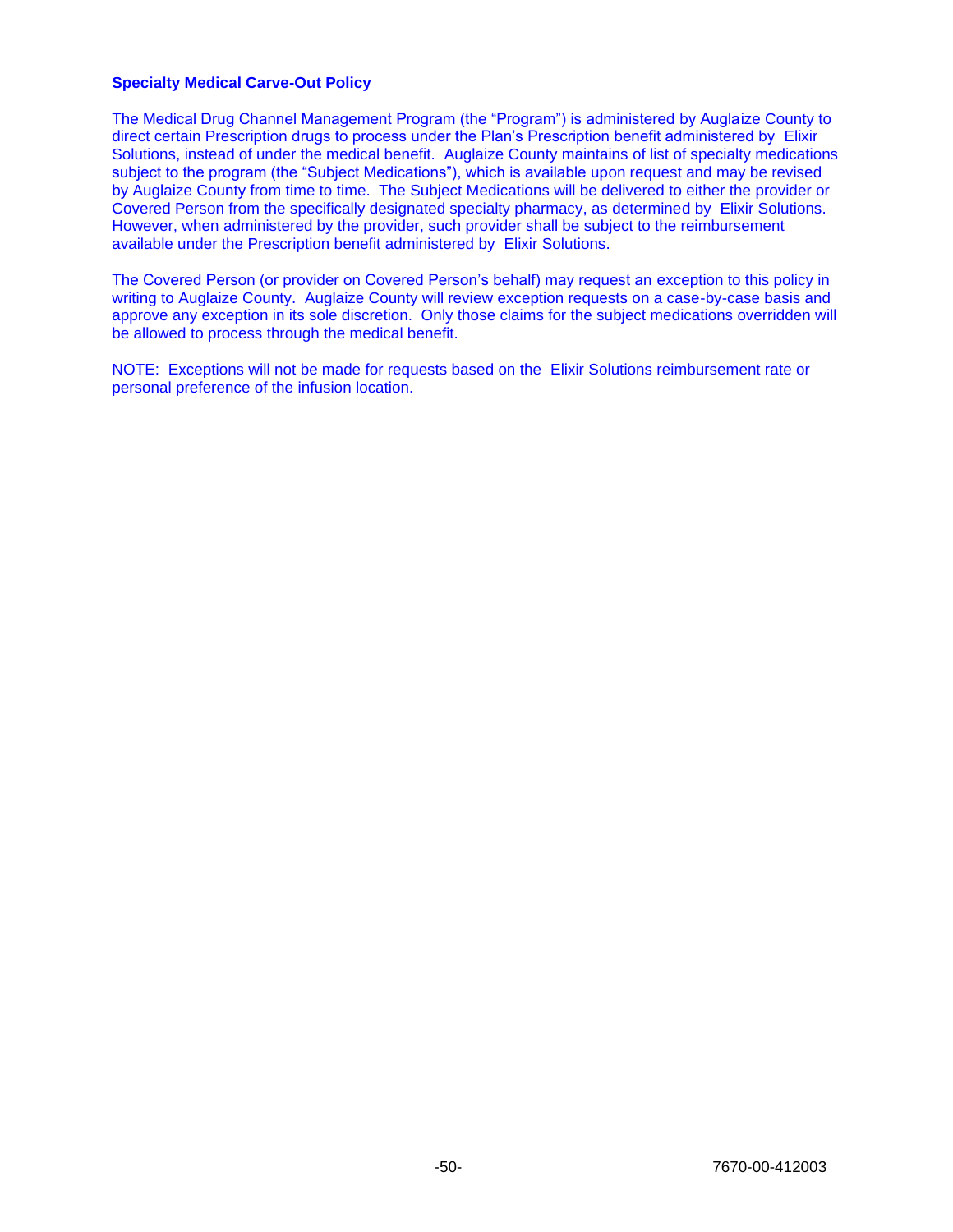**Specialty Medical Carve-Out Policy**

The Medical Drug Channel Management Program (the "Program") is administered by Auglaize County to direct certain Prescription drugs to process under the Plan's Prescription benefit administered by Elixir Solutions, instead of under the medical benefit. Auglaize County maintains of list of specialty medications subject to the program (the "Subject Medications"), which is available upon request and may be revised by Auglaize County from time to time. The Subject Medications will be delivered to either the provider or Covered Person from the specifically designated specialty pharmacy, as determined by Elixir Solutions. However, when administered by the provider, such provider shall be subject to the reimbursement available under the Prescription benefit administered by Elixir Solutions.

The Covered Person (or provider on Covered Person's behalf) may request an exception to this policy in writing to Auglaize County. Auglaize County will review exception requests on a case-by-case basis and approve any exception in its sole discretion. Only those claims for the subject medications overridden will be allowed to process through the medical benefit.

NOTE: Exceptions will not be made for requests based on the Elixir Solutions reimbursement rate or personal preference of the infusion location.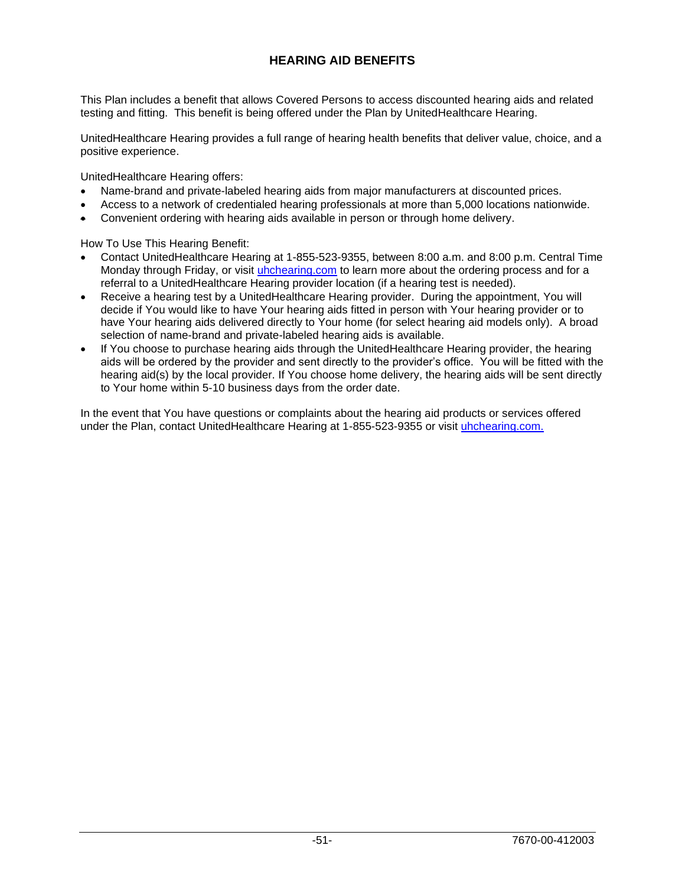# HEARING AID BENEFITS

This Plan includes a benefit that allows Covered Persons to access discounted hearing aids and related testing and fitting. This benefit is being offered under the Plan by UnitedHealthcare Hearing.

UnitedHealthcare Hearing provides a full range of hearing health benefits that deliver value, choice, and a positive experience.

UnitedHealthcare Hearing offers:

- Name-brand and private-labeled hearing aids from major manufacturers at discounted prices.
- Access to a network of credentialed hearing professionals at more than 5,000 locations nationwide.
- Convenient ordering with hearing aids available in person or through home delivery.

How To Use This Hearing Benefit:

- Contact UnitedHealthcare Hearing at 1-855-523-9355, between 8:00 a.m. and 8:00 p.m. Central Time Monday through Friday, or visit [uhchearing.com](uhchearing.com) to learn more about the ordering process and for a referral to a UnitedHealthcare Hearing provider location (if a hearing test is needed).
- Receive a hearing test by a UnitedHealthcare Hearing provider. During the appointment, You will decide if You would like to have Your hearing aids fitted in person with Your hearing provider or to have Your hearing aids delivered directly to Your home (for select hearing aid models only). A broad selection of name-brand and private-labeled hearing aids is available.
- If You choose to purchase hearing aids through the UnitedHealthcare Hearing provider, the hearing aids will be ordered by the provider and sent directly to the provider's office. You will be fitted with the hearing aid(s) by the local provider. If You choose home delivery, the hearing aids will be sent directly to Your home within 5-10 business days from the order date.

In the event that You have questions or complaints about the hearing aid products or services offered under the Plan, contact UnitedHealthcare Hearing at 1-855-523-9355 or visit [uhchearing.com.](uhchearing.com)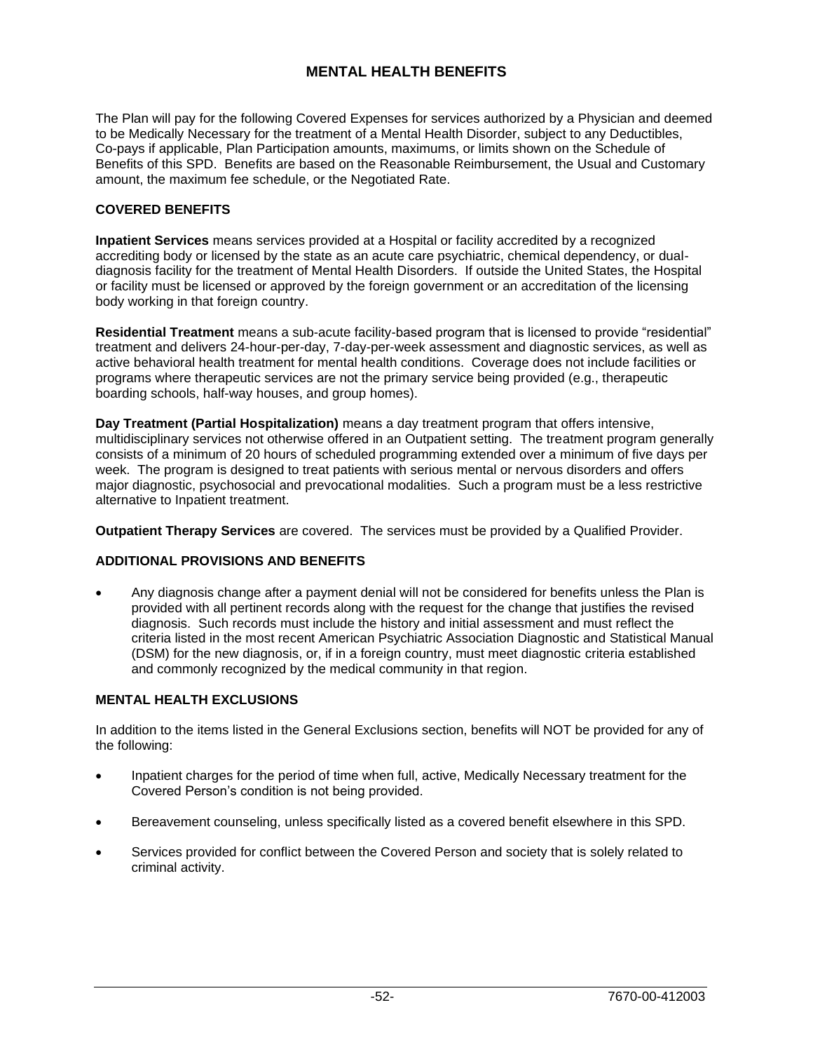# MENTAL HEALTH BENEFITS

The Plan will pay for the following Covered Expenses for services authorized by a Physician and deemed to be Medically Necessary for the treatment of a Mental Health Disorder, subject to any Deductibles, Co-pays if applicable, Plan Participation amounts, maximums, or limits shown on the Schedule of Benefits of this SPD. Benefits are based on the Reasonable Reimbursement, the Usual and Customary amount, the maximum fee schedule, or the Negotiated Rate.

## COVERED BENEFITS

**Inpatient Services** means services provided at a Hospital or facility accredited by a recognized accrediting body or licensed by the state as an acute care psychiatric, chemical dependency, or dual-diagnosis facility for the treatment of Mental Health Disorders. If outside the United States, the Hospital or facility must be licensed or approved by the foreign government or an accreditation of the licensing body working in that foreign country.

**Residential Treatment** means a sub-acute facility-based program that is licensed to provide "residential" treatment and delivers 24-hour-per-day, 7-day-per-week assessment and diagnostic services, as well as active behavioral health treatment for mental health conditions. Coverage does not include facilities or programs where therapeutic services are not the primary service being provided (e.g., therapeutic boarding schools, half-way houses, and group homes).

**Day Treatment (Partial Hospitalization)** means a day treatment program that offers intensive, multidisciplinary services not otherwise offered in an Outpatient setting. The treatment program generally consists of a minimum of 20 hours of scheduled programming extended over a minimum of five days per week. The program is designed to treat patients with serious mental or nervous disorders and offers major diagnostic, psychosocial and prevocational modalities. Such a program must be a less restrictive alternative to Inpatient treatment.

**Outpatient Therapy Services** are covered. The services must be provided by a Qualified Provider.

## ADDITIONAL PROVISIONS AND BENEFITS

- Any diagnosis change after a payment denial will not be considered for benefits unless the Plan is provided with all pertinent records along with the request for the change that justifies the revised diagnosis. Such records must include the history and initial assessment and must reflect the criteria listed in the most recent American Psychiatric Association Diagnostic and Statistical Manual (DSM) for the new diagnosis, or, if in a foreign country, must meet diagnostic criteria established and commonly recognized by the medical community in that region.

## MENTAL HEALTH EXCLUSIONS

In addition to the items listed in the General Exclusions section, benefits will NOT be provided for any of the following:

- Inpatient charges for the period of time when full, active, Medically Necessary treatment for the Covered Person's condition is not being provided.
- Bereavement counseling, unless specifically listed as a covered benefit elsewhere in this SPD.
- Services provided for conflict between the Covered Person and society that is solely related to criminal activity.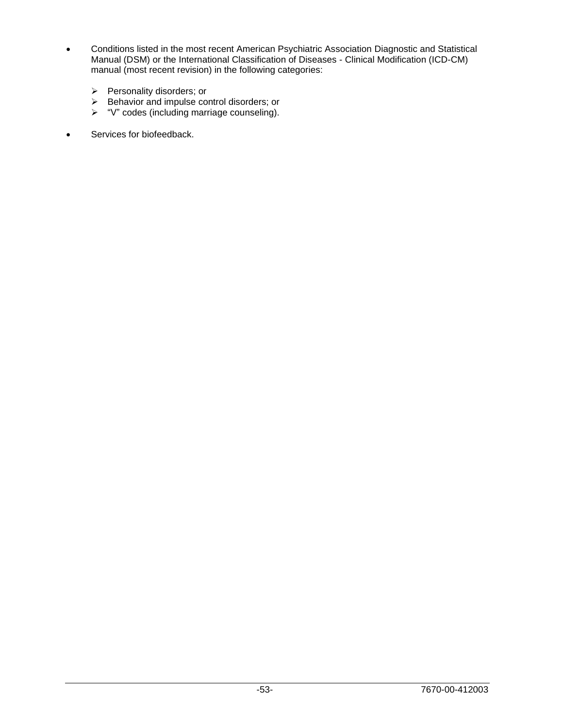- Conditions listed in the most recent American Psychiatric Association Diagnostic and Statistical Manual (DSM) or the International Classification of Diseases - Clinical Modification (ICD-CM) manual (most recent revision) in the following categories:

  - Personality disorders; or
  - Behavior and impulse control disorders; or
  - "V" codes (including marriage counseling).

- Services for biofeedback.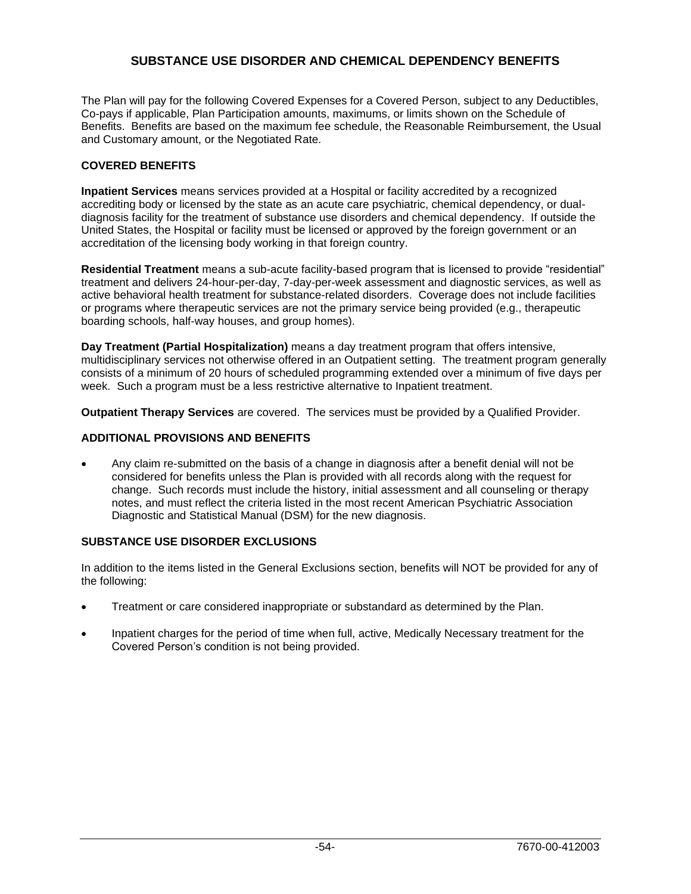# SUBSTANCE USE DISORDER AND CHEMICAL DEPENDENCY BENEFITS

The Plan will pay for the following Covered Expenses for a Covered Person, subject to any Deductibles, Co-pays if applicable, Plan Participation amounts, maximums, or limits shown on the Schedule of Benefits. Benefits are based on the maximum fee schedule, the Reasonable Reimbursement, the Usual and Customary amount, or the Negotiated Rate.

## COVERED BENEFITS

**Inpatient Services** means services provided at a Hospital or facility accredited by a recognized accrediting body or licensed by the state as an acute care psychiatric, chemical dependency, or dual-diagnosis facility for the treatment of substance use disorders and chemical dependency. If outside the United States, the Hospital or facility must be licensed or approved by the foreign government or an accreditation of the licensing body working in that foreign country.

**Residential Treatment** means a sub-acute facility-based program that is licensed to provide "residential" treatment and delivers 24-hour-per-day, 7-day-per-week assessment and diagnostic services, as well as active behavioral health treatment for substance-related disorders. Coverage does not include facilities or programs where therapeutic services are not the primary service being provided (e.g., therapeutic boarding schools, half-way houses, and group homes).

**Day Treatment (Partial Hospitalization)** means a day treatment program that offers intensive, multidisciplinary services not otherwise offered in an Outpatient setting. The treatment program generally consists of a minimum of 20 hours of scheduled programming extended over a minimum of five days per week. Such a program must be a less restrictive alternative to Inpatient treatment.

**Outpatient Therapy Services** are covered. The services must be provided by a Qualified Provider.

## ADDITIONAL PROVISIONS AND BENEFITS

- Any claim re-submitted on the basis of a change in diagnosis after a benefit denial will not be considered for benefits unless the Plan is provided with all records along with the request for change. Such records must include the history, initial assessment and all counseling or therapy notes, and must reflect the criteria listed in the most recent American Psychiatric Association Diagnostic and Statistical Manual (DSM) for the new diagnosis.

## SUBSTANCE USE DISORDER EXCLUSIONS

In addition to the items listed in the General Exclusions section, benefits will NOT be provided for any of the following:

- Treatment or care considered inappropriate or substandard as determined by the Plan.
- Inpatient charges for the period of time when full, active, Medically Necessary treatment for the Covered Person's condition is not being provided.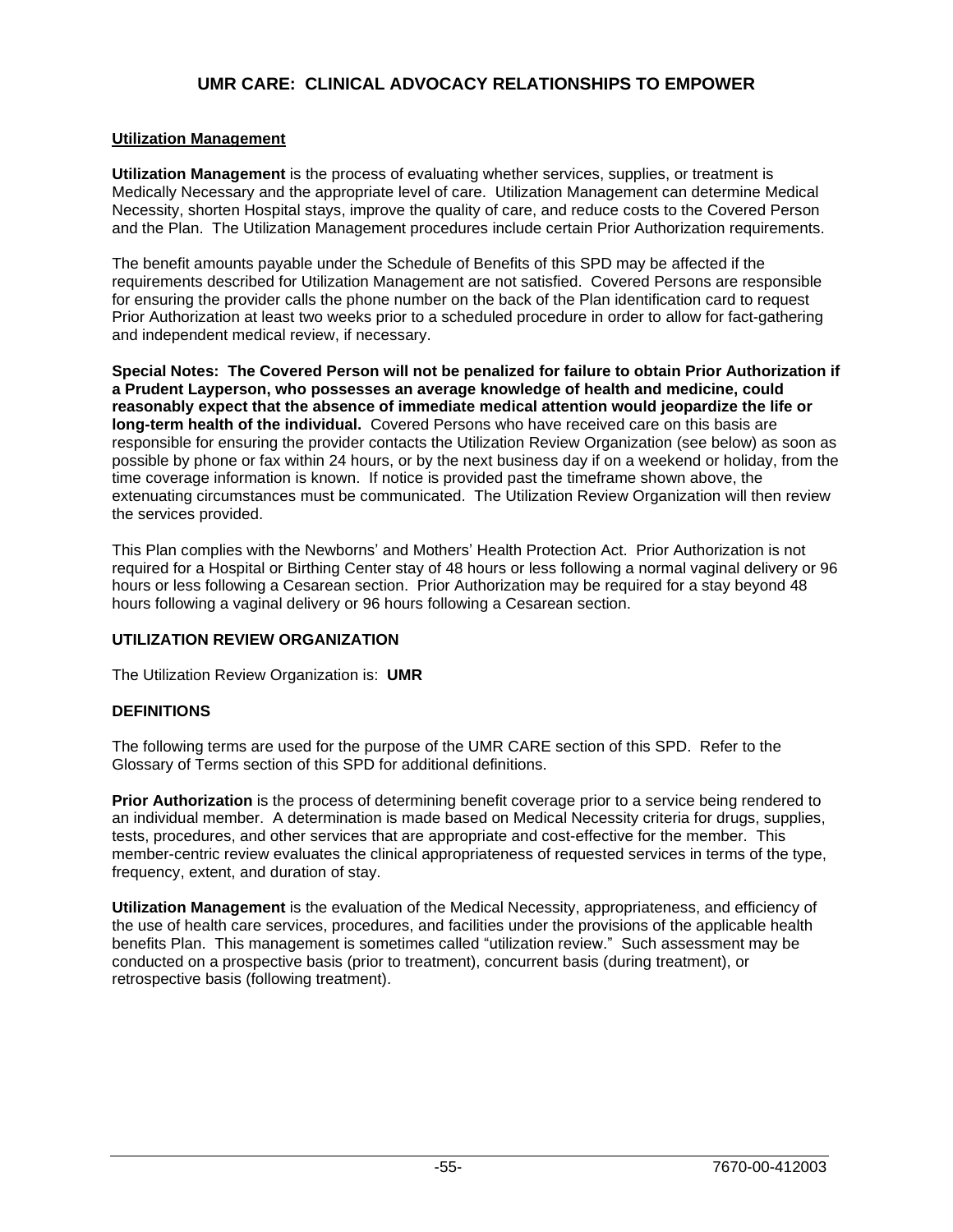# UMR CARE: CLINICAL ADVOCACY RELATIONSHIPS TO EMPOWER

## Utilization Management

**Utilization Management** is the process of evaluating whether services, supplies, or treatment is Medically Necessary and the appropriate level of care. Utilization Management can determine Medical Necessity, shorten Hospital stays, improve the quality of care, and reduce costs to the Covered Person and the Plan. The Utilization Management procedures include certain Prior Authorization requirements.

The benefit amounts payable under the Schedule of Benefits of this SPD may be affected if the requirements described for Utilization Management are not satisfied. Covered Persons are responsible for ensuring the provider calls the phone number on the back of the Plan identification card to request Prior Authorization at least two weeks prior to a scheduled procedure in order to allow for fact-gathering and independent medical review, if necessary.

**Special Notes: The Covered Person will not be penalized for failure to obtain Prior Authorization if a Prudent Layperson, who possesses an average knowledge of health and medicine, could reasonably expect that the absence of immediate medical attention would jeopardize the life or long-term health of the individual.** Covered Persons who have received care on this basis are responsible for ensuring the provider contacts the Utilization Review Organization (see below) as soon as possible by phone or fax within 24 hours, or by the next business day if on a weekend or holiday, from the time coverage information is known. If notice is provided past the timeframe shown above, the extenuating circumstances must be communicated. The Utilization Review Organization will then review the services provided.

This Plan complies with the Newborns' and Mothers' Health Protection Act. Prior Authorization is not required for a Hospital or Birthing Center stay of 48 hours or less following a normal vaginal delivery or 96 hours or less following a Cesarean section. Prior Authorization may be required for a stay beyond 48 hours following a vaginal delivery or 96 hours following a Cesarean section.

### UTILIZATION REVIEW ORGANIZATION

The Utilization Review Organization is: **UMR**

### DEFINITIONS

The following terms are used for the purpose of the UMR CARE section of this SPD. Refer to the Glossary of Terms section of this SPD for additional definitions.

**Prior Authorization** is the process of determining benefit coverage prior to a service being rendered to an individual member. A determination is made based on Medical Necessity criteria for drugs, supplies, tests, procedures, and other services that are appropriate and cost-effective for the member. This member-centric review evaluates the clinical appropriateness of requested services in terms of the type, frequency, extent, and duration of stay.

**Utilization Management** is the evaluation of the Medical Necessity, appropriateness, and efficiency of the use of health care services, procedures, and facilities under the provisions of the applicable health benefits Plan. This management is sometimes called "utilization review." Such assessment may be conducted on a prospective basis (prior to treatment), concurrent basis (during treatment), or retrospective basis (following treatment).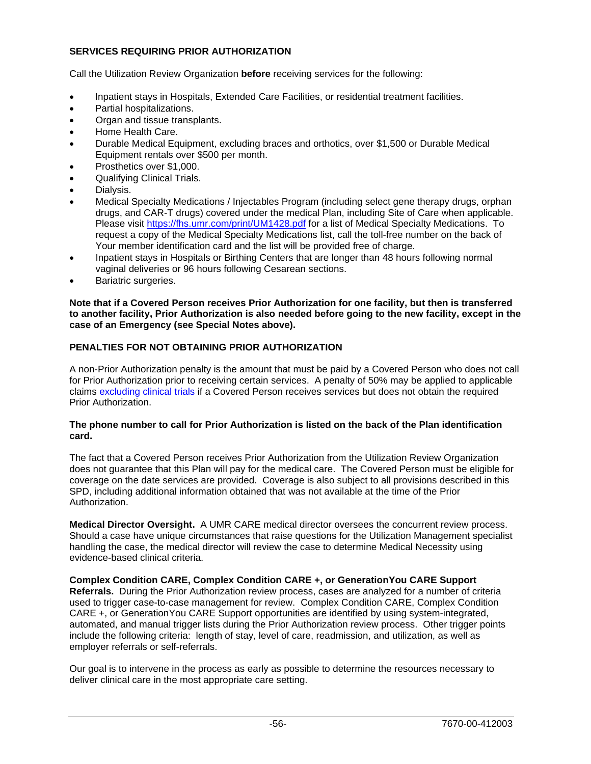## SERVICES REQUIRING PRIOR AUTHORIZATION

Call the Utilization Review Organization **before** receiving services for the following:

- Inpatient stays in Hospitals, Extended Care Facilities, or residential treatment facilities.
- Partial hospitalizations.
- Organ and tissue transplants.
- Home Health Care.
- Durable Medical Equipment, excluding braces and orthotics, over $1,500 or Durable Medical Equipment rentals over $500 per month.
- Prosthetics over $1,000.
- Qualifying Clinical Trials.
- Dialysis.
- Medical Specialty Medications / Injectables Program (including select gene therapy drugs, orphan drugs, and CAR-T drugs) covered under the medical Plan, including Site of Care when applicable. Please visit https://fhs.umr.com/print/UM1428.pdf for a list of Medical Specialty Medications. To request a copy of the Medical Specialty Medications list, call the toll-free number on the back of Your member identification card and the list will be provided free of charge.
- Inpatient stays in Hospitals or Birthing Centers that are longer than 48 hours following normal vaginal deliveries or 96 hours following Cesarean sections.
- Bariatric surgeries.

**Note that if a Covered Person receives Prior Authorization for one facility, but then is transferred to another facility, Prior Authorization is also needed before going to the new facility, except in the case of an Emergency (see Special Notes above).**

## PENALTIES FOR NOT OBTAINING PRIOR AUTHORIZATION

A non-Prior Authorization penalty is the amount that must be paid by a Covered Person who does not call for Prior Authorization prior to receiving certain services. A penalty of 50% may be applied to applicable claims excluding clinical trials if a Covered Person receives services but does not obtain the required Prior Authorization.

**The phone number to call for Prior Authorization is listed on the back of the Plan identification card.**

The fact that a Covered Person receives Prior Authorization from the Utilization Review Organization does not guarantee that this Plan will pay for the medical care. The Covered Person must be eligible for coverage on the date services are provided. Coverage is also subject to all provisions described in this SPD, including additional information obtained that was not available at the time of the Prior Authorization.

**Medical Director Oversight.** A UMR CARE medical director oversees the concurrent review process. Should a case have unique circumstances that raise questions for the Utilization Management specialist handling the case, the medical director will review the case to determine Medical Necessity using evidence-based clinical criteria.

**Complex Condition CARE, Complex Condition CARE +, or GenerationYou CARE Support Referrals.** During the Prior Authorization review process, cases are analyzed for a number of criteria used to trigger case-to-case management for review. Complex Condition CARE, Complex Condition CARE +, or GenerationYou CARE Support opportunities are identified by using system-integrated, automated, and manual trigger lists during the Prior Authorization review process. Other trigger points include the following criteria: length of stay, level of care, readmission, and utilization, as well as employer referrals or self-referrals.

Our goal is to intervene in the process as early as possible to determine the resources necessary to deliver clinical care in the most appropriate care setting.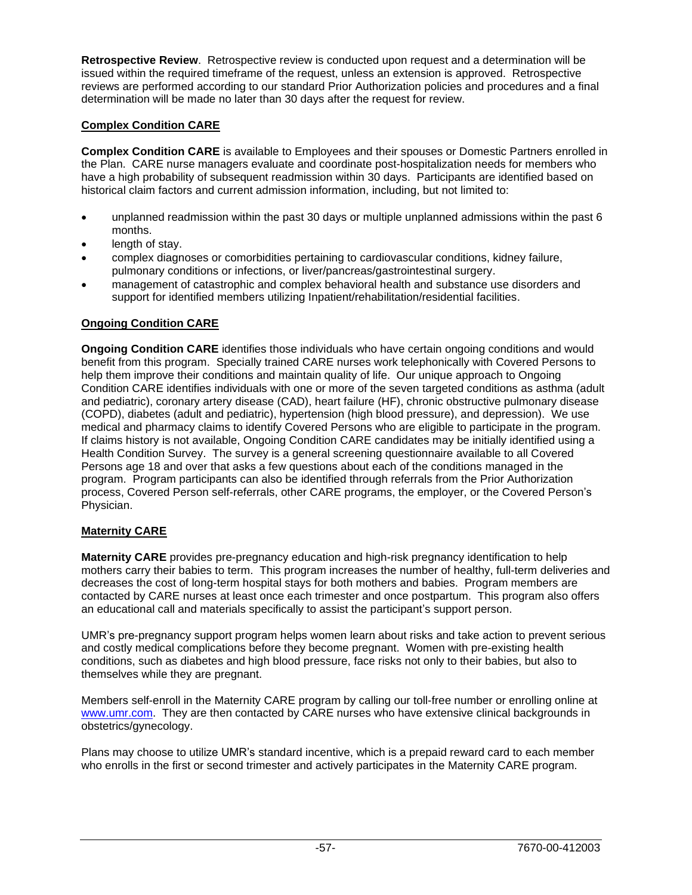**Retrospective Review**. Retrospective review is conducted upon request and a determination will be issued within the required timeframe of the request, unless an extension is approved. Retrospective reviews are performed according to our standard Prior Authorization policies and procedures and a final determination will be made no later than 30 days after the request for review.

## Complex Condition CARE

**Complex Condition CARE** is available to Employees and their spouses or Domestic Partners enrolled in the Plan. CARE nurse managers evaluate and coordinate post-hospitalization needs for members who have a high probability of subsequent readmission within 30 days. Participants are identified based on historical claim factors and current admission information, including, but not limited to:

- unplanned readmission within the past 30 days or multiple unplanned admissions within the past 6 months.
- length of stay.
- complex diagnoses or comorbidities pertaining to cardiovascular conditions, kidney failure, pulmonary conditions or infections, or liver/pancreas/gastrointestinal surgery.
- management of catastrophic and complex behavioral health and substance use disorders and support for identified members utilizing Inpatient/rehabilitation/residential facilities.

## Ongoing Condition CARE

**Ongoing Condition CARE** identifies those individuals who have certain ongoing conditions and would benefit from this program. Specially trained CARE nurses work telephonically with Covered Persons to help them improve their conditions and maintain quality of life. Our unique approach to Ongoing Condition CARE identifies individuals with one or more of the seven targeted conditions as asthma (adult and pediatric), coronary artery disease (CAD), heart failure (HF), chronic obstructive pulmonary disease (COPD), diabetes (adult and pediatric), hypertension (high blood pressure), and depression). We use medical and pharmacy claims to identify Covered Persons who are eligible to participate in the program. If claims history is not available, Ongoing Condition CARE candidates may be initially identified using a Health Condition Survey. The survey is a general screening questionnaire available to all Covered Persons age 18 and over that asks a few questions about each of the conditions managed in the program. Program participants can also be identified through referrals from the Prior Authorization process, Covered Person self-referrals, other CARE programs, the employer, or the Covered Person's Physician.

## Maternity CARE

**Maternity CARE** provides pre-pregnancy education and high-risk pregnancy identification to help mothers carry their babies to term. This program increases the number of healthy, full-term deliveries and decreases the cost of long-term hospital stays for both mothers and babies. Program members are contacted by CARE nurses at least once each trimester and once postpartum. This program also offers an educational call and materials specifically to assist the participant's support person.

UMR's pre-pregnancy support program helps women learn about risks and take action to prevent serious and costly medical complications before they become pregnant. Women with pre-existing health conditions, such as diabetes and high blood pressure, face risks not only to their babies, but also to themselves while they are pregnant.

Members self-enroll in the Maternity CARE program by calling our toll-free number or enrolling online at www.umr.com. They are then contacted by CARE nurses who have extensive clinical backgrounds in obstetrics/gynecology.

Plans may choose to utilize UMR's standard incentive, which is a prepaid reward card to each member who enrolls in the first or second trimester and actively participates in the Maternity CARE program.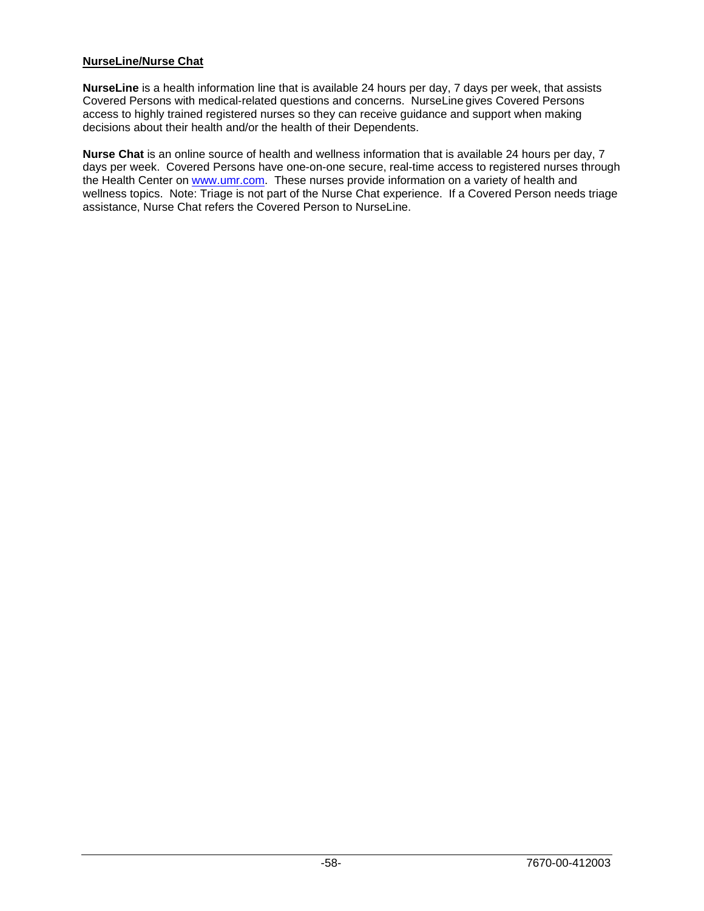**NurseLine/Nurse Chat**

**NurseLine** is a health information line that is available 24 hours per day, 7 days per week, that assists Covered Persons with medical-related questions and concerns. NurseLine gives Covered Persons access to highly trained registered nurses so they can receive guidance and support when making decisions about their health and/or the health of their Dependents.

**Nurse Chat** is an online source of health and wellness information that is available 24 hours per day, 7 days per week. Covered Persons have one-on-one secure, real-time access to registered nurses through the Health Center on www.umr.com. These nurses provide information on a variety of health and wellness topics. Note: Triage is not part of the Nurse Chat experience. If a Covered Person needs triage assistance, Nurse Chat refers the Covered Person to NurseLine.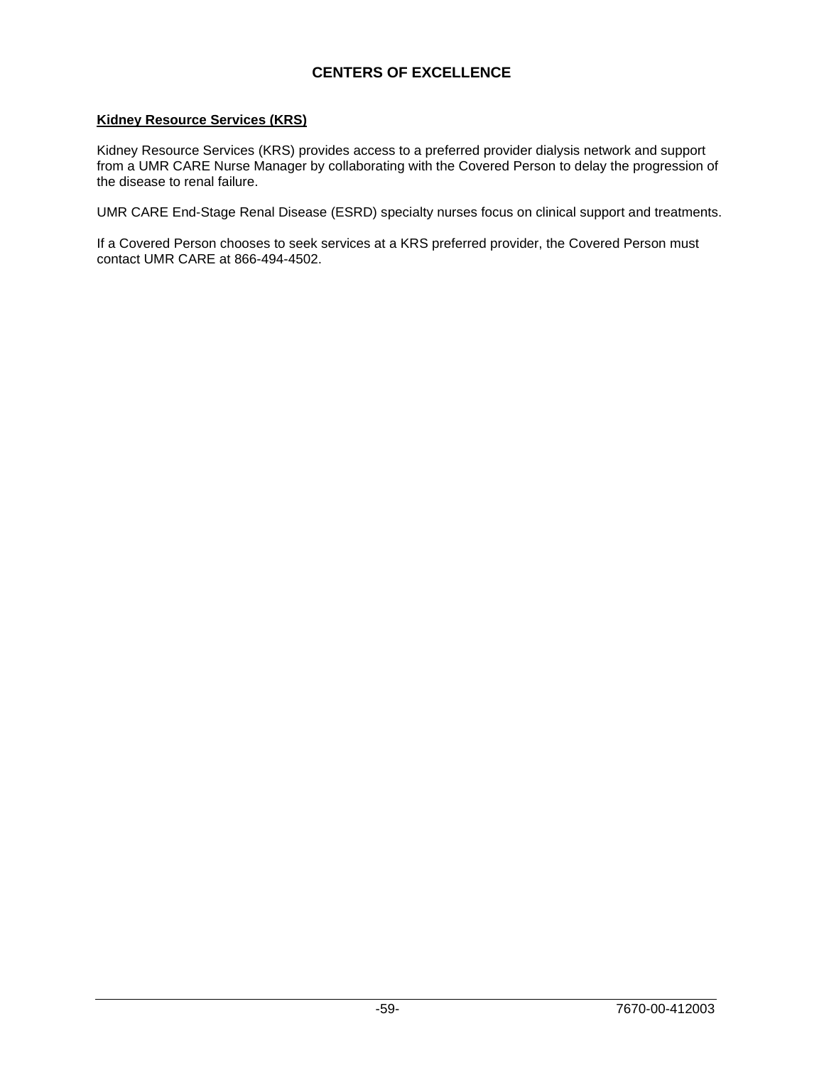# CENTERS OF EXCELLENCE

**Kidney Resource Services (KRS)**

Kidney Resource Services (KRS) provides access to a preferred provider dialysis network and support from a UMR CARE Nurse Manager by collaborating with the Covered Person to delay the progression of the disease to renal failure.

UMR CARE End-Stage Renal Disease (ESRD) specialty nurses focus on clinical support and treatments.

If a Covered Person chooses to seek services at a KRS preferred provider, the Covered Person must contact UMR CARE at 866-494-4502.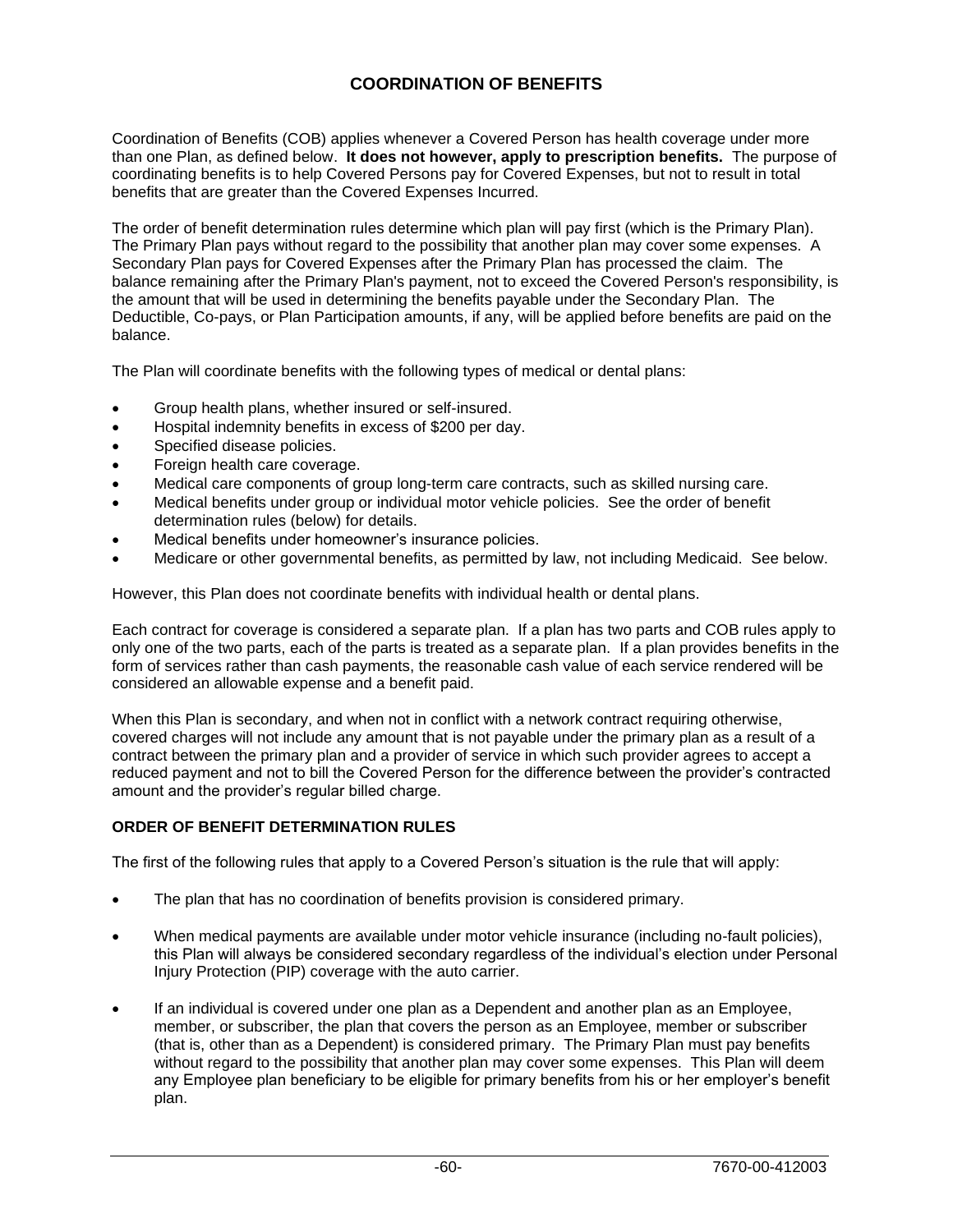# COORDINATION OF BENEFITS

Coordination of Benefits (COB) applies whenever a Covered Person has health coverage under more than one Plan, as defined below. **It does not however, apply to prescription benefits.** The purpose of coordinating benefits is to help Covered Persons pay for Covered Expenses, but not to result in total benefits that are greater than the Covered Expenses Incurred.

The order of benefit determination rules determine which plan will pay first (which is the Primary Plan). The Primary Plan pays without regard to the possibility that another plan may cover some expenses. A Secondary Plan pays for Covered Expenses after the Primary Plan has processed the claim. The balance remaining after the Primary Plan's payment, not to exceed the Covered Person's responsibility, is the amount that will be used in determining the benefits payable under the Secondary Plan. The Deductible, Co-pays, or Plan Participation amounts, if any, will be applied before benefits are paid on the balance.

The Plan will coordinate benefits with the following types of medical or dental plans:

- Group health plans, whether insured or self-insured.
- Hospital indemnity benefits in excess of $200 per day.
- Specified disease policies.
- Foreign health care coverage.
- Medical care components of group long-term care contracts, such as skilled nursing care.
- Medical benefits under group or individual motor vehicle policies. See the order of benefit determination rules (below) for details.
- Medical benefits under homeowner's insurance policies.
- Medicare or other governmental benefits, as permitted by law, not including Medicaid. See below.

However, this Plan does not coordinate benefits with individual health or dental plans.

Each contract for coverage is considered a separate plan. If a plan has two parts and COB rules apply to only one of the two parts, each of the parts is treated as a separate plan. If a plan provides benefits in the form of services rather than cash payments, the reasonable cash value of each service rendered will be considered an allowable expense and a benefit paid.

When this Plan is secondary, and when not in conflict with a network contract requiring otherwise, covered charges will not include any amount that is not payable under the primary plan as a result of a contract between the primary plan and a provider of service in which such provider agrees to accept a reduced payment and not to bill the Covered Person for the difference between the provider's contracted amount and the provider's regular billed charge.

## ORDER OF BENEFIT DETERMINATION RULES

The first of the following rules that apply to a Covered Person's situation is the rule that will apply:

- The plan that has no coordination of benefits provision is considered primary.
- When medical payments are available under motor vehicle insurance (including no-fault policies), this Plan will always be considered secondary regardless of the individual's election under Personal Injury Protection (PIP) coverage with the auto carrier.
- If an individual is covered under one plan as a Dependent and another plan as an Employee, member, or subscriber, the plan that covers the person as an Employee, member or subscriber (that is, other than as a Dependent) is considered primary. The Primary Plan must pay benefits without regard to the possibility that another plan may cover some expenses. This Plan will deem any Employee plan beneficiary to be eligible for primary benefits from his or her employer's benefit plan.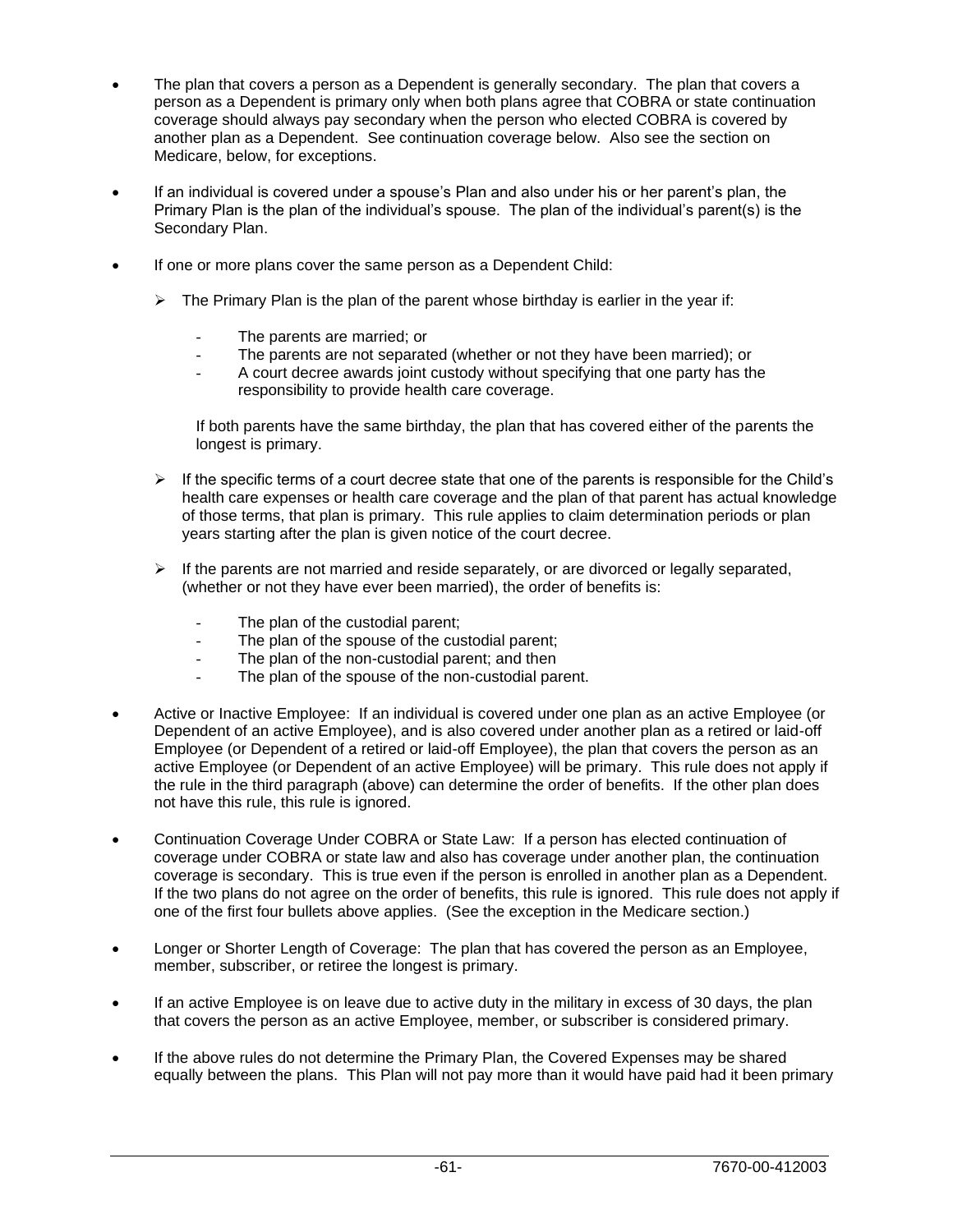- The plan that covers a person as a Dependent is generally secondary. The plan that covers a person as a Dependent is primary only when both plans agree that COBRA or state continuation coverage should always pay secondary when the person who elected COBRA is covered by another plan as a Dependent. See continuation coverage below. Also see the section on Medicare, below, for exceptions.

- If an individual is covered under a spouse's Plan and also under his or her parent's plan, the Primary Plan is the plan of the individual's spouse. The plan of the individual's parent(s) is the Secondary Plan.

- If one or more plans cover the same person as a Dependent Child:

  - The Primary Plan is the plan of the parent whose birthday is earlier in the year if:

    - The parents are married; or
    - The parents are not separated (whether or not they have been married); or
    - A court decree awards joint custody without specifying that one party has the responsibility to provide health care coverage.

    If both parents have the same birthday, the plan that has covered either of the parents the longest is primary.

  - If the specific terms of a court decree state that one of the parents is responsible for the Child's health care expenses or health care coverage and the plan of that parent has actual knowledge of those terms, that plan is primary. This rule applies to claim determination periods or plan years starting after the plan is given notice of the court decree.

  - If the parents are not married and reside separately, or are divorced or legally separated, (whether or not they have ever been married), the order of benefits is:

    - The plan of the custodial parent;
    - The plan of the spouse of the custodial parent;
    - The plan of the non-custodial parent; and then
    - The plan of the spouse of the non-custodial parent.

- Active or Inactive Employee: If an individual is covered under one plan as an active Employee (or Dependent of an active Employee), and is also covered under another plan as a retired or laid-off Employee (or Dependent of a retired or laid-off Employee), the plan that covers the person as an active Employee (or Dependent of an active Employee) will be primary. This rule does not apply if the rule in the third paragraph (above) can determine the order of benefits. If the other plan does not have this rule, this rule is ignored.

- Continuation Coverage Under COBRA or State Law: If a person has elected continuation of coverage under COBRA or state law and also has coverage under another plan, the continuation coverage is secondary. This is true even if the person is enrolled in another plan as a Dependent. If the two plans do not agree on the order of benefits, this rule is ignored. This rule does not apply if one of the first four bullets above applies. (See the exception in the Medicare section.)

- Longer or Shorter Length of Coverage: The plan that has covered the person as an Employee, member, subscriber, or retiree the longest is primary.

- If an active Employee is on leave due to active duty in the military in excess of 30 days, the plan that covers the person as an active Employee, member, or subscriber is considered primary.

- If the above rules do not determine the Primary Plan, the Covered Expenses may be shared equally between the plans. This Plan will not pay more than it would have paid had it been primary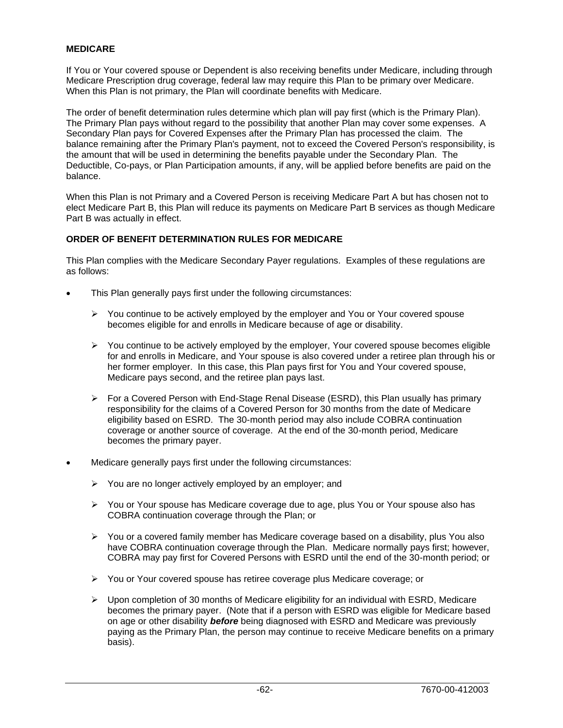**MEDICARE**

If You or Your covered spouse or Dependent is also receiving benefits under Medicare, including through Medicare Prescription drug coverage, federal law may require this Plan to be primary over Medicare. When this Plan is not primary, the Plan will coordinate benefits with Medicare.

The order of benefit determination rules determine which plan will pay first (which is the Primary Plan). The Primary Plan pays without regard to the possibility that another Plan may cover some expenses. A Secondary Plan pays for Covered Expenses after the Primary Plan has processed the claim. The balance remaining after the Primary Plan's payment, not to exceed the Covered Person's responsibility, is the amount that will be used in determining the benefits payable under the Secondary Plan. The Deductible, Co-pays, or Plan Participation amounts, if any, will be applied before benefits are paid on the balance.

When this Plan is not Primary and a Covered Person is receiving Medicare Part A but has chosen not to elect Medicare Part B, this Plan will reduce its payments on Medicare Part B services as though Medicare Part B was actually in effect.

**ORDER OF BENEFIT DETERMINATION RULES FOR MEDICARE**

This Plan complies with the Medicare Secondary Payer regulations. Examples of these regulations are as follows:

- This Plan generally pays first under the following circumstances:
  - You continue to be actively employed by the employer and You or Your covered spouse becomes eligible for and enrolls in Medicare because of age or disability.
  - You continue to be actively employed by the employer, Your covered spouse becomes eligible for and enrolls in Medicare, and Your spouse is also covered under a retiree plan through his or her former employer. In this case, this Plan pays first for You and Your covered spouse, Medicare pays second, and the retiree plan pays last.
  - For a Covered Person with End-Stage Renal Disease (ESRD), this Plan usually has primary responsibility for the claims of a Covered Person for 30 months from the date of Medicare eligibility based on ESRD. The 30-month period may also include COBRA continuation coverage or another source of coverage. At the end of the 30-month period, Medicare becomes the primary payer.
- Medicare generally pays first under the following circumstances:
  - You are no longer actively employed by an employer; and
  - You or Your spouse has Medicare coverage due to age, plus You or Your spouse also has COBRA continuation coverage through the Plan; or
  - You or a covered family member has Medicare coverage based on a disability, plus You also have COBRA continuation coverage through the Plan. Medicare normally pays first; however, COBRA may pay first for Covered Persons with ESRD until the end of the 30-month period; or
  - You or Your covered spouse has retiree coverage plus Medicare coverage; or
  - Upon completion of 30 months of Medicare eligibility for an individual with ESRD, Medicare becomes the primary payer. (Note that if a person with ESRD was eligible for Medicare based on age or other disability ***before*** being diagnosed with ESRD and Medicare was previously paying as the Primary Plan, the person may continue to receive Medicare benefits on a primary basis).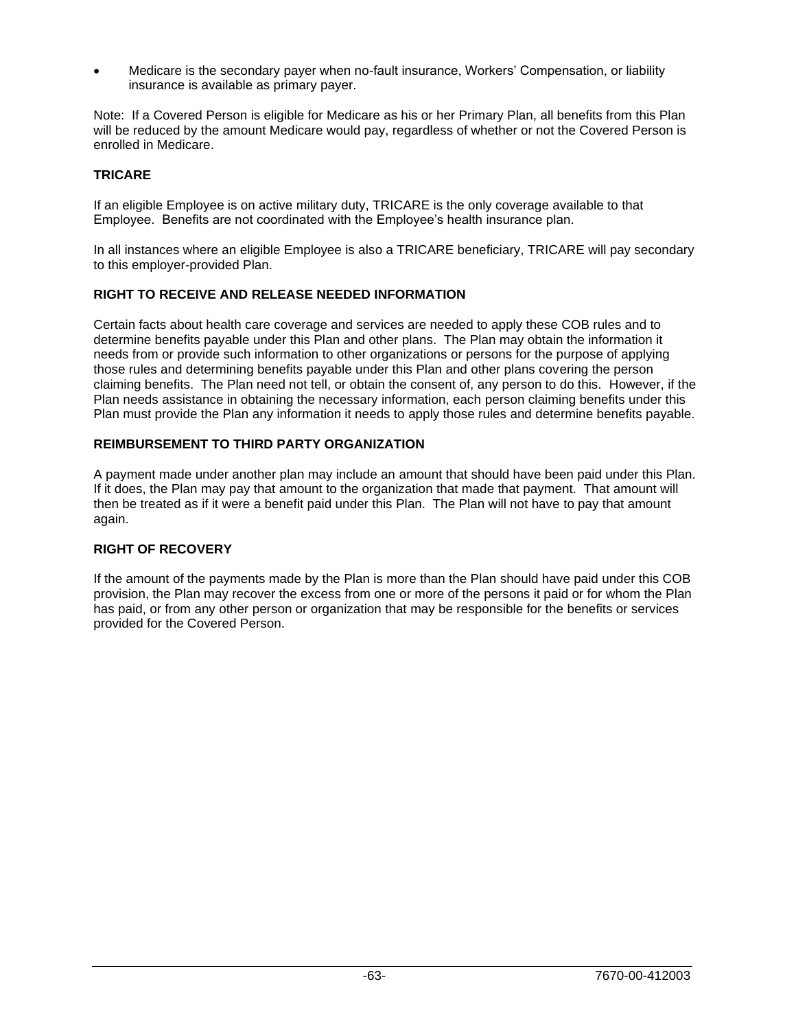- Medicare is the secondary payer when no-fault insurance, Workers' Compensation, or liability insurance is available as primary payer.

Note: If a Covered Person is eligible for Medicare as his or her Primary Plan, all benefits from this Plan will be reduced by the amount Medicare would pay, regardless of whether or not the Covered Person is enrolled in Medicare.

### TRICARE

If an eligible Employee is on active military duty, TRICARE is the only coverage available to that Employee. Benefits are not coordinated with the Employee's health insurance plan.

In all instances where an eligible Employee is also a TRICARE beneficiary, TRICARE will pay secondary to this employer-provided Plan.

### RIGHT TO RECEIVE AND RELEASE NEEDED INFORMATION

Certain facts about health care coverage and services are needed to apply these COB rules and to determine benefits payable under this Plan and other plans. The Plan may obtain the information it needs from or provide such information to other organizations or persons for the purpose of applying those rules and determining benefits payable under this Plan and other plans covering the person claiming benefits. The Plan need not tell, or obtain the consent of, any person to do this. However, if the Plan needs assistance in obtaining the necessary information, each person claiming benefits under this Plan must provide the Plan any information it needs to apply those rules and determine benefits payable.

### REIMBURSEMENT TO THIRD PARTY ORGANIZATION

A payment made under another plan may include an amount that should have been paid under this Plan. If it does, the Plan may pay that amount to the organization that made that payment. That amount will then be treated as if it were a benefit paid under this Plan. The Plan will not have to pay that amount again.

### RIGHT OF RECOVERY

If the amount of the payments made by the Plan is more than the Plan should have paid under this COB provision, the Plan may recover the excess from one or more of the persons it paid or for whom the Plan has paid, or from any other person or organization that may be responsible for the benefits or services provided for the Covered Person.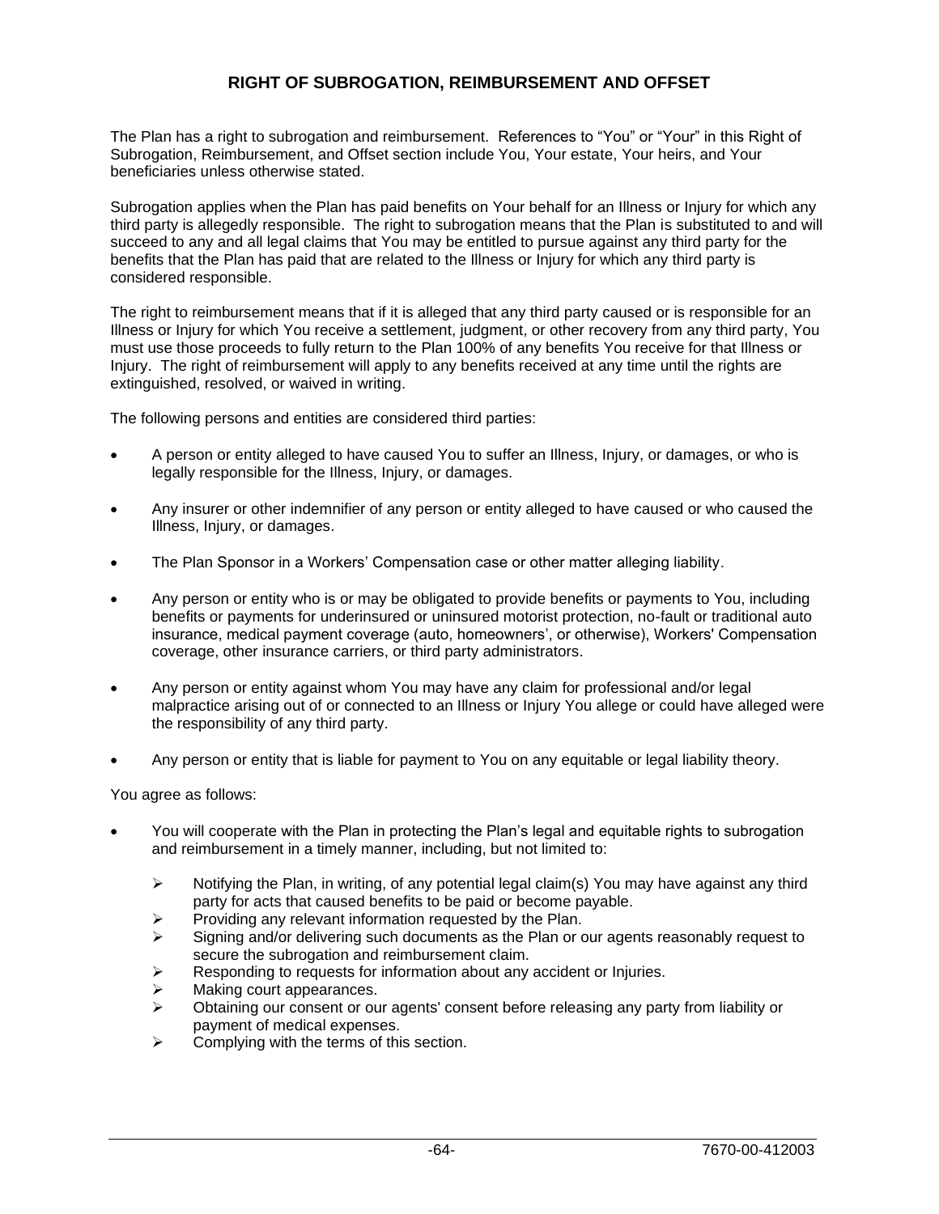## RIGHT OF SUBROGATION, REIMBURSEMENT AND OFFSET

The Plan has a right to subrogation and reimbursement. References to "You" or "Your" in this Right of Subrogation, Reimbursement, and Offset section include You, Your estate, Your heirs, and Your beneficiaries unless otherwise stated.

Subrogation applies when the Plan has paid benefits on Your behalf for an Illness or Injury for which any third party is allegedly responsible. The right to subrogation means that the Plan is substituted to and will succeed to any and all legal claims that You may be entitled to pursue against any third party for the benefits that the Plan has paid that are related to the Illness or Injury for which any third party is considered responsible.

The right to reimbursement means that if it is alleged that any third party caused or is responsible for an Illness or Injury for which You receive a settlement, judgment, or other recovery from any third party, You must use those proceeds to fully return to the Plan 100% of any benefits You receive for that Illness or Injury. The right of reimbursement will apply to any benefits received at any time until the rights are extinguished, resolved, or waived in writing.

The following persons and entities are considered third parties:

- A person or entity alleged to have caused You to suffer an Illness, Injury, or damages, or who is legally responsible for the Illness, Injury, or damages.
- Any insurer or other indemnifier of any person or entity alleged to have caused or who caused the Illness, Injury, or damages.
- The Plan Sponsor in a Workers' Compensation case or other matter alleging liability.
- Any person or entity who is or may be obligated to provide benefits or payments to You, including benefits or payments for underinsured or uninsured motorist protection, no-fault or traditional auto insurance, medical payment coverage (auto, homeowners', or otherwise), Workers' Compensation coverage, other insurance carriers, or third party administrators.
- Any person or entity against whom You may have any claim for professional and/or legal malpractice arising out of or connected to an Illness or Injury You allege or could have alleged were the responsibility of any third party.
- Any person or entity that is liable for payment to You on any equitable or legal liability theory.

You agree as follows:

- You will cooperate with the Plan in protecting the Plan's legal and equitable rights to subrogation and reimbursement in a timely manner, including, but not limited to:
  - Notifying the Plan, in writing, of any potential legal claim(s) You may have against any third party for acts that caused benefits to be paid or become payable.
  - Providing any relevant information requested by the Plan.
  - Signing and/or delivering such documents as the Plan or our agents reasonably request to secure the subrogation and reimbursement claim.
  - Responding to requests for information about any accident or Injuries.
  - Making court appearances.
  - Obtaining our consent or our agents' consent before releasing any party from liability or payment of medical expenses.
  - Complying with the terms of this section.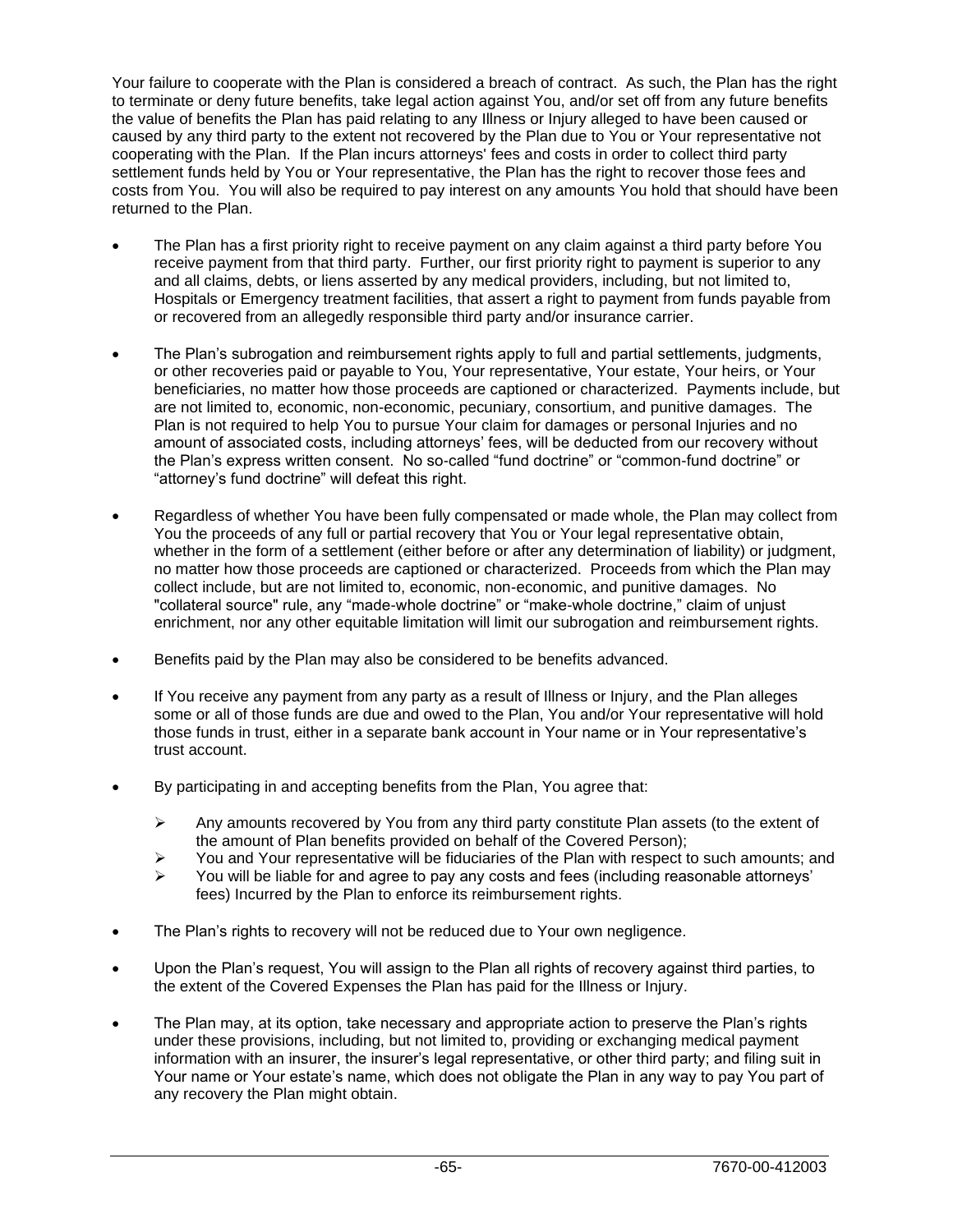Your failure to cooperate with the Plan is considered a breach of contract. As such, the Plan has the right to terminate or deny future benefits, take legal action against You, and/or set off from any future benefits the value of benefits the Plan has paid relating to any Illness or Injury alleged to have been caused or caused by any third party to the extent not recovered by the Plan due to You or Your representative not cooperating with the Plan. If the Plan incurs attorneys' fees and costs in order to collect third party settlement funds held by You or Your representative, the Plan has the right to recover those fees and costs from You. You will also be required to pay interest on any amounts You hold that should have been returned to the Plan.

- The Plan has a first priority right to receive payment on any claim against a third party before You receive payment from that third party. Further, our first priority right to payment is superior to any and all claims, debts, or liens asserted by any medical providers, including, but not limited to, Hospitals or Emergency treatment facilities, that assert a right to payment from funds payable from or recovered from an allegedly responsible third party and/or insurance carrier.
- The Plan's subrogation and reimbursement rights apply to full and partial settlements, judgments, or other recoveries paid or payable to You, Your representative, Your estate, Your heirs, or Your beneficiaries, no matter how those proceeds are captioned or characterized. Payments include, but are not limited to, economic, non-economic, pecuniary, consortium, and punitive damages. The Plan is not required to help You to pursue Your claim for damages or personal Injuries and no amount of associated costs, including attorneys' fees, will be deducted from our recovery without the Plan's express written consent. No so-called "fund doctrine" or "common-fund doctrine" or "attorney's fund doctrine" will defeat this right.
- Regardless of whether You have been fully compensated or made whole, the Plan may collect from You the proceeds of any full or partial recovery that You or Your legal representative obtain, whether in the form of a settlement (either before or after any determination of liability) or judgment, no matter how those proceeds are captioned or characterized. Proceeds from which the Plan may collect include, but are not limited to, economic, non-economic, and punitive damages. No "collateral source" rule, any "made-whole doctrine" or "make-whole doctrine," claim of unjust enrichment, nor any other equitable limitation will limit our subrogation and reimbursement rights.
- Benefits paid by the Plan may also be considered to be benefits advanced.
- If You receive any payment from any party as a result of Illness or Injury, and the Plan alleges some or all of those funds are due and owed to the Plan, You and/or Your representative will hold those funds in trust, either in a separate bank account in Your name or in Your representative's trust account.
- By participating in and accepting benefits from the Plan, You agree that:
  - Any amounts recovered by You from any third party constitute Plan assets (to the extent of the amount of Plan benefits provided on behalf of the Covered Person);
  - You and Your representative will be fiduciaries of the Plan with respect to such amounts; and
  - You will be liable for and agree to pay any costs and fees (including reasonable attorneys' fees) Incurred by the Plan to enforce its reimbursement rights.
- The Plan's rights to recovery will not be reduced due to Your own negligence.
- Upon the Plan's request, You will assign to the Plan all rights of recovery against third parties, to the extent of the Covered Expenses the Plan has paid for the Illness or Injury.
- The Plan may, at its option, take necessary and appropriate action to preserve the Plan's rights under these provisions, including, but not limited to, providing or exchanging medical payment information with an insurer, the insurer's legal representative, or other third party; and filing suit in Your name or Your estate's name, which does not obligate the Plan in any way to pay You part of any recovery the Plan might obtain.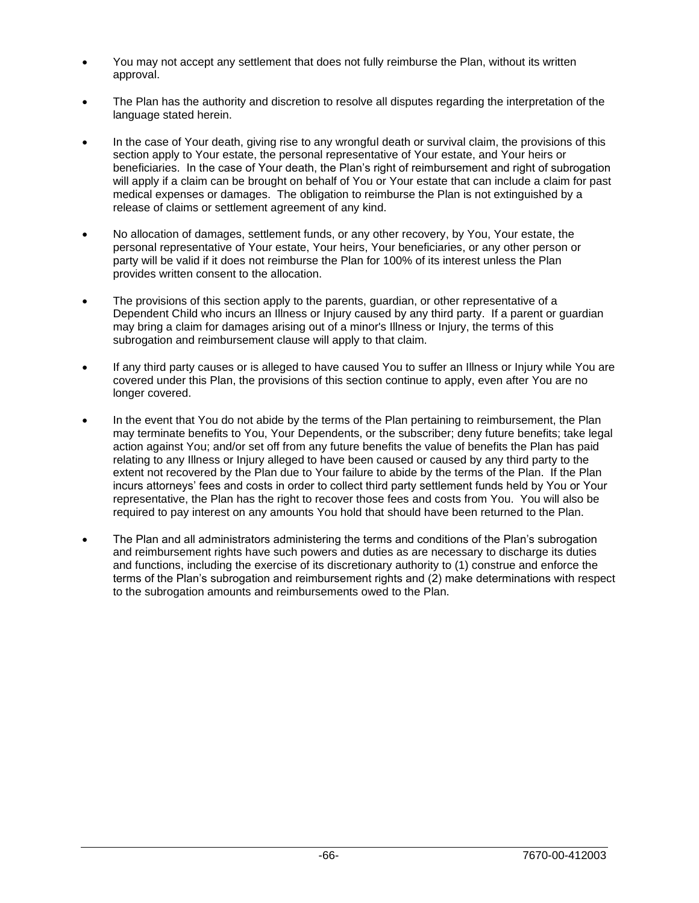- You may not accept any settlement that does not fully reimburse the Plan, without its written approval.

- The Plan has the authority and discretion to resolve all disputes regarding the interpretation of the language stated herein.

- In the case of Your death, giving rise to any wrongful death or survival claim, the provisions of this section apply to Your estate, the personal representative of Your estate, and Your heirs or beneficiaries. In the case of Your death, the Plan's right of reimbursement and right of subrogation will apply if a claim can be brought on behalf of You or Your estate that can include a claim for past medical expenses or damages. The obligation to reimburse the Plan is not extinguished by a release of claims or settlement agreement of any kind.

- No allocation of damages, settlement funds, or any other recovery, by You, Your estate, the personal representative of Your estate, Your heirs, Your beneficiaries, or any other person or party will be valid if it does not reimburse the Plan for 100% of its interest unless the Plan provides written consent to the allocation.

- The provisions of this section apply to the parents, guardian, or other representative of a Dependent Child who incurs an Illness or Injury caused by any third party. If a parent or guardian may bring a claim for damages arising out of a minor's Illness or Injury, the terms of this subrogation and reimbursement clause will apply to that claim.

- If any third party causes or is alleged to have caused You to suffer an Illness or Injury while You are covered under this Plan, the provisions of this section continue to apply, even after You are no longer covered.

- In the event that You do not abide by the terms of the Plan pertaining to reimbursement, the Plan may terminate benefits to You, Your Dependents, or the subscriber; deny future benefits; take legal action against You; and/or set off from any future benefits the value of benefits the Plan has paid relating to any Illness or Injury alleged to have been caused or caused by any third party to the extent not recovered by the Plan due to Your failure to abide by the terms of the Plan. If the Plan incurs attorneys' fees and costs in order to collect third party settlement funds held by You or Your representative, the Plan has the right to recover those fees and costs from You. You will also be required to pay interest on any amounts You hold that should have been returned to the Plan.

- The Plan and all administrators administering the terms and conditions of the Plan's subrogation and reimbursement rights have such powers and duties as are necessary to discharge its duties and functions, including the exercise of its discretionary authority to (1) construe and enforce the terms of the Plan's subrogation and reimbursement rights and (2) make determinations with respect to the subrogation amounts and reimbursements owed to the Plan.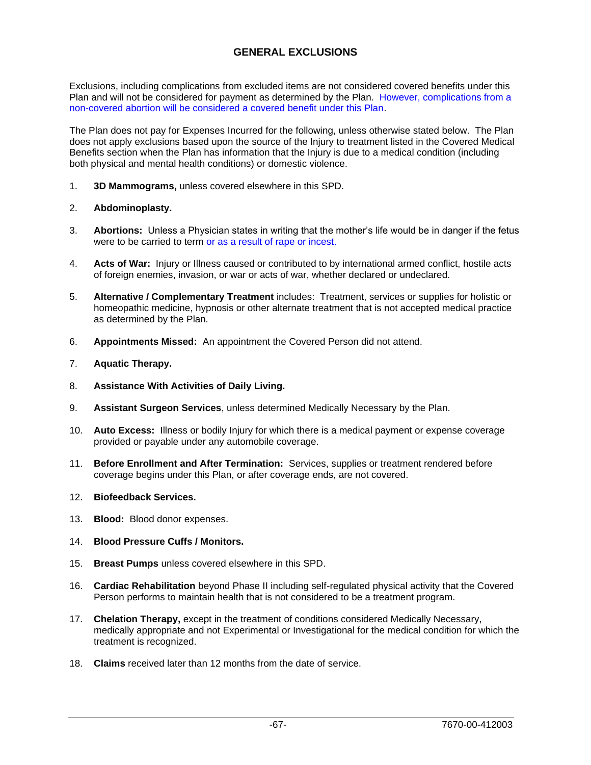# GENERAL EXCLUSIONS

Exclusions, including complications from excluded items are not considered covered benefits under this Plan and will not be considered for payment as determined by the Plan. However, complications from a non-covered abortion will be considered a covered benefit under this Plan.

The Plan does not pay for Expenses Incurred for the following, unless otherwise stated below. The Plan does not apply exclusions based upon the source of the Injury to treatment listed in the Covered Medical Benefits section when the Plan has information that the Injury is due to a medical condition (including both physical and mental health conditions) or domestic violence.

1. **3D Mammograms,** unless covered elsewhere in this SPD.

2. **Abdominoplasty.**

3. **Abortions:** Unless a Physician states in writing that the mother's life would be in danger if the fetus were to be carried to term or as a result of rape or incest.

4. **Acts of War:** Injury or Illness caused or contributed to by international armed conflict, hostile acts of foreign enemies, invasion, or war or acts of war, whether declared or undeclared.

5. **Alternative / Complementary Treatment** includes: Treatment, services or supplies for holistic or homeopathic medicine, hypnosis or other alternate treatment that is not accepted medical practice as determined by the Plan.

6. **Appointments Missed:** An appointment the Covered Person did not attend.

7. **Aquatic Therapy.**

8. **Assistance With Activities of Daily Living.**

9. **Assistant Surgeon Services**, unless determined Medically Necessary by the Plan.

10. **Auto Excess:** Illness or bodily Injury for which there is a medical payment or expense coverage provided or payable under any automobile coverage.

11. **Before Enrollment and After Termination:** Services, supplies or treatment rendered before coverage begins under this Plan, or after coverage ends, are not covered.

12. **Biofeedback Services.**

13. **Blood:** Blood donor expenses.

14. **Blood Pressure Cuffs / Monitors.**

15. **Breast Pumps** unless covered elsewhere in this SPD.

16. **Cardiac Rehabilitation** beyond Phase II including self-regulated physical activity that the Covered Person performs to maintain health that is not considered to be a treatment program.

17. **Chelation Therapy,** except in the treatment of conditions considered Medically Necessary, medically appropriate and not Experimental or Investigational for the medical condition for which the treatment is recognized.

18. **Claims** received later than 12 months from the date of service.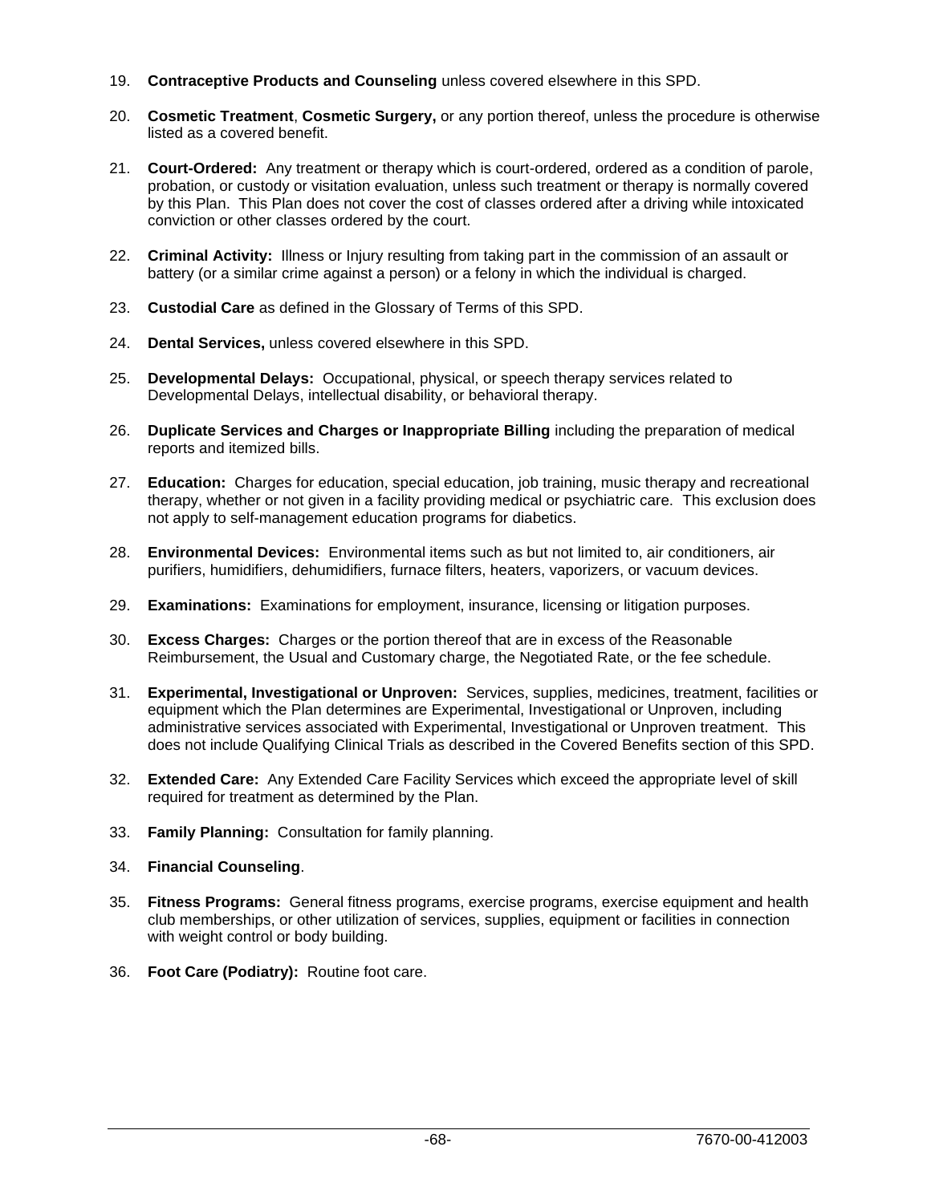19. **Contraceptive Products and Counseling** unless covered elsewhere in this SPD.

20. **Cosmetic Treatment**, **Cosmetic Surgery,** or any portion thereof, unless the procedure is otherwise listed as a covered benefit.

21. **Court-Ordered:** Any treatment or therapy which is court-ordered, ordered as a condition of parole, probation, or custody or visitation evaluation, unless such treatment or therapy is normally covered by this Plan. This Plan does not cover the cost of classes ordered after a driving while intoxicated conviction or other classes ordered by the court.

22. **Criminal Activity:** Illness or Injury resulting from taking part in the commission of an assault or battery (or a similar crime against a person) or a felony in which the individual is charged.

23. **Custodial Care** as defined in the Glossary of Terms of this SPD.

24. **Dental Services,** unless covered elsewhere in this SPD.

25. **Developmental Delays:** Occupational, physical, or speech therapy services related to Developmental Delays, intellectual disability, or behavioral therapy.

26. **Duplicate Services and Charges or Inappropriate Billing** including the preparation of medical reports and itemized bills.

27. **Education:** Charges for education, special education, job training, music therapy and recreational therapy, whether or not given in a facility providing medical or psychiatric care. This exclusion does not apply to self-management education programs for diabetics.

28. **Environmental Devices:** Environmental items such as but not limited to, air conditioners, air purifiers, humidifiers, dehumidifiers, furnace filters, heaters, vaporizers, or vacuum devices.

29. **Examinations:** Examinations for employment, insurance, licensing or litigation purposes.

30. **Excess Charges:** Charges or the portion thereof that are in excess of the Reasonable Reimbursement, the Usual and Customary charge, the Negotiated Rate, or the fee schedule.

31. **Experimental, Investigational or Unproven:** Services, supplies, medicines, treatment, facilities or equipment which the Plan determines are Experimental, Investigational or Unproven, including administrative services associated with Experimental, Investigational or Unproven treatment. This does not include Qualifying Clinical Trials as described in the Covered Benefits section of this SPD.

32. **Extended Care:** Any Extended Care Facility Services which exceed the appropriate level of skill required for treatment as determined by the Plan.

33. **Family Planning:** Consultation for family planning.

34. **Financial Counseling**.

35. **Fitness Programs:** General fitness programs, exercise programs, exercise equipment and health club memberships, or other utilization of services, supplies, equipment or facilities in connection with weight control or body building.

36. **Foot Care (Podiatry):** Routine foot care.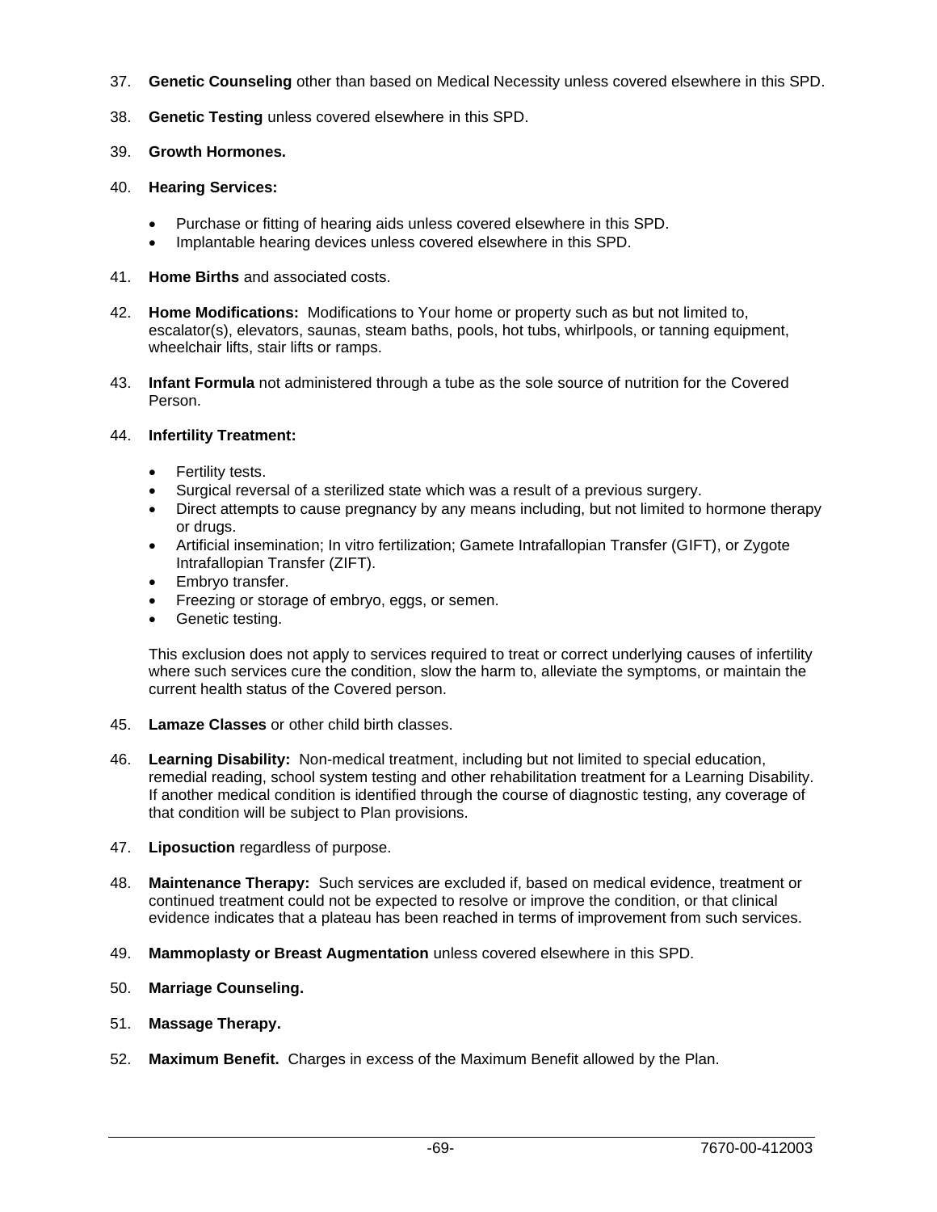37. **Genetic Counseling** other than based on Medical Necessity unless covered elsewhere in this SPD.

38. **Genetic Testing** unless covered elsewhere in this SPD.

39. **Growth Hormones.**

40. **Hearing Services:**

    - Purchase or fitting of hearing aids unless covered elsewhere in this SPD.
    - Implantable hearing devices unless covered elsewhere in this SPD.

41. **Home Births** and associated costs.

42. **Home Modifications:** Modifications to Your home or property such as but not limited to, escalator(s), elevators, saunas, steam baths, pools, hot tubs, whirlpools, or tanning equipment, wheelchair lifts, stair lifts or ramps.

43. **Infant Formula** not administered through a tube as the sole source of nutrition for the Covered Person.

44. **Infertility Treatment:**

    - Fertility tests.
    - Surgical reversal of a sterilized state which was a result of a previous surgery.
    - Direct attempts to cause pregnancy by any means including, but not limited to hormone therapy or drugs.
    - Artificial insemination; In vitro fertilization; Gamete Intrafallopian Transfer (GIFT), or Zygote Intrafallopian Transfer (ZIFT).
    - Embryo transfer.
    - Freezing or storage of embryo, eggs, or semen.
    - Genetic testing.

    This exclusion does not apply to services required to treat or correct underlying causes of infertility where such services cure the condition, slow the harm to, alleviate the symptoms, or maintain the current health status of the Covered person.

45. **Lamaze Classes** or other child birth classes.

46. **Learning Disability:** Non-medical treatment, including but not limited to special education, remedial reading, school system testing and other rehabilitation treatment for a Learning Disability. If another medical condition is identified through the course of diagnostic testing, any coverage of that condition will be subject to Plan provisions.

47. **Liposuction** regardless of purpose.

48. **Maintenance Therapy:** Such services are excluded if, based on medical evidence, treatment or continued treatment could not be expected to resolve or improve the condition, or that clinical evidence indicates that a plateau has been reached in terms of improvement from such services.

49. **Mammoplasty or Breast Augmentation** unless covered elsewhere in this SPD.

50. **Marriage Counseling.**

51. **Massage Therapy.**

52. **Maximum Benefit.** Charges in excess of the Maximum Benefit allowed by the Plan.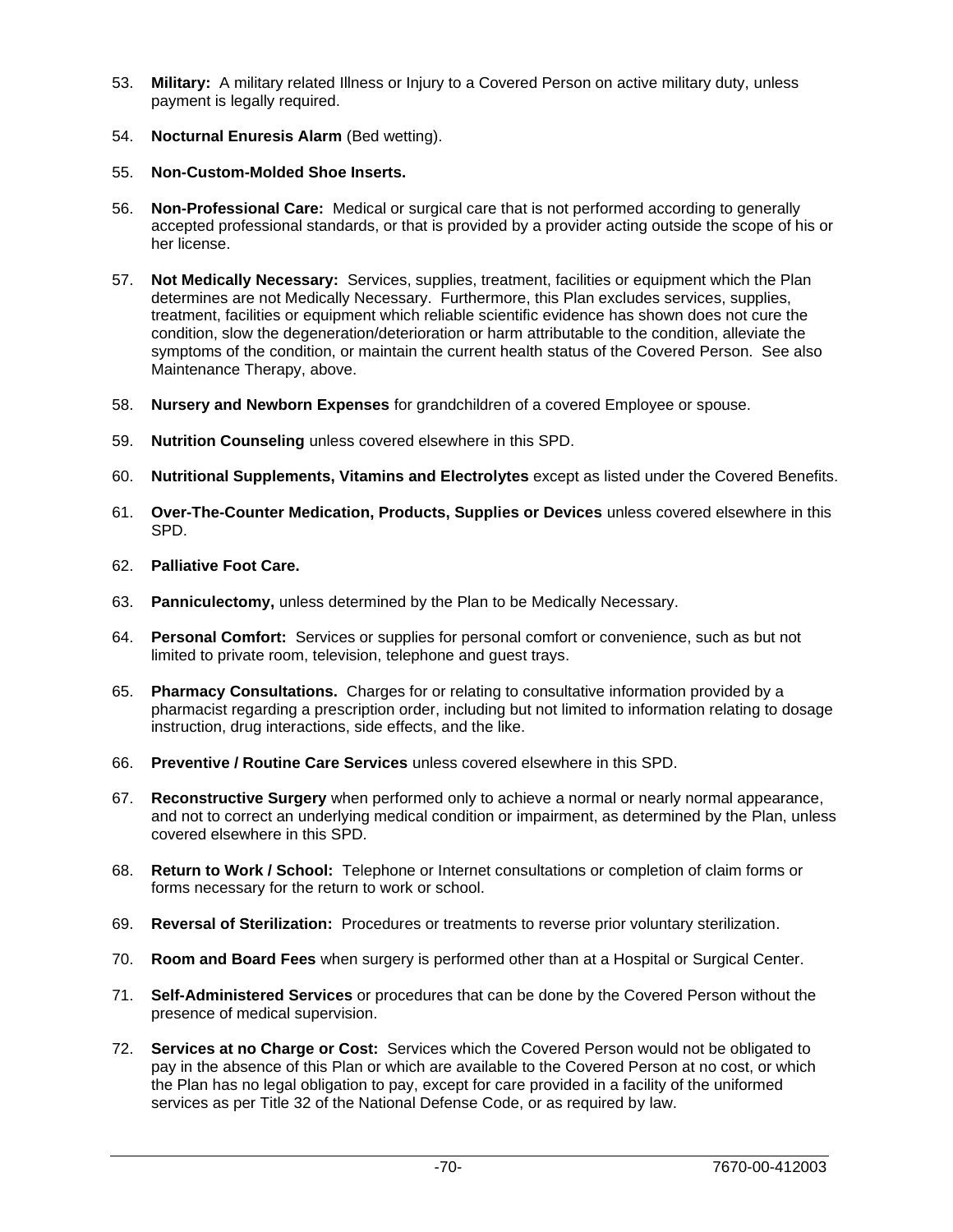53. **Military:** A military related Illness or Injury to a Covered Person on active military duty, unless payment is legally required.

54. **Nocturnal Enuresis Alarm** (Bed wetting).

55. **Non-Custom-Molded Shoe Inserts.**

56. **Non-Professional Care:** Medical or surgical care that is not performed according to generally accepted professional standards, or that is provided by a provider acting outside the scope of his or her license.

57. **Not Medically Necessary:** Services, supplies, treatment, facilities or equipment which the Plan determines are not Medically Necessary. Furthermore, this Plan excludes services, supplies, treatment, facilities or equipment which reliable scientific evidence has shown does not cure the condition, slow the degeneration/deterioration or harm attributable to the condition, alleviate the symptoms of the condition, or maintain the current health status of the Covered Person. See also Maintenance Therapy, above.

58. **Nursery and Newborn Expenses** for grandchildren of a covered Employee or spouse.

59. **Nutrition Counseling** unless covered elsewhere in this SPD.

60. **Nutritional Supplements, Vitamins and Electrolytes** except as listed under the Covered Benefits.

61. **Over-The-Counter Medication, Products, Supplies or Devices** unless covered elsewhere in this SPD.

62. **Palliative Foot Care.**

63. **Panniculectomy,** unless determined by the Plan to be Medically Necessary.

64. **Personal Comfort:** Services or supplies for personal comfort or convenience, such as but not limited to private room, television, telephone and guest trays.

65. **Pharmacy Consultations.** Charges for or relating to consultative information provided by a pharmacist regarding a prescription order, including but not limited to information relating to dosage instruction, drug interactions, side effects, and the like.

66. **Preventive / Routine Care Services** unless covered elsewhere in this SPD.

67. **Reconstructive Surgery** when performed only to achieve a normal or nearly normal appearance, and not to correct an underlying medical condition or impairment, as determined by the Plan, unless covered elsewhere in this SPD.

68. **Return to Work / School:** Telephone or Internet consultations or completion of claim forms or forms necessary for the return to work or school.

69. **Reversal of Sterilization:** Procedures or treatments to reverse prior voluntary sterilization.

70. **Room and Board Fees** when surgery is performed other than at a Hospital or Surgical Center.

71. **Self-Administered Services** or procedures that can be done by the Covered Person without the presence of medical supervision.

72. **Services at no Charge or Cost:** Services which the Covered Person would not be obligated to pay in the absence of this Plan or which are available to the Covered Person at no cost, or which the Plan has no legal obligation to pay, except for care provided in a facility of the uniformed services as per Title 32 of the National Defense Code, or as required by law.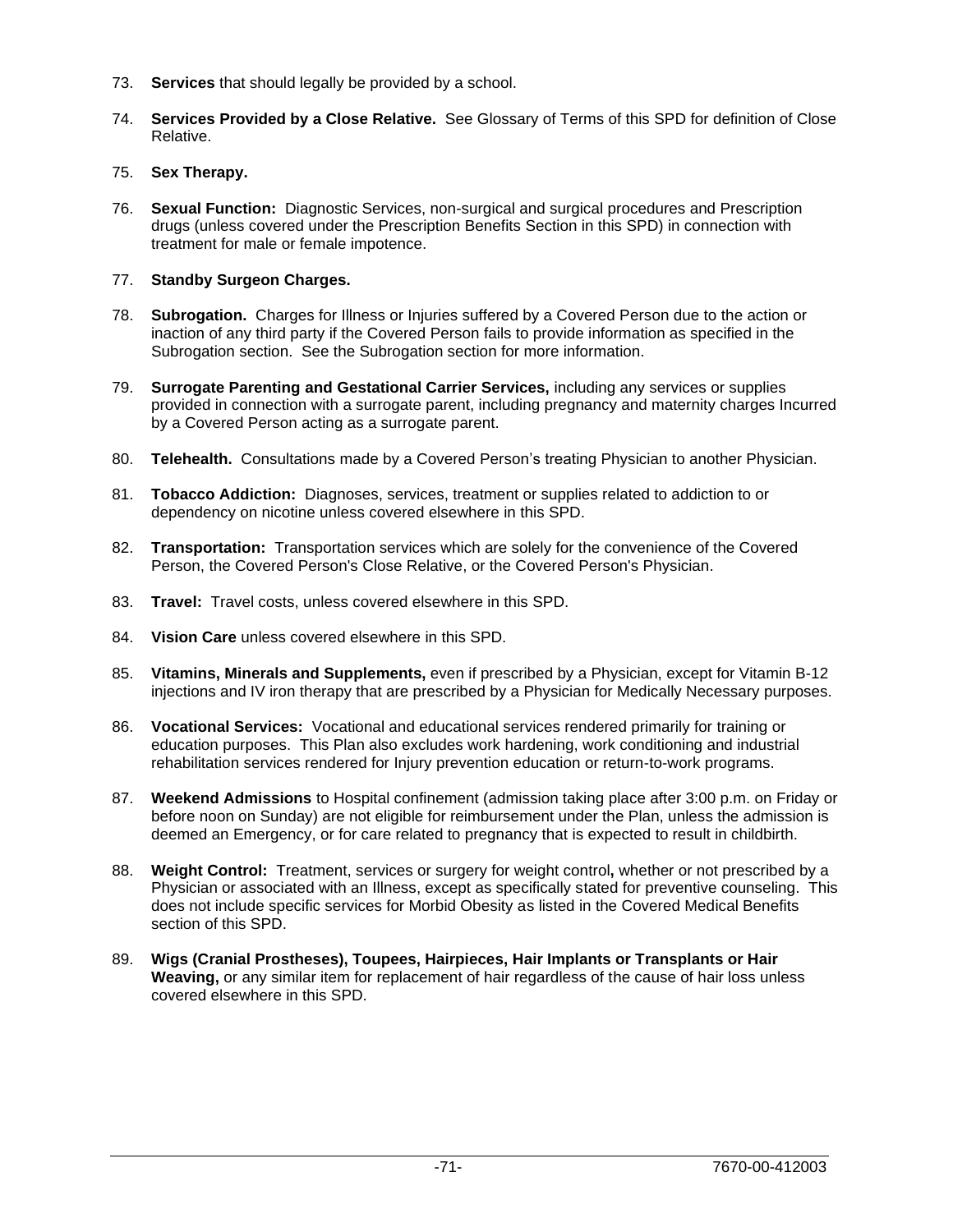73. **Services** that should legally be provided by a school.

74. **Services Provided by a Close Relative.** See Glossary of Terms of this SPD for definition of Close Relative.

75. **Sex Therapy.**

76. **Sexual Function:** Diagnostic Services, non-surgical and surgical procedures and Prescription drugs (unless covered under the Prescription Benefits Section in this SPD) in connection with treatment for male or female impotence.

77. **Standby Surgeon Charges.**

78. **Subrogation.** Charges for Illness or Injuries suffered by a Covered Person due to the action or inaction of any third party if the Covered Person fails to provide information as specified in the Subrogation section. See the Subrogation section for more information.

79. **Surrogate Parenting and Gestational Carrier Services,** including any services or supplies provided in connection with a surrogate parent, including pregnancy and maternity charges Incurred by a Covered Person acting as a surrogate parent.

80. **Telehealth.** Consultations made by a Covered Person's treating Physician to another Physician.

81. **Tobacco Addiction:** Diagnoses, services, treatment or supplies related to addiction to or dependency on nicotine unless covered elsewhere in this SPD.

82. **Transportation:** Transportation services which are solely for the convenience of the Covered Person, the Covered Person's Close Relative, or the Covered Person's Physician.

83. **Travel:** Travel costs, unless covered elsewhere in this SPD.

84. **Vision Care** unless covered elsewhere in this SPD.

85. **Vitamins, Minerals and Supplements,** even if prescribed by a Physician, except for Vitamin B-12 injections and IV iron therapy that are prescribed by a Physician for Medically Necessary purposes.

86. **Vocational Services:** Vocational and educational services rendered primarily for training or education purposes. This Plan also excludes work hardening, work conditioning and industrial rehabilitation services rendered for Injury prevention education or return-to-work programs.

87. **Weekend Admissions** to Hospital confinement (admission taking place after 3:00 p.m. on Friday or before noon on Sunday) are not eligible for reimbursement under the Plan, unless the admission is deemed an Emergency, or for care related to pregnancy that is expected to result in childbirth.

88. **Weight Control:** Treatment, services or surgery for weight control**,** whether or not prescribed by a Physician or associated with an Illness, except as specifically stated for preventive counseling. This does not include specific services for Morbid Obesity as listed in the Covered Medical Benefits section of this SPD.

89. **Wigs (Cranial Prostheses), Toupees, Hairpieces, Hair Implants or Transplants or Hair Weaving,** or any similar item for replacement of hair regardless of the cause of hair loss unless covered elsewhere in this SPD.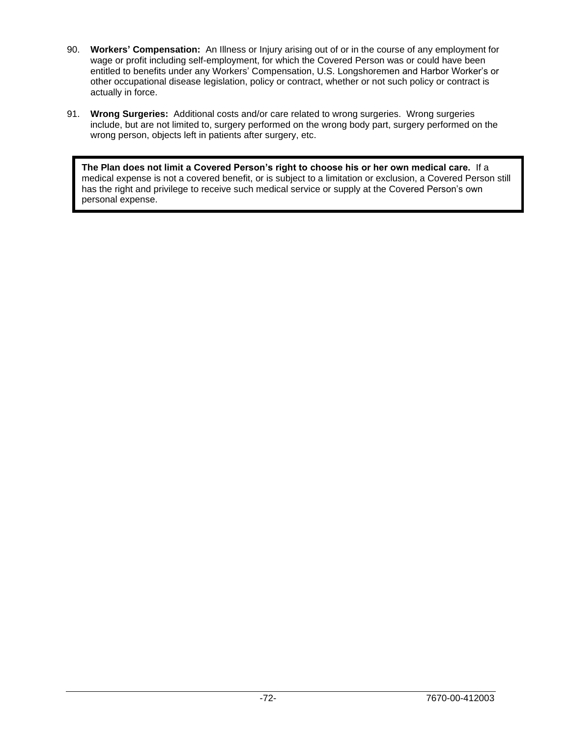90. **Workers' Compensation:** An Illness or Injury arising out of or in the course of any employment for wage or profit including self-employment, for which the Covered Person was or could have been entitled to benefits under any Workers' Compensation, U.S. Longshoremen and Harbor Worker's or other occupational disease legislation, policy or contract, whether or not such policy or contract is actually in force.

91. **Wrong Surgeries:** Additional costs and/or care related to wrong surgeries. Wrong surgeries include, but are not limited to, surgery performed on the wrong body part, surgery performed on the wrong person, objects left in patients after surgery, etc.

**The Plan does not limit a Covered Person's right to choose his or her own medical care.** If a medical expense is not a covered benefit, or is subject to a limitation or exclusion, a Covered Person still has the right and privilege to receive such medical service or supply at the Covered Person's own personal expense.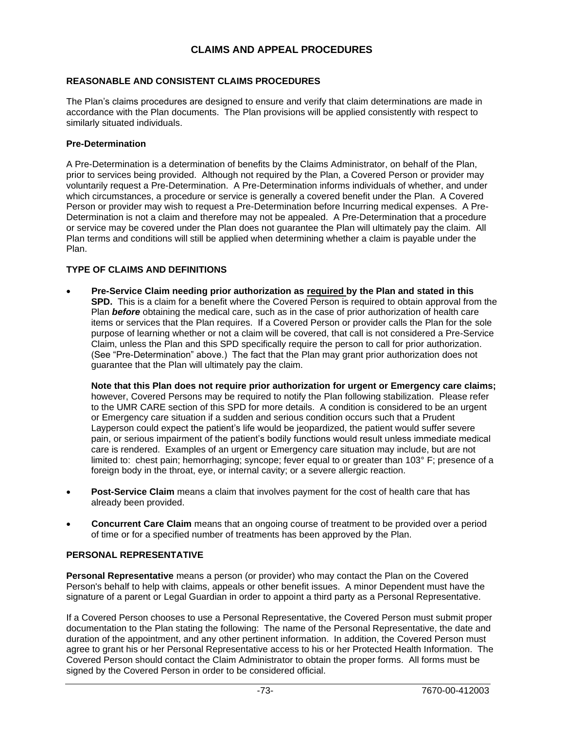# CLAIMS AND APPEAL PROCEDURES

## REASONABLE AND CONSISTENT CLAIMS PROCEDURES

The Plan's claims procedures are designed to ensure and verify that claim determinations are made in accordance with the Plan documents. The Plan provisions will be applied consistently with respect to similarly situated individuals.

### Pre-Determination

A Pre-Determination is a determination of benefits by the Claims Administrator, on behalf of the Plan, prior to services being provided. Although not required by the Plan, a Covered Person or provider may voluntarily request a Pre-Determination. A Pre-Determination informs individuals of whether, and under which circumstances, a procedure or service is generally a covered benefit under the Plan. A Covered Person or provider may wish to request a Pre-Determination before Incurring medical expenses. A Pre-Determination is not a claim and therefore may not be appealed. A Pre-Determination that a procedure or service may be covered under the Plan does not guarantee the Plan will ultimately pay the claim. All Plan terms and conditions will still be applied when determining whether a claim is payable under the Plan.

## TYPE OF CLAIMS AND DEFINITIONS

- **Pre-Service Claim needing prior authorization as <u>required</u> by the Plan and stated in this SPD.** This is a claim for a benefit where the Covered Person is required to obtain approval from the Plan ***before*** obtaining the medical care, such as in the case of prior authorization of health care items or services that the Plan requires. If a Covered Person or provider calls the Plan for the sole purpose of learning whether or not a claim will be covered, that call is not considered a Pre-Service Claim, unless the Plan and this SPD specifically require the person to call for prior authorization. (See "Pre-Determination" above.) The fact that the Plan may grant prior authorization does not guarantee that the Plan will ultimately pay the claim.

  **Note that this Plan does not require prior authorization for urgent or Emergency care claims;** however, Covered Persons may be required to notify the Plan following stabilization. Please refer to the UMR CARE section of this SPD for more details. A condition is considered to be an urgent or Emergency care situation if a sudden and serious condition occurs such that a Prudent Layperson could expect the patient's life would be jeopardized, the patient would suffer severe pain, or serious impairment of the patient's bodily functions would result unless immediate medical care is rendered. Examples of an urgent or Emergency care situation may include, but are not limited to: chest pain; hemorrhaging; syncope; fever equal to or greater than 103° F; presence of a foreign body in the throat, eye, or internal cavity; or a severe allergic reaction.

- **Post-Service Claim** means a claim that involves payment for the cost of health care that has already been provided.

- **Concurrent Care Claim** means that an ongoing course of treatment to be provided over a period of time or for a specified number of treatments has been approved by the Plan.

## PERSONAL REPRESENTATIVE

**Personal Representative** means a person (or provider) who may contact the Plan on the Covered Person's behalf to help with claims, appeals or other benefit issues. A minor Dependent must have the signature of a parent or Legal Guardian in order to appoint a third party as a Personal Representative.

If a Covered Person chooses to use a Personal Representative, the Covered Person must submit proper documentation to the Plan stating the following: The name of the Personal Representative, the date and duration of the appointment, and any other pertinent information. In addition, the Covered Person must agree to grant his or her Personal Representative access to his or her Protected Health Information. The Covered Person should contact the Claim Administrator to obtain the proper forms. All forms must be signed by the Covered Person in order to be considered official.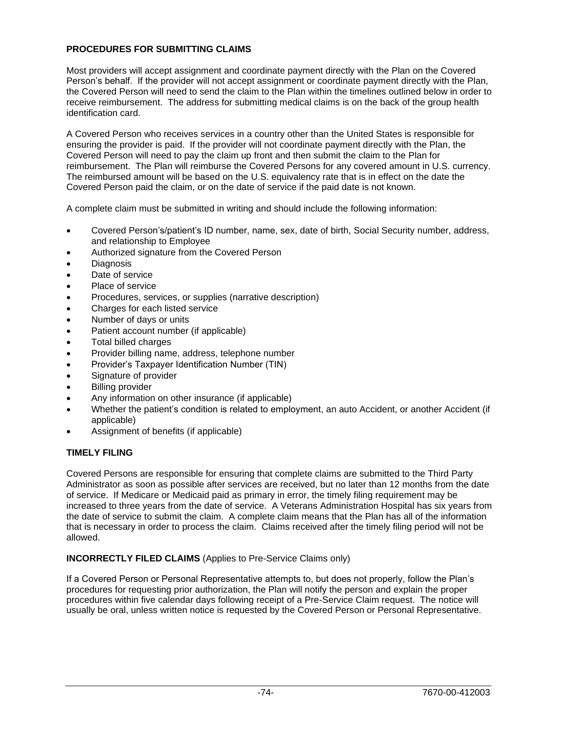## PROCEDURES FOR SUBMITTING CLAIMS

Most providers will accept assignment and coordinate payment directly with the Plan on the Covered Person's behalf. If the provider will not accept assignment or coordinate payment directly with the Plan, the Covered Person will need to send the claim to the Plan within the timelines outlined below in order to receive reimbursement. The address for submitting medical claims is on the back of the group health identification card.

A Covered Person who receives services in a country other than the United States is responsible for ensuring the provider is paid. If the provider will not coordinate payment directly with the Plan, the Covered Person will need to pay the claim up front and then submit the claim to the Plan for reimbursement. The Plan will reimburse the Covered Persons for any covered amount in U.S. currency. The reimbursed amount will be based on the U.S. equivalency rate that is in effect on the date the Covered Person paid the claim, or on the date of service if the paid date is not known.

A complete claim must be submitted in writing and should include the following information:

- Covered Person's/patient's ID number, name, sex, date of birth, Social Security number, address, and relationship to Employee
- Authorized signature from the Covered Person
- Diagnosis
- Date of service
- Place of service
- Procedures, services, or supplies (narrative description)
- Charges for each listed service
- Number of days or units
- Patient account number (if applicable)
- Total billed charges
- Provider billing name, address, telephone number
- Provider's Taxpayer Identification Number (TIN)
- Signature of provider
- Billing provider
- Any information on other insurance (if applicable)
- Whether the patient's condition is related to employment, an auto Accident, or another Accident (if applicable)
- Assignment of benefits (if applicable)

## TIMELY FILING

Covered Persons are responsible for ensuring that complete claims are submitted to the Third Party Administrator as soon as possible after services are received, but no later than 12 months from the date of service. If Medicare or Medicaid paid as primary in error, the timely filing requirement may be increased to three years from the date of service. A Veterans Administration Hospital has six years from the date of service to submit the claim. A complete claim means that the Plan has all of the information that is necessary in order to process the claim. Claims received after the timely filing period will not be allowed.

## INCORRECTLY FILED CLAIMS (Applies to Pre-Service Claims only)

If a Covered Person or Personal Representative attempts to, but does not properly, follow the Plan's procedures for requesting prior authorization, the Plan will notify the person and explain the proper procedures within five calendar days following receipt of a Pre-Service Claim request. The notice will usually be oral, unless written notice is requested by the Covered Person or Personal Representative.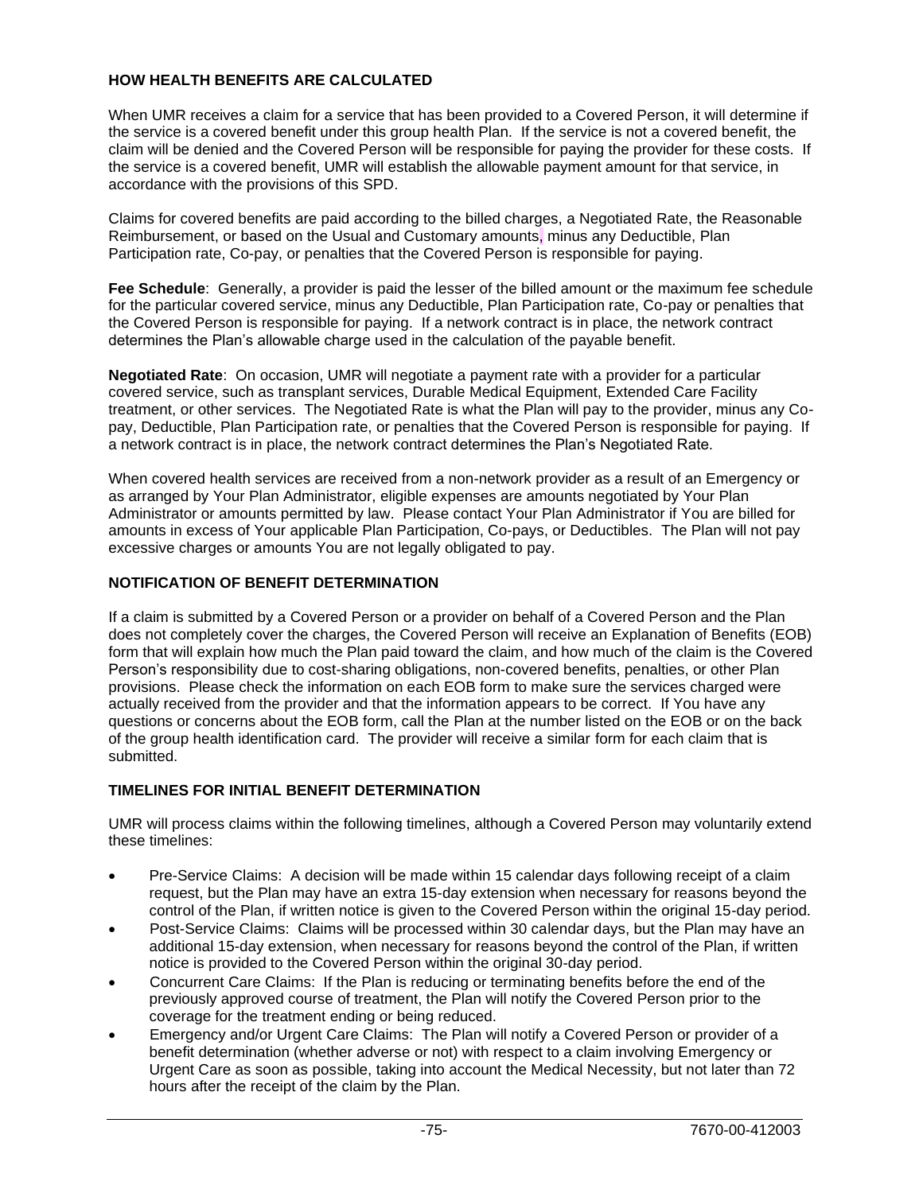## HOW HEALTH BENEFITS ARE CALCULATED

When UMR receives a claim for a service that has been provided to a Covered Person, it will determine if the service is a covered benefit under this group health Plan. If the service is not a covered benefit, the claim will be denied and the Covered Person will be responsible for paying the provider for these costs. If the service is a covered benefit, UMR will establish the allowable payment amount for that service, in accordance with the provisions of this SPD.

Claims for covered benefits are paid according to the billed charges, a Negotiated Rate, the Reasonable Reimbursement, or based on the Usual and Customary amounts, minus any Deductible, Plan Participation rate, Co-pay, or penalties that the Covered Person is responsible for paying.

**Fee Schedule**: Generally, a provider is paid the lesser of the billed amount or the maximum fee schedule for the particular covered service, minus any Deductible, Plan Participation rate, Co-pay or penalties that the Covered Person is responsible for paying. If a network contract is in place, the network contract determines the Plan's allowable charge used in the calculation of the payable benefit.

**Negotiated Rate**: On occasion, UMR will negotiate a payment rate with a provider for a particular covered service, such as transplant services, Durable Medical Equipment, Extended Care Facility treatment, or other services. The Negotiated Rate is what the Plan will pay to the provider, minus any Co-pay, Deductible, Plan Participation rate, or penalties that the Covered Person is responsible for paying. If a network contract is in place, the network contract determines the Plan's Negotiated Rate.

When covered health services are received from a non-network provider as a result of an Emergency or as arranged by Your Plan Administrator, eligible expenses are amounts negotiated by Your Plan Administrator or amounts permitted by law. Please contact Your Plan Administrator if You are billed for amounts in excess of Your applicable Plan Participation, Co-pays, or Deductibles. The Plan will not pay excessive charges or amounts You are not legally obligated to pay.

## NOTIFICATION OF BENEFIT DETERMINATION

If a claim is submitted by a Covered Person or a provider on behalf of a Covered Person and the Plan does not completely cover the charges, the Covered Person will receive an Explanation of Benefits (EOB) form that will explain how much the Plan paid toward the claim, and how much of the claim is the Covered Person's responsibility due to cost-sharing obligations, non-covered benefits, penalties, or other Plan provisions. Please check the information on each EOB form to make sure the services charged were actually received from the provider and that the information appears to be correct. If You have any questions or concerns about the EOB form, call the Plan at the number listed on the EOB or on the back of the group health identification card. The provider will receive a similar form for each claim that is submitted.

## TIMELINES FOR INITIAL BENEFIT DETERMINATION

UMR will process claims within the following timelines, although a Covered Person may voluntarily extend these timelines:

- Pre-Service Claims: A decision will be made within 15 calendar days following receipt of a claim request, but the Plan may have an extra 15-day extension when necessary for reasons beyond the control of the Plan, if written notice is given to the Covered Person within the original 15-day period.
- Post-Service Claims: Claims will be processed within 30 calendar days, but the Plan may have an additional 15-day extension, when necessary for reasons beyond the control of the Plan, if written notice is provided to the Covered Person within the original 30-day period.
- Concurrent Care Claims: If the Plan is reducing or terminating benefits before the end of the previously approved course of treatment, the Plan will notify the Covered Person prior to the coverage for the treatment ending or being reduced.
- Emergency and/or Urgent Care Claims: The Plan will notify a Covered Person or provider of a benefit determination (whether adverse or not) with respect to a claim involving Emergency or Urgent Care as soon as possible, taking into account the Medical Necessity, but not later than 72 hours after the receipt of the claim by the Plan.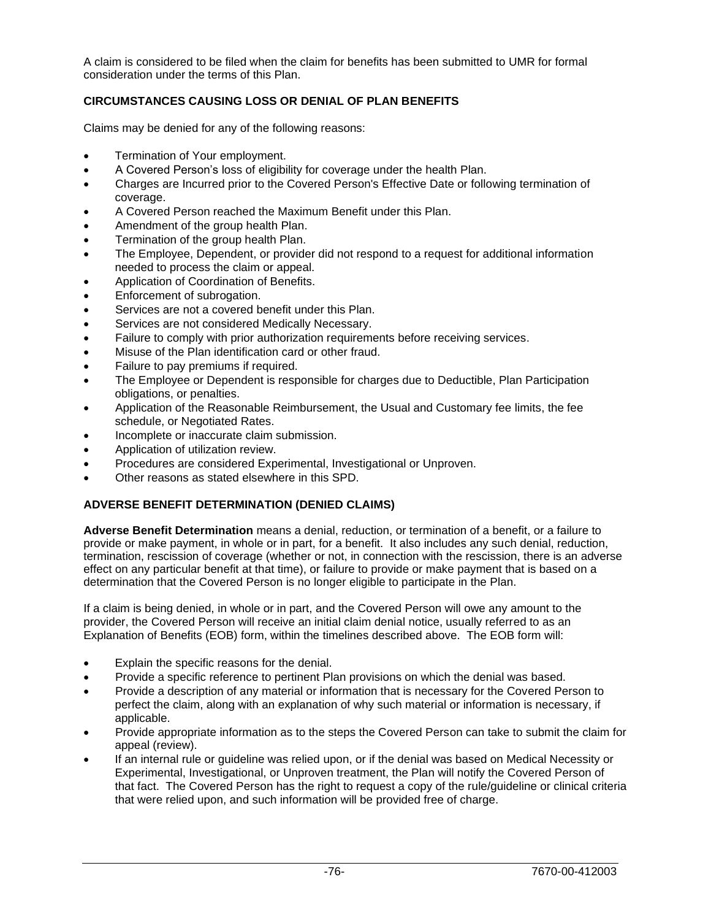A claim is considered to be filed when the claim for benefits has been submitted to UMR for formal consideration under the terms of this Plan.

### CIRCUMSTANCES CAUSING LOSS OR DENIAL OF PLAN BENEFITS

Claims may be denied for any of the following reasons:

- Termination of Your employment.
- A Covered Person's loss of eligibility for coverage under the health Plan.
- Charges are Incurred prior to the Covered Person's Effective Date or following termination of coverage.
- A Covered Person reached the Maximum Benefit under this Plan.
- Amendment of the group health Plan.
- Termination of the group health Plan.
- The Employee, Dependent, or provider did not respond to a request for additional information needed to process the claim or appeal.
- Application of Coordination of Benefits.
- Enforcement of subrogation.
- Services are not a covered benefit under this Plan.
- Services are not considered Medically Necessary.
- Failure to comply with prior authorization requirements before receiving services.
- Misuse of the Plan identification card or other fraud.
- Failure to pay premiums if required.
- The Employee or Dependent is responsible for charges due to Deductible, Plan Participation obligations, or penalties.
- Application of the Reasonable Reimbursement, the Usual and Customary fee limits, the fee schedule, or Negotiated Rates.
- Incomplete or inaccurate claim submission.
- Application of utilization review.
- Procedures are considered Experimental, Investigational or Unproven.
- Other reasons as stated elsewhere in this SPD.

### ADVERSE BENEFIT DETERMINATION (DENIED CLAIMS)

**Adverse Benefit Determination** means a denial, reduction, or termination of a benefit, or a failure to provide or make payment, in whole or in part, for a benefit. It also includes any such denial, reduction, termination, rescission of coverage (whether or not, in connection with the rescission, there is an adverse effect on any particular benefit at that time), or failure to provide or make payment that is based on a determination that the Covered Person is no longer eligible to participate in the Plan.

If a claim is being denied, in whole or in part, and the Covered Person will owe any amount to the provider, the Covered Person will receive an initial claim denial notice, usually referred to as an Explanation of Benefits (EOB) form, within the timelines described above. The EOB form will:

- Explain the specific reasons for the denial.
- Provide a specific reference to pertinent Plan provisions on which the denial was based.
- Provide a description of any material or information that is necessary for the Covered Person to perfect the claim, along with an explanation of why such material or information is necessary, if applicable.
- Provide appropriate information as to the steps the Covered Person can take to submit the claim for appeal (review).
- If an internal rule or guideline was relied upon, or if the denial was based on Medical Necessity or Experimental, Investigational, or Unproven treatment, the Plan will notify the Covered Person of that fact. The Covered Person has the right to request a copy of the rule/guideline or clinical criteria that were relied upon, and such information will be provided free of charge.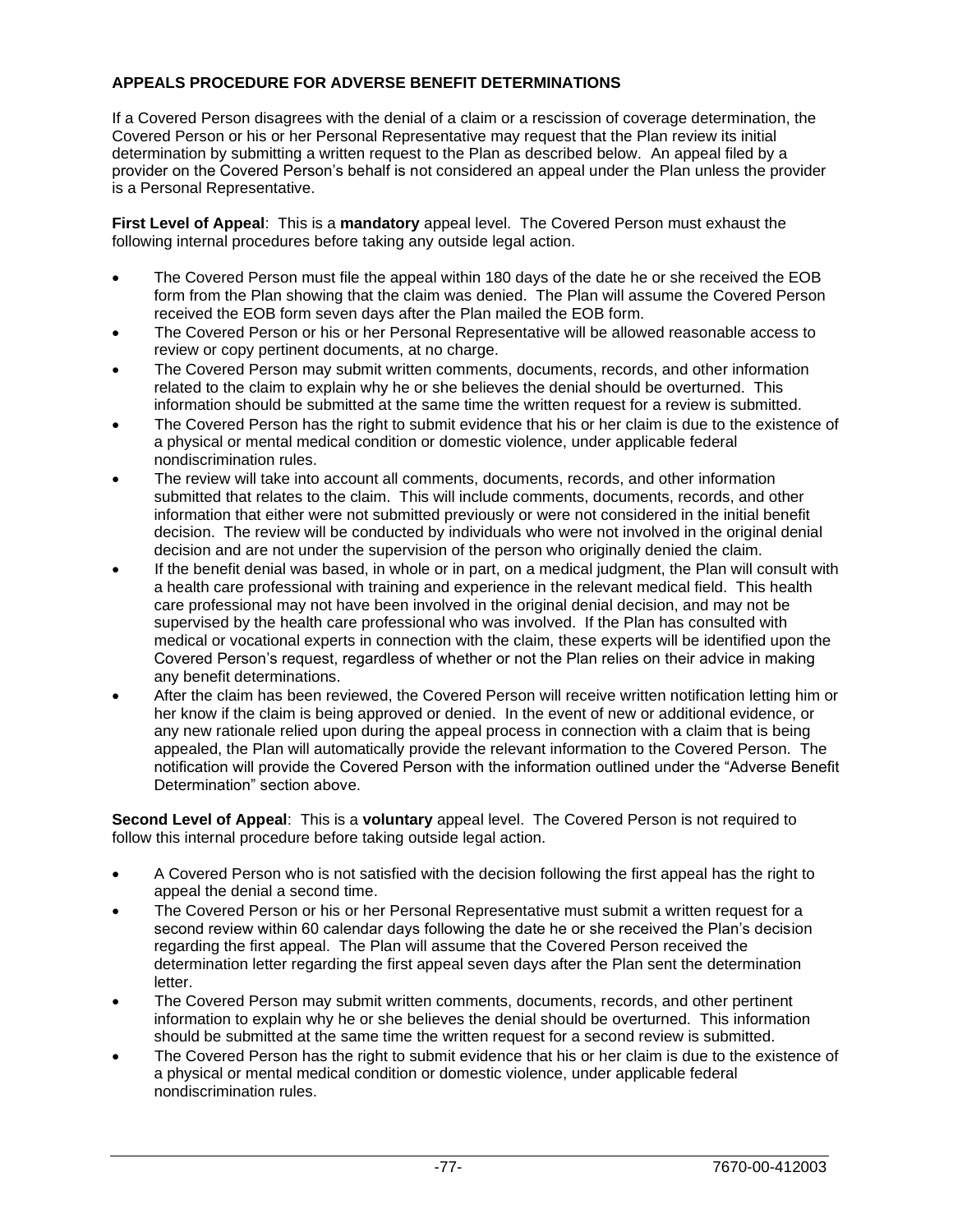## APPEALS PROCEDURE FOR ADVERSE BENEFIT DETERMINATIONS

If a Covered Person disagrees with the denial of a claim or a rescission of coverage determination, the Covered Person or his or her Personal Representative may request that the Plan review its initial determination by submitting a written request to the Plan as described below. An appeal filed by a provider on the Covered Person's behalf is not considered an appeal under the Plan unless the provider is a Personal Representative.

**First Level of Appeal**: This is a **mandatory** appeal level. The Covered Person must exhaust the following internal procedures before taking any outside legal action.

- The Covered Person must file the appeal within 180 days of the date he or she received the EOB form from the Plan showing that the claim was denied. The Plan will assume the Covered Person received the EOB form seven days after the Plan mailed the EOB form.
- The Covered Person or his or her Personal Representative will be allowed reasonable access to review or copy pertinent documents, at no charge.
- The Covered Person may submit written comments, documents, records, and other information related to the claim to explain why he or she believes the denial should be overturned. This information should be submitted at the same time the written request for a review is submitted.
- The Covered Person has the right to submit evidence that his or her claim is due to the existence of a physical or mental medical condition or domestic violence, under applicable federal nondiscrimination rules.
- The review will take into account all comments, documents, records, and other information submitted that relates to the claim. This will include comments, documents, records, and other information that either were not submitted previously or were not considered in the initial benefit decision. The review will be conducted by individuals who were not involved in the original denial decision and are not under the supervision of the person who originally denied the claim.
- If the benefit denial was based, in whole or in part, on a medical judgment, the Plan will consult with a health care professional with training and experience in the relevant medical field. This health care professional may not have been involved in the original denial decision, and may not be supervised by the health care professional who was involved. If the Plan has consulted with medical or vocational experts in connection with the claim, these experts will be identified upon the Covered Person's request, regardless of whether or not the Plan relies on their advice in making any benefit determinations.
- After the claim has been reviewed, the Covered Person will receive written notification letting him or her know if the claim is being approved or denied. In the event of new or additional evidence, or any new rationale relied upon during the appeal process in connection with a claim that is being appealed, the Plan will automatically provide the relevant information to the Covered Person. The notification will provide the Covered Person with the information outlined under the "Adverse Benefit Determination" section above.

**Second Level of Appeal**: This is a **voluntary** appeal level. The Covered Person is not required to follow this internal procedure before taking outside legal action.

- A Covered Person who is not satisfied with the decision following the first appeal has the right to appeal the denial a second time.
- The Covered Person or his or her Personal Representative must submit a written request for a second review within 60 calendar days following the date he or she received the Plan's decision regarding the first appeal. The Plan will assume that the Covered Person received the determination letter regarding the first appeal seven days after the Plan sent the determination letter.
- The Covered Person may submit written comments, documents, records, and other pertinent information to explain why he or she believes the denial should be overturned. This information should be submitted at the same time the written request for a second review is submitted.
- The Covered Person has the right to submit evidence that his or her claim is due to the existence of a physical or mental medical condition or domestic violence, under applicable federal nondiscrimination rules.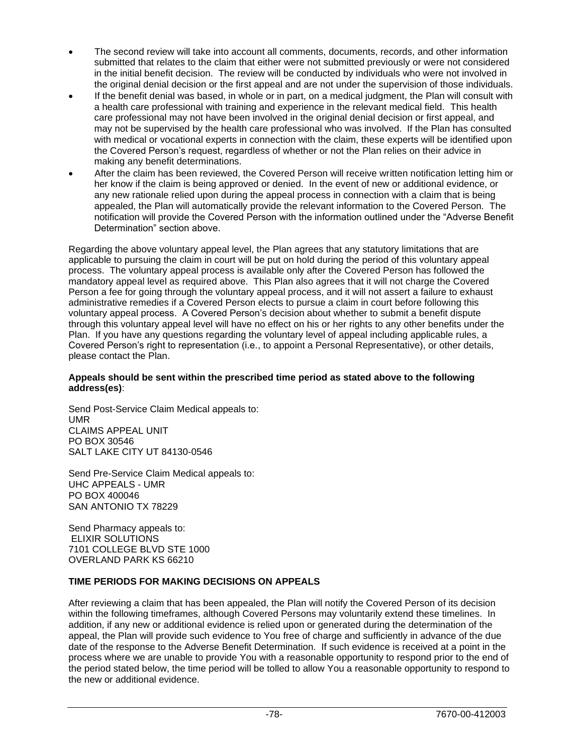- The second review will take into account all comments, documents, records, and other information submitted that relates to the claim that either were not submitted previously or were not considered in the initial benefit decision. The review will be conducted by individuals who were not involved in the original denial decision or the first appeal and are not under the supervision of those individuals.
- If the benefit denial was based, in whole or in part, on a medical judgment, the Plan will consult with a health care professional with training and experience in the relevant medical field. This health care professional may not have been involved in the original denial decision or first appeal, and may not be supervised by the health care professional who was involved. If the Plan has consulted with medical or vocational experts in connection with the claim, these experts will be identified upon the Covered Person's request, regardless of whether or not the Plan relies on their advice in making any benefit determinations.
- After the claim has been reviewed, the Covered Person will receive written notification letting him or her know if the claim is being approved or denied. In the event of new or additional evidence, or any new rationale relied upon during the appeal process in connection with a claim that is being appealed, the Plan will automatically provide the relevant information to the Covered Person. The notification will provide the Covered Person with the information outlined under the "Adverse Benefit Determination" section above.

Regarding the above voluntary appeal level, the Plan agrees that any statutory limitations that are applicable to pursuing the claim in court will be put on hold during the period of this voluntary appeal process. The voluntary appeal process is available only after the Covered Person has followed the mandatory appeal level as required above. This Plan also agrees that it will not charge the Covered Person a fee for going through the voluntary appeal process, and it will not assert a failure to exhaust administrative remedies if a Covered Person elects to pursue a claim in court before following this voluntary appeal process. A Covered Person's decision about whether to submit a benefit dispute through this voluntary appeal level will have no effect on his or her rights to any other benefits under the Plan. If you have any questions regarding the voluntary level of appeal including applicable rules, a Covered Person's right to representation (i.e., to appoint a Personal Representative), or other details, please contact the Plan.

**Appeals should be sent within the prescribed time period as stated above to the following address(es)**:

Send Post-Service Claim Medical appeals to:
UMR
CLAIMS APPEAL UNIT
PO BOX 30546
SALT LAKE CITY UT 84130-0546

Send Pre-Service Claim Medical appeals to:
UHC APPEALS - UMR
PO BOX 400046
SAN ANTONIO TX 78229

Send Pharmacy appeals to:
ELIXIR SOLUTIONS
7101 COLLEGE BLVD STE 1000
OVERLAND PARK KS 66210

**TIME PERIODS FOR MAKING DECISIONS ON APPEALS**

After reviewing a claim that has been appealed, the Plan will notify the Covered Person of its decision within the following timeframes, although Covered Persons may voluntarily extend these timelines. In addition, if any new or additional evidence is relied upon or generated during the determination of the appeal, the Plan will provide such evidence to You free of charge and sufficiently in advance of the due date of the response to the Adverse Benefit Determination. If such evidence is received at a point in the process where we are unable to provide You with a reasonable opportunity to respond prior to the end of the period stated below, the time period will be tolled to allow You a reasonable opportunity to respond to the new or additional evidence.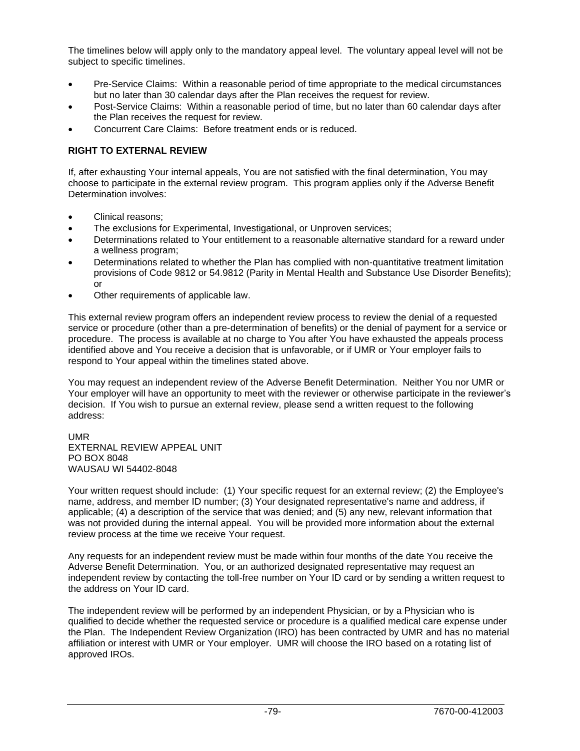The timelines below will apply only to the mandatory appeal level. The voluntary appeal level will not be subject to specific timelines.

- Pre-Service Claims: Within a reasonable period of time appropriate to the medical circumstances but no later than 30 calendar days after the Plan receives the request for review.
- Post-Service Claims: Within a reasonable period of time, but no later than 60 calendar days after the Plan receives the request for review.
- Concurrent Care Claims: Before treatment ends or is reduced.

**RIGHT TO EXTERNAL REVIEW**

If, after exhausting Your internal appeals, You are not satisfied with the final determination, You may choose to participate in the external review program. This program applies only if the Adverse Benefit Determination involves:

- Clinical reasons;
- The exclusions for Experimental, Investigational, or Unproven services;
- Determinations related to Your entitlement to a reasonable alternative standard for a reward under a wellness program;
- Determinations related to whether the Plan has complied with non-quantitative treatment limitation provisions of Code 9812 or 54.9812 (Parity in Mental Health and Substance Use Disorder Benefits); or
- Other requirements of applicable law.

This external review program offers an independent review process to review the denial of a requested service or procedure (other than a pre-determination of benefits) or the denial of payment for a service or procedure. The process is available at no charge to You after You have exhausted the appeals process identified above and You receive a decision that is unfavorable, or if UMR or Your employer fails to respond to Your appeal within the timelines stated above.

You may request an independent review of the Adverse Benefit Determination. Neither You nor UMR or Your employer will have an opportunity to meet with the reviewer or otherwise participate in the reviewer's decision. If You wish to pursue an external review, please send a written request to the following address:

UMR
EXTERNAL REVIEW APPEAL UNIT
PO BOX 8048
WAUSAU WI 54402-8048

Your written request should include: (1) Your specific request for an external review; (2) the Employee's name, address, and member ID number; (3) Your designated representative's name and address, if applicable; (4) a description of the service that was denied; and (5) any new, relevant information that was not provided during the internal appeal. You will be provided more information about the external review process at the time we receive Your request.

Any requests for an independent review must be made within four months of the date You receive the Adverse Benefit Determination. You, or an authorized designated representative may request an independent review by contacting the toll-free number on Your ID card or by sending a written request to the address on Your ID card.

The independent review will be performed by an independent Physician, or by a Physician who is qualified to decide whether the requested service or procedure is a qualified medical care expense under the Plan. The Independent Review Organization (IRO) has been contracted by UMR and has no material affiliation or interest with UMR or Your employer. UMR will choose the IRO based on a rotating list of approved IROs.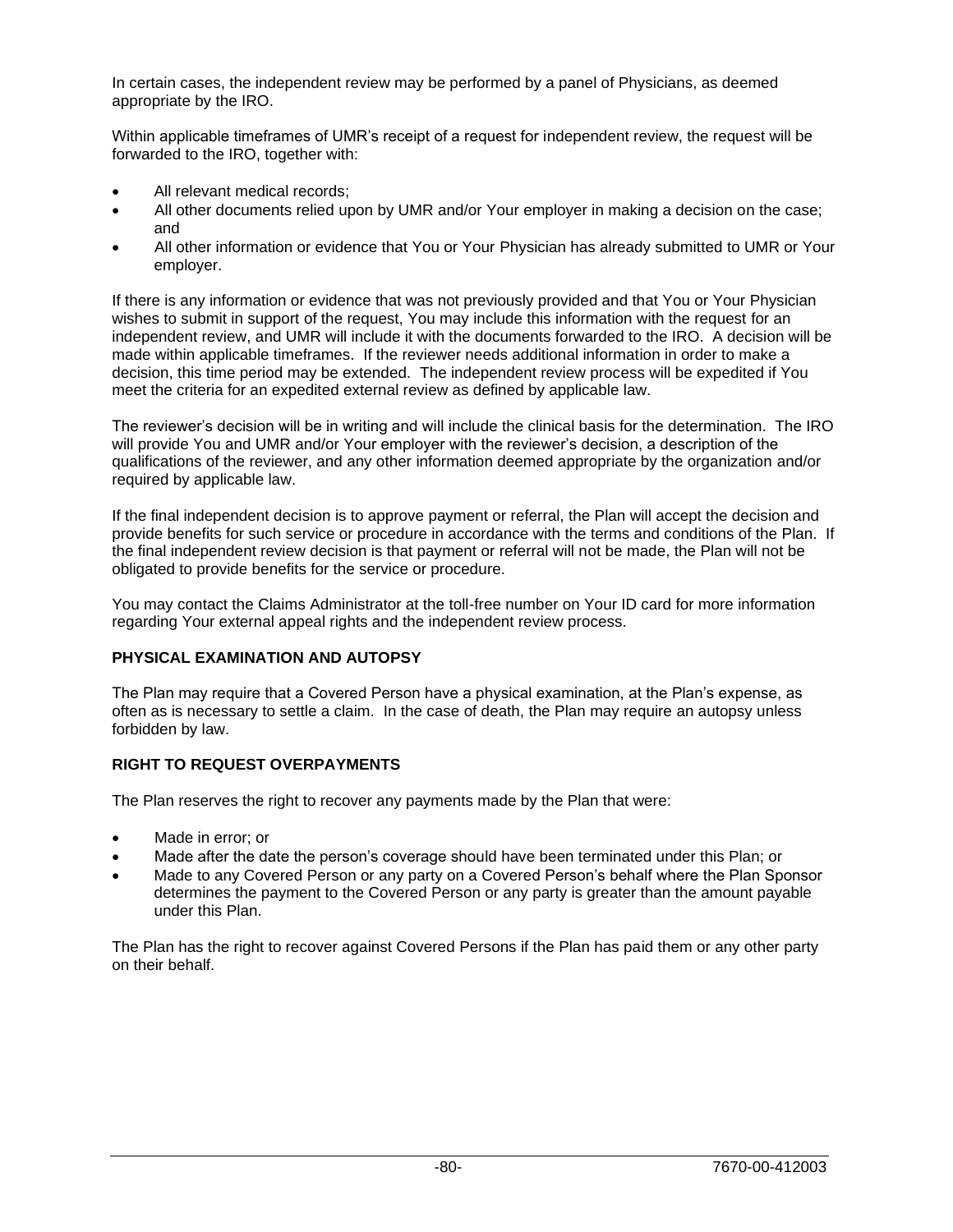In certain cases, the independent review may be performed by a panel of Physicians, as deemed appropriate by the IRO.

Within applicable timeframes of UMR's receipt of a request for independent review, the request will be forwarded to the IRO, together with:

- All relevant medical records;
- All other documents relied upon by UMR and/or Your employer in making a decision on the case; and
- All other information or evidence that You or Your Physician has already submitted to UMR or Your employer.

If there is any information or evidence that was not previously provided and that You or Your Physician wishes to submit in support of the request, You may include this information with the request for an independent review, and UMR will include it with the documents forwarded to the IRO. A decision will be made within applicable timeframes. If the reviewer needs additional information in order to make a decision, this time period may be extended. The independent review process will be expedited if You meet the criteria for an expedited external review as defined by applicable law.

The reviewer's decision will be in writing and will include the clinical basis for the determination. The IRO will provide You and UMR and/or Your employer with the reviewer's decision, a description of the qualifications of the reviewer, and any other information deemed appropriate by the organization and/or required by applicable law.

If the final independent decision is to approve payment or referral, the Plan will accept the decision and provide benefits for such service or procedure in accordance with the terms and conditions of the Plan. If the final independent review decision is that payment or referral will not be made, the Plan will not be obligated to provide benefits for the service or procedure.

You may contact the Claims Administrator at the toll-free number on Your ID card for more information regarding Your external appeal rights and the independent review process.

**PHYSICAL EXAMINATION AND AUTOPSY**

The Plan may require that a Covered Person have a physical examination, at the Plan's expense, as often as is necessary to settle a claim. In the case of death, the Plan may require an autopsy unless forbidden by law.

**RIGHT TO REQUEST OVERPAYMENTS**

The Plan reserves the right to recover any payments made by the Plan that were:

- Made in error; or
- Made after the date the person's coverage should have been terminated under this Plan; or
- Made to any Covered Person or any party on a Covered Person's behalf where the Plan Sponsor determines the payment to the Covered Person or any party is greater than the amount payable under this Plan.

The Plan has the right to recover against Covered Persons if the Plan has paid them or any other party on their behalf.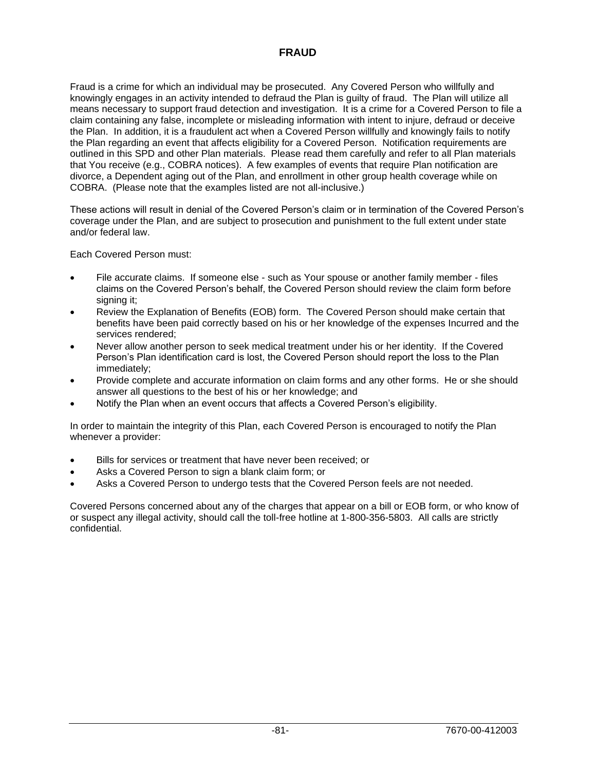# FRAUD

Fraud is a crime for which an individual may be prosecuted. Any Covered Person who willfully and knowingly engages in an activity intended to defraud the Plan is guilty of fraud. The Plan will utilize all means necessary to support fraud detection and investigation. It is a crime for a Covered Person to file a claim containing any false, incomplete or misleading information with intent to injure, defraud or deceive the Plan. In addition, it is a fraudulent act when a Covered Person willfully and knowingly fails to notify the Plan regarding an event that affects eligibility for a Covered Person. Notification requirements are outlined in this SPD and other Plan materials. Please read them carefully and refer to all Plan materials that You receive (e.g., COBRA notices). A few examples of events that require Plan notification are divorce, a Dependent aging out of the Plan, and enrollment in other group health coverage while on COBRA. (Please note that the examples listed are not all-inclusive.)

These actions will result in denial of the Covered Person's claim or in termination of the Covered Person's coverage under the Plan, and are subject to prosecution and punishment to the full extent under state and/or federal law.

Each Covered Person must:

- File accurate claims. If someone else - such as Your spouse or another family member - files claims on the Covered Person's behalf, the Covered Person should review the claim form before signing it;
- Review the Explanation of Benefits (EOB) form. The Covered Person should make certain that benefits have been paid correctly based on his or her knowledge of the expenses Incurred and the services rendered;
- Never allow another person to seek medical treatment under his or her identity. If the Covered Person's Plan identification card is lost, the Covered Person should report the loss to the Plan immediately;
- Provide complete and accurate information on claim forms and any other forms. He or she should answer all questions to the best of his or her knowledge; and
- Notify the Plan when an event occurs that affects a Covered Person's eligibility.

In order to maintain the integrity of this Plan, each Covered Person is encouraged to notify the Plan whenever a provider:

- Bills for services or treatment that have never been received; or
- Asks a Covered Person to sign a blank claim form; or
- Asks a Covered Person to undergo tests that the Covered Person feels are not needed.

Covered Persons concerned about any of the charges that appear on a bill or EOB form, or who know of or suspect any illegal activity, should call the toll-free hotline at 1-800-356-5803. All calls are strictly confidential.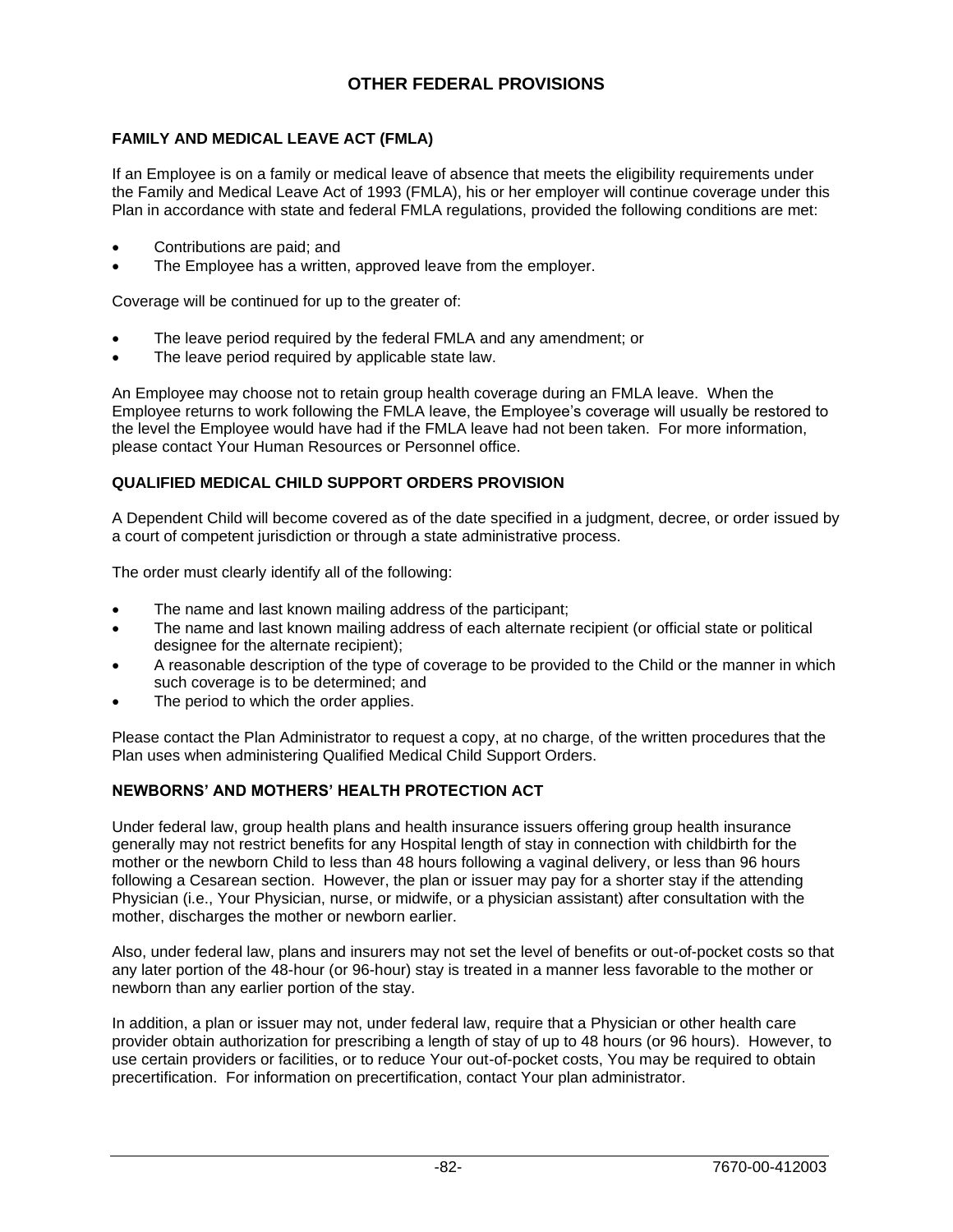# OTHER FEDERAL PROVISIONS

## FAMILY AND MEDICAL LEAVE ACT (FMLA)

If an Employee is on a family or medical leave of absence that meets the eligibility requirements under the Family and Medical Leave Act of 1993 (FMLA), his or her employer will continue coverage under this Plan in accordance with state and federal FMLA regulations, provided the following conditions are met:

- Contributions are paid; and
- The Employee has a written, approved leave from the employer.

Coverage will be continued for up to the greater of:

- The leave period required by the federal FMLA and any amendment; or
- The leave period required by applicable state law.

An Employee may choose not to retain group health coverage during an FMLA leave. When the Employee returns to work following the FMLA leave, the Employee's coverage will usually be restored to the level the Employee would have had if the FMLA leave had not been taken. For more information, please contact Your Human Resources or Personnel office.

## QUALIFIED MEDICAL CHILD SUPPORT ORDERS PROVISION

A Dependent Child will become covered as of the date specified in a judgment, decree, or order issued by a court of competent jurisdiction or through a state administrative process.

The order must clearly identify all of the following:

- The name and last known mailing address of the participant;
- The name and last known mailing address of each alternate recipient (or official state or political designee for the alternate recipient);
- A reasonable description of the type of coverage to be provided to the Child or the manner in which such coverage is to be determined; and
- The period to which the order applies.

Please contact the Plan Administrator to request a copy, at no charge, of the written procedures that the Plan uses when administering Qualified Medical Child Support Orders.

## NEWBORNS' AND MOTHERS' HEALTH PROTECTION ACT

Under federal law, group health plans and health insurance issuers offering group health insurance generally may not restrict benefits for any Hospital length of stay in connection with childbirth for the mother or the newborn Child to less than 48 hours following a vaginal delivery, or less than 96 hours following a Cesarean section. However, the plan or issuer may pay for a shorter stay if the attending Physician (i.e., Your Physician, nurse, or midwife, or a physician assistant) after consultation with the mother, discharges the mother or newborn earlier.

Also, under federal law, plans and insurers may not set the level of benefits or out-of-pocket costs so that any later portion of the 48-hour (or 96-hour) stay is treated in a manner less favorable to the mother or newborn than any earlier portion of the stay.

In addition, a plan or issuer may not, under federal law, require that a Physician or other health care provider obtain authorization for prescribing a length of stay of up to 48 hours (or 96 hours). However, to use certain providers or facilities, or to reduce Your out-of-pocket costs, You may be required to obtain precertification. For information on precertification, contact Your plan administrator.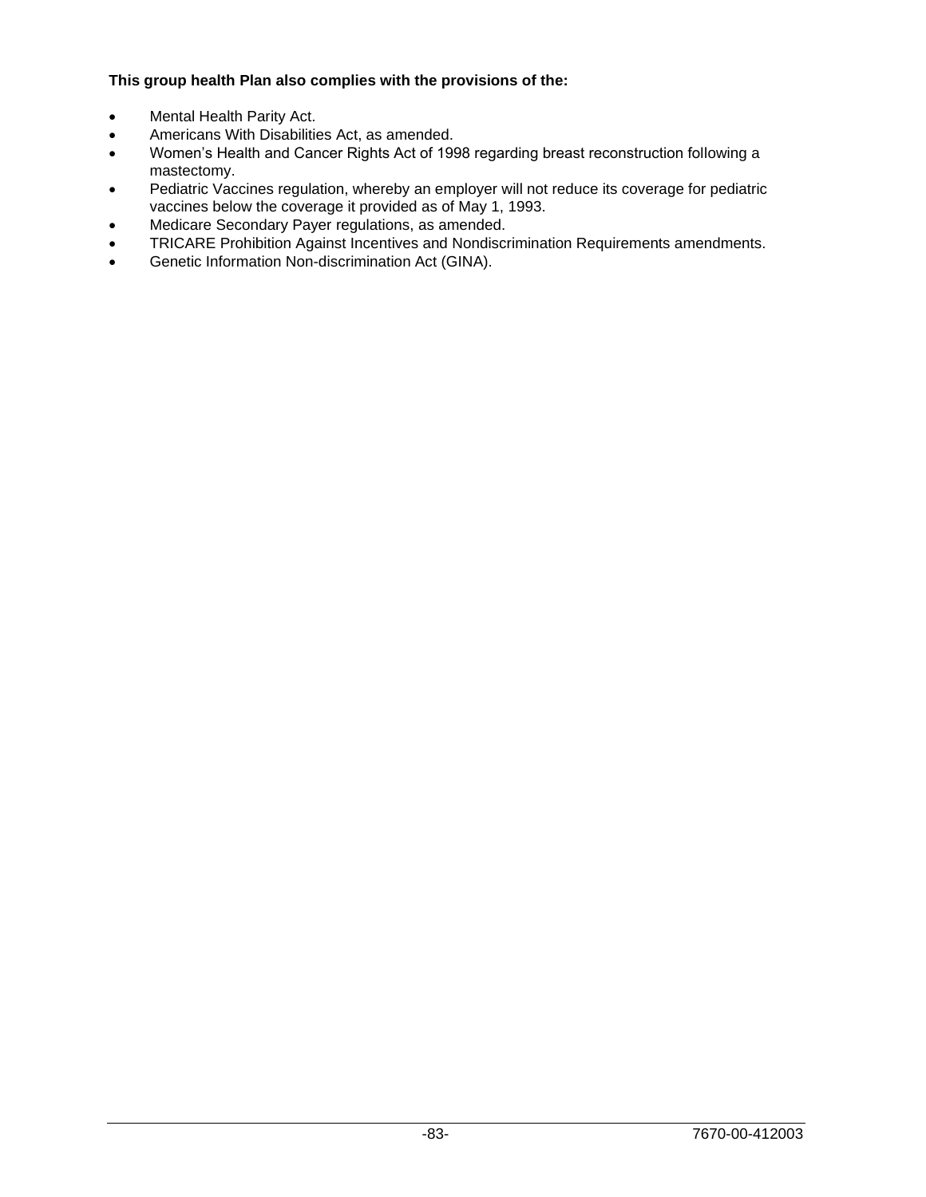**This group health Plan also complies with the provisions of the:**

- Mental Health Parity Act.
- Americans With Disabilities Act, as amended.
- Women's Health and Cancer Rights Act of 1998 regarding breast reconstruction following a mastectomy.
- Pediatric Vaccines regulation, whereby an employer will not reduce its coverage for pediatric vaccines below the coverage it provided as of May 1, 1993.
- Medicare Secondary Payer regulations, as amended.
- TRICARE Prohibition Against Incentives and Nondiscrimination Requirements amendments.
- Genetic Information Non-discrimination Act (GINA).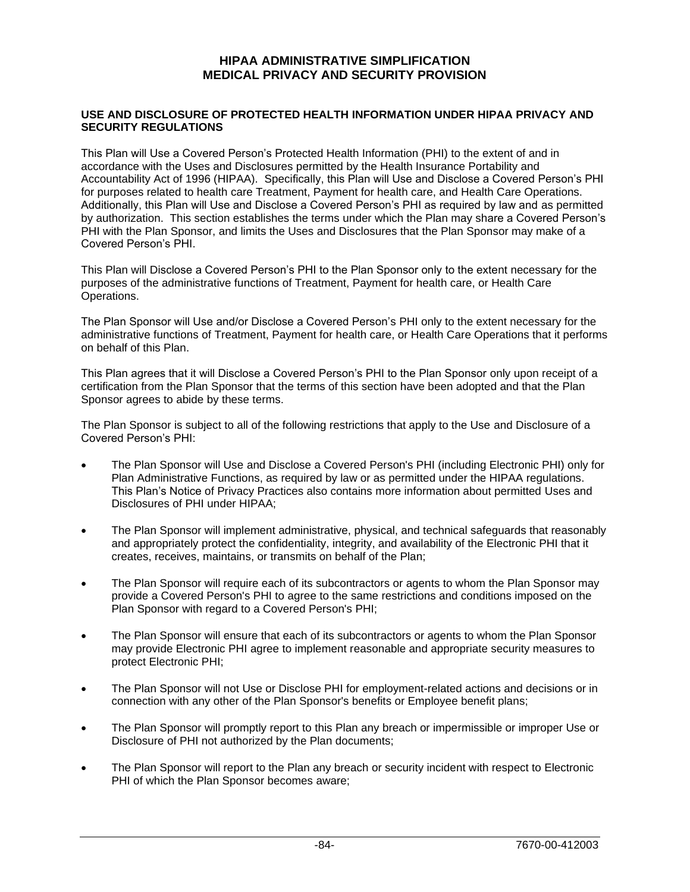# HIPAA ADMINISTRATIVE SIMPLIFICATION MEDICAL PRIVACY AND SECURITY PROVISION

## USE AND DISCLOSURE OF PROTECTED HEALTH INFORMATION UNDER HIPAA PRIVACY AND SECURITY REGULATIONS

This Plan will Use a Covered Person's Protected Health Information (PHI) to the extent of and in accordance with the Uses and Disclosures permitted by the Health Insurance Portability and Accountability Act of 1996 (HIPAA). Specifically, this Plan will Use and Disclose a Covered Person's PHI for purposes related to health care Treatment, Payment for health care, and Health Care Operations. Additionally, this Plan will Use and Disclose a Covered Person's PHI as required by law and as permitted by authorization. This section establishes the terms under which the Plan may share a Covered Person's PHI with the Plan Sponsor, and limits the Uses and Disclosures that the Plan Sponsor may make of a Covered Person's PHI.

This Plan will Disclose a Covered Person's PHI to the Plan Sponsor only to the extent necessary for the purposes of the administrative functions of Treatment, Payment for health care, or Health Care Operations.

The Plan Sponsor will Use and/or Disclose a Covered Person's PHI only to the extent necessary for the administrative functions of Treatment, Payment for health care, or Health Care Operations that it performs on behalf of this Plan.

This Plan agrees that it will Disclose a Covered Person's PHI to the Plan Sponsor only upon receipt of a certification from the Plan Sponsor that the terms of this section have been adopted and that the Plan Sponsor agrees to abide by these terms.

The Plan Sponsor is subject to all of the following restrictions that apply to the Use and Disclosure of a Covered Person's PHI:

- The Plan Sponsor will Use and Disclose a Covered Person's PHI (including Electronic PHI) only for Plan Administrative Functions, as required by law or as permitted under the HIPAA regulations. This Plan's Notice of Privacy Practices also contains more information about permitted Uses and Disclosures of PHI under HIPAA;
- The Plan Sponsor will implement administrative, physical, and technical safeguards that reasonably and appropriately protect the confidentiality, integrity, and availability of the Electronic PHI that it creates, receives, maintains, or transmits on behalf of the Plan;
- The Plan Sponsor will require each of its subcontractors or agents to whom the Plan Sponsor may provide a Covered Person's PHI to agree to the same restrictions and conditions imposed on the Plan Sponsor with regard to a Covered Person's PHI;
- The Plan Sponsor will ensure that each of its subcontractors or agents to whom the Plan Sponsor may provide Electronic PHI agree to implement reasonable and appropriate security measures to protect Electronic PHI;
- The Plan Sponsor will not Use or Disclose PHI for employment-related actions and decisions or in connection with any other of the Plan Sponsor's benefits or Employee benefit plans;
- The Plan Sponsor will promptly report to this Plan any breach or impermissible or improper Use or Disclosure of PHI not authorized by the Plan documents;
- The Plan Sponsor will report to the Plan any breach or security incident with respect to Electronic PHI of which the Plan Sponsor becomes aware;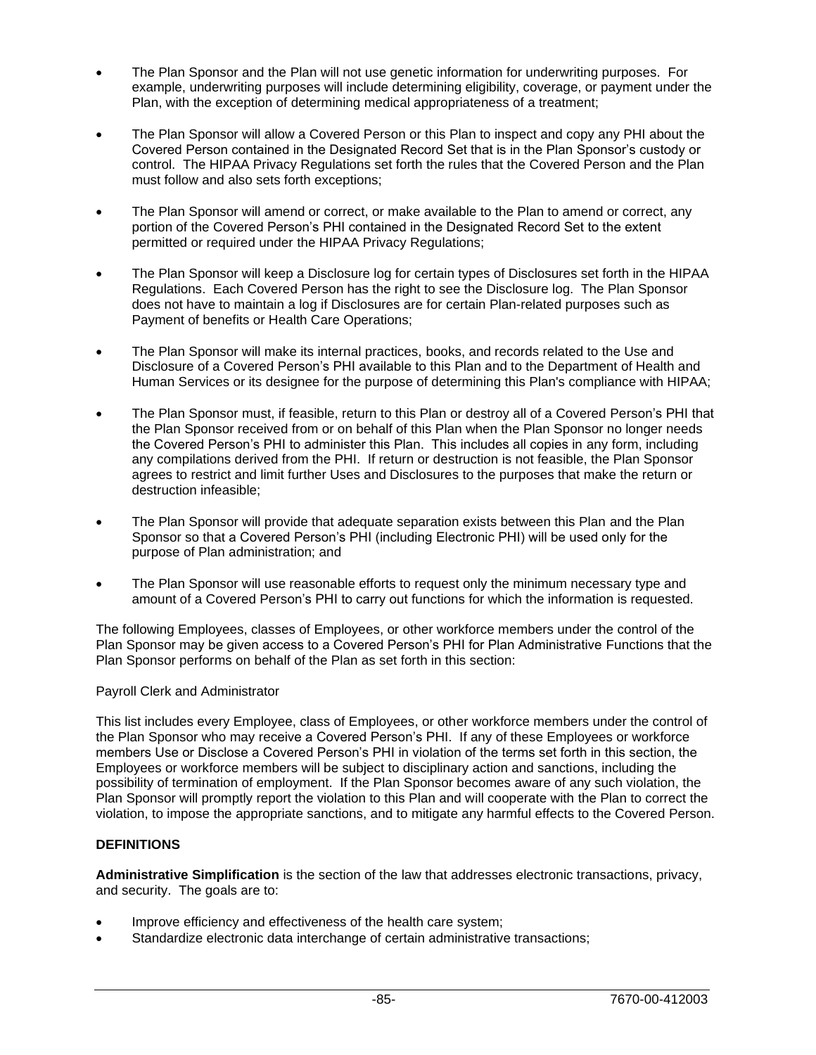- The Plan Sponsor and the Plan will not use genetic information for underwriting purposes. For example, underwriting purposes will include determining eligibility, coverage, or payment under the Plan, with the exception of determining medical appropriateness of a treatment;
- The Plan Sponsor will allow a Covered Person or this Plan to inspect and copy any PHI about the Covered Person contained in the Designated Record Set that is in the Plan Sponsor's custody or control. The HIPAA Privacy Regulations set forth the rules that the Covered Person and the Plan must follow and also sets forth exceptions;
- The Plan Sponsor will amend or correct, or make available to the Plan to amend or correct, any portion of the Covered Person's PHI contained in the Designated Record Set to the extent permitted or required under the HIPAA Privacy Regulations;
- The Plan Sponsor will keep a Disclosure log for certain types of Disclosures set forth in the HIPAA Regulations. Each Covered Person has the right to see the Disclosure log. The Plan Sponsor does not have to maintain a log if Disclosures are for certain Plan-related purposes such as Payment of benefits or Health Care Operations;
- The Plan Sponsor will make its internal practices, books, and records related to the Use and Disclosure of a Covered Person's PHI available to this Plan and to the Department of Health and Human Services or its designee for the purpose of determining this Plan's compliance with HIPAA;
- The Plan Sponsor must, if feasible, return to this Plan or destroy all of a Covered Person's PHI that the Plan Sponsor received from or on behalf of this Plan when the Plan Sponsor no longer needs the Covered Person's PHI to administer this Plan. This includes all copies in any form, including any compilations derived from the PHI. If return or destruction is not feasible, the Plan Sponsor agrees to restrict and limit further Uses and Disclosures to the purposes that make the return or destruction infeasible;
- The Plan Sponsor will provide that adequate separation exists between this Plan and the Plan Sponsor so that a Covered Person's PHI (including Electronic PHI) will be used only for the purpose of Plan administration; and
- The Plan Sponsor will use reasonable efforts to request only the minimum necessary type and amount of a Covered Person's PHI to carry out functions for which the information is requested.

The following Employees, classes of Employees, or other workforce members under the control of the Plan Sponsor may be given access to a Covered Person's PHI for Plan Administrative Functions that the Plan Sponsor performs on behalf of the Plan as set forth in this section:

Payroll Clerk and Administrator

This list includes every Employee, class of Employees, or other workforce members under the control of the Plan Sponsor who may receive a Covered Person's PHI. If any of these Employees or workforce members Use or Disclose a Covered Person's PHI in violation of the terms set forth in this section, the Employees or workforce members will be subject to disciplinary action and sanctions, including the possibility of termination of employment. If the Plan Sponsor becomes aware of any such violation, the Plan Sponsor will promptly report the violation to this Plan and will cooperate with the Plan to correct the violation, to impose the appropriate sanctions, and to mitigate any harmful effects to the Covered Person.

## DEFINITIONS

**Administrative Simplification** is the section of the law that addresses electronic transactions, privacy, and security. The goals are to:

- Improve efficiency and effectiveness of the health care system;
- Standardize electronic data interchange of certain administrative transactions;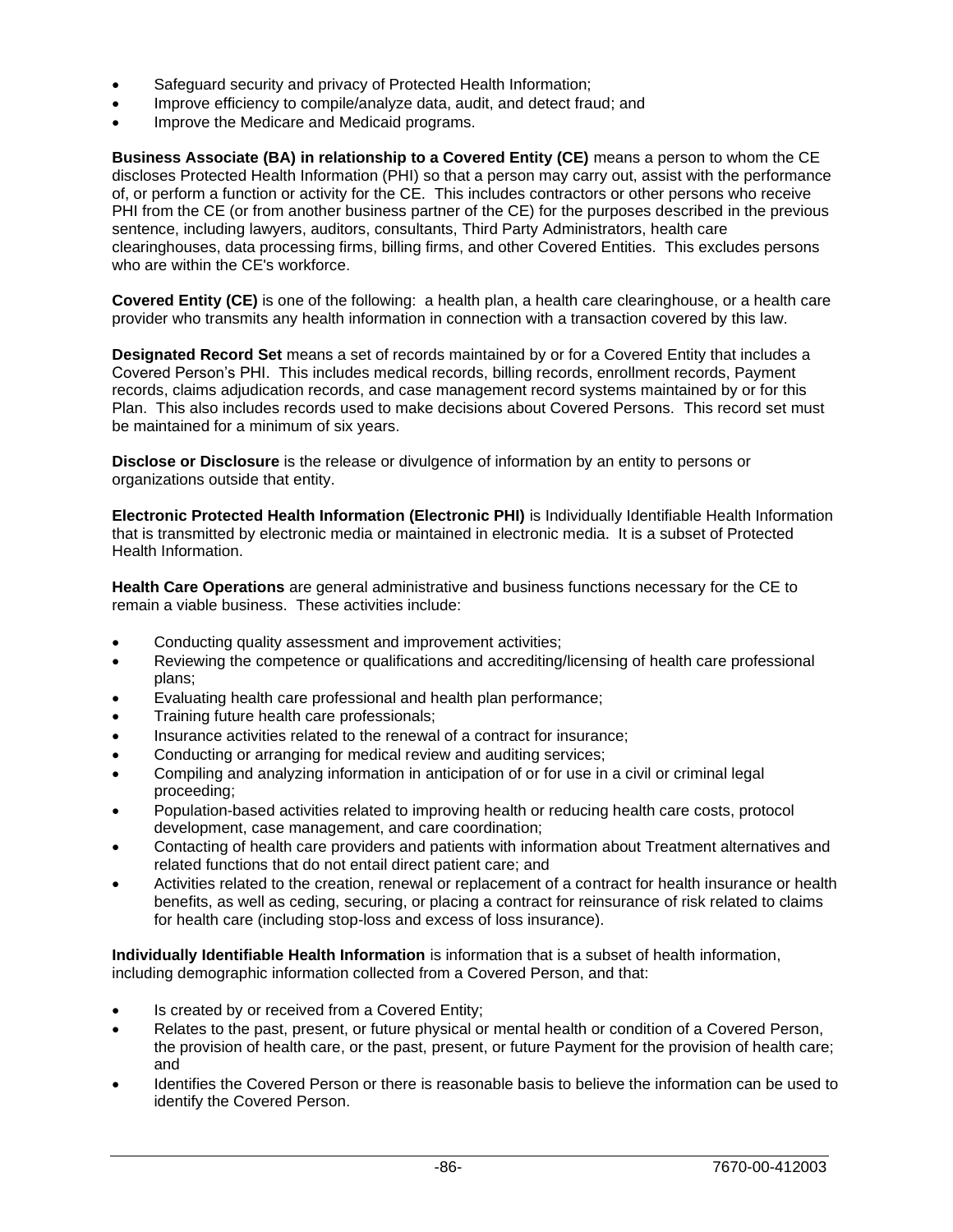- Safeguard security and privacy of Protected Health Information;
- Improve efficiency to compile/analyze data, audit, and detect fraud; and
- Improve the Medicare and Medicaid programs.

**Business Associate (BA) in relationship to a Covered Entity (CE)** means a person to whom the CE discloses Protected Health Information (PHI) so that a person may carry out, assist with the performance of, or perform a function or activity for the CE. This includes contractors or other persons who receive PHI from the CE (or from another business partner of the CE) for the purposes described in the previous sentence, including lawyers, auditors, consultants, Third Party Administrators, health care clearinghouses, data processing firms, billing firms, and other Covered Entities. This excludes persons who are within the CE's workforce.

**Covered Entity (CE)** is one of the following: a health plan, a health care clearinghouse, or a health care provider who transmits any health information in connection with a transaction covered by this law.

**Designated Record Set** means a set of records maintained by or for a Covered Entity that includes a Covered Person's PHI. This includes medical records, billing records, enrollment records, Payment records, claims adjudication records, and case management record systems maintained by or for this Plan. This also includes records used to make decisions about Covered Persons. This record set must be maintained for a minimum of six years.

**Disclose or Disclosure** is the release or divulgence of information by an entity to persons or organizations outside that entity.

**Electronic Protected Health Information (Electronic PHI)** is Individually Identifiable Health Information that is transmitted by electronic media or maintained in electronic media. It is a subset of Protected Health Information.

**Health Care Operations** are general administrative and business functions necessary for the CE to remain a viable business. These activities include:

- Conducting quality assessment and improvement activities;
- Reviewing the competence or qualifications and accrediting/licensing of health care professional plans;
- Evaluating health care professional and health plan performance;
- Training future health care professionals;
- Insurance activities related to the renewal of a contract for insurance;
- Conducting or arranging for medical review and auditing services;
- Compiling and analyzing information in anticipation of or for use in a civil or criminal legal proceeding;
- Population-based activities related to improving health or reducing health care costs, protocol development, case management, and care coordination;
- Contacting of health care providers and patients with information about Treatment alternatives and related functions that do not entail direct patient care; and
- Activities related to the creation, renewal or replacement of a contract for health insurance or health benefits, as well as ceding, securing, or placing a contract for reinsurance of risk related to claims for health care (including stop-loss and excess of loss insurance).

**Individually Identifiable Health Information** is information that is a subset of health information, including demographic information collected from a Covered Person, and that:

- Is created by or received from a Covered Entity;
- Relates to the past, present, or future physical or mental health or condition of a Covered Person, the provision of health care, or the past, present, or future Payment for the provision of health care; and
- Identifies the Covered Person or there is reasonable basis to believe the information can be used to identify the Covered Person.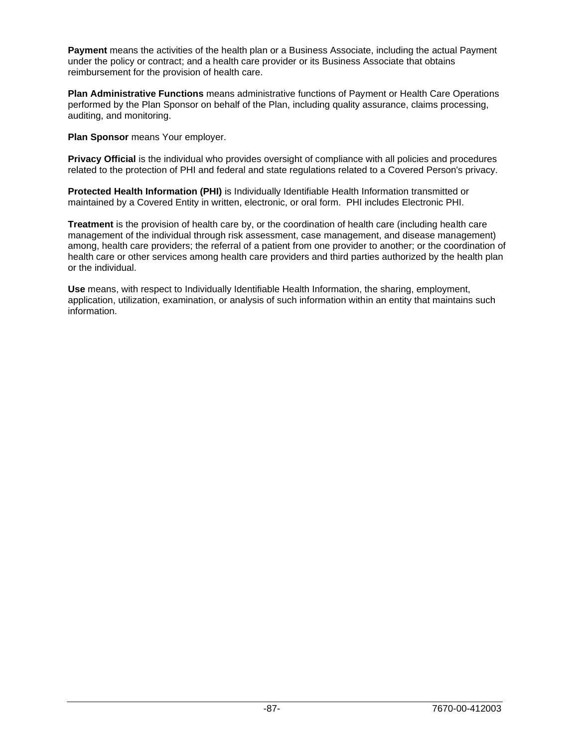**Payment** means the activities of the health plan or a Business Associate, including the actual Payment under the policy or contract; and a health care provider or its Business Associate that obtains reimbursement for the provision of health care.

**Plan Administrative Functions** means administrative functions of Payment or Health Care Operations performed by the Plan Sponsor on behalf of the Plan, including quality assurance, claims processing, auditing, and monitoring.

**Plan Sponsor** means Your employer.

**Privacy Official** is the individual who provides oversight of compliance with all policies and procedures related to the protection of PHI and federal and state regulations related to a Covered Person's privacy.

**Protected Health Information (PHI)** is Individually Identifiable Health Information transmitted or maintained by a Covered Entity in written, electronic, or oral form. PHI includes Electronic PHI.

**Treatment** is the provision of health care by, or the coordination of health care (including health care management of the individual through risk assessment, case management, and disease management) among, health care providers; the referral of a patient from one provider to another; or the coordination of health care or other services among health care providers and third parties authorized by the health plan or the individual.

**Use** means, with respect to Individually Identifiable Health Information, the sharing, employment, application, utilization, examination, or analysis of such information within an entity that maintains such information.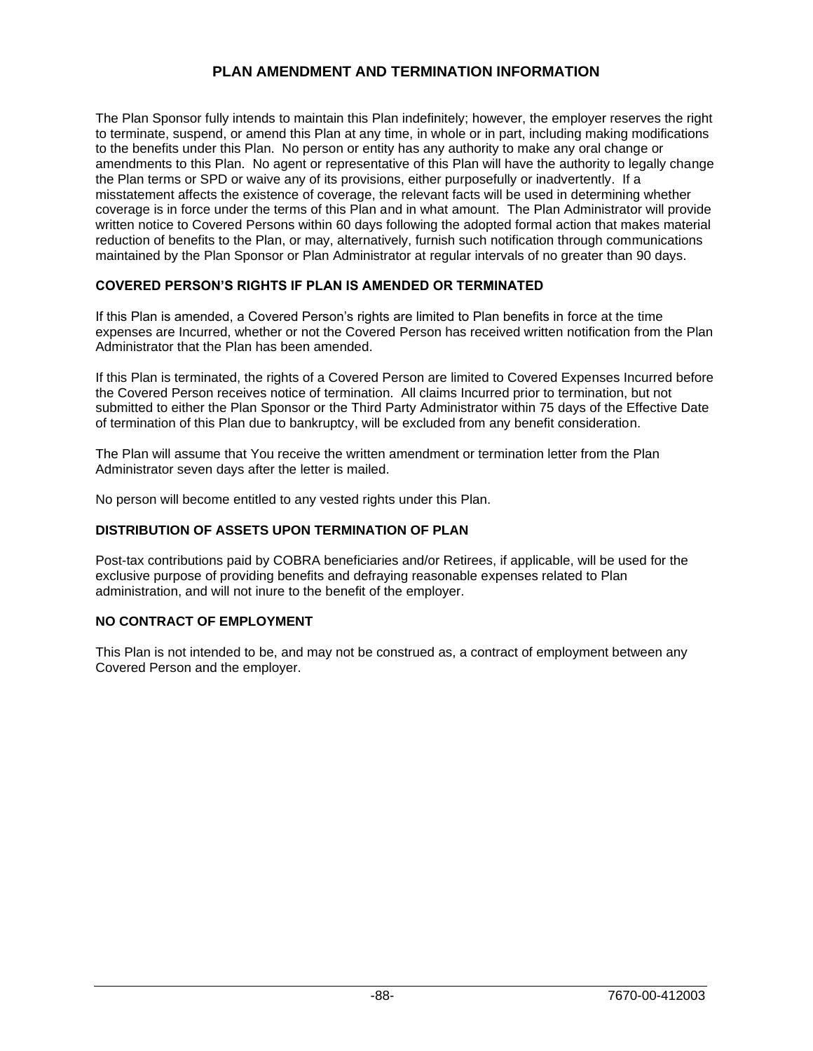# PLAN AMENDMENT AND TERMINATION INFORMATION

The Plan Sponsor fully intends to maintain this Plan indefinitely; however, the employer reserves the right to terminate, suspend, or amend this Plan at any time, in whole or in part, including making modifications to the benefits under this Plan. No person or entity has any authority to make any oral change or amendments to this Plan. No agent or representative of this Plan will have the authority to legally change the Plan terms or SPD or waive any of its provisions, either purposefully or inadvertently. If a misstatement affects the existence of coverage, the relevant facts will be used in determining whether coverage is in force under the terms of this Plan and in what amount. The Plan Administrator will provide written notice to Covered Persons within 60 days following the adopted formal action that makes material reduction of benefits to the Plan, or may, alternatively, furnish such notification through communications maintained by the Plan Sponsor or Plan Administrator at regular intervals of no greater than 90 days.

## COVERED PERSON'S RIGHTS IF PLAN IS AMENDED OR TERMINATED

If this Plan is amended, a Covered Person's rights are limited to Plan benefits in force at the time expenses are Incurred, whether or not the Covered Person has received written notification from the Plan Administrator that the Plan has been amended.

If this Plan is terminated, the rights of a Covered Person are limited to Covered Expenses Incurred before the Covered Person receives notice of termination. All claims Incurred prior to termination, but not submitted to either the Plan Sponsor or the Third Party Administrator within 75 days of the Effective Date of termination of this Plan due to bankruptcy, will be excluded from any benefit consideration.

The Plan will assume that You receive the written amendment or termination letter from the Plan Administrator seven days after the letter is mailed.

No person will become entitled to any vested rights under this Plan.

## DISTRIBUTION OF ASSETS UPON TERMINATION OF PLAN

Post-tax contributions paid by COBRA beneficiaries and/or Retirees, if applicable, will be used for the exclusive purpose of providing benefits and defraying reasonable expenses related to Plan administration, and will not inure to the benefit of the employer.

## NO CONTRACT OF EMPLOYMENT

This Plan is not intended to be, and may not be construed as, a contract of employment between any Covered Person and the employer.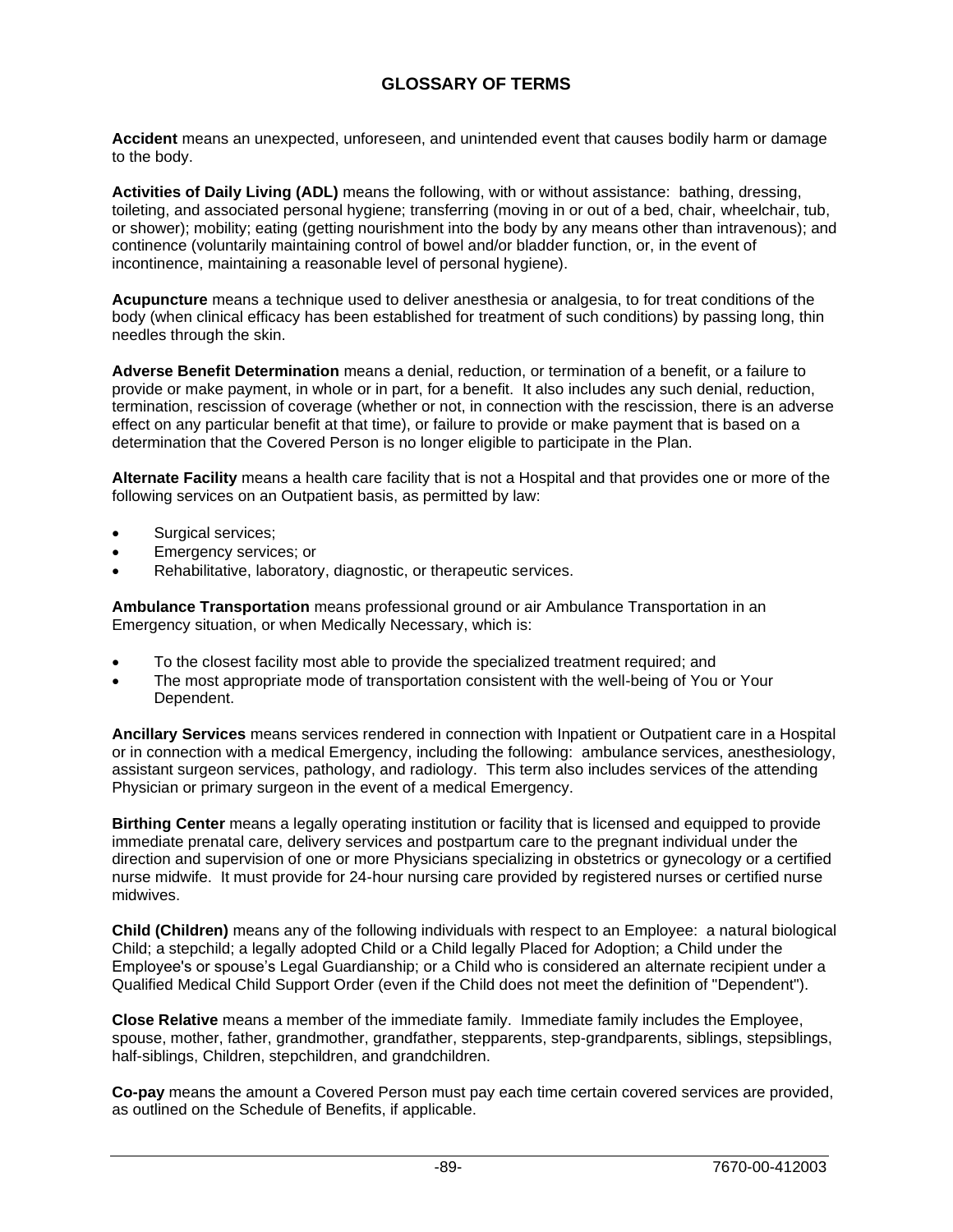# GLOSSARY OF TERMS

**Accident** means an unexpected, unforeseen, and unintended event that causes bodily harm or damage to the body.

**Activities of Daily Living (ADL)** means the following, with or without assistance: bathing, dressing, toileting, and associated personal hygiene; transferring (moving in or out of a bed, chair, wheelchair, tub, or shower); mobility; eating (getting nourishment into the body by any means other than intravenous); and continence (voluntarily maintaining control of bowel and/or bladder function, or, in the event of incontinence, maintaining a reasonable level of personal hygiene).

**Acupuncture** means a technique used to deliver anesthesia or analgesia, to for treat conditions of the body (when clinical efficacy has been established for treatment of such conditions) by passing long, thin needles through the skin.

**Adverse Benefit Determination** means a denial, reduction, or termination of a benefit, or a failure to provide or make payment, in whole or in part, for a benefit. It also includes any such denial, reduction, termination, rescission of coverage (whether or not, in connection with the rescission, there is an adverse effect on any particular benefit at that time), or failure to provide or make payment that is based on a determination that the Covered Person is no longer eligible to participate in the Plan.

**Alternate Facility** means a health care facility that is not a Hospital and that provides one or more of the following services on an Outpatient basis, as permitted by law:

- Surgical services;
- Emergency services; or
- Rehabilitative, laboratory, diagnostic, or therapeutic services.

**Ambulance Transportation** means professional ground or air Ambulance Transportation in an Emergency situation, or when Medically Necessary, which is:

- To the closest facility most able to provide the specialized treatment required; and
- The most appropriate mode of transportation consistent with the well-being of You or Your Dependent.

**Ancillary Services** means services rendered in connection with Inpatient or Outpatient care in a Hospital or in connection with a medical Emergency, including the following: ambulance services, anesthesiology, assistant surgeon services, pathology, and radiology. This term also includes services of the attending Physician or primary surgeon in the event of a medical Emergency.

**Birthing Center** means a legally operating institution or facility that is licensed and equipped to provide immediate prenatal care, delivery services and postpartum care to the pregnant individual under the direction and supervision of one or more Physicians specializing in obstetrics or gynecology or a certified nurse midwife. It must provide for 24-hour nursing care provided by registered nurses or certified nurse midwives.

**Child (Children)** means any of the following individuals with respect to an Employee: a natural biological Child; a stepchild; a legally adopted Child or a Child legally Placed for Adoption; a Child under the Employee's or spouse's Legal Guardianship; or a Child who is considered an alternate recipient under a Qualified Medical Child Support Order (even if the Child does not meet the definition of "Dependent").

**Close Relative** means a member of the immediate family. Immediate family includes the Employee, spouse, mother, father, grandmother, grandfather, stepparents, step-grandparents, siblings, stepsiblings, half-siblings, Children, stepchildren, and grandchildren.

**Co-pay** means the amount a Covered Person must pay each time certain covered services are provided, as outlined on the Schedule of Benefits, if applicable.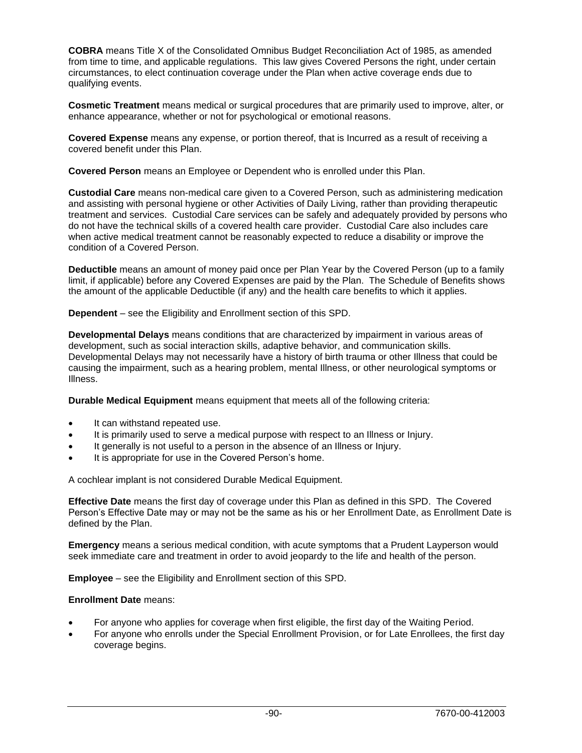**COBRA** means Title X of the Consolidated Omnibus Budget Reconciliation Act of 1985, as amended from time to time, and applicable regulations. This law gives Covered Persons the right, under certain circumstances, to elect continuation coverage under the Plan when active coverage ends due to qualifying events.

**Cosmetic Treatment** means medical or surgical procedures that are primarily used to improve, alter, or enhance appearance, whether or not for psychological or emotional reasons.

**Covered Expense** means any expense, or portion thereof, that is Incurred as a result of receiving a covered benefit under this Plan.

**Covered Person** means an Employee or Dependent who is enrolled under this Plan.

**Custodial Care** means non-medical care given to a Covered Person, such as administering medication and assisting with personal hygiene or other Activities of Daily Living, rather than providing therapeutic treatment and services. Custodial Care services can be safely and adequately provided by persons who do not have the technical skills of a covered health care provider. Custodial Care also includes care when active medical treatment cannot be reasonably expected to reduce a disability or improve the condition of a Covered Person.

**Deductible** means an amount of money paid once per Plan Year by the Covered Person (up to a family limit, if applicable) before any Covered Expenses are paid by the Plan. The Schedule of Benefits shows the amount of the applicable Deductible (if any) and the health care benefits to which it applies.

**Dependent** – see the Eligibility and Enrollment section of this SPD.

**Developmental Delays** means conditions that are characterized by impairment in various areas of development, such as social interaction skills, adaptive behavior, and communication skills. Developmental Delays may not necessarily have a history of birth trauma or other Illness that could be causing the impairment, such as a hearing problem, mental Illness, or other neurological symptoms or Illness.

**Durable Medical Equipment** means equipment that meets all of the following criteria:

- It can withstand repeated use.
- It is primarily used to serve a medical purpose with respect to an Illness or Injury.
- It generally is not useful to a person in the absence of an Illness or Injury.
- It is appropriate for use in the Covered Person's home.

A cochlear implant is not considered Durable Medical Equipment.

**Effective Date** means the first day of coverage under this Plan as defined in this SPD. The Covered Person's Effective Date may or may not be the same as his or her Enrollment Date, as Enrollment Date is defined by the Plan.

**Emergency** means a serious medical condition, with acute symptoms that a Prudent Layperson would seek immediate care and treatment in order to avoid jeopardy to the life and health of the person.

**Employee** – see the Eligibility and Enrollment section of this SPD.

**Enrollment Date** means:

- For anyone who applies for coverage when first eligible, the first day of the Waiting Period.
- For anyone who enrolls under the Special Enrollment Provision, or for Late Enrollees, the first day coverage begins.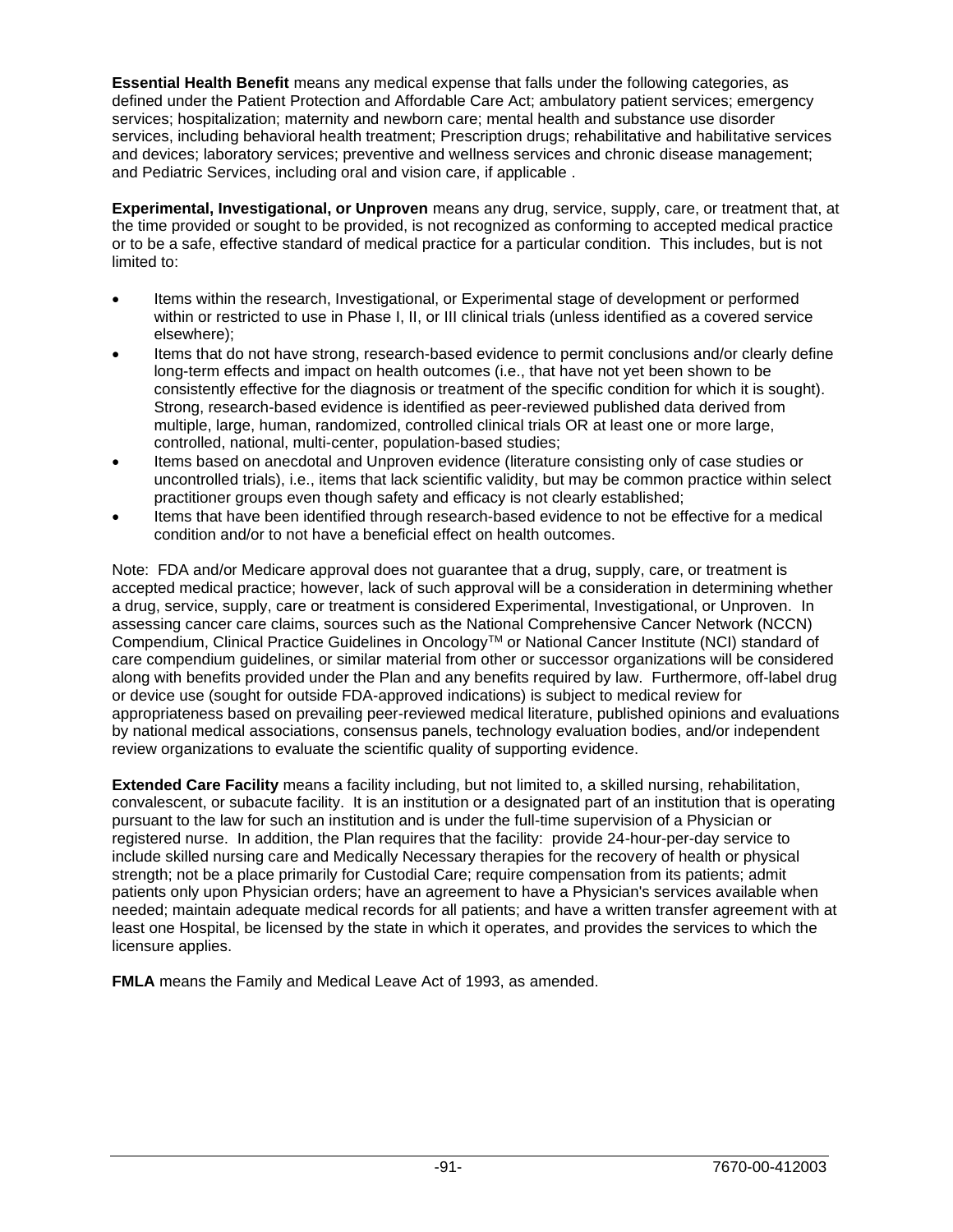**Essential Health Benefit** means any medical expense that falls under the following categories, as defined under the Patient Protection and Affordable Care Act; ambulatory patient services; emergency services; hospitalization; maternity and newborn care; mental health and substance use disorder services, including behavioral health treatment; Prescription drugs; rehabilitative and habilitative services and devices; laboratory services; preventive and wellness services and chronic disease management; and Pediatric Services, including oral and vision care, if applicable .

**Experimental, Investigational, or Unproven** means any drug, service, supply, care, or treatment that, at the time provided or sought to be provided, is not recognized as conforming to accepted medical practice or to be a safe, effective standard of medical practice for a particular condition. This includes, but is not limited to:

- Items within the research, Investigational, or Experimental stage of development or performed within or restricted to use in Phase I, II, or III clinical trials (unless identified as a covered service elsewhere);
- Items that do not have strong, research-based evidence to permit conclusions and/or clearly define long-term effects and impact on health outcomes (i.e., that have not yet been shown to be consistently effective for the diagnosis or treatment of the specific condition for which it is sought). Strong, research-based evidence is identified as peer-reviewed published data derived from multiple, large, human, randomized, controlled clinical trials OR at least one or more large, controlled, national, multi-center, population-based studies;
- Items based on anecdotal and Unproven evidence (literature consisting only of case studies or uncontrolled trials), i.e., items that lack scientific validity, but may be common practice within select practitioner groups even though safety and efficacy is not clearly established;
- Items that have been identified through research-based evidence to not be effective for a medical condition and/or to not have a beneficial effect on health outcomes.

Note: FDA and/or Medicare approval does not guarantee that a drug, supply, care, or treatment is accepted medical practice; however, lack of such approval will be a consideration in determining whether a drug, service, supply, care or treatment is considered Experimental, Investigational, or Unproven. In assessing cancer care claims, sources such as the National Comprehensive Cancer Network (NCCN) Compendium, Clinical Practice Guidelines in Oncology™ or National Cancer Institute (NCI) standard of care compendium guidelines, or similar material from other or successor organizations will be considered along with benefits provided under the Plan and any benefits required by law. Furthermore, off-label drug or device use (sought for outside FDA-approved indications) is subject to medical review for appropriateness based on prevailing peer-reviewed medical literature, published opinions and evaluations by national medical associations, consensus panels, technology evaluation bodies, and/or independent review organizations to evaluate the scientific quality of supporting evidence.

**Extended Care Facility** means a facility including, but not limited to, a skilled nursing, rehabilitation, convalescent, or subacute facility. It is an institution or a designated part of an institution that is operating pursuant to the law for such an institution and is under the full-time supervision of a Physician or registered nurse. In addition, the Plan requires that the facility: provide 24-hour-per-day service to include skilled nursing care and Medically Necessary therapies for the recovery of health or physical strength; not be a place primarily for Custodial Care; require compensation from its patients; admit patients only upon Physician orders; have an agreement to have a Physician's services available when needed; maintain adequate medical records for all patients; and have a written transfer agreement with at least one Hospital, be licensed by the state in which it operates, and provides the services to which the licensure applies.

**FMLA** means the Family and Medical Leave Act of 1993, as amended.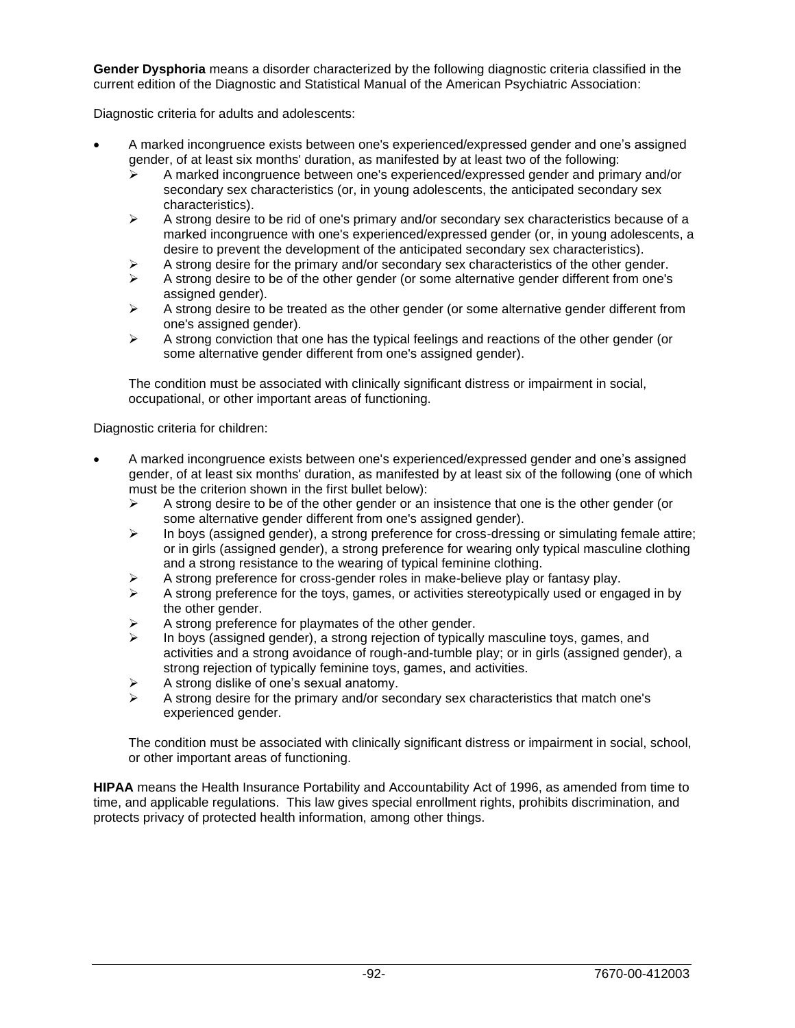**Gender Dysphoria** means a disorder characterized by the following diagnostic criteria classified in the current edition of the Diagnostic and Statistical Manual of the American Psychiatric Association:

Diagnostic criteria for adults and adolescents:

- A marked incongruence exists between one's experienced/expressed gender and one's assigned gender, of at least six months' duration, as manifested by at least two of the following:
  - A marked incongruence between one's experienced/expressed gender and primary and/or secondary sex characteristics (or, in young adolescents, the anticipated secondary sex characteristics).
  - A strong desire to be rid of one's primary and/or secondary sex characteristics because of a marked incongruence with one's experienced/expressed gender (or, in young adolescents, a desire to prevent the development of the anticipated secondary sex characteristics).
  - A strong desire for the primary and/or secondary sex characteristics of the other gender.
  - A strong desire to be of the other gender (or some alternative gender different from one's assigned gender).
  - A strong desire to be treated as the other gender (or some alternative gender different from one's assigned gender).
  - A strong conviction that one has the typical feelings and reactions of the other gender (or some alternative gender different from one's assigned gender).

  The condition must be associated with clinically significant distress or impairment in social, occupational, or other important areas of functioning.

Diagnostic criteria for children:

- A marked incongruence exists between one's experienced/expressed gender and one's assigned gender, of at least six months' duration, as manifested by at least six of the following (one of which must be the criterion shown in the first bullet below):
  - A strong desire to be of the other gender or an insistence that one is the other gender (or some alternative gender different from one's assigned gender).
  - In boys (assigned gender), a strong preference for cross-dressing or simulating female attire; or in girls (assigned gender), a strong preference for wearing only typical masculine clothing and a strong resistance to the wearing of typical feminine clothing.
  - A strong preference for cross-gender roles in make-believe play or fantasy play.
  - A strong preference for the toys, games, or activities stereotypically used or engaged in by the other gender.
  - A strong preference for playmates of the other gender.
  - In boys (assigned gender), a strong rejection of typically masculine toys, games, and activities and a strong avoidance of rough-and-tumble play; or in girls (assigned gender), a strong rejection of typically feminine toys, games, and activities.
  - A strong dislike of one's sexual anatomy.
  - A strong desire for the primary and/or secondary sex characteristics that match one's experienced gender.

  The condition must be associated with clinically significant distress or impairment in social, school, or other important areas of functioning.

**HIPAA** means the Health Insurance Portability and Accountability Act of 1996, as amended from time to time, and applicable regulations. This law gives special enrollment rights, prohibits discrimination, and protects privacy of protected health information, among other things.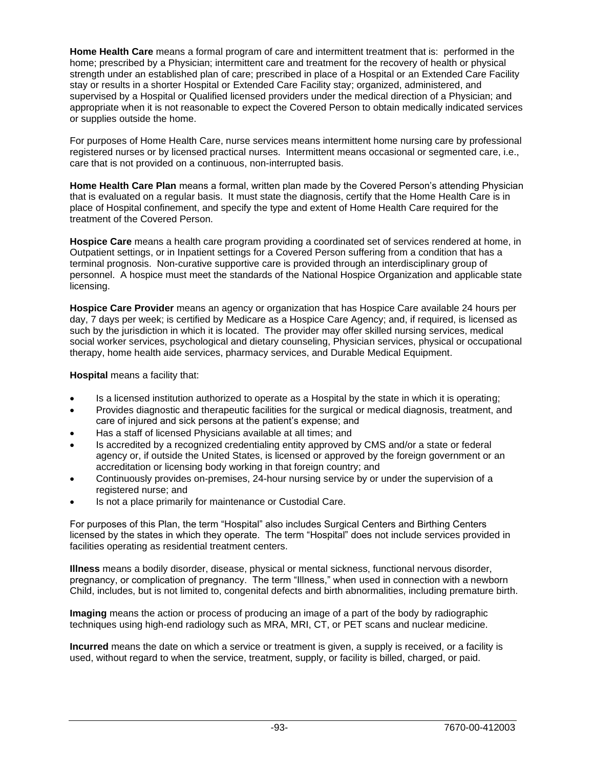**Home Health Care** means a formal program of care and intermittent treatment that is: performed in the home; prescribed by a Physician; intermittent care and treatment for the recovery of health or physical strength under an established plan of care; prescribed in place of a Hospital or an Extended Care Facility stay or results in a shorter Hospital or Extended Care Facility stay; organized, administered, and supervised by a Hospital or Qualified licensed providers under the medical direction of a Physician; and appropriate when it is not reasonable to expect the Covered Person to obtain medically indicated services or supplies outside the home.

For purposes of Home Health Care, nurse services means intermittent home nursing care by professional registered nurses or by licensed practical nurses. Intermittent means occasional or segmented care, i.e., care that is not provided on a continuous, non-interrupted basis.

**Home Health Care Plan** means a formal, written plan made by the Covered Person's attending Physician that is evaluated on a regular basis. It must state the diagnosis, certify that the Home Health Care is in place of Hospital confinement, and specify the type and extent of Home Health Care required for the treatment of the Covered Person.

**Hospice Care** means a health care program providing a coordinated set of services rendered at home, in Outpatient settings, or in Inpatient settings for a Covered Person suffering from a condition that has a terminal prognosis. Non-curative supportive care is provided through an interdisciplinary group of personnel. A hospice must meet the standards of the National Hospice Organization and applicable state licensing.

**Hospice Care Provider** means an agency or organization that has Hospice Care available 24 hours per day, 7 days per week; is certified by Medicare as a Hospice Care Agency; and, if required, is licensed as such by the jurisdiction in which it is located. The provider may offer skilled nursing services, medical social worker services, psychological and dietary counseling, Physician services, physical or occupational therapy, home health aide services, pharmacy services, and Durable Medical Equipment.

**Hospital** means a facility that:

- Is a licensed institution authorized to operate as a Hospital by the state in which it is operating;
- Provides diagnostic and therapeutic facilities for the surgical or medical diagnosis, treatment, and care of injured and sick persons at the patient's expense; and
- Has a staff of licensed Physicians available at all times; and
- Is accredited by a recognized credentialing entity approved by CMS and/or a state or federal agency or, if outside the United States, is licensed or approved by the foreign government or an accreditation or licensing body working in that foreign country; and
- Continuously provides on-premises, 24-hour nursing service by or under the supervision of a registered nurse; and
- Is not a place primarily for maintenance or Custodial Care.

For purposes of this Plan, the term "Hospital" also includes Surgical Centers and Birthing Centers licensed by the states in which they operate. The term "Hospital" does not include services provided in facilities operating as residential treatment centers.

**Illness** means a bodily disorder, disease, physical or mental sickness, functional nervous disorder, pregnancy, or complication of pregnancy. The term "Illness," when used in connection with a newborn Child, includes, but is not limited to, congenital defects and birth abnormalities, including premature birth.

**Imaging** means the action or process of producing an image of a part of the body by radiographic techniques using high-end radiology such as MRA, MRI, CT, or PET scans and nuclear medicine.

**Incurred** means the date on which a service or treatment is given, a supply is received, or a facility is used, without regard to when the service, treatment, supply, or facility is billed, charged, or paid.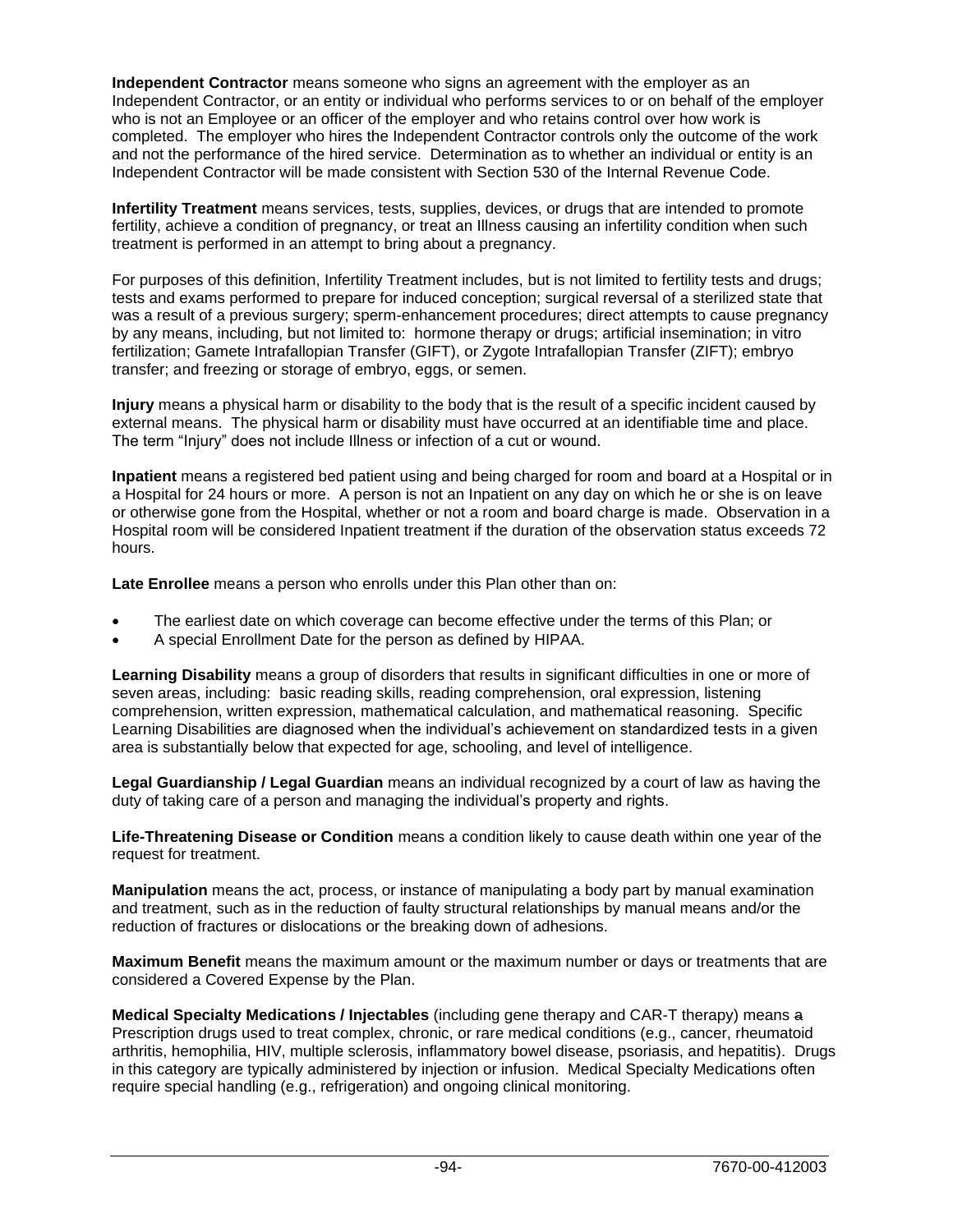**Independent Contractor** means someone who signs an agreement with the employer as an Independent Contractor, or an entity or individual who performs services to or on behalf of the employer who is not an Employee or an officer of the employer and who retains control over how work is completed. The employer who hires the Independent Contractor controls only the outcome of the work and not the performance of the hired service. Determination as to whether an individual or entity is an Independent Contractor will be made consistent with Section 530 of the Internal Revenue Code.

**Infertility Treatment** means services, tests, supplies, devices, or drugs that are intended to promote fertility, achieve a condition of pregnancy, or treat an Illness causing an infertility condition when such treatment is performed in an attempt to bring about a pregnancy.

For purposes of this definition, Infertility Treatment includes, but is not limited to fertility tests and drugs; tests and exams performed to prepare for induced conception; surgical reversal of a sterilized state that was a result of a previous surgery; sperm-enhancement procedures; direct attempts to cause pregnancy by any means, including, but not limited to: hormone therapy or drugs; artificial insemination; in vitro fertilization; Gamete Intrafallopian Transfer (GIFT), or Zygote Intrafallopian Transfer (ZIFT); embryo transfer; and freezing or storage of embryo, eggs, or semen.

**Injury** means a physical harm or disability to the body that is the result of a specific incident caused by external means. The physical harm or disability must have occurred at an identifiable time and place. The term "Injury" does not include Illness or infection of a cut or wound.

**Inpatient** means a registered bed patient using and being charged for room and board at a Hospital or in a Hospital for 24 hours or more. A person is not an Inpatient on any day on which he or she is on leave or otherwise gone from the Hospital, whether or not a room and board charge is made. Observation in a Hospital room will be considered Inpatient treatment if the duration of the observation status exceeds 72 hours.

**Late Enrollee** means a person who enrolls under this Plan other than on:

- The earliest date on which coverage can become effective under the terms of this Plan; or
- A special Enrollment Date for the person as defined by HIPAA.

**Learning Disability** means a group of disorders that results in significant difficulties in one or more of seven areas, including: basic reading skills, reading comprehension, oral expression, listening comprehension, written expression, mathematical calculation, and mathematical reasoning. Specific Learning Disabilities are diagnosed when the individual's achievement on standardized tests in a given area is substantially below that expected for age, schooling, and level of intelligence.

**Legal Guardianship / Legal Guardian** means an individual recognized by a court of law as having the duty of taking care of a person and managing the individual's property and rights.

**Life-Threatening Disease or Condition** means a condition likely to cause death within one year of the request for treatment.

**Manipulation** means the act, process, or instance of manipulating a body part by manual examination and treatment, such as in the reduction of faulty structural relationships by manual means and/or the reduction of fractures or dislocations or the breaking down of adhesions.

**Maximum Benefit** means the maximum amount or the maximum number or days or treatments that are considered a Covered Expense by the Plan.

**Medical Specialty Medications / Injectables** (including gene therapy and CAR-T therapy) means ~~a~~ Prescription drugs used to treat complex, chronic, or rare medical conditions (e.g., cancer, rheumatoid arthritis, hemophilia, HIV, multiple sclerosis, inflammatory bowel disease, psoriasis, and hepatitis). Drugs in this category are typically administered by injection or infusion. Medical Specialty Medications often require special handling (e.g., refrigeration) and ongoing clinical monitoring.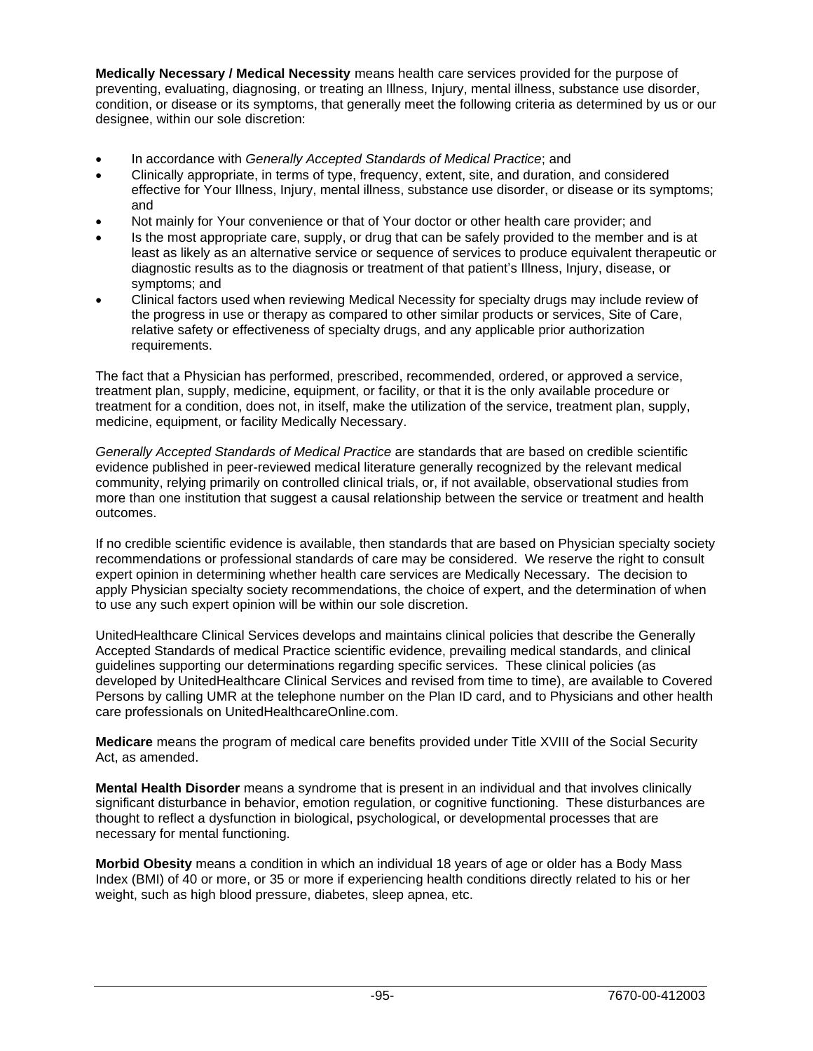**Medically Necessary / Medical Necessity** means health care services provided for the purpose of preventing, evaluating, diagnosing, or treating an Illness, Injury, mental illness, substance use disorder, condition, or disease or its symptoms, that generally meet the following criteria as determined by us or our designee, within our sole discretion:

- In accordance with *Generally Accepted Standards of Medical Practice*; and
- Clinically appropriate, in terms of type, frequency, extent, site, and duration, and considered effective for Your Illness, Injury, mental illness, substance use disorder, or disease or its symptoms; and
- Not mainly for Your convenience or that of Your doctor or other health care provider; and
- Is the most appropriate care, supply, or drug that can be safely provided to the member and is at least as likely as an alternative service or sequence of services to produce equivalent therapeutic or diagnostic results as to the diagnosis or treatment of that patient's Illness, Injury, disease, or symptoms; and
- Clinical factors used when reviewing Medical Necessity for specialty drugs may include review of the progress in use or therapy as compared to other similar products or services, Site of Care, relative safety or effectiveness of specialty drugs, and any applicable prior authorization requirements.

The fact that a Physician has performed, prescribed, recommended, ordered, or approved a service, treatment plan, supply, medicine, equipment, or facility, or that it is the only available procedure or treatment for a condition, does not, in itself, make the utilization of the service, treatment plan, supply, medicine, equipment, or facility Medically Necessary.

*Generally Accepted Standards of Medical Practice* are standards that are based on credible scientific evidence published in peer-reviewed medical literature generally recognized by the relevant medical community, relying primarily on controlled clinical trials, or, if not available, observational studies from more than one institution that suggest a causal relationship between the service or treatment and health outcomes.

If no credible scientific evidence is available, then standards that are based on Physician specialty society recommendations or professional standards of care may be considered. We reserve the right to consult expert opinion in determining whether health care services are Medically Necessary. The decision to apply Physician specialty society recommendations, the choice of expert, and the determination of when to use any such expert opinion will be within our sole discretion.

UnitedHealthcare Clinical Services develops and maintains clinical policies that describe the Generally Accepted Standards of medical Practice scientific evidence, prevailing medical standards, and clinical guidelines supporting our determinations regarding specific services. These clinical policies (as developed by UnitedHealthcare Clinical Services and revised from time to time), are available to Covered Persons by calling UMR at the telephone number on the Plan ID card, and to Physicians and other health care professionals on UnitedHealthcareOnline.com.

**Medicare** means the program of medical care benefits provided under Title XVIII of the Social Security Act, as amended.

**Mental Health Disorder** means a syndrome that is present in an individual and that involves clinically significant disturbance in behavior, emotion regulation, or cognitive functioning. These disturbances are thought to reflect a dysfunction in biological, psychological, or developmental processes that are necessary for mental functioning.

**Morbid Obesity** means a condition in which an individual 18 years of age or older has a Body Mass Index (BMI) of 40 or more, or 35 or more if experiencing health conditions directly related to his or her weight, such as high blood pressure, diabetes, sleep apnea, etc.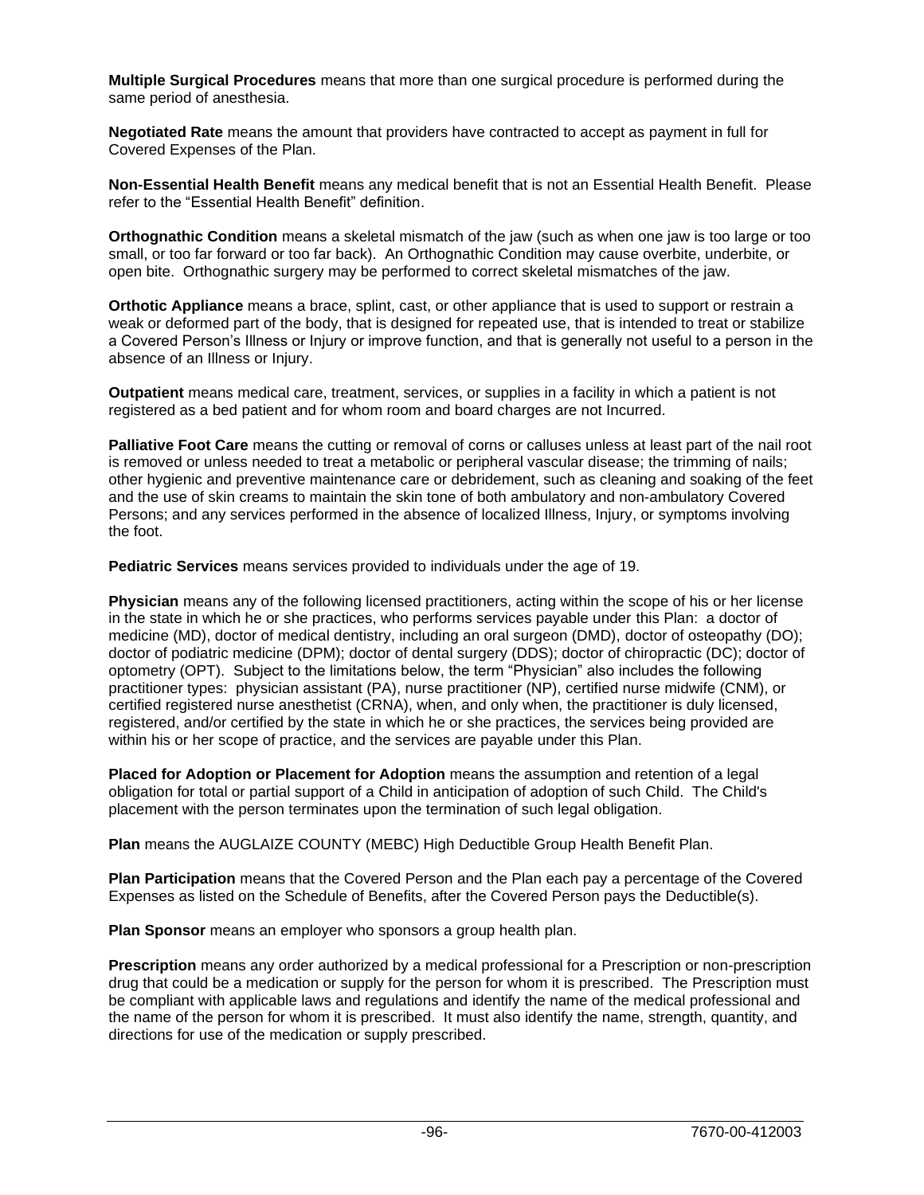**Multiple Surgical Procedures** means that more than one surgical procedure is performed during the same period of anesthesia.

**Negotiated Rate** means the amount that providers have contracted to accept as payment in full for Covered Expenses of the Plan.

**Non-Essential Health Benefit** means any medical benefit that is not an Essential Health Benefit. Please refer to the "Essential Health Benefit" definition.

**Orthognathic Condition** means a skeletal mismatch of the jaw (such as when one jaw is too large or too small, or too far forward or too far back). An Orthognathic Condition may cause overbite, underbite, or open bite. Orthognathic surgery may be performed to correct skeletal mismatches of the jaw.

**Orthotic Appliance** means a brace, splint, cast, or other appliance that is used to support or restrain a weak or deformed part of the body, that is designed for repeated use, that is intended to treat or stabilize a Covered Person's Illness or Injury or improve function, and that is generally not useful to a person in the absence of an Illness or Injury.

**Outpatient** means medical care, treatment, services, or supplies in a facility in which a patient is not registered as a bed patient and for whom room and board charges are not Incurred.

**Palliative Foot Care** means the cutting or removal of corns or calluses unless at least part of the nail root is removed or unless needed to treat a metabolic or peripheral vascular disease; the trimming of nails; other hygienic and preventive maintenance care or debridement, such as cleaning and soaking of the feet and the use of skin creams to maintain the skin tone of both ambulatory and non-ambulatory Covered Persons; and any services performed in the absence of localized Illness, Injury, or symptoms involving the foot.

**Pediatric Services** means services provided to individuals under the age of 19.

**Physician** means any of the following licensed practitioners, acting within the scope of his or her license in the state in which he or she practices, who performs services payable under this Plan: a doctor of medicine (MD), doctor of medical dentistry, including an oral surgeon (DMD), doctor of osteopathy (DO); doctor of podiatric medicine (DPM); doctor of dental surgery (DDS); doctor of chiropractic (DC); doctor of optometry (OPT). Subject to the limitations below, the term "Physician" also includes the following practitioner types: physician assistant (PA), nurse practitioner (NP), certified nurse midwife (CNM), or certified registered nurse anesthetist (CRNA), when, and only when, the practitioner is duly licensed, registered, and/or certified by the state in which he or she practices, the services being provided are within his or her scope of practice, and the services are payable under this Plan.

**Placed for Adoption or Placement for Adoption** means the assumption and retention of a legal obligation for total or partial support of a Child in anticipation of adoption of such Child. The Child's placement with the person terminates upon the termination of such legal obligation.

**Plan** means the AUGLAIZE COUNTY (MEBC) High Deductible Group Health Benefit Plan.

**Plan Participation** means that the Covered Person and the Plan each pay a percentage of the Covered Expenses as listed on the Schedule of Benefits, after the Covered Person pays the Deductible(s).

**Plan Sponsor** means an employer who sponsors a group health plan.

**Prescription** means any order authorized by a medical professional for a Prescription or non-prescription drug that could be a medication or supply for the person for whom it is prescribed. The Prescription must be compliant with applicable laws and regulations and identify the name of the medical professional and the name of the person for whom it is prescribed. It must also identify the name, strength, quantity, and directions for use of the medication or supply prescribed.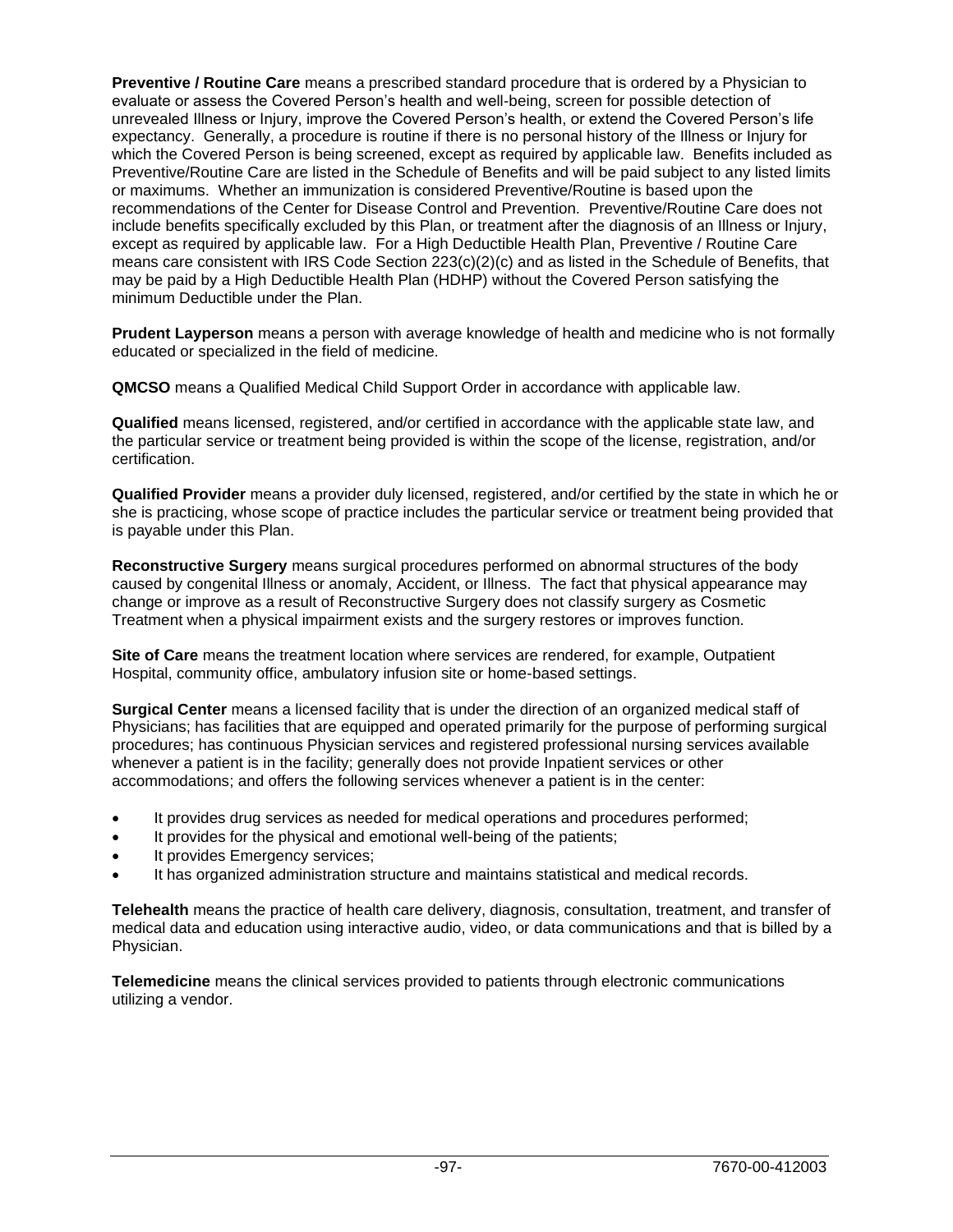**Preventive / Routine Care** means a prescribed standard procedure that is ordered by a Physician to evaluate or assess the Covered Person's health and well-being, screen for possible detection of unrevealed Illness or Injury, improve the Covered Person's health, or extend the Covered Person's life expectancy. Generally, a procedure is routine if there is no personal history of the Illness or Injury for which the Covered Person is being screened, except as required by applicable law. Benefits included as Preventive/Routine Care are listed in the Schedule of Benefits and will be paid subject to any listed limits or maximums. Whether an immunization is considered Preventive/Routine is based upon the recommendations of the Center for Disease Control and Prevention. Preventive/Routine Care does not include benefits specifically excluded by this Plan, or treatment after the diagnosis of an Illness or Injury, except as required by applicable law. For a High Deductible Health Plan, Preventive / Routine Care means care consistent with IRS Code Section 223(c)(2)(c) and as listed in the Schedule of Benefits, that may be paid by a High Deductible Health Plan (HDHP) without the Covered Person satisfying the minimum Deductible under the Plan.

**Prudent Layperson** means a person with average knowledge of health and medicine who is not formally educated or specialized in the field of medicine.

**QMCSO** means a Qualified Medical Child Support Order in accordance with applicable law.

**Qualified** means licensed, registered, and/or certified in accordance with the applicable state law, and the particular service or treatment being provided is within the scope of the license, registration, and/or certification.

**Qualified Provider** means a provider duly licensed, registered, and/or certified by the state in which he or she is practicing, whose scope of practice includes the particular service or treatment being provided that is payable under this Plan.

**Reconstructive Surgery** means surgical procedures performed on abnormal structures of the body caused by congenital Illness or anomaly, Accident, or Illness. The fact that physical appearance may change or improve as a result of Reconstructive Surgery does not classify surgery as Cosmetic Treatment when a physical impairment exists and the surgery restores or improves function.

**Site of Care** means the treatment location where services are rendered, for example, Outpatient Hospital, community office, ambulatory infusion site or home-based settings.

**Surgical Center** means a licensed facility that is under the direction of an organized medical staff of Physicians; has facilities that are equipped and operated primarily for the purpose of performing surgical procedures; has continuous Physician services and registered professional nursing services available whenever a patient is in the facility; generally does not provide Inpatient services or other accommodations; and offers the following services whenever a patient is in the center:

- It provides drug services as needed for medical operations and procedures performed;
- It provides for the physical and emotional well-being of the patients;
- It provides Emergency services;
- It has organized administration structure and maintains statistical and medical records.

**Telehealth** means the practice of health care delivery, diagnosis, consultation, treatment, and transfer of medical data and education using interactive audio, video, or data communications and that is billed by a Physician.

**Telemedicine** means the clinical services provided to patients through electronic communications utilizing a vendor.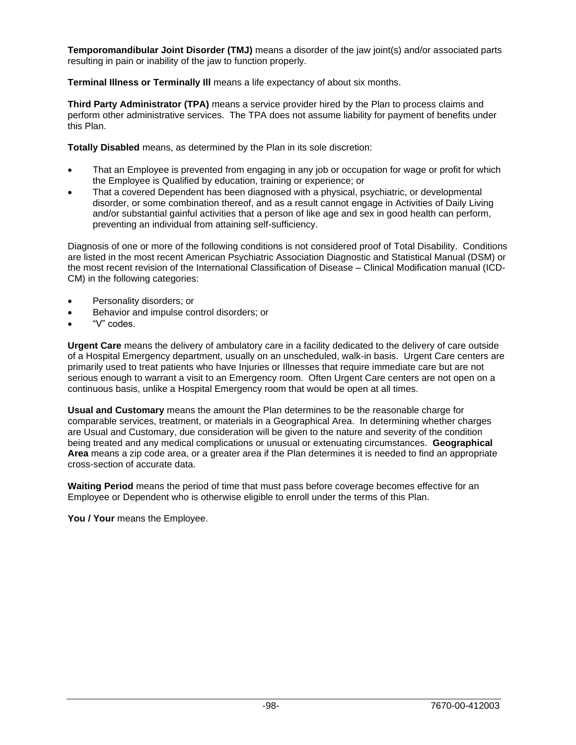**Temporomandibular Joint Disorder (TMJ)** means a disorder of the jaw joint(s) and/or associated parts resulting in pain or inability of the jaw to function properly.

**Terminal Illness or Terminally Ill** means a life expectancy of about six months.

**Third Party Administrator (TPA)** means a service provider hired by the Plan to process claims and perform other administrative services. The TPA does not assume liability for payment of benefits under this Plan.

**Totally Disabled** means, as determined by the Plan in its sole discretion:

- That an Employee is prevented from engaging in any job or occupation for wage or profit for which the Employee is Qualified by education, training or experience; or
- That a covered Dependent has been diagnosed with a physical, psychiatric, or developmental disorder, or some combination thereof, and as a result cannot engage in Activities of Daily Living and/or substantial gainful activities that a person of like age and sex in good health can perform, preventing an individual from attaining self-sufficiency.

Diagnosis of one or more of the following conditions is not considered proof of Total Disability. Conditions are listed in the most recent American Psychiatric Association Diagnostic and Statistical Manual (DSM) or the most recent revision of the International Classification of Disease – Clinical Modification manual (ICD-CM) in the following categories:

- Personality disorders; or
- Behavior and impulse control disorders; or
- "V" codes.

**Urgent Care** means the delivery of ambulatory care in a facility dedicated to the delivery of care outside of a Hospital Emergency department, usually on an unscheduled, walk-in basis. Urgent Care centers are primarily used to treat patients who have Injuries or Illnesses that require immediate care but are not serious enough to warrant a visit to an Emergency room. Often Urgent Care centers are not open on a continuous basis, unlike a Hospital Emergency room that would be open at all times.

**Usual and Customary** means the amount the Plan determines to be the reasonable charge for comparable services, treatment, or materials in a Geographical Area. In determining whether charges are Usual and Customary, due consideration will be given to the nature and severity of the condition being treated and any medical complications or unusual or extenuating circumstances. **Geographical Area** means a zip code area, or a greater area if the Plan determines it is needed to find an appropriate cross-section of accurate data.

**Waiting Period** means the period of time that must pass before coverage becomes effective for an Employee or Dependent who is otherwise eligible to enroll under the terms of this Plan.

**You / Your** means the Employee.